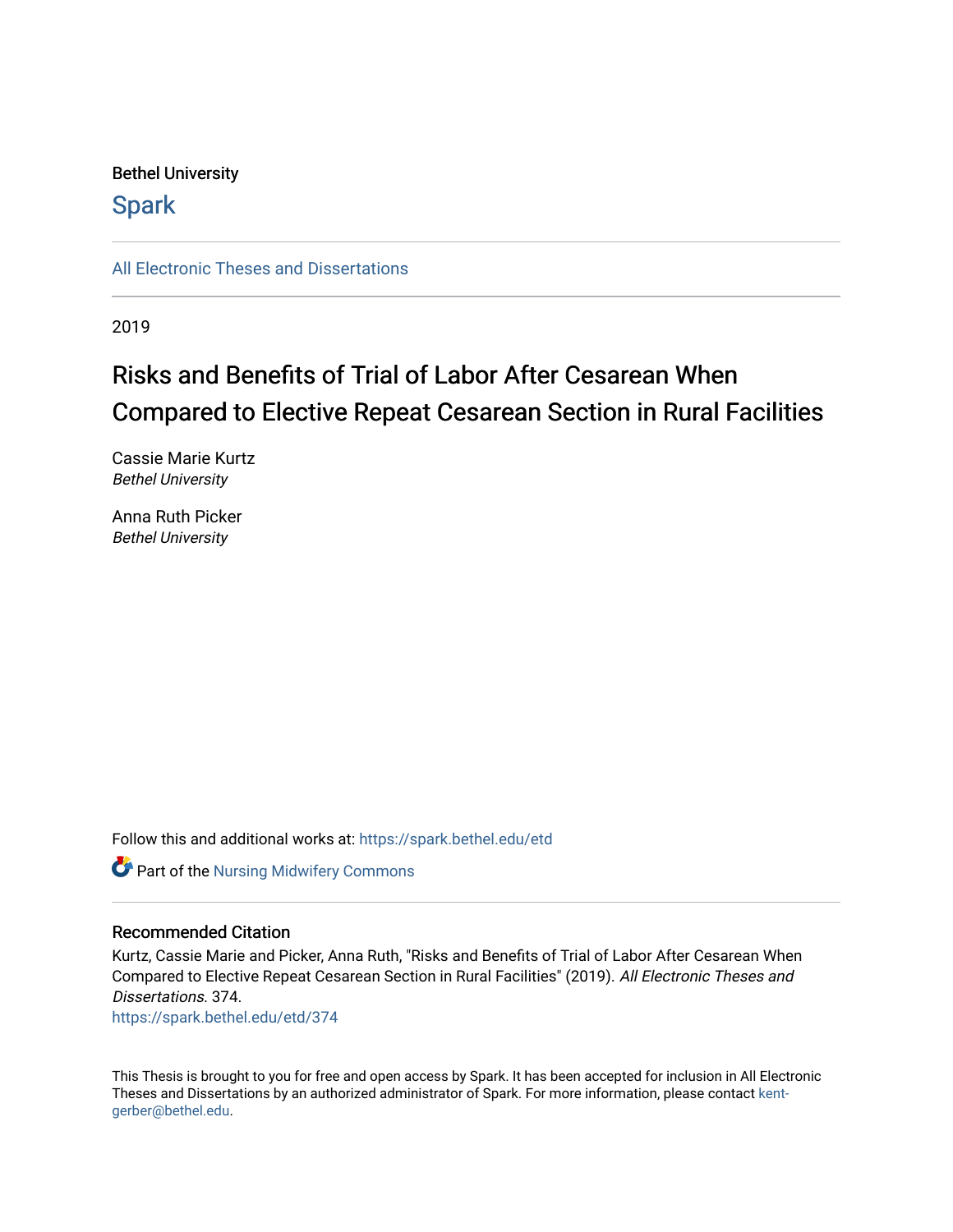Bethel University

# Spark

All Electronic Theses and Dissertations

2019

## Risks and Benefits of Trial of Labor After Cesarean When Compared to Elective Repeat Cesarean Section in Rural Facilities

Cassie Marie Kurtz
*Bethel University*

Anna Ruth Picker
*Bethel University*

Follow this and additional works at: https://spark.bethel.edu/etd

Part of the Nursing Midwifery Commons

### Recommended Citation

Kurtz, Cassie Marie and Picker, Anna Ruth, "Risks and Benefits of Trial of Labor After Cesarean When Compared to Elective Repeat Cesarean Section in Rural Facilities" (2019). *All Electronic Theses and Dissertations*. 374.
https://spark.bethel.edu/etd/374

This Thesis is brought to you for free and open access by Spark. It has been accepted for inclusion in All Electronic Theses and Dissertations by an authorized administrator of Spark. For more information, please contact kent-gerber@bethel.edu.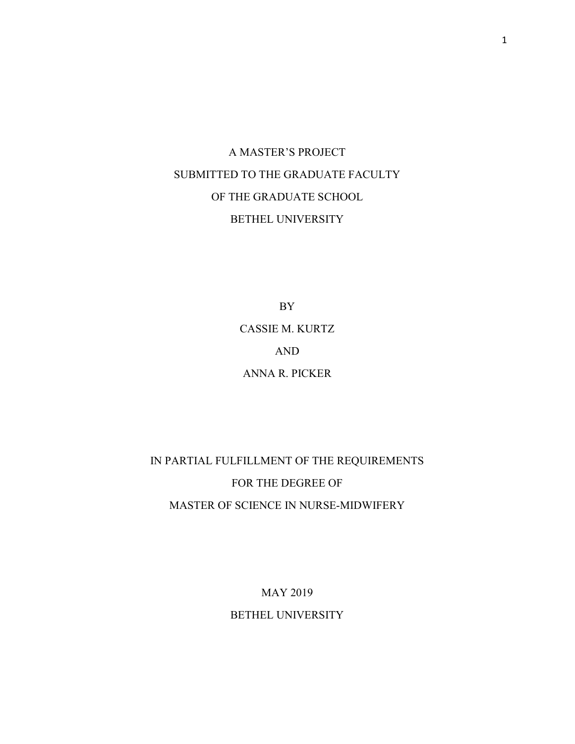A MASTER'S PROJECT

SUBMITTED TO THE GRADUATE FACULTY

OF THE GRADUATE SCHOOL

BETHEL UNIVERSITY

BY

CASSIE M. KURTZ

AND

ANNA R. PICKER

IN PARTIAL FULFILLMENT OF THE REQUIREMENTS

FOR THE DEGREE OF

MASTER OF SCIENCE IN NURSE-MIDWIFERY

MAY 2019

BETHEL UNIVERSITY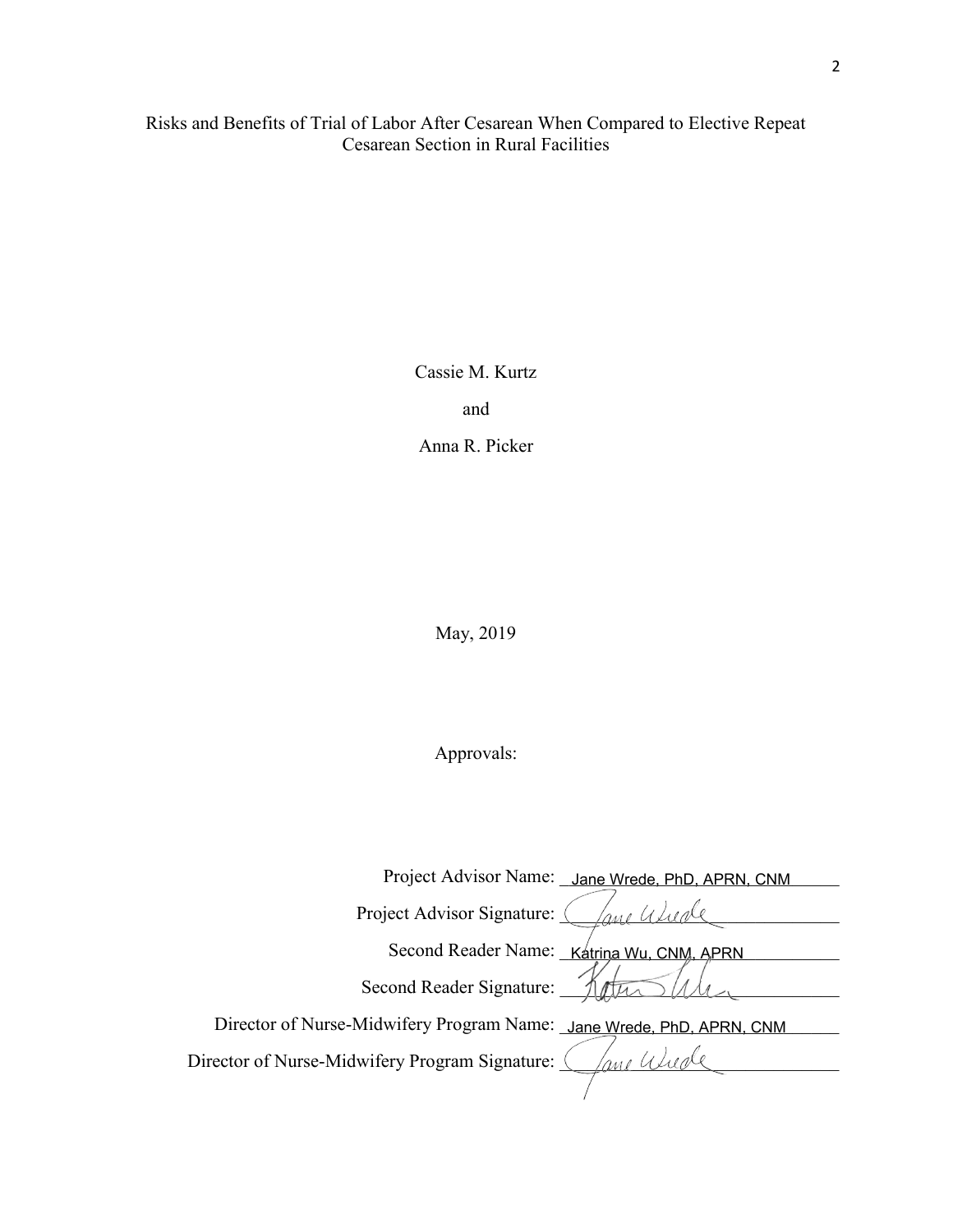Risks and Benefits of Trial of Labor After Cesarean When Compared to Elective Repeat Cesarean Section in Rural Facilities

Cassie M. Kurtz

and

Anna R. Picker

May, 2019

Approvals:

Project Advisor Name: Jane Wrede, PhD, APRN, CNM

Project Advisor Signature: Jane Wrede

Second Reader Name: Katrina Wu, CNM, APRN

Second Reader Signature: Katrina Wu

Director of Nurse-Midwifery Program Name: Jane Wrede, PhD, APRN, CNM

Director of Nurse-Midwifery Program Signature: Jane Wrede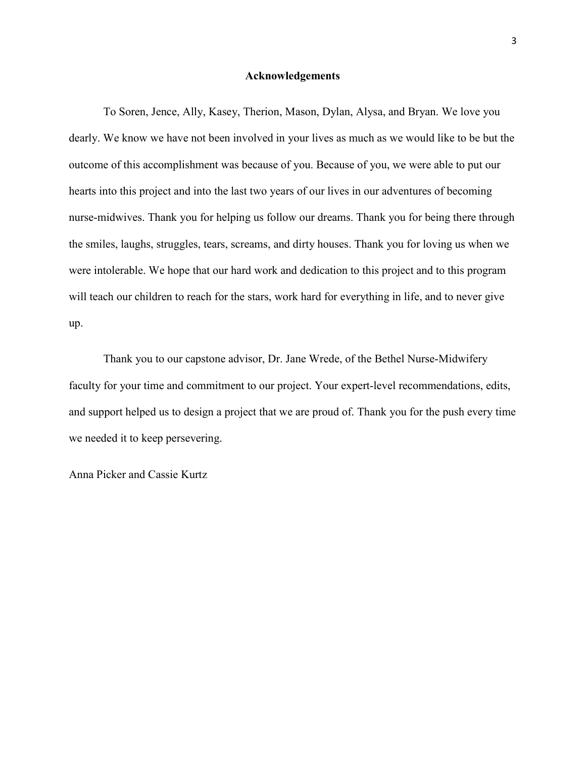## Acknowledgements

To Soren, Jence, Ally, Kasey, Therion, Mason, Dylan, Alysa, and Bryan. We love you dearly. We know we have not been involved in your lives as much as we would like to be but the outcome of this accomplishment was because of you. Because of you, we were able to put our hearts into this project and into the last two years of our lives in our adventures of becoming nurse-midwives. Thank you for helping us follow our dreams. Thank you for being there through the smiles, laughs, struggles, tears, screams, and dirty houses. Thank you for loving us when we were intolerable. We hope that our hard work and dedication to this project and to this program will teach our children to reach for the stars, work hard for everything in life, and to never give up.

Thank you to our capstone advisor, Dr. Jane Wrede, of the Bethel Nurse-Midwifery faculty for your time and commitment to our project. Your expert-level recommendations, edits, and support helped us to design a project that we are proud of. Thank you for the push every time we needed it to keep persevering.

Anna Picker and Cassie Kurtz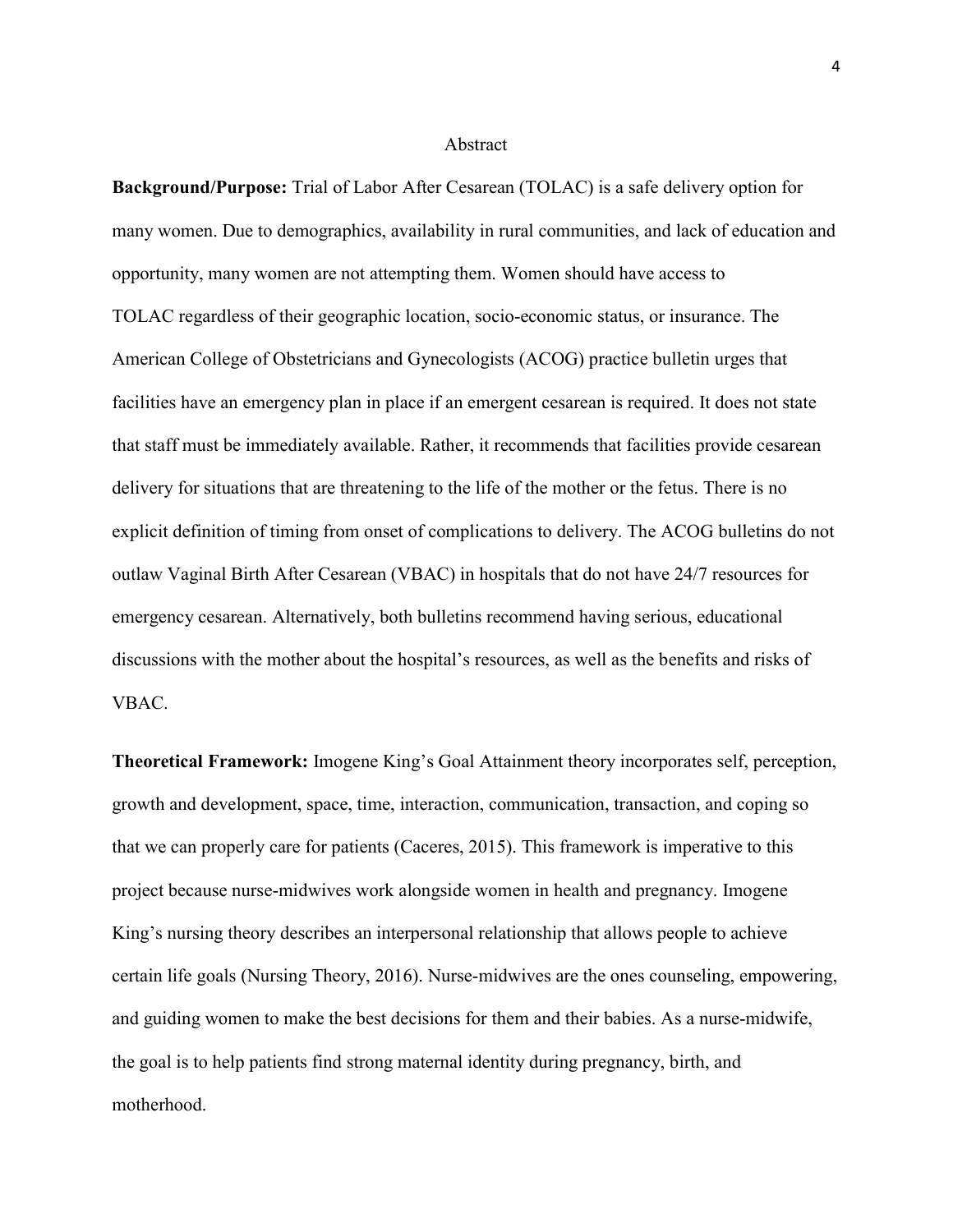# Abstract

**Background/Purpose:** Trial of Labor After Cesarean (TOLAC) is a safe delivery option for many women. Due to demographics, availability in rural communities, and lack of education and opportunity, many women are not attempting them. Women should have access to TOLAC regardless of their geographic location, socio-economic status, or insurance. The American College of Obstetricians and Gynecologists (ACOG) practice bulletin urges that facilities have an emergency plan in place if an emergent cesarean is required. It does not state that staff must be immediately available. Rather, it recommends that facilities provide cesarean delivery for situations that are threatening to the life of the mother or the fetus. There is no explicit definition of timing from onset of complications to delivery. The ACOG bulletins do not outlaw Vaginal Birth After Cesarean (VBAC) in hospitals that do not have 24/7 resources for emergency cesarean. Alternatively, both bulletins recommend having serious, educational discussions with the mother about the hospital's resources, as well as the benefits and risks of VBAC.

**Theoretical Framework:** Imogene King's Goal Attainment theory incorporates self, perception, growth and development, space, time, interaction, communication, transaction, and coping so that we can properly care for patients (Caceres, 2015). This framework is imperative to this project because nurse-midwives work alongside women in health and pregnancy. Imogene King's nursing theory describes an interpersonal relationship that allows people to achieve certain life goals (Nursing Theory, 2016). Nurse-midwives are the ones counseling, empowering, and guiding women to make the best decisions for them and their babies. As a nurse-midwife, the goal is to help patients find strong maternal identity during pregnancy, birth, and motherhood.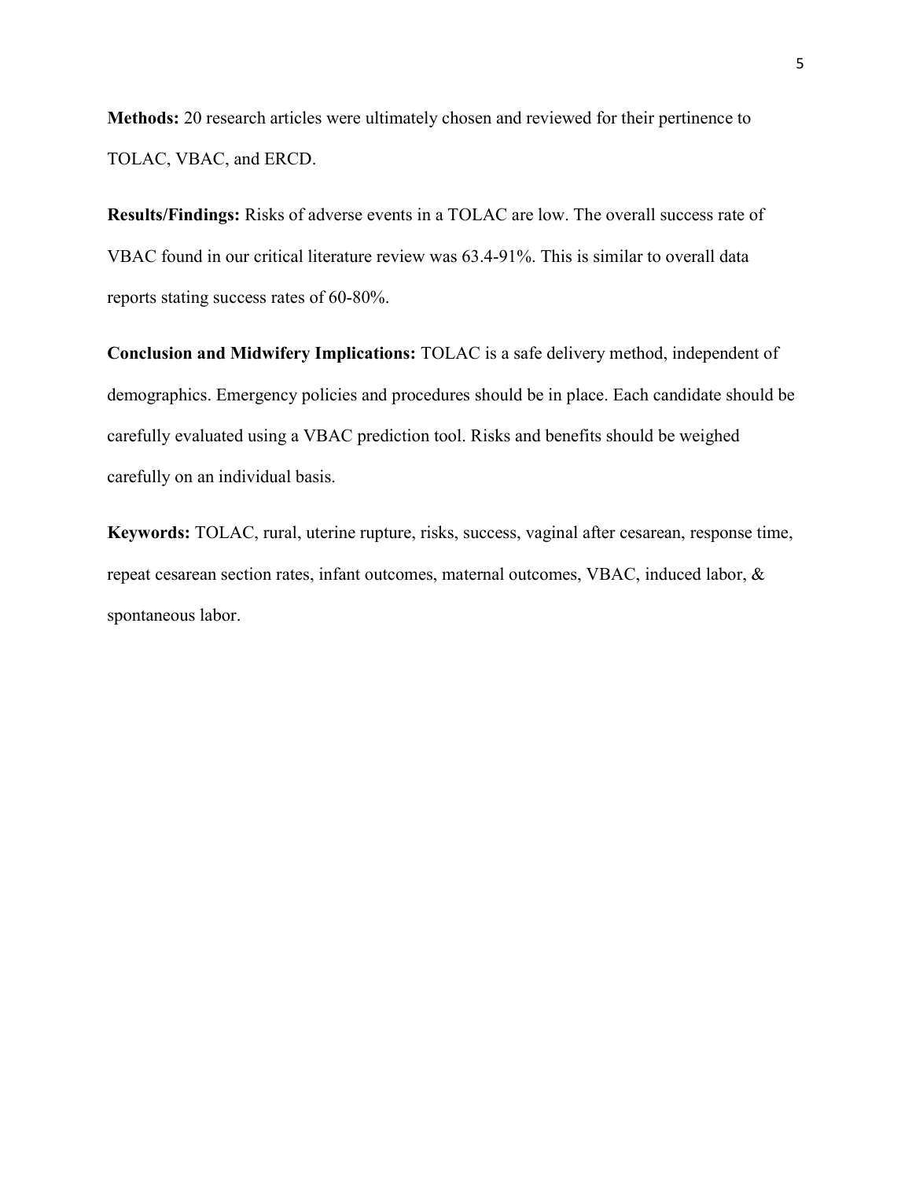**Methods:** 20 research articles were ultimately chosen and reviewed for their pertinence to TOLAC, VBAC, and ERCD.

**Results/Findings:** Risks of adverse events in a TOLAC are low. The overall success rate of VBAC found in our critical literature review was 63.4-91%. This is similar to overall data reports stating success rates of 60-80%.

**Conclusion and Midwifery Implications:** TOLAC is a safe delivery method, independent of demographics. Emergency policies and procedures should be in place. Each candidate should be carefully evaluated using a VBAC prediction tool. Risks and benefits should be weighed carefully on an individual basis.

**Keywords:** TOLAC, rural, uterine rupture, risks, success, vaginal after cesarean, response time, repeat cesarean section rates, infant outcomes, maternal outcomes, VBAC, induced labor, & spontaneous labor.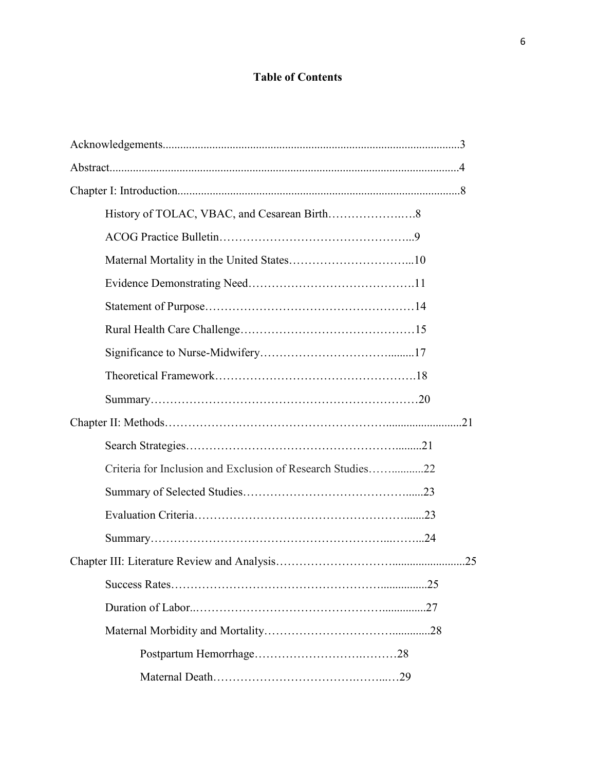**Table of Contents**

Acknowledgements....................................................................................................3

Abstract......................................................................................................................4

Chapter I: Introduction...............................................................................................8

- History of TOLAC, VBAC, and Cesarean Birth……………….….8
- ACOG Practice Bulletin…………………………………………...9
- Maternal Mortality in the United States…………………………...10
- Evidence Demonstrating Need…………………………………….11
- Statement of Purpose………………………………………………14
- Rural Health Care Challenge………………………………………15
- Significance to Nurse-Midwifery……………………………….........17
- Theoretical Framework…………………………………………….18
- Summary……………………………………………………………20

Chapter II: Methods………………………………………………..........................21

- Search Strategies……………………………………………….........21
- Criteria for Inclusion and Exclusion of Research Studies……...........22
- Summary of Selected Studies……………………………………......23
- Evaluation Criteria……………………………………………….......23
- Summary……………………………………………………...……...24

Chapter III: Literature Review and Analysis……………………….........................25

- Success Rates……………………………………………................25
- Duration of Labor..…………………………………………...............27
- Maternal Morbidity and Mortality……….…………………….............28
  - Postpartum Hemorrhage…………………….………28
  - Maternal Death…………………………….……...…29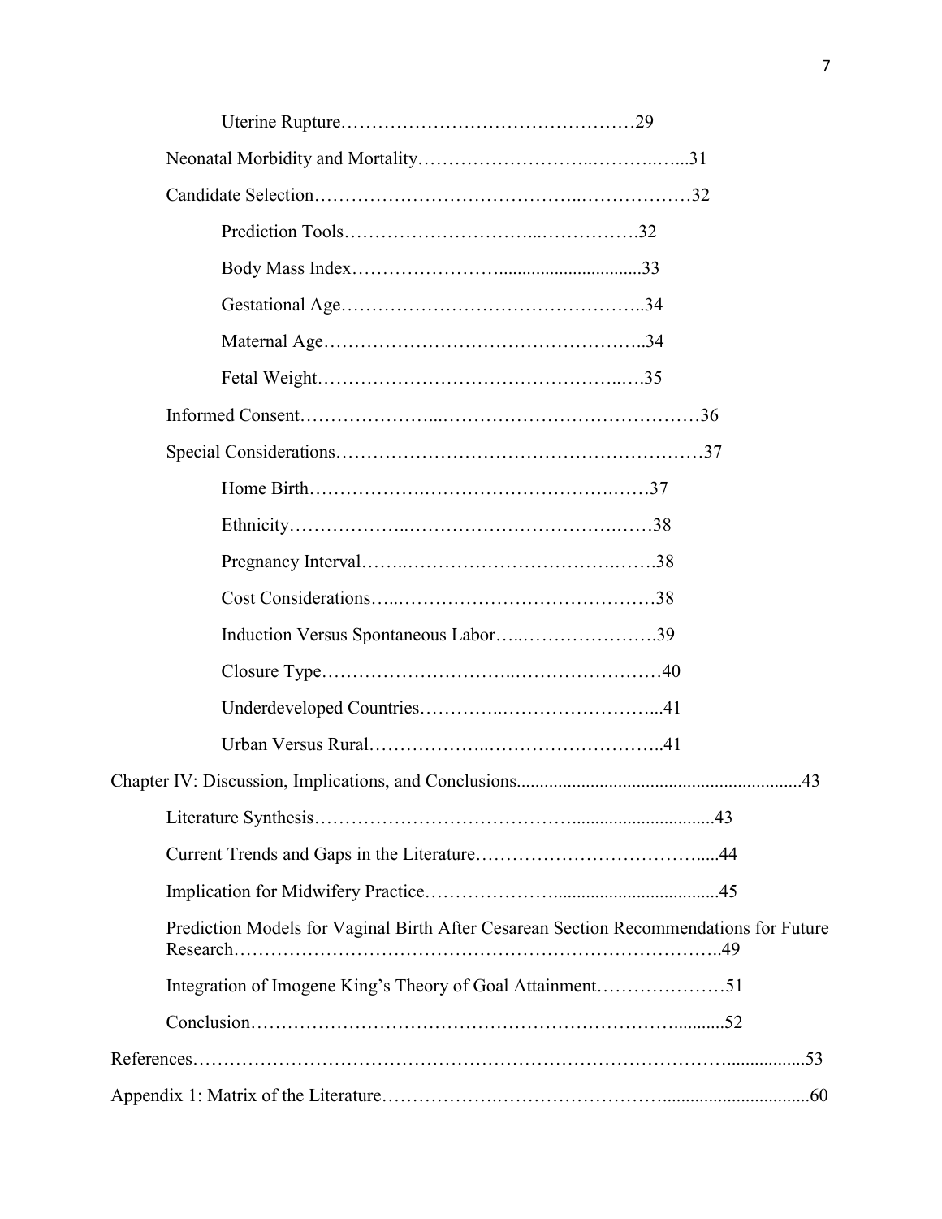Uterine Rupture…………………………………………29

Neonatal Morbidity and Mortality……………………..………..…...31

Candidate Selection…………………………………..………………32

Prediction Tools………………………...…………….32

Body Mass Index…………………..............................33

Gestational Age…………………………………………..34

Maternal Age……………………………………………..34

Fetal Weight……….…………………………………...….35

Informed Consent…………………...……………………………………36

Special Considerations……………………………………………….……37

Home Birth………………..…………………………….……37

Ethnicity………………..………………………………..……38

Pregnancy Interval……..…………………………………..…….38

Cost Considerations…..……………………………………38

Induction Versus Spontaneous Labor…..………………….39

Closure Type………………………..……………………40

Underdeveloped Countries…………..……………………...41

Urban Versus Rural………………..………………………..41

Chapter IV: Discussion, Implications, and Conclusions............................................................43

Literature Synthesis………………………………….............................43

Current Trends and Gaps in the Literature……………………………….....44

Implication for Midwifery Practice…………………...................................45

Prediction Models for Vaginal Birth After Cesarean Section Recommendations for Future Research………………………………………………………………..49

Integration of Imogene King's Theory of Goal Attainment…………………51

Conclusion……………………………………………………………...........52

References……………………………………………………………………….................53

Appendix 1: Matrix of the Literature……………….……………………...............................60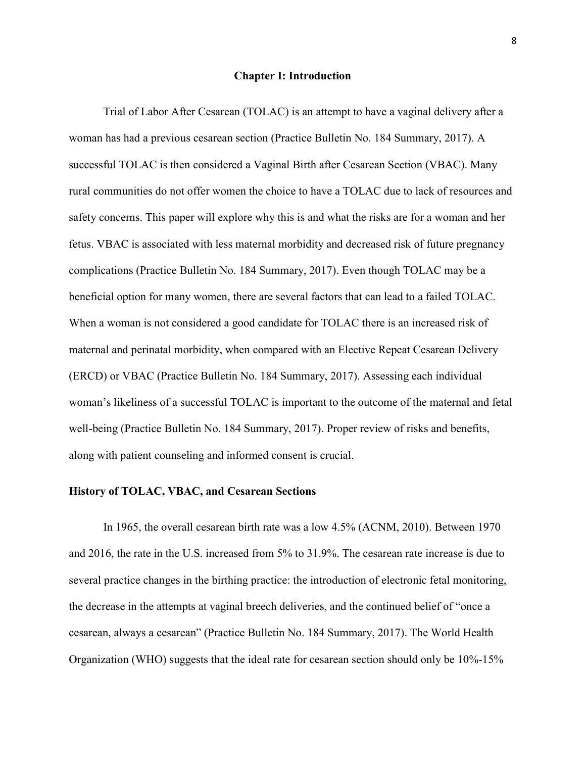# Chapter I: Introduction

Trial of Labor After Cesarean (TOLAC) is an attempt to have a vaginal delivery after a woman has had a previous cesarean section (Practice Bulletin No. 184 Summary, 2017). A successful TOLAC is then considered a Vaginal Birth after Cesarean Section (VBAC). Many rural communities do not offer women the choice to have a TOLAC due to lack of resources and safety concerns. This paper will explore why this is and what the risks are for a woman and her fetus. VBAC is associated with less maternal morbidity and decreased risk of future pregnancy complications (Practice Bulletin No. 184 Summary, 2017). Even though TOLAC may be a beneficial option for many women, there are several factors that can lead to a failed TOLAC. When a woman is not considered a good candidate for TOLAC there is an increased risk of maternal and perinatal morbidity, when compared with an Elective Repeat Cesarean Delivery (ERCD) or VBAC (Practice Bulletin No. 184 Summary, 2017). Assessing each individual woman's likeliness of a successful TOLAC is important to the outcome of the maternal and fetal well-being (Practice Bulletin No. 184 Summary, 2017). Proper review of risks and benefits, along with patient counseling and informed consent is crucial.

## History of TOLAC, VBAC, and Cesarean Sections

In 1965, the overall cesarean birth rate was a low 4.5% (ACNM, 2010). Between 1970 and 2016, the rate in the U.S. increased from 5% to 31.9%. The cesarean rate increase is due to several practice changes in the birthing practice: the introduction of electronic fetal monitoring, the decrease in the attempts at vaginal breech deliveries, and the continued belief of "once a cesarean, always a cesarean" (Practice Bulletin No. 184 Summary, 2017). The World Health Organization (WHO) suggests that the ideal rate for cesarean section should only be 10%-15%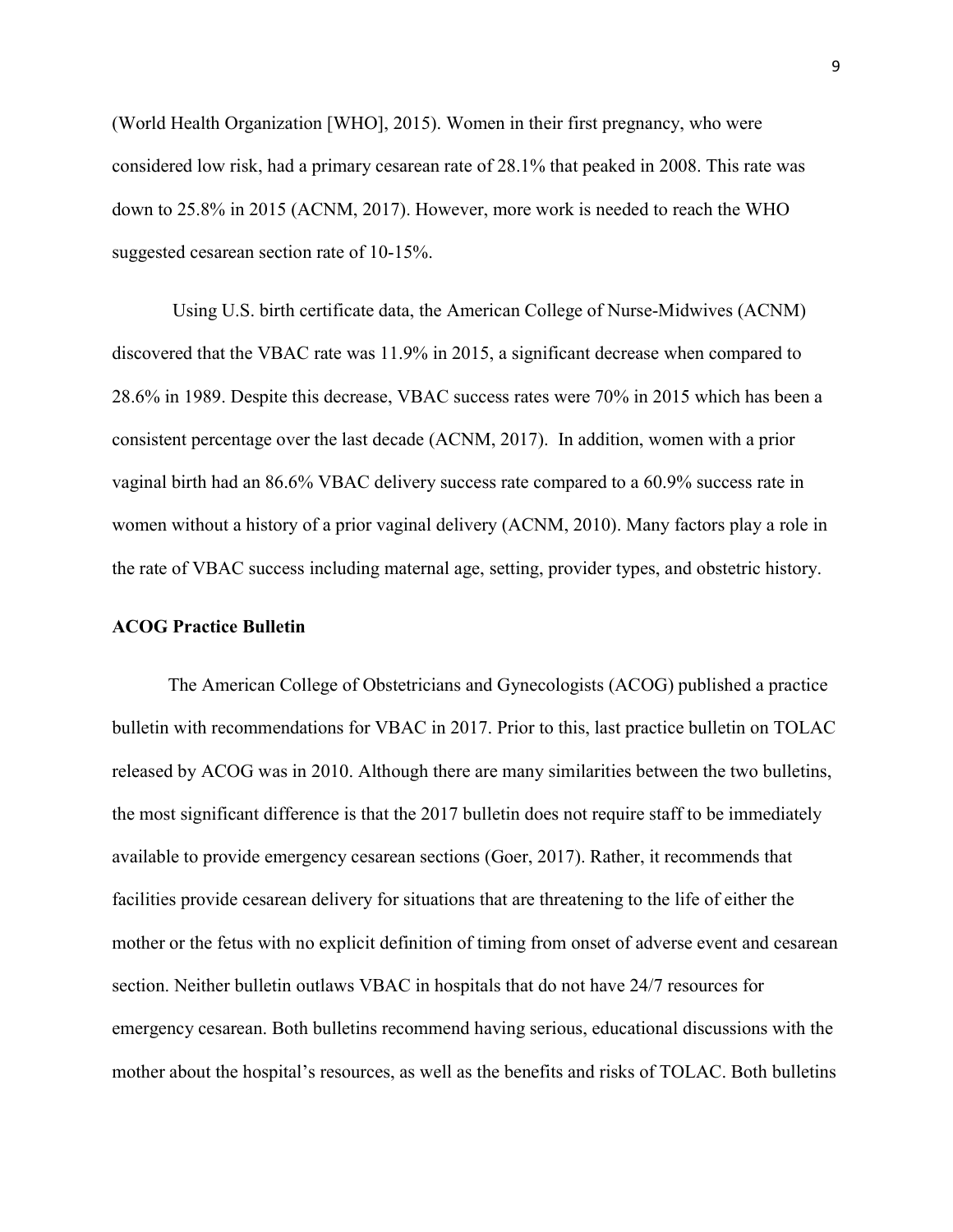(World Health Organization [WHO], 2015). Women in their first pregnancy, who were considered low risk, had a primary cesarean rate of 28.1% that peaked in 2008. This rate was down to 25.8% in 2015 (ACNM, 2017). However, more work is needed to reach the WHO suggested cesarean section rate of 10-15%.

Using U.S. birth certificate data, the American College of Nurse-Midwives (ACNM) discovered that the VBAC rate was 11.9% in 2015, a significant decrease when compared to 28.6% in 1989. Despite this decrease, VBAC success rates were 70% in 2015 which has been a consistent percentage over the last decade (ACNM, 2017). In addition, women with a prior vaginal birth had an 86.6% VBAC delivery success rate compared to a 60.9% success rate in women without a history of a prior vaginal delivery (ACNM, 2010). Many factors play a role in the rate of VBAC success including maternal age, setting, provider types, and obstetric history.

**ACOG Practice Bulletin**

The American College of Obstetricians and Gynecologists (ACOG) published a practice bulletin with recommendations for VBAC in 2017. Prior to this, last practice bulletin on TOLAC released by ACOG was in 2010. Although there are many similarities between the two bulletins, the most significant difference is that the 2017 bulletin does not require staff to be immediately available to provide emergency cesarean sections (Goer, 2017). Rather, it recommends that facilities provide cesarean delivery for situations that are threatening to the life of either the mother or the fetus with no explicit definition of timing from onset of adverse event and cesarean section. Neither bulletin outlaws VBAC in hospitals that do not have 24/7 resources for emergency cesarean. Both bulletins recommend having serious, educational discussions with the mother about the hospital's resources, as well as the benefits and risks of TOLAC. Both bulletins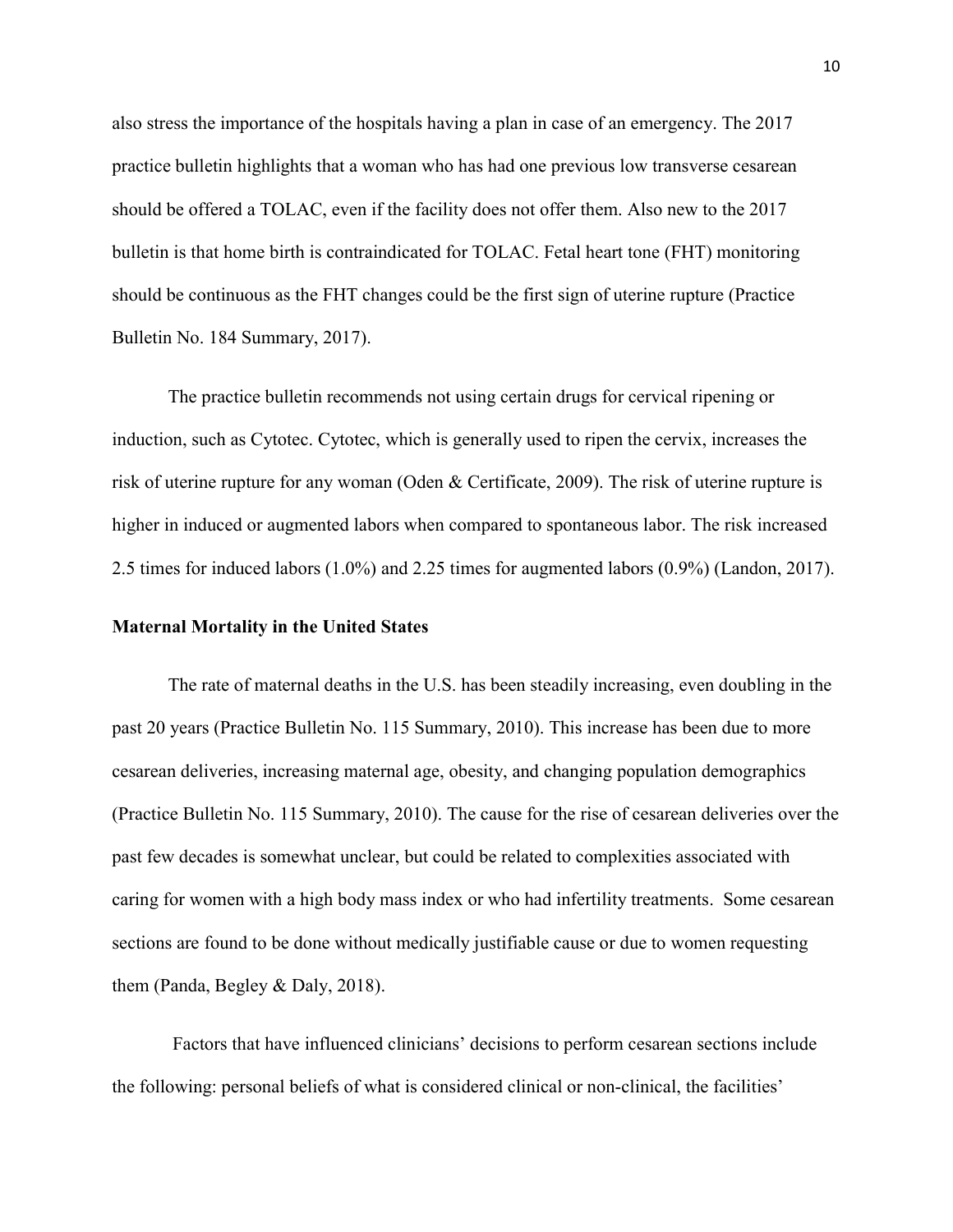also stress the importance of the hospitals having a plan in case of an emergency. The 2017 practice bulletin highlights that a woman who has had one previous low transverse cesarean should be offered a TOLAC, even if the facility does not offer them. Also new to the 2017 bulletin is that home birth is contraindicated for TOLAC. Fetal heart tone (FHT) monitoring should be continuous as the FHT changes could be the first sign of uterine rupture (Practice Bulletin No. 184 Summary, 2017).

The practice bulletin recommends not using certain drugs for cervical ripening or induction, such as Cytotec. Cytotec, which is generally used to ripen the cervix, increases the risk of uterine rupture for any woman (Oden & Certificate, 2009). The risk of uterine rupture is higher in induced or augmented labors when compared to spontaneous labor. The risk increased 2.5 times for induced labors (1.0%) and 2.25 times for augmented labors (0.9%) (Landon, 2017).

**Maternal Mortality in the United States**

The rate of maternal deaths in the U.S. has been steadily increasing, even doubling in the past 20 years (Practice Bulletin No. 115 Summary, 2010). This increase has been due to more cesarean deliveries, increasing maternal age, obesity, and changing population demographics (Practice Bulletin No. 115 Summary, 2010). The cause for the rise of cesarean deliveries over the past few decades is somewhat unclear, but could be related to complexities associated with caring for women with a high body mass index or who had infertility treatments. Some cesarean sections are found to be done without medically justifiable cause or due to women requesting them (Panda, Begley & Daly, 2018).

Factors that have influenced clinicians' decisions to perform cesarean sections include the following: personal beliefs of what is considered clinical or non-clinical, the facilities'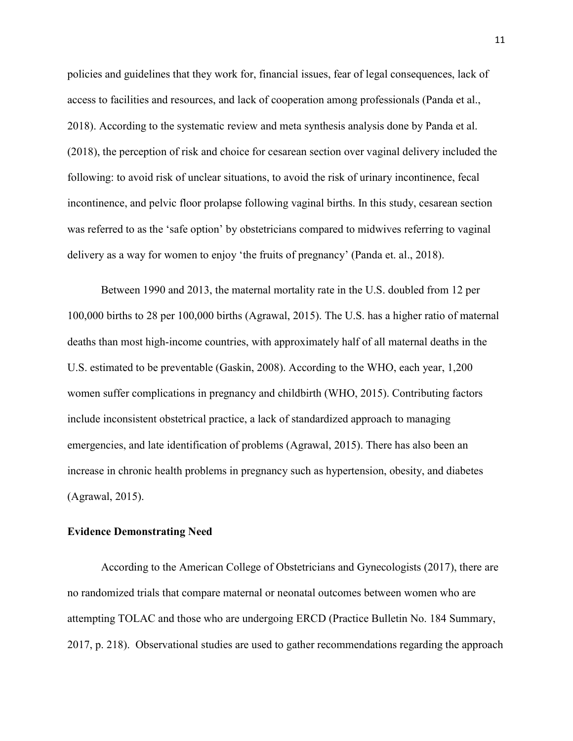policies and guidelines that they work for, financial issues, fear of legal consequences, lack of access to facilities and resources, and lack of cooperation among professionals (Panda et al., 2018). According to the systematic review and meta synthesis analysis done by Panda et al. (2018), the perception of risk and choice for cesarean section over vaginal delivery included the following: to avoid risk of unclear situations, to avoid the risk of urinary incontinence, fecal incontinence, and pelvic floor prolapse following vaginal births. In this study, cesarean section was referred to as the 'safe option' by obstetricians compared to midwives referring to vaginal delivery as a way for women to enjoy 'the fruits of pregnancy' (Panda et. al., 2018).

Between 1990 and 2013, the maternal mortality rate in the U.S. doubled from 12 per 100,000 births to 28 per 100,000 births (Agrawal, 2015). The U.S. has a higher ratio of maternal deaths than most high-income countries, with approximately half of all maternal deaths in the U.S. estimated to be preventable (Gaskin, 2008). According to the WHO, each year, 1,200 women suffer complications in pregnancy and childbirth (WHO, 2015). Contributing factors include inconsistent obstetrical practice, a lack of standardized approach to managing emergencies, and late identification of problems (Agrawal, 2015). There has also been an increase in chronic health problems in pregnancy such as hypertension, obesity, and diabetes (Agrawal, 2015).

**Evidence Demonstrating Need**

According to the American College of Obstetricians and Gynecologists (2017), there are no randomized trials that compare maternal or neonatal outcomes between women who are attempting TOLAC and those who are undergoing ERCD (Practice Bulletin No. 184 Summary, 2017, p. 218). Observational studies are used to gather recommendations regarding the approach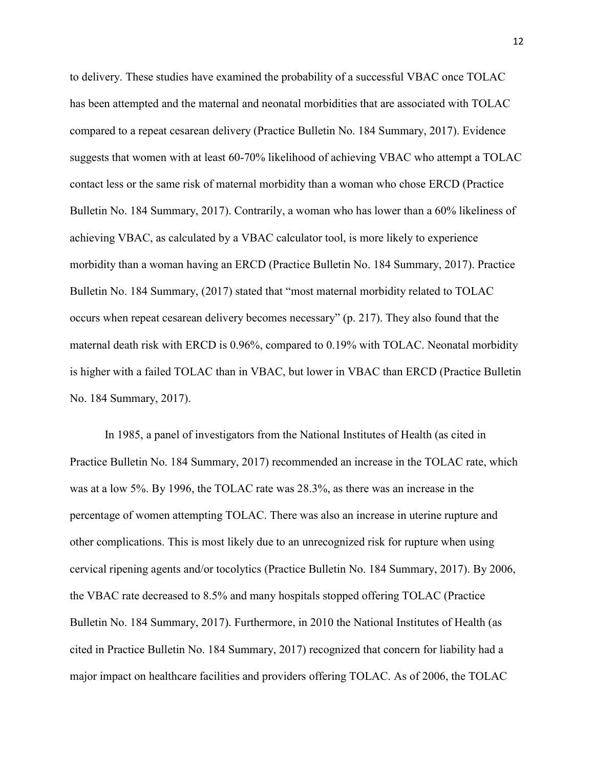to delivery. These studies have examined the probability of a successful VBAC once TOLAC has been attempted and the maternal and neonatal morbidities that are associated with TOLAC compared to a repeat cesarean delivery (Practice Bulletin No. 184 Summary, 2017). Evidence suggests that women with at least 60-70% likelihood of achieving VBAC who attempt a TOLAC contact less or the same risk of maternal morbidity than a woman who chose ERCD (Practice Bulletin No. 184 Summary, 2017). Contrarily, a woman who has lower than a 60% likeliness of achieving VBAC, as calculated by a VBAC calculator tool, is more likely to experience morbidity than a woman having an ERCD (Practice Bulletin No. 184 Summary, 2017). Practice Bulletin No. 184 Summary, (2017) stated that "most maternal morbidity related to TOLAC occurs when repeat cesarean delivery becomes necessary" (p. 217). They also found that the maternal death risk with ERCD is 0.96%, compared to 0.19% with TOLAC. Neonatal morbidity is higher with a failed TOLAC than in VBAC, but lower in VBAC than ERCD (Practice Bulletin No. 184 Summary, 2017).

In 1985, a panel of investigators from the National Institutes of Health (as cited in Practice Bulletin No. 184 Summary, 2017) recommended an increase in the TOLAC rate, which was at a low 5%. By 1996, the TOLAC rate was 28.3%, as there was an increase in the percentage of women attempting TOLAC. There was also an increase in uterine rupture and other complications. This is most likely due to an unrecognized risk for rupture when using cervical ripening agents and/or tocolytics (Practice Bulletin No. 184 Summary, 2017). By 2006, the VBAC rate decreased to 8.5% and many hospitals stopped offering TOLAC (Practice Bulletin No. 184 Summary, 2017). Furthermore, in 2010 the National Institutes of Health (as cited in Practice Bulletin No. 184 Summary, 2017) recognized that concern for liability had a major impact on healthcare facilities and providers offering TOLAC. As of 2006, the TOLAC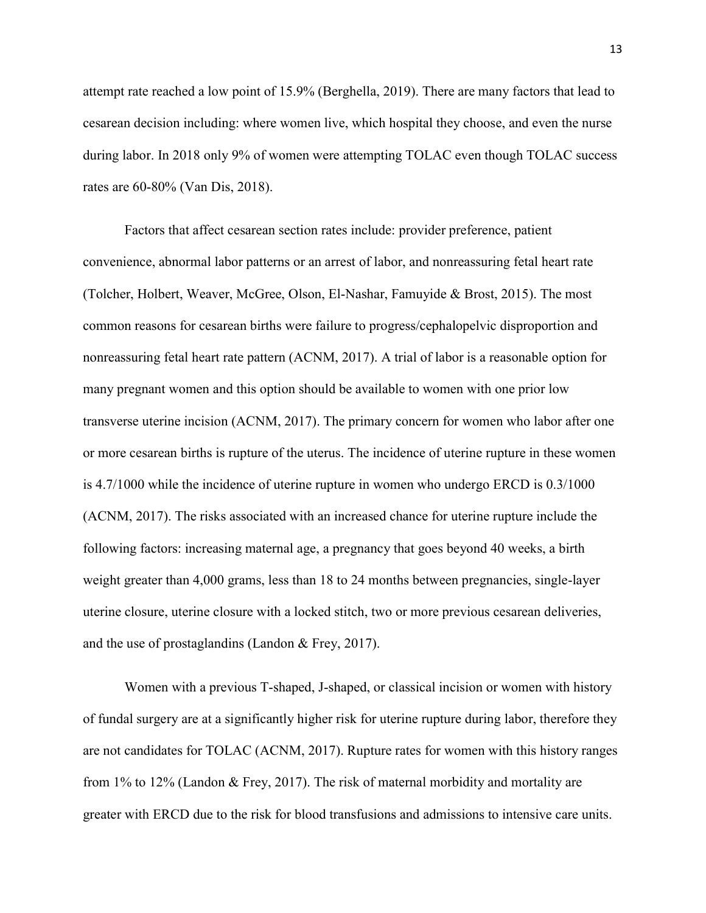attempt rate reached a low point of 15.9% (Berghella, 2019). There are many factors that lead to cesarean decision including: where women live, which hospital they choose, and even the nurse during labor. In 2018 only 9% of women were attempting TOLAC even though TOLAC success rates are 60-80% (Van Dis, 2018).

Factors that affect cesarean section rates include: provider preference, patient convenience, abnormal labor patterns or an arrest of labor, and nonreassuring fetal heart rate (Tolcher, Holbert, Weaver, McGree, Olson, El-Nashar, Famuyide & Brost, 2015). The most common reasons for cesarean births were failure to progress/cephalopelvic disproportion and nonreassuring fetal heart rate pattern (ACNM, 2017). A trial of labor is a reasonable option for many pregnant women and this option should be available to women with one prior low transverse uterine incision (ACNM, 2017). The primary concern for women who labor after one or more cesarean births is rupture of the uterus. The incidence of uterine rupture in these women is 4.7/1000 while the incidence of uterine rupture in women who undergo ERCD is 0.3/1000 (ACNM, 2017). The risks associated with an increased chance for uterine rupture include the following factors: increasing maternal age, a pregnancy that goes beyond 40 weeks, a birth weight greater than 4,000 grams, less than 18 to 24 months between pregnancies, single-layer uterine closure, uterine closure with a locked stitch, two or more previous cesarean deliveries, and the use of prostaglandins (Landon & Frey, 2017).

Women with a previous T-shaped, J-shaped, or classical incision or women with history of fundal surgery are at a significantly higher risk for uterine rupture during labor, therefore they are not candidates for TOLAC (ACNM, 2017). Rupture rates for women with this history ranges from 1% to 12% (Landon & Frey, 2017). The risk of maternal morbidity and mortality are greater with ERCD due to the risk for blood transfusions and admissions to intensive care units.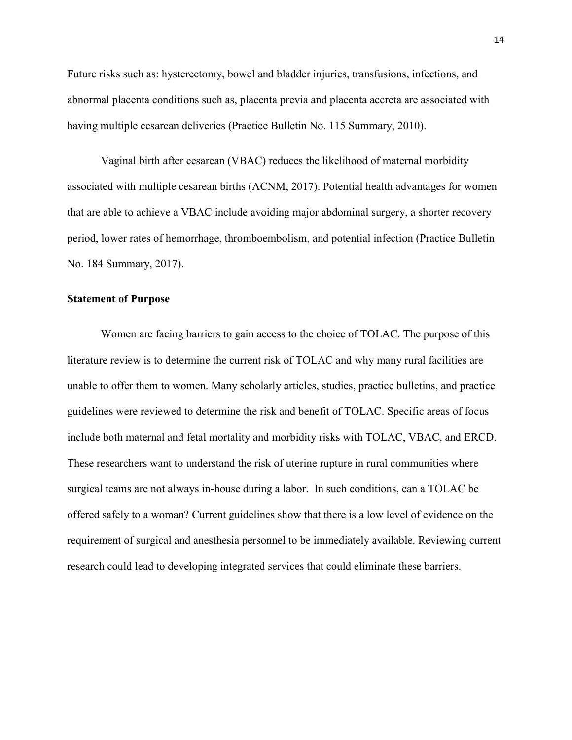Future risks such as: hysterectomy, bowel and bladder injuries, transfusions, infections, and abnormal placenta conditions such as, placenta previa and placenta accreta are associated with having multiple cesarean deliveries (Practice Bulletin No. 115 Summary, 2010).

Vaginal birth after cesarean (VBAC) reduces the likelihood of maternal morbidity associated with multiple cesarean births (ACNM, 2017). Potential health advantages for women that are able to achieve a VBAC include avoiding major abdominal surgery, a shorter recovery period, lower rates of hemorrhage, thromboembolism, and potential infection (Practice Bulletin No. 184 Summary, 2017).

**Statement of Purpose**

Women are facing barriers to gain access to the choice of TOLAC. The purpose of this literature review is to determine the current risk of TOLAC and why many rural facilities are unable to offer them to women. Many scholarly articles, studies, practice bulletins, and practice guidelines were reviewed to determine the risk and benefit of TOLAC. Specific areas of focus include both maternal and fetal mortality and morbidity risks with TOLAC, VBAC, and ERCD. These researchers want to understand the risk of uterine rupture in rural communities where surgical teams are not always in-house during a labor. In such conditions, can a TOLAC be offered safely to a woman? Current guidelines show that there is a low level of evidence on the requirement of surgical and anesthesia personnel to be immediately available. Reviewing current research could lead to developing integrated services that could eliminate these barriers.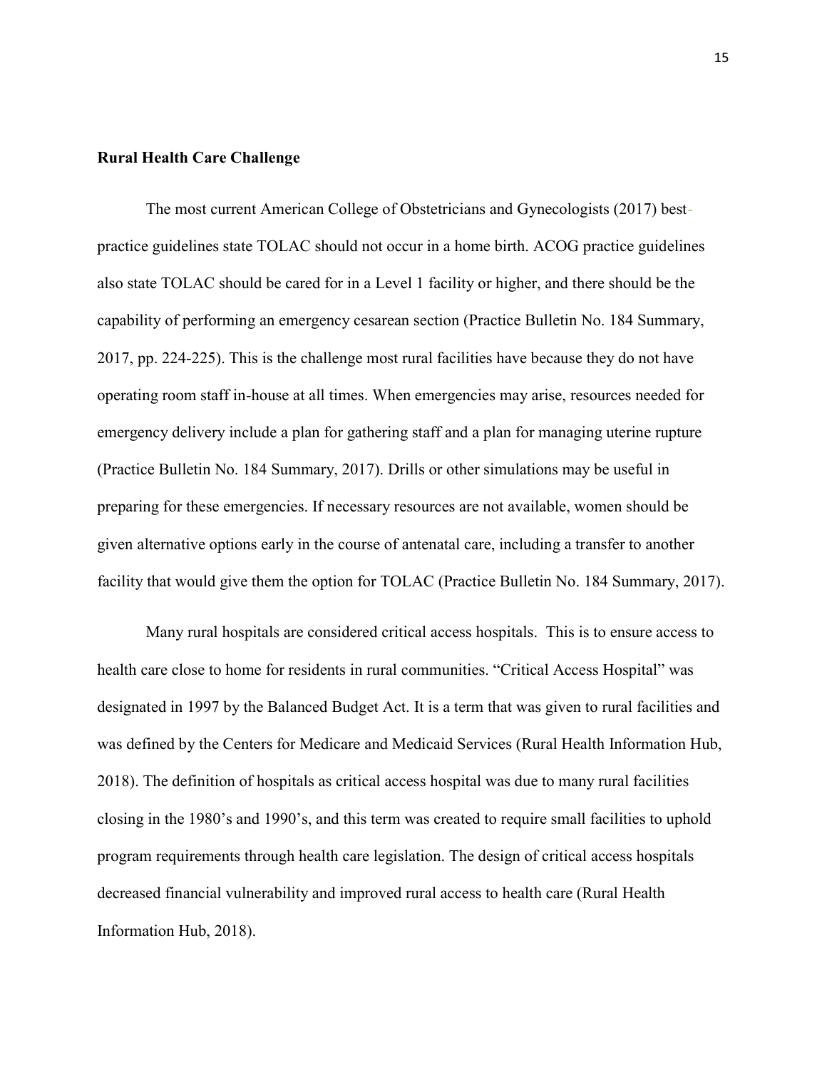**Rural Health Care Challenge**

The most current American College of Obstetricians and Gynecologists (2017) best-practice guidelines state TOLAC should not occur in a home birth. ACOG practice guidelines also state TOLAC should be cared for in a Level 1 facility or higher, and there should be the capability of performing an emergency cesarean section (Practice Bulletin No. 184 Summary, 2017, pp. 224-225). This is the challenge most rural facilities have because they do not have operating room staff in-house at all times. When emergencies may arise, resources needed for emergency delivery include a plan for gathering staff and a plan for managing uterine rupture (Practice Bulletin No. 184 Summary, 2017). Drills or other simulations may be useful in preparing for these emergencies. If necessary resources are not available, women should be given alternative options early in the course of antenatal care, including a transfer to another facility that would give them the option for TOLAC (Practice Bulletin No. 184 Summary, 2017).

Many rural hospitals are considered critical access hospitals. This is to ensure access to health care close to home for residents in rural communities. "Critical Access Hospital" was designated in 1997 by the Balanced Budget Act. It is a term that was given to rural facilities and was defined by the Centers for Medicare and Medicaid Services (Rural Health Information Hub, 2018). The definition of hospitals as critical access hospital was due to many rural facilities closing in the 1980's and 1990's, and this term was created to require small facilities to uphold program requirements through health care legislation. The design of critical access hospitals decreased financial vulnerability and improved rural access to health care (Rural Health Information Hub, 2018).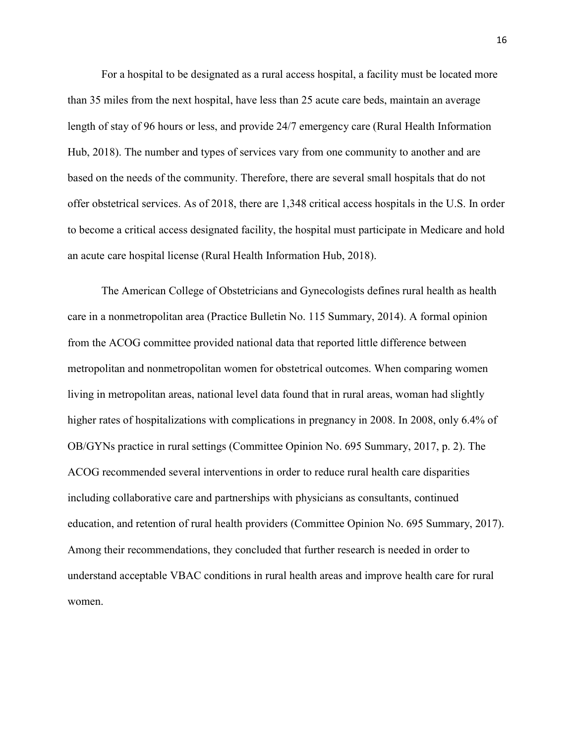For a hospital to be designated as a rural access hospital, a facility must be located more than 35 miles from the next hospital, have less than 25 acute care beds, maintain an average length of stay of 96 hours or less, and provide 24/7 emergency care (Rural Health Information Hub, 2018). The number and types of services vary from one community to another and are based on the needs of the community. Therefore, there are several small hospitals that do not offer obstetrical services. As of 2018, there are 1,348 critical access hospitals in the U.S. In order to become a critical access designated facility, the hospital must participate in Medicare and hold an acute care hospital license (Rural Health Information Hub, 2018).

The American College of Obstetricians and Gynecologists defines rural health as health care in a nonmetropolitan area (Practice Bulletin No. 115 Summary, 2014). A formal opinion from the ACOG committee provided national data that reported little difference between metropolitan and nonmetropolitan women for obstetrical outcomes. When comparing women living in metropolitan areas, national level data found that in rural areas, woman had slightly higher rates of hospitalizations with complications in pregnancy in 2008. In 2008, only 6.4% of OB/GYNs practice in rural settings (Committee Opinion No. 695 Summary, 2017, p. 2). The ACOG recommended several interventions in order to reduce rural health care disparities including collaborative care and partnerships with physicians as consultants, continued education, and retention of rural health providers (Committee Opinion No. 695 Summary, 2017). Among their recommendations, they concluded that further research is needed in order to understand acceptable VBAC conditions in rural health areas and improve health care for rural women.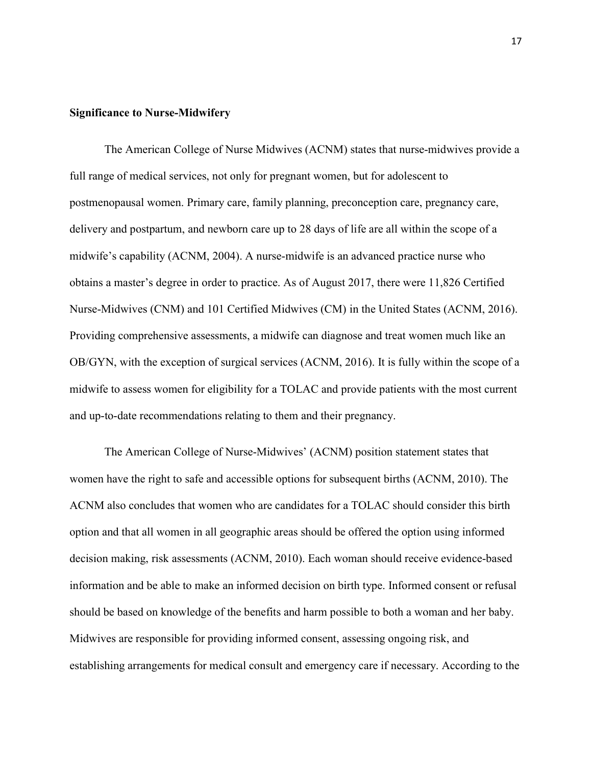**Significance to Nurse-Midwifery**

The American College of Nurse Midwives (ACNM) states that nurse-midwives provide a full range of medical services, not only for pregnant women, but for adolescent to postmenopausal women. Primary care, family planning, preconception care, pregnancy care, delivery and postpartum, and newborn care up to 28 days of life are all within the scope of a midwife's capability (ACNM, 2004). A nurse-midwife is an advanced practice nurse who obtains a master's degree in order to practice. As of August 2017, there were 11,826 Certified Nurse-Midwives (CNM) and 101 Certified Midwives (CM) in the United States (ACNM, 2016). Providing comprehensive assessments, a midwife can diagnose and treat women much like an OB/GYN, with the exception of surgical services (ACNM, 2016). It is fully within the scope of a midwife to assess women for eligibility for a TOLAC and provide patients with the most current and up-to-date recommendations relating to them and their pregnancy.

The American College of Nurse-Midwives' (ACNM) position statement states that women have the right to safe and accessible options for subsequent births (ACNM, 2010). The ACNM also concludes that women who are candidates for a TOLAC should consider this birth option and that all women in all geographic areas should be offered the option using informed decision making, risk assessments (ACNM, 2010). Each woman should receive evidence-based information and be able to make an informed decision on birth type. Informed consent or refusal should be based on knowledge of the benefits and harm possible to both a woman and her baby. Midwives are responsible for providing informed consent, assessing ongoing risk, and establishing arrangements for medical consult and emergency care if necessary. According to the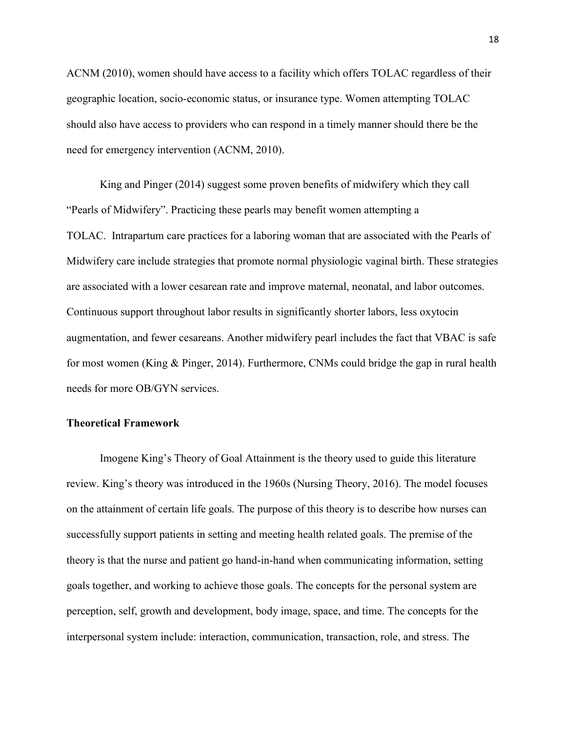ACNM (2010), women should have access to a facility which offers TOLAC regardless of their geographic location, socio-economic status, or insurance type. Women attempting TOLAC should also have access to providers who can respond in a timely manner should there be the need for emergency intervention (ACNM, 2010).

King and Pinger (2014) suggest some proven benefits of midwifery which they call "Pearls of Midwifery". Practicing these pearls may benefit women attempting a TOLAC. Intrapartum care practices for a laboring woman that are associated with the Pearls of Midwifery care include strategies that promote normal physiologic vaginal birth. These strategies are associated with a lower cesarean rate and improve maternal, neonatal, and labor outcomes. Continuous support throughout labor results in significantly shorter labors, less oxytocin augmentation, and fewer cesareans. Another midwifery pearl includes the fact that VBAC is safe for most women (King & Pinger, 2014). Furthermore, CNMs could bridge the gap in rural health needs for more OB/GYN services.

**Theoretical Framework**

Imogene King's Theory of Goal Attainment is the theory used to guide this literature review. King's theory was introduced in the 1960s (Nursing Theory, 2016). The model focuses on the attainment of certain life goals. The purpose of this theory is to describe how nurses can successfully support patients in setting and meeting health related goals. The premise of the theory is that the nurse and patient go hand-in-hand when communicating information, setting goals together, and working to achieve those goals. The concepts for the personal system are perception, self, growth and development, body image, space, and time. The concepts for the interpersonal system include: interaction, communication, transaction, role, and stress. The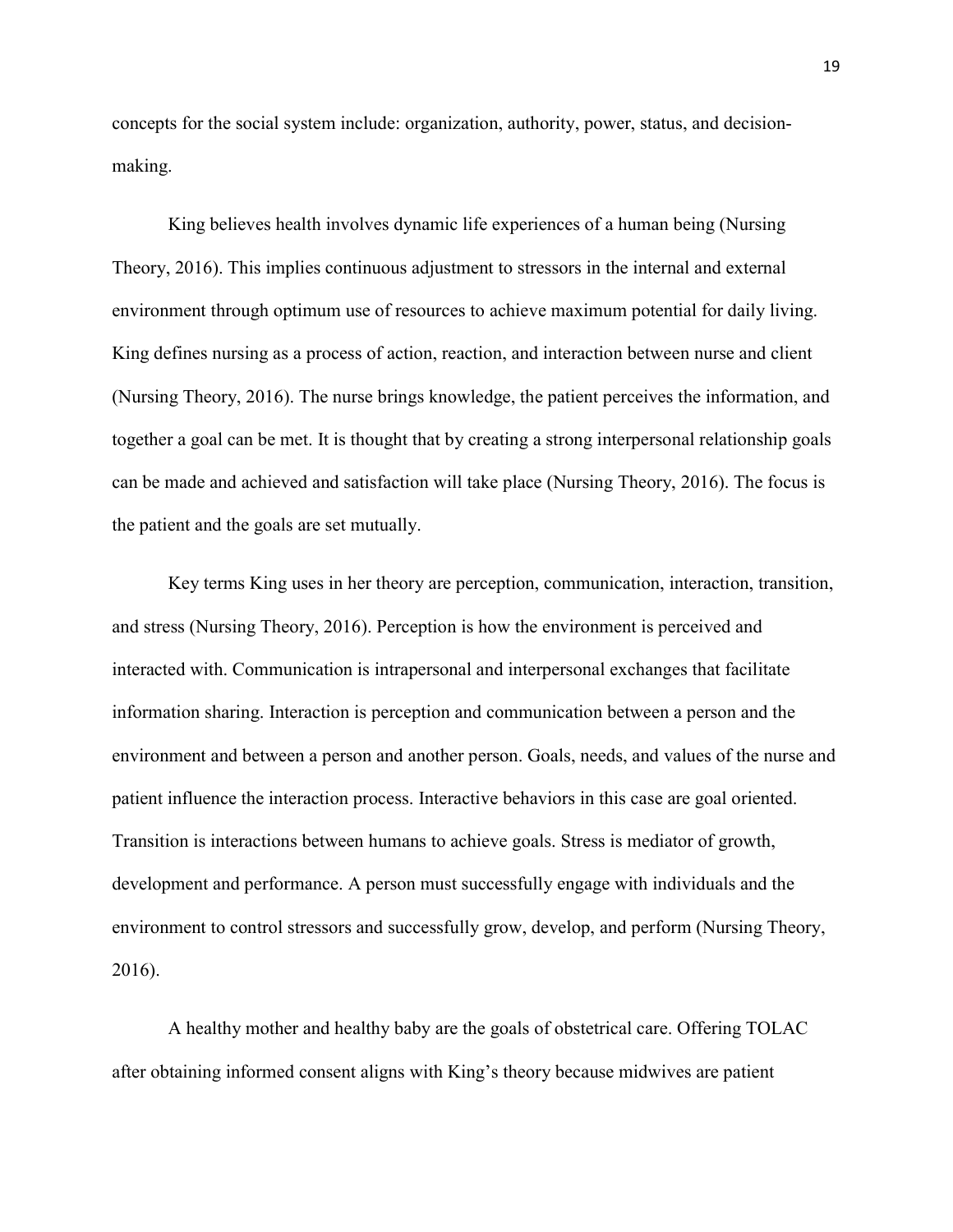concepts for the social system include: organization, authority, power, status, and decision-making.

King believes health involves dynamic life experiences of a human being (Nursing Theory, 2016). This implies continuous adjustment to stressors in the internal and external environment through optimum use of resources to achieve maximum potential for daily living. King defines nursing as a process of action, reaction, and interaction between nurse and client (Nursing Theory, 2016). The nurse brings knowledge, the patient perceives the information, and together a goal can be met. It is thought that by creating a strong interpersonal relationship goals can be made and achieved and satisfaction will take place (Nursing Theory, 2016). The focus is the patient and the goals are set mutually.

Key terms King uses in her theory are perception, communication, interaction, transition, and stress (Nursing Theory, 2016). Perception is how the environment is perceived and interacted with. Communication is intrapersonal and interpersonal exchanges that facilitate information sharing. Interaction is perception and communication between a person and the environment and between a person and another person. Goals, needs, and values of the nurse and patient influence the interaction process. Interactive behaviors in this case are goal oriented. Transition is interactions between humans to achieve goals. Stress is mediator of growth, development and performance. A person must successfully engage with individuals and the environment to control stressors and successfully grow, develop, and perform (Nursing Theory, 2016).

A healthy mother and healthy baby are the goals of obstetrical care. Offering TOLAC after obtaining informed consent aligns with King's theory because midwives are patient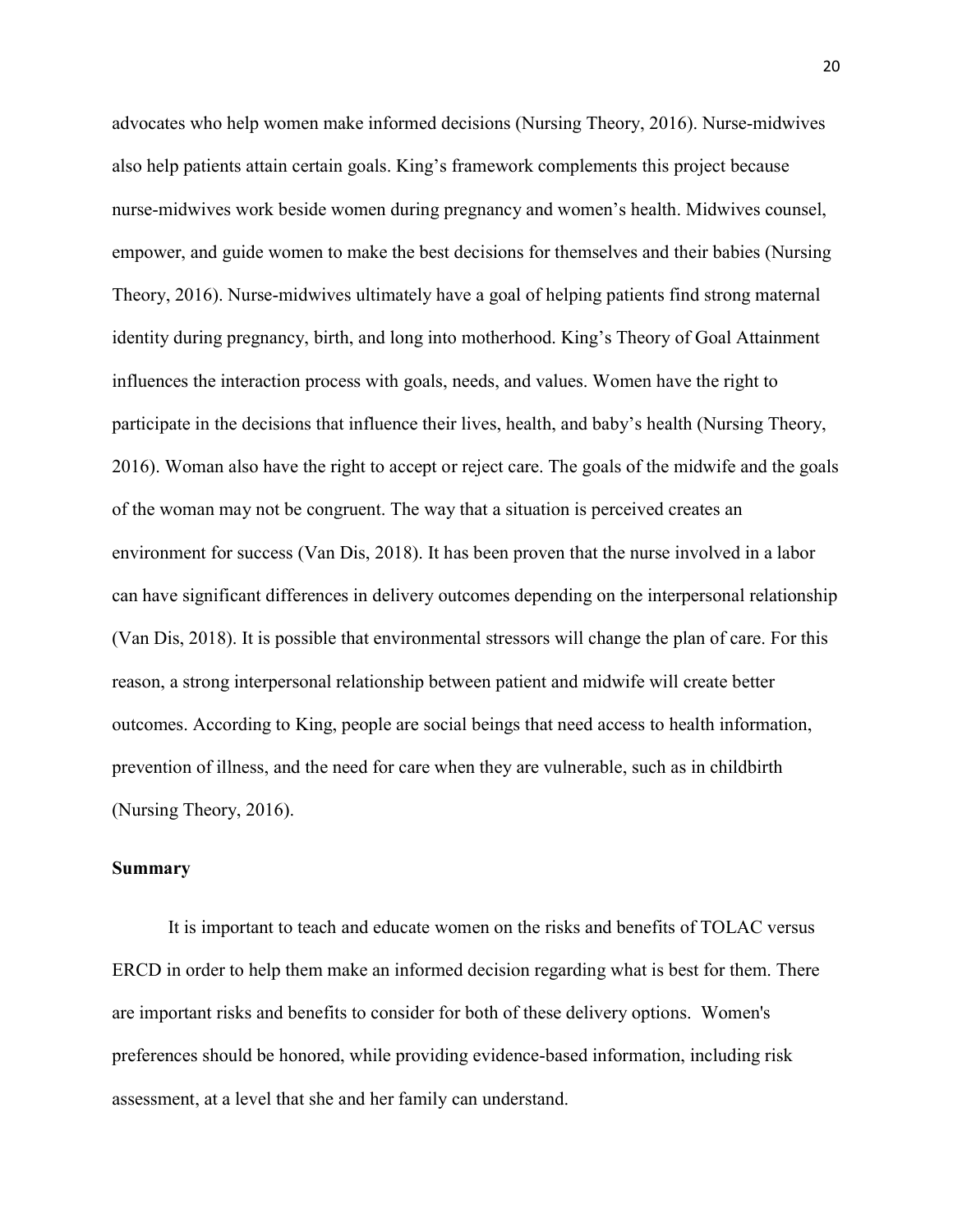advocates who help women make informed decisions (Nursing Theory, 2016). Nurse-midwives also help patients attain certain goals. King's framework complements this project because nurse-midwives work beside women during pregnancy and women's health. Midwives counsel, empower, and guide women to make the best decisions for themselves and their babies (Nursing Theory, 2016). Nurse-midwives ultimately have a goal of helping patients find strong maternal identity during pregnancy, birth, and long into motherhood. King's Theory of Goal Attainment influences the interaction process with goals, needs, and values. Women have the right to participate in the decisions that influence their lives, health, and baby's health (Nursing Theory, 2016). Woman also have the right to accept or reject care. The goals of the midwife and the goals of the woman may not be congruent. The way that a situation is perceived creates an environment for success (Van Dis, 2018). It has been proven that the nurse involved in a labor can have significant differences in delivery outcomes depending on the interpersonal relationship (Van Dis, 2018). It is possible that environmental stressors will change the plan of care. For this reason, a strong interpersonal relationship between patient and midwife will create better outcomes. According to King, people are social beings that need access to health information, prevention of illness, and the need for care when they are vulnerable, such as in childbirth (Nursing Theory, 2016).

**Summary**

It is important to teach and educate women on the risks and benefits of TOLAC versus ERCD in order to help them make an informed decision regarding what is best for them. There are important risks and benefits to consider for both of these delivery options. Women's preferences should be honored, while providing evidence-based information, including risk assessment, at a level that she and her family can understand.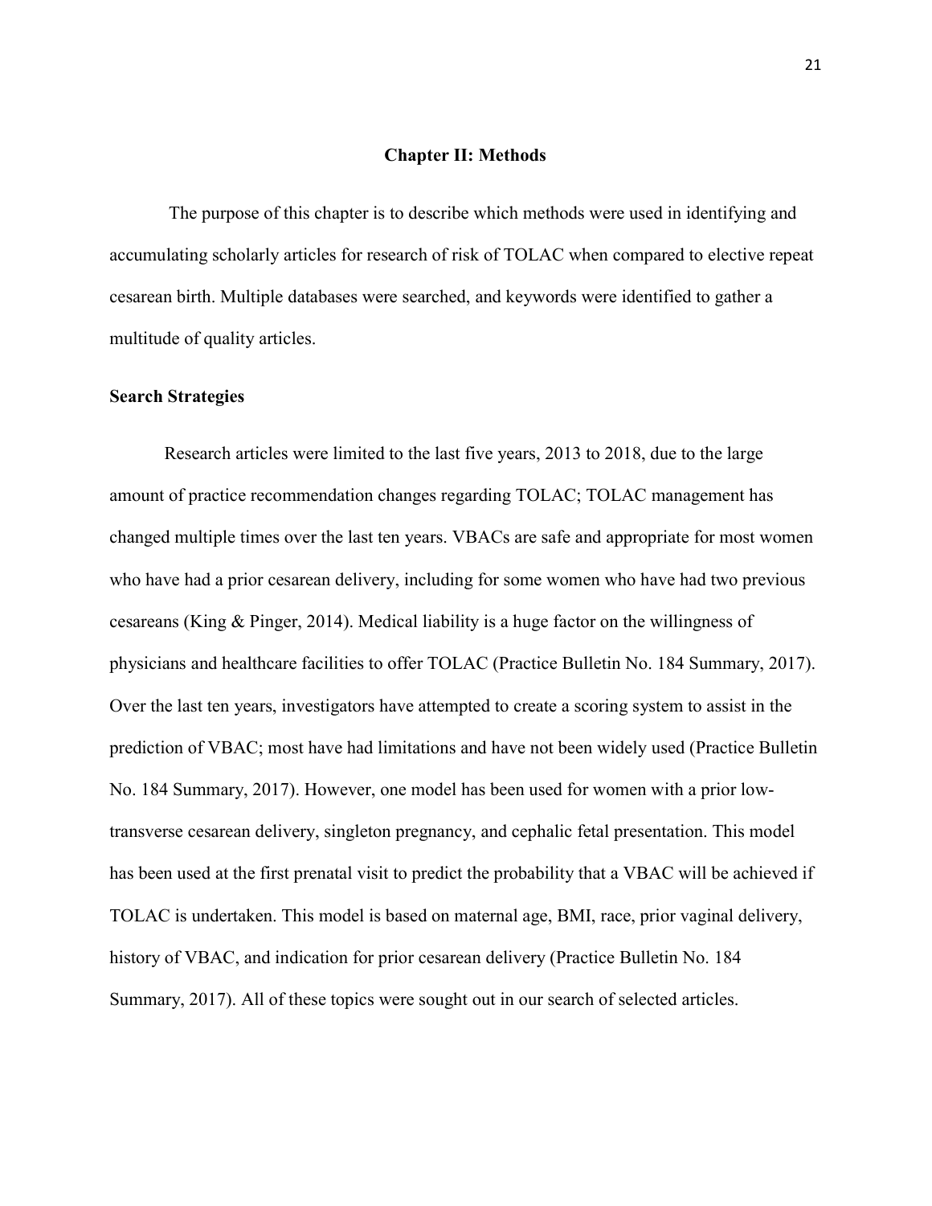# Chapter II: Methods

The purpose of this chapter is to describe which methods were used in identifying and accumulating scholarly articles for research of risk of TOLAC when compared to elective repeat cesarean birth. Multiple databases were searched, and keywords were identified to gather a multitude of quality articles.

## Search Strategies

Research articles were limited to the last five years, 2013 to 2018, due to the large amount of practice recommendation changes regarding TOLAC; TOLAC management has changed multiple times over the last ten years. VBACs are safe and appropriate for most women who have had a prior cesarean delivery, including for some women who have had two previous cesareans (King & Pinger, 2014). Medical liability is a huge factor on the willingness of physicians and healthcare facilities to offer TOLAC (Practice Bulletin No. 184 Summary, 2017). Over the last ten years, investigators have attempted to create a scoring system to assist in the prediction of VBAC; most have had limitations and have not been widely used (Practice Bulletin No. 184 Summary, 2017). However, one model has been used for women with a prior low-transverse cesarean delivery, singleton pregnancy, and cephalic fetal presentation. This model has been used at the first prenatal visit to predict the probability that a VBAC will be achieved if TOLAC is undertaken. This model is based on maternal age, BMI, race, prior vaginal delivery, history of VBAC, and indication for prior cesarean delivery (Practice Bulletin No. 184 Summary, 2017). All of these topics were sought out in our search of selected articles.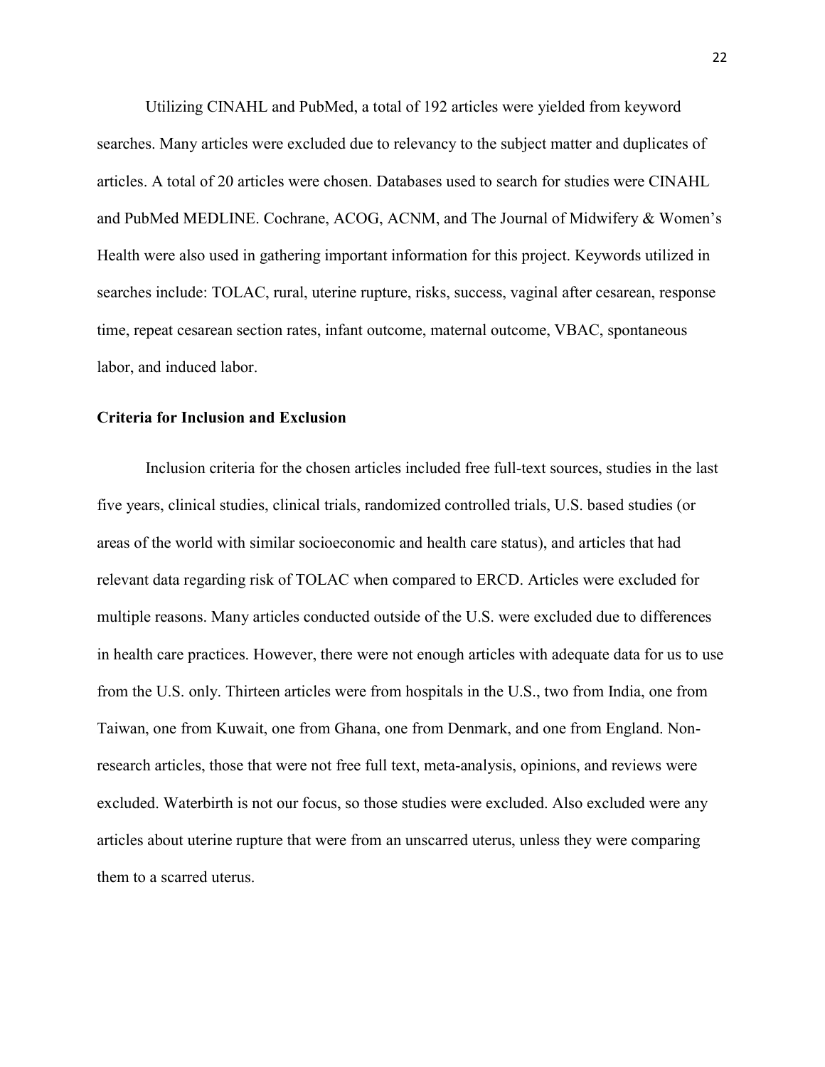Utilizing CINAHL and PubMed, a total of 192 articles were yielded from keyword searches. Many articles were excluded due to relevancy to the subject matter and duplicates of articles. A total of 20 articles were chosen. Databases used to search for studies were CINAHL and PubMed MEDLINE. Cochrane, ACOG, ACNM, and The Journal of Midwifery & Women's Health were also used in gathering important information for this project. Keywords utilized in searches include: TOLAC, rural, uterine rupture, risks, success, vaginal after cesarean, response time, repeat cesarean section rates, infant outcome, maternal outcome, VBAC, spontaneous labor, and induced labor.

### Criteria for Inclusion and Exclusion

Inclusion criteria for the chosen articles included free full-text sources, studies in the last five years, clinical studies, clinical trials, randomized controlled trials, U.S. based studies (or areas of the world with similar socioeconomic and health care status), and articles that had relevant data regarding risk of TOLAC when compared to ERCD. Articles were excluded for multiple reasons. Many articles conducted outside of the U.S. were excluded due to differences in health care practices. However, there were not enough articles with adequate data for us to use from the U.S. only. Thirteen articles were from hospitals in the U.S., two from India, one from Taiwan, one from Kuwait, one from Ghana, one from Denmark, and one from England. Non-research articles, those that were not free full text, meta-analysis, opinions, and reviews were excluded. Waterbirth is not our focus, so those studies were excluded. Also excluded were any articles about uterine rupture that were from an unscarred uterus, unless they were comparing them to a scarred uterus.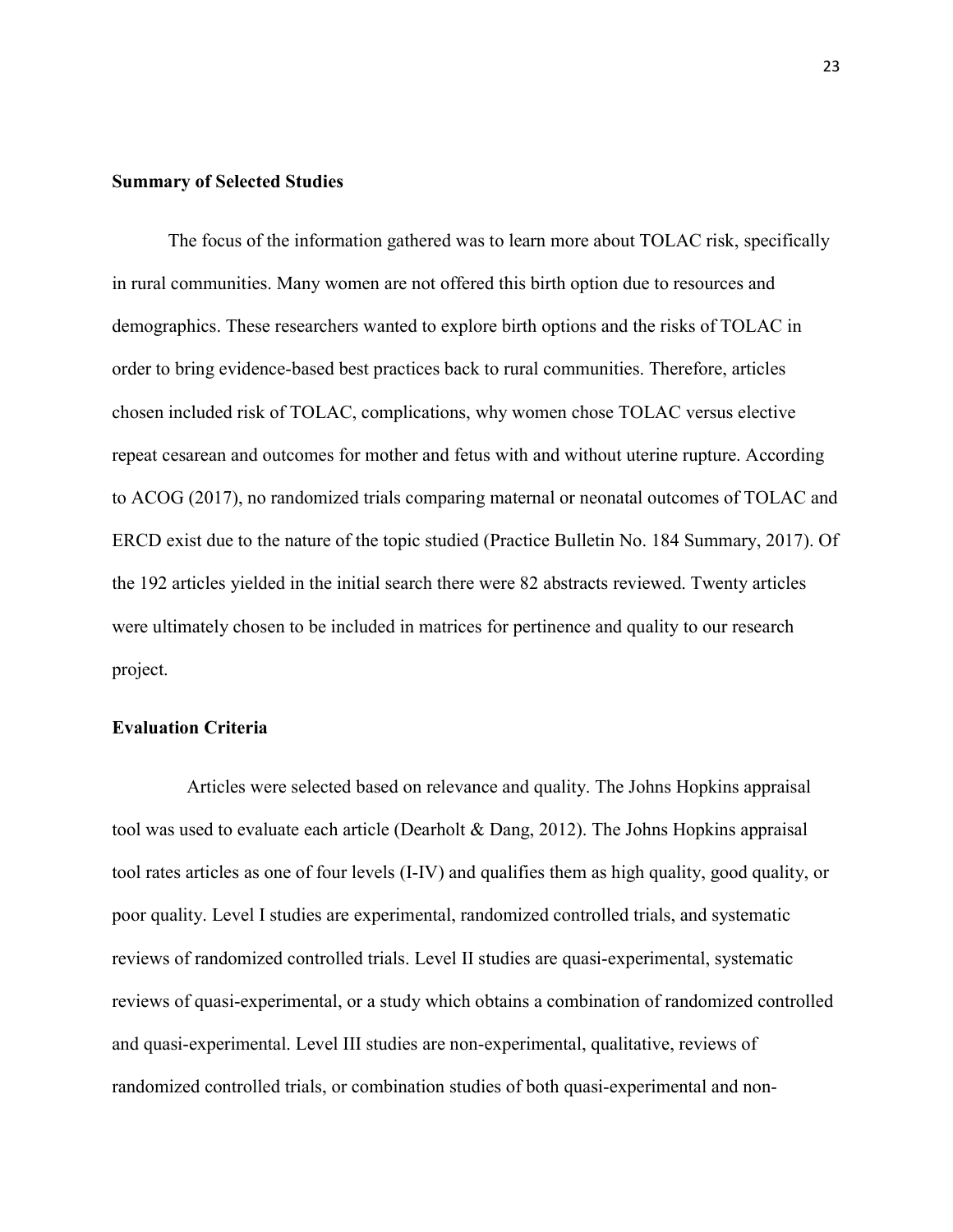**Summary of Selected Studies**

The focus of the information gathered was to learn more about TOLAC risk, specifically in rural communities. Many women are not offered this birth option due to resources and demographics. These researchers wanted to explore birth options and the risks of TOLAC in order to bring evidence-based best practices back to rural communities. Therefore, articles chosen included risk of TOLAC, complications, why women chose TOLAC versus elective repeat cesarean and outcomes for mother and fetus with and without uterine rupture. According to ACOG (2017), no randomized trials comparing maternal or neonatal outcomes of TOLAC and ERCD exist due to the nature of the topic studied (Practice Bulletin No. 184 Summary, 2017). Of the 192 articles yielded in the initial search there were 82 abstracts reviewed. Twenty articles were ultimately chosen to be included in matrices for pertinence and quality to our research project.

**Evaluation Criteria**

Articles were selected based on relevance and quality. The Johns Hopkins appraisal tool was used to evaluate each article (Dearholt & Dang, 2012). The Johns Hopkins appraisal tool rates articles as one of four levels (I-IV) and qualifies them as high quality, good quality, or poor quality. Level I studies are experimental, randomized controlled trials, and systematic reviews of randomized controlled trials. Level II studies are quasi-experimental, systematic reviews of quasi-experimental, or a study which obtains a combination of randomized controlled and quasi-experimental. Level III studies are non-experimental, qualitative, reviews of randomized controlled trials, or combination studies of both quasi-experimental and non-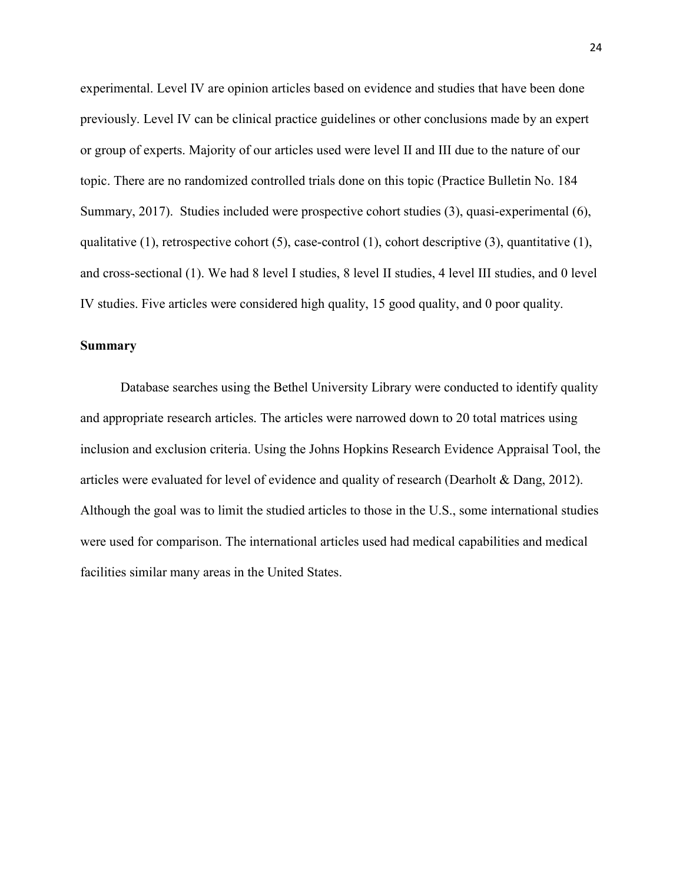experimental. Level IV are opinion articles based on evidence and studies that have been done previously. Level IV can be clinical practice guidelines or other conclusions made by an expert or group of experts. Majority of our articles used were level II and III due to the nature of our topic. There are no randomized controlled trials done on this topic (Practice Bulletin No. 184 Summary, 2017). Studies included were prospective cohort studies (3), quasi-experimental (6), qualitative (1), retrospective cohort (5), case-control (1), cohort descriptive (3), quantitative (1), and cross-sectional (1). We had 8 level I studies, 8 level II studies, 4 level III studies, and 0 level IV studies. Five articles were considered high quality, 15 good quality, and 0 poor quality.

## Summary

Database searches using the Bethel University Library were conducted to identify quality and appropriate research articles. The articles were narrowed down to 20 total matrices using inclusion and exclusion criteria. Using the Johns Hopkins Research Evidence Appraisal Tool, the articles were evaluated for level of evidence and quality of research (Dearholt & Dang, 2012). Although the goal was to limit the studied articles to those in the U.S., some international studies were used for comparison. The international articles used had medical capabilities and medical facilities similar many areas in the United States.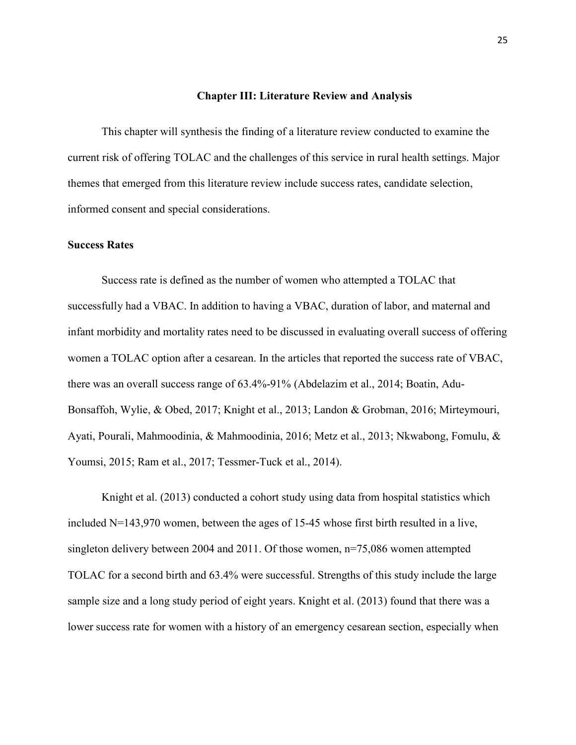# Chapter III: Literature Review and Analysis

This chapter will synthesis the finding of a literature review conducted to examine the current risk of offering TOLAC and the challenges of this service in rural health settings. Major themes that emerged from this literature review include success rates, candidate selection, informed consent and special considerations.

## Success Rates

Success rate is defined as the number of women who attempted a TOLAC that successfully had a VBAC. In addition to having a VBAC, duration of labor, and maternal and infant morbidity and mortality rates need to be discussed in evaluating overall success of offering women a TOLAC option after a cesarean. In the articles that reported the success rate of VBAC, there was an overall success range of 63.4%-91% (Abdelazim et al., 2014; Boatin, Adu-Bonsaffoh, Wylie, & Obed, 2017; Knight et al., 2013; Landon & Grobman, 2016; Mirteymouri, Ayati, Pourali, Mahmoodinia, & Mahmoodinia, 2016; Metz et al., 2013; Nkwabong, Fomulu, & Youmsi, 2015; Ram et al., 2017; Tessmer-Tuck et al., 2014).

Knight et al. (2013) conducted a cohort study using data from hospital statistics which included N=143,970 women, between the ages of 15-45 whose first birth resulted in a live, singleton delivery between 2004 and 2011. Of those women, n=75,086 women attempted TOLAC for a second birth and 63.4% were successful. Strengths of this study include the large sample size and a long study period of eight years. Knight et al. (2013) found that there was a lower success rate for women with a history of an emergency cesarean section, especially when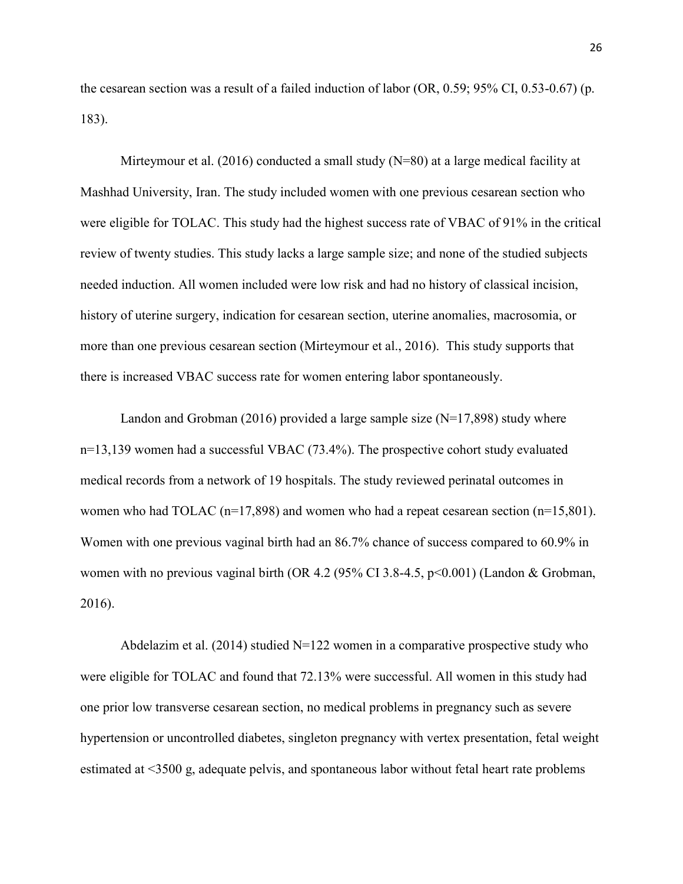the cesarean section was a result of a failed induction of labor (OR, 0.59; 95% CI, 0.53-0.67) (p. 183).

Mirteymour et al. (2016) conducted a small study (N=80) at a large medical facility at Mashhad University, Iran. The study included women with one previous cesarean section who were eligible for TOLAC. This study had the highest success rate of VBAC of 91% in the critical review of twenty studies. This study lacks a large sample size; and none of the studied subjects needed induction. All women included were low risk and had no history of classical incision, history of uterine surgery, indication for cesarean section, uterine anomalies, macrosomia, or more than one previous cesarean section (Mirteymour et al., 2016). This study supports that there is increased VBAC success rate for women entering labor spontaneously.

Landon and Grobman (2016) provided a large sample size (N=17,898) study where n=13,139 women had a successful VBAC (73.4%). The prospective cohort study evaluated medical records from a network of 19 hospitals. The study reviewed perinatal outcomes in women who had TOLAC (n=17,898) and women who had a repeat cesarean section (n=15,801). Women with one previous vaginal birth had an 86.7% chance of success compared to 60.9% in women with no previous vaginal birth (OR 4.2 (95% CI 3.8-4.5, $p<0.001$) (Landon & Grobman, 2016).

Abdelazim et al. (2014) studied N=122 women in a comparative prospective study who were eligible for TOLAC and found that 72.13% were successful. All women in this study had one prior low transverse cesarean section, no medical problems in pregnancy such as severe hypertension or uncontrolled diabetes, singleton pregnancy with vertex presentation, fetal weight estimated at <3500 g, adequate pelvis, and spontaneous labor without fetal heart rate problems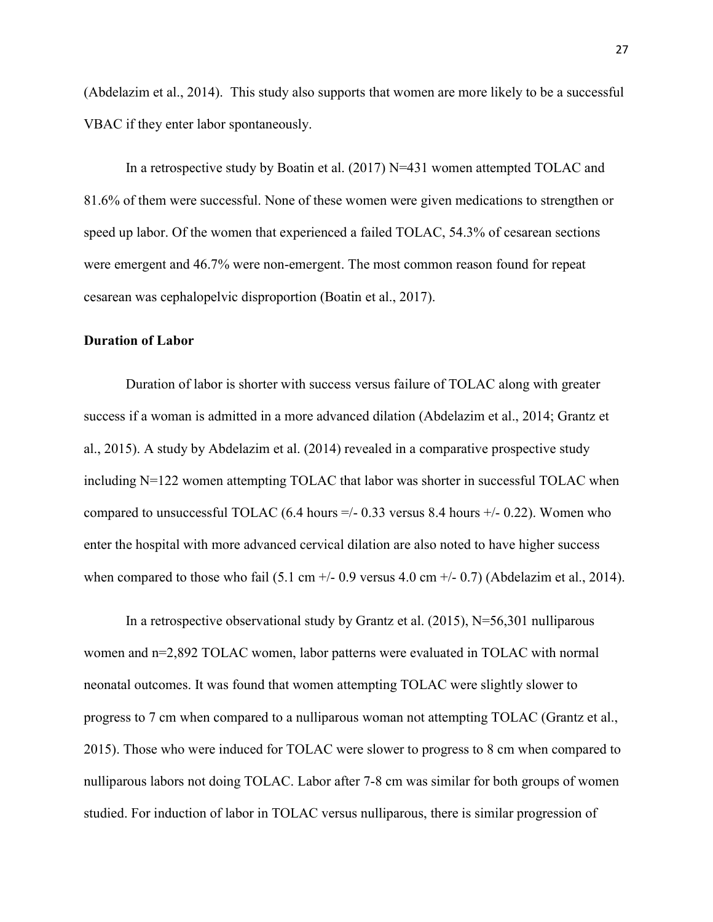(Abdelazim et al., 2014). This study also supports that women are more likely to be a successful VBAC if they enter labor spontaneously.

In a retrospective study by Boatin et al. (2017) N=431 women attempted TOLAC and 81.6% of them were successful. None of these women were given medications to strengthen or speed up labor. Of the women that experienced a failed TOLAC, 54.3% of cesarean sections were emergent and 46.7% were non-emergent. The most common reason found for repeat cesarean was cephalopelvic disproportion (Boatin et al., 2017).

**Duration of Labor**

Duration of labor is shorter with success versus failure of TOLAC along with greater success if a woman is admitted in a more advanced dilation (Abdelazim et al., 2014; Grantz et al., 2015). A study by Abdelazim et al. (2014) revealed in a comparative prospective study including N=122 women attempting TOLAC that labor was shorter in successful TOLAC when compared to unsuccessful TOLAC (6.4 hours =/- 0.33 versus 8.4 hours +/- 0.22). Women who enter the hospital with more advanced cervical dilation are also noted to have higher success when compared to those who fail (5.1 cm +/- 0.9 versus 4.0 cm +/- 0.7) (Abdelazim et al., 2014).

In a retrospective observational study by Grantz et al. (2015), N=56,301 nulliparous women and n=2,892 TOLAC women, labor patterns were evaluated in TOLAC with normal neonatal outcomes. It was found that women attempting TOLAC were slightly slower to progress to 7 cm when compared to a nulliparous woman not attempting TOLAC (Grantz et al., 2015). Those who were induced for TOLAC were slower to progress to 8 cm when compared to nulliparous labors not doing TOLAC. Labor after 7-8 cm was similar for both groups of women studied. For induction of labor in TOLAC versus nulliparous, there is similar progression of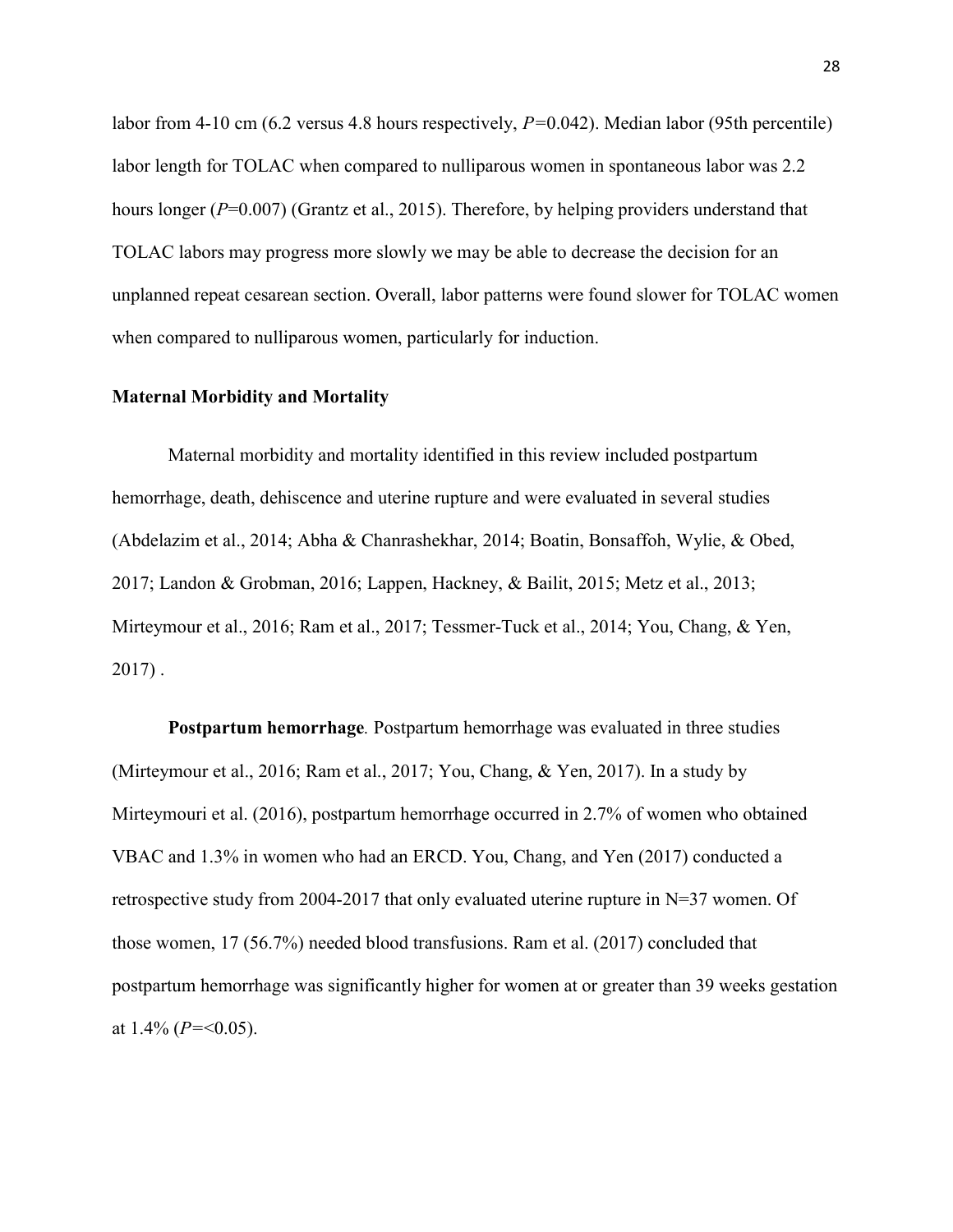labor from 4-10 cm (6.2 versus 4.8 hours respectively, $P$=0.042). Median labor (95th percentile) labor length for TOLAC when compared to nulliparous women in spontaneous labor was 2.2 hours longer ($P$=0.007) (Grantz et al., 2015). Therefore, by helping providers understand that TOLAC labors may progress more slowly we may be able to decrease the decision for an unplanned repeat cesarean section. Overall, labor patterns were found slower for TOLAC women when compared to nulliparous women, particularly for induction.

### Maternal Morbidity and Mortality

Maternal morbidity and mortality identified in this review included postpartum hemorrhage, death, dehiscence and uterine rupture and were evaluated in several studies (Abdelazim et al., 2014; Abha & Chanrashekhar, 2014; Boatin, Bonsaffoh, Wylie, & Obed, 2017; Landon & Grobman, 2016; Lappen, Hackney, & Bailit, 2015; Metz et al., 2013; Mirteymour et al., 2016; Ram et al., 2017; Tessmer-Tuck et al., 2014; You, Chang, & Yen, 2017) .

**Postpartum hemorrhage**. Postpartum hemorrhage was evaluated in three studies (Mirteymour et al., 2016; Ram et al., 2017; You, Chang, & Yen, 2017). In a study by Mirteymouri et al. (2016), postpartum hemorrhage occurred in 2.7% of women who obtained VBAC and 1.3% in women who had an ERCD. You, Chang, and Yen (2017) conducted a retrospective study from 2004-2017 that only evaluated uterine rupture in N=37 women. Of those women, 17 (56.7%) needed blood transfusions. Ram et al. (2017) concluded that postpartum hemorrhage was significantly higher for women at or greater than 39 weeks gestation at 1.4% ($P$=<0.05).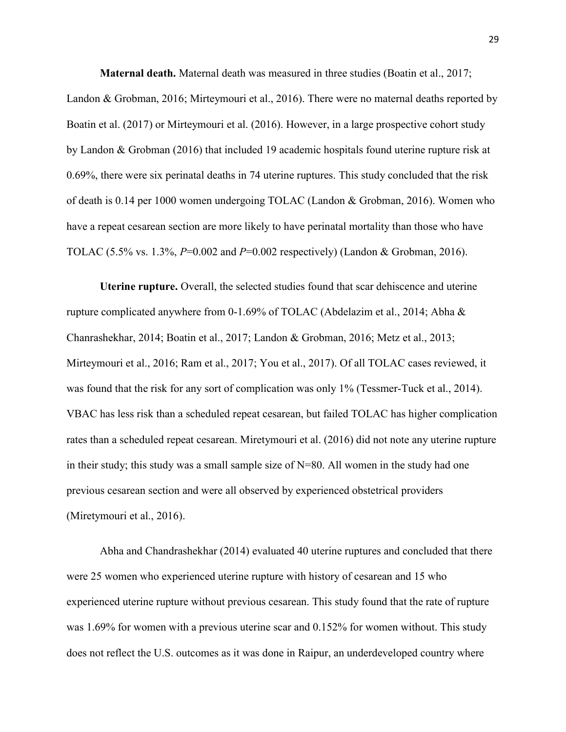**Maternal death.** Maternal death was measured in three studies (Boatin et al., 2017; Landon & Grobman, 2016; Mirteymouri et al., 2016). There were no maternal deaths reported by Boatin et al. (2017) or Mirteymouri et al. (2016). However, in a large prospective cohort study by Landon & Grobman (2016) that included 19 academic hospitals found uterine rupture risk at 0.69%, there were six perinatal deaths in 74 uterine ruptures. This study concluded that the risk of death is 0.14 per 1000 women undergoing TOLAC (Landon & Grobman, 2016). Women who have a repeat cesarean section are more likely to have perinatal mortality than those who have TOLAC (5.5% vs. 1.3%, *P*=0.002 and *P*=0.002 respectively) (Landon & Grobman, 2016).

**Uterine rupture.** Overall, the selected studies found that scar dehiscence and uterine rupture complicated anywhere from 0-1.69% of TOLAC (Abdelazim et al., 2014; Abha & Chanrashekhar, 2014; Boatin et al., 2017; Landon & Grobman, 2016; Metz et al., 2013; Mirteymouri et al., 2016; Ram et al., 2017; You et al., 2017). Of all TOLAC cases reviewed, it was found that the risk for any sort of complication was only 1% (Tessmer-Tuck et al., 2014). VBAC has less risk than a scheduled repeat cesarean, but failed TOLAC has higher complication rates than a scheduled repeat cesarean. Miretymouri et al. (2016) did not note any uterine rupture in their study; this study was a small sample size of N=80. All women in the study had one previous cesarean section and were all observed by experienced obstetrical providers (Miretymouri et al., 2016).

Abha and Chandrashekhar (2014) evaluated 40 uterine ruptures and concluded that there were 25 women who experienced uterine rupture with history of cesarean and 15 who experienced uterine rupture without previous cesarean. This study found that the rate of rupture was 1.69% for women with a previous uterine scar and 0.152% for women without. This study does not reflect the U.S. outcomes as it was done in Raipur, an underdeveloped country where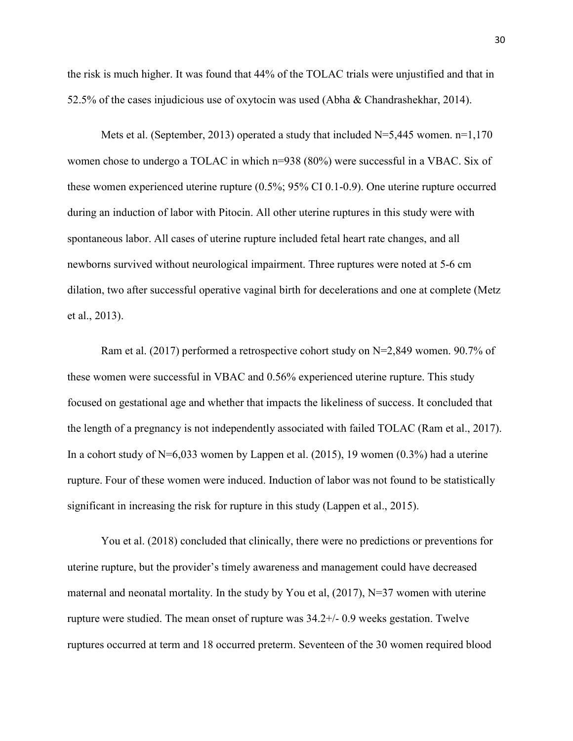the risk is much higher. It was found that 44% of the TOLAC trials were unjustified and that in 52.5% of the cases injudicious use of oxytocin was used (Abha & Chandrashekhar, 2014).

Mets et al. (September, 2013) operated a study that included N=5,445 women. n=1,170 women chose to undergo a TOLAC in which n=938 (80%) were successful in a VBAC. Six of these women experienced uterine rupture (0.5%; 95% CI 0.1-0.9). One uterine rupture occurred during an induction of labor with Pitocin. All other uterine ruptures in this study were with spontaneous labor. All cases of uterine rupture included fetal heart rate changes, and all newborns survived without neurological impairment. Three ruptures were noted at 5-6 cm dilation, two after successful operative vaginal birth for decelerations and one at complete (Metz et al., 2013).

Ram et al. (2017) performed a retrospective cohort study on N=2,849 women. 90.7% of these women were successful in VBAC and 0.56% experienced uterine rupture. This study focused on gestational age and whether that impacts the likeliness of success. It concluded that the length of a pregnancy is not independently associated with failed TOLAC (Ram et al., 2017). In a cohort study of N=6,033 women by Lappen et al. (2015), 19 women (0.3%) had a uterine rupture. Four of these women were induced. Induction of labor was not found to be statistically significant in increasing the risk for rupture in this study (Lappen et al., 2015).

You et al. (2018) concluded that clinically, there were no predictions or preventions for uterine rupture, but the provider's timely awareness and management could have decreased maternal and neonatal mortality. In the study by You et al, (2017), N=37 women with uterine rupture were studied. The mean onset of rupture was 34.2+/- 0.9 weeks gestation. Twelve ruptures occurred at term and 18 occurred preterm. Seventeen of the 30 women required blood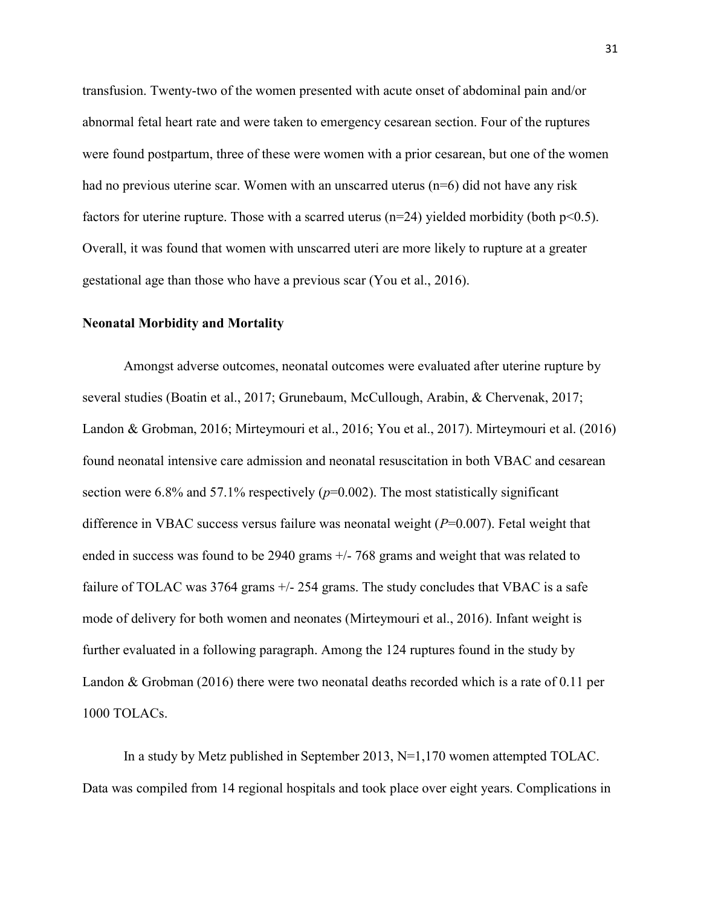transfusion. Twenty-two of the women presented with acute onset of abdominal pain and/or abnormal fetal heart rate and were taken to emergency cesarean section. Four of the ruptures were found postpartum, three of these were women with a prior cesarean, but one of the women had no previous uterine scar. Women with an unscarred uterus (n=6) did not have any risk factors for uterine rupture. Those with a scarred uterus (n=24) yielded morbidity (both $p<0.5$). Overall, it was found that women with unscarred uteri are more likely to rupture at a greater gestational age than those who have a previous scar (You et al., 2016).

### Neonatal Morbidity and Mortality

Amongst adverse outcomes, neonatal outcomes were evaluated after uterine rupture by several studies (Boatin et al., 2017; Grunebaum, McCullough, Arabin, & Chervenak, 2017; Landon & Grobman, 2016; Mirteymouri et al., 2016; You et al., 2017). Mirteymouri et al. (2016) found neonatal intensive care admission and neonatal resuscitation in both VBAC and cesarean section were 6.8% and 57.1% respectively ($p=0.002$). The most statistically significant difference in VBAC success versus failure was neonatal weight ($P=0.007$). Fetal weight that ended in success was found to be 2940 grams +/- 768 grams and weight that was related to failure of TOLAC was 3764 grams +/- 254 grams. The study concludes that VBAC is a safe mode of delivery for both women and neonates (Mirteymouri et al., 2016). Infant weight is further evaluated in a following paragraph. Among the 124 ruptures found in the study by Landon & Grobman (2016) there were two neonatal deaths recorded which is a rate of 0.11 per 1000 TOLACs.

In a study by Metz published in September 2013, N=1,170 women attempted TOLAC. Data was compiled from 14 regional hospitals and took place over eight years. Complications in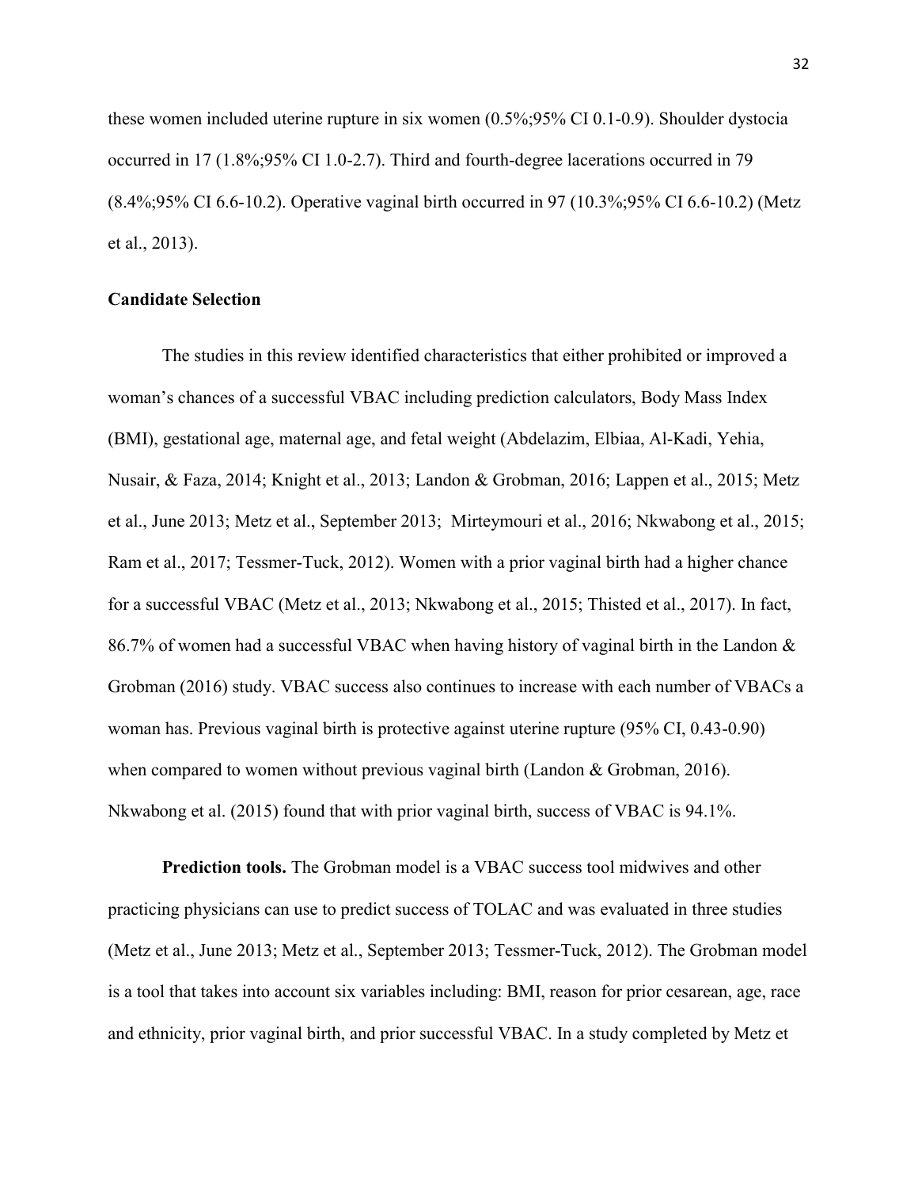these women included uterine rupture in six women (0.5%;95% CI 0.1-0.9). Shoulder dystocia occurred in 17 (1.8%;95% CI 1.0-2.7). Third and fourth-degree lacerations occurred in 79 (8.4%;95% CI 6.6-10.2). Operative vaginal birth occurred in 97 (10.3%;95% CI 6.6-10.2) (Metz et al., 2013).

**Candidate Selection**

The studies in this review identified characteristics that either prohibited or improved a woman's chances of a successful VBAC including prediction calculators, Body Mass Index (BMI), gestational age, maternal age, and fetal weight (Abdelazim, Elbiaa, Al-Kadi, Yehia, Nusair, & Faza, 2014; Knight et al., 2013; Landon & Grobman, 2016; Lappen et al., 2015; Metz et al., June 2013; Metz et al., September 2013; Mirteymouri et al., 2016; Nkwabong et al., 2015; Ram et al., 2017; Tessmer-Tuck, 2012). Women with a prior vaginal birth had a higher chance for a successful VBAC (Metz et al., 2013; Nkwabong et al., 2015; Thisted et al., 2017). In fact, 86.7% of women had a successful VBAC when having history of vaginal birth in the Landon & Grobman (2016) study. VBAC success also continues to increase with each number of VBACs a woman has. Previous vaginal birth is protective against uterine rupture (95% CI, 0.43-0.90) when compared to women without previous vaginal birth (Landon & Grobman, 2016). Nkwabong et al. (2015) found that with prior vaginal birth, success of VBAC is 94.1%.

**Prediction tools.** The Grobman model is a VBAC success tool midwives and other practicing physicians can use to predict success of TOLAC and was evaluated in three studies (Metz et al., June 2013; Metz et al., September 2013; Tessmer-Tuck, 2012). The Grobman model is a tool that takes into account six variables including: BMI, reason for prior cesarean, age, race and ethnicity, prior vaginal birth, and prior successful VBAC. In a study completed by Metz et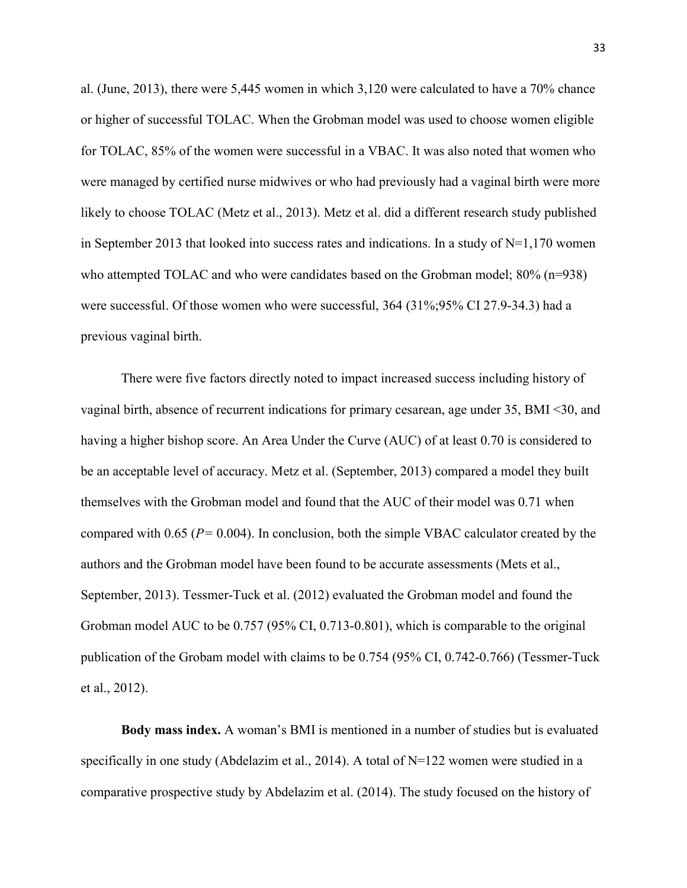al. (June, 2013), there were 5,445 women in which 3,120 were calculated to have a 70% chance or higher of successful TOLAC. When the Grobman model was used to choose women eligible for TOLAC, 85% of the women were successful in a VBAC. It was also noted that women who were managed by certified nurse midwives or who had previously had a vaginal birth were more likely to choose TOLAC (Metz et al., 2013). Metz et al. did a different research study published in September 2013 that looked into success rates and indications. In a study of N=1,170 women who attempted TOLAC and who were candidates based on the Grobman model; 80% (n=938) were successful. Of those women who were successful, 364 (31%;95% CI 27.9-34.3) had a previous vaginal birth.

There were five factors directly noted to impact increased success including history of vaginal birth, absence of recurrent indications for primary cesarean, age under 35, BMI <30, and having a higher bishop score. An Area Under the Curve (AUC) of at least 0.70 is considered to be an acceptable level of accuracy. Metz et al. (September, 2013) compared a model they built themselves with the Grobman model and found that the AUC of their model was 0.71 when compared with 0.65 ($P = 0.004$). In conclusion, both the simple VBAC calculator created by the authors and the Grobman model have been found to be accurate assessments (Mets et al., September, 2013). Tessmer-Tuck et al. (2012) evaluated the Grobman model and found the Grobman model AUC to be 0.757 (95% CI, 0.713-0.801), which is comparable to the original publication of the Grobam model with claims to be 0.754 (95% CI, 0.742-0.766) (Tessmer-Tuck et al., 2012).

**Body mass index.** A woman's BMI is mentioned in a number of studies but is evaluated specifically in one study (Abdelazim et al., 2014). A total of N=122 women were studied in a comparative prospective study by Abdelazim et al. (2014). The study focused on the history of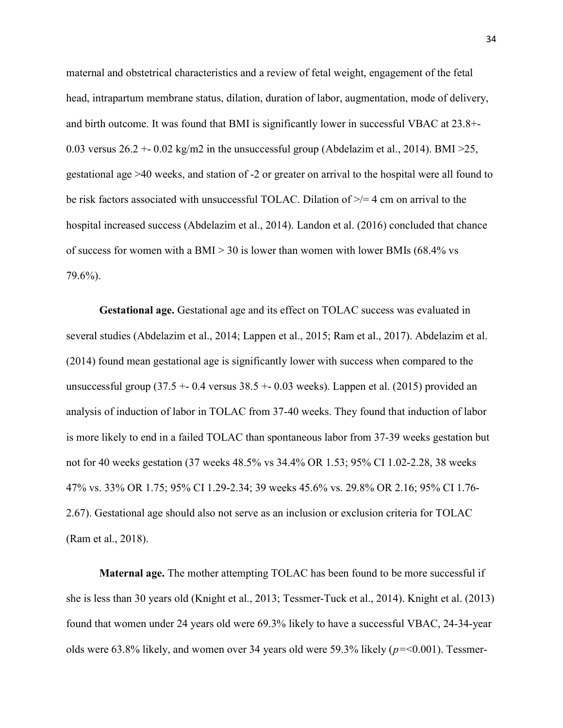maternal and obstetrical characteristics and a review of fetal weight, engagement of the fetal head, intrapartum membrane status, dilation, duration of labor, augmentation, mode of delivery, and birth outcome. It was found that BMI is significantly lower in successful VBAC at 23.8+- 0.03 versus 26.2 +- 0.02 kg/m2 in the unsuccessful group (Abdelazim et al., 2014). BMI >25, gestational age >40 weeks, and station of -2 or greater on arrival to the hospital were all found to be risk factors associated with unsuccessful TOLAC. Dilation of >/= 4 cm on arrival to the hospital increased success (Abdelazim et al., 2014). Landon et al. (2016) concluded that chance of success for women with a BMI > 30 is lower than women with lower BMIs (68.4% vs 79.6%).

**Gestational age.** Gestational age and its effect on TOLAC success was evaluated in several studies (Abdelazim et al., 2014; Lappen et al., 2015; Ram et al., 2017). Abdelazim et al. (2014) found mean gestational age is significantly lower with success when compared to the unsuccessful group (37.5 +- 0.4 versus 38.5 +- 0.03 weeks). Lappen et al. (2015) provided an analysis of induction of labor in TOLAC from 37-40 weeks. They found that induction of labor is more likely to end in a failed TOLAC than spontaneous labor from 37-39 weeks gestation but not for 40 weeks gestation (37 weeks 48.5% vs 34.4% OR 1.53; 95% CI 1.02-2.28, 38 weeks 47% vs. 33% OR 1.75; 95% CI 1.29-2.34; 39 weeks 45.6% vs. 29.8% OR 2.16; 95% CI 1.76-2.67). Gestational age should also not serve as an inclusion or exclusion criteria for TOLAC (Ram et al., 2018).

**Maternal age.** The mother attempting TOLAC has been found to be more successful if she is less than 30 years old (Knight et al., 2013; Tessmer-Tuck et al., 2014). Knight et al. (2013) found that women under 24 years old were 69.3% likely to have a successful VBAC, 24-34-year olds were 63.8% likely, and women over 34 years old were 59.3% likely (*p*=<0.001). Tessmer-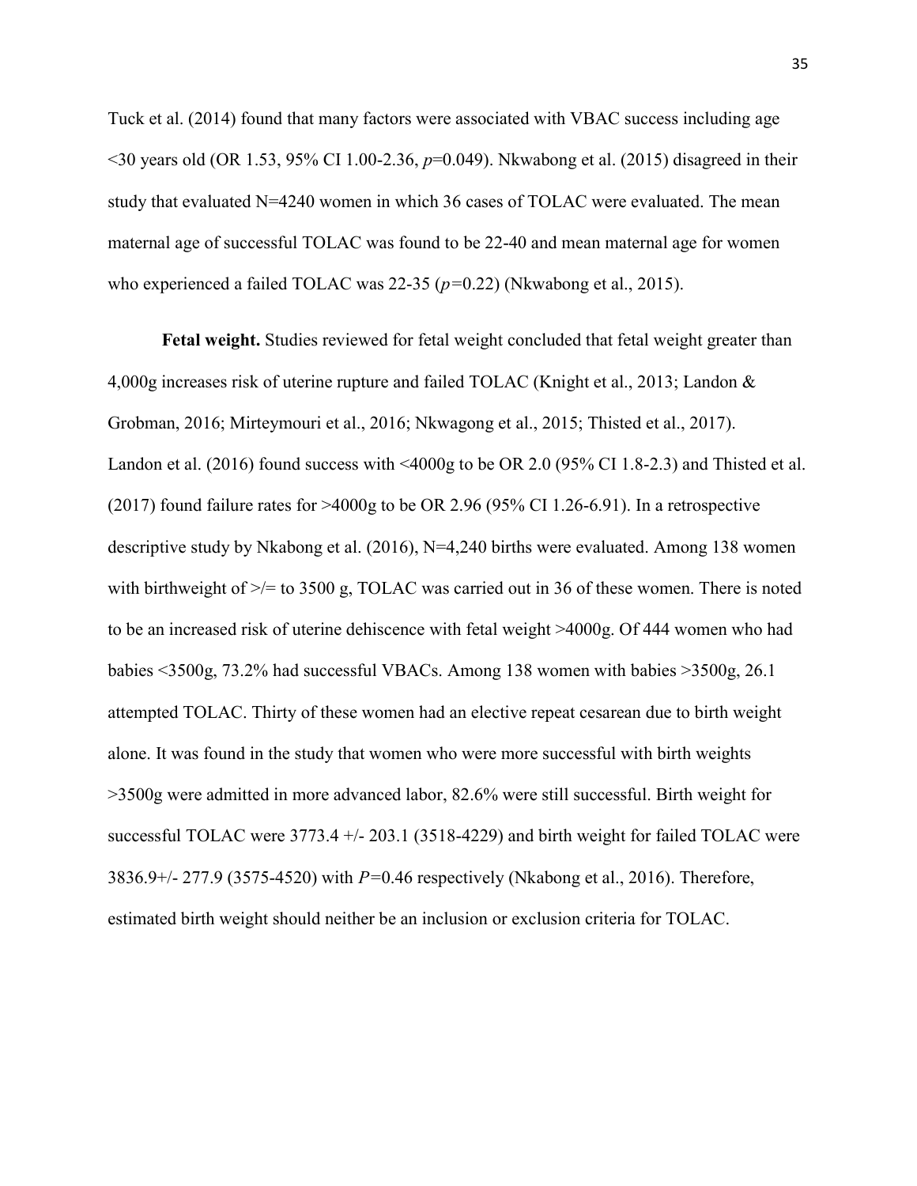Tuck et al. (2014) found that many factors were associated with VBAC success including age <30 years old (OR 1.53, 95% CI 1.00-2.36, *p*=0.049). Nkwabong et al. (2015) disagreed in their study that evaluated N=4240 women in which 36 cases of TOLAC were evaluated. The mean maternal age of successful TOLAC was found to be 22-40 and mean maternal age for women who experienced a failed TOLAC was 22-35 (*p*=0.22) (Nkwabong et al., 2015).

**Fetal weight.** Studies reviewed for fetal weight concluded that fetal weight greater than 4,000g increases risk of uterine rupture and failed TOLAC (Knight et al., 2013; Landon & Grobman, 2016; Mirteymouri et al., 2016; Nkwagong et al., 2015; Thisted et al., 2017). Landon et al. (2016) found success with <4000g to be OR 2.0 (95% CI 1.8-2.3) and Thisted et al. (2017) found failure rates for >4000g to be OR 2.96 (95% CI 1.26-6.91). In a retrospective descriptive study by Nkabong et al. (2016), N=4,240 births were evaluated. Among 138 women with birthweight of >/= to 3500 g, TOLAC was carried out in 36 of these women. There is noted to be an increased risk of uterine dehiscence with fetal weight >4000g. Of 444 women who had babies <3500g, 73.2% had successful VBACs. Among 138 women with babies >3500g, 26.1 attempted TOLAC. Thirty of these women had an elective repeat cesarean due to birth weight alone. It was found in the study that women who were more successful with birth weights >3500g were admitted in more advanced labor, 82.6% were still successful. Birth weight for successful TOLAC were 3773.4 +/- 203.1 (3518-4229) and birth weight for failed TOLAC were 3836.9+/- 277.9 (3575-4520) with *P*=0.46 respectively (Nkabong et al., 2016). Therefore, estimated birth weight should neither be an inclusion or exclusion criteria for TOLAC.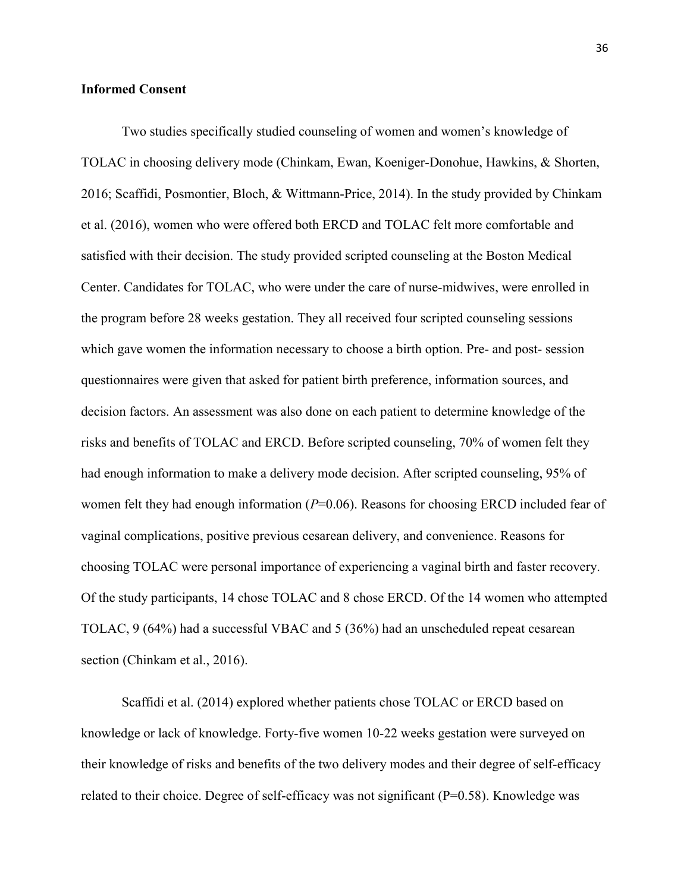**Informed Consent**

Two studies specifically studied counseling of women and women's knowledge of TOLAC in choosing delivery mode (Chinkam, Ewan, Koeniger-Donohue, Hawkins, & Shorten, 2016; Scaffidi, Posmontier, Bloch, & Wittmann-Price, 2014). In the study provided by Chinkam et al. (2016), women who were offered both ERCD and TOLAC felt more comfortable and satisfied with their decision. The study provided scripted counseling at the Boston Medical Center. Candidates for TOLAC, who were under the care of nurse-midwives, were enrolled in the program before 28 weeks gestation. They all received four scripted counseling sessions which gave women the information necessary to choose a birth option. Pre- and post- session questionnaires were given that asked for patient birth preference, information sources, and decision factors. An assessment was also done on each patient to determine knowledge of the risks and benefits of TOLAC and ERCD. Before scripted counseling, 70% of women felt they had enough information to make a delivery mode decision. After scripted counseling, 95% of women felt they had enough information ($P$=0.06). Reasons for choosing ERCD included fear of vaginal complications, positive previous cesarean delivery, and convenience. Reasons for choosing TOLAC were personal importance of experiencing a vaginal birth and faster recovery. Of the study participants, 14 chose TOLAC and 8 chose ERCD. Of the 14 women who attempted TOLAC, 9 (64%) had a successful VBAC and 5 (36%) had an unscheduled repeat cesarean section (Chinkam et al., 2016).

Scaffidi et al. (2014) explored whether patients chose TOLAC or ERCD based on knowledge or lack of knowledge. Forty-five women 10-22 weeks gestation were surveyed on their knowledge of risks and benefits of the two delivery modes and their degree of self-efficacy related to their choice. Degree of self-efficacy was not significant (P=0.58). Knowledge was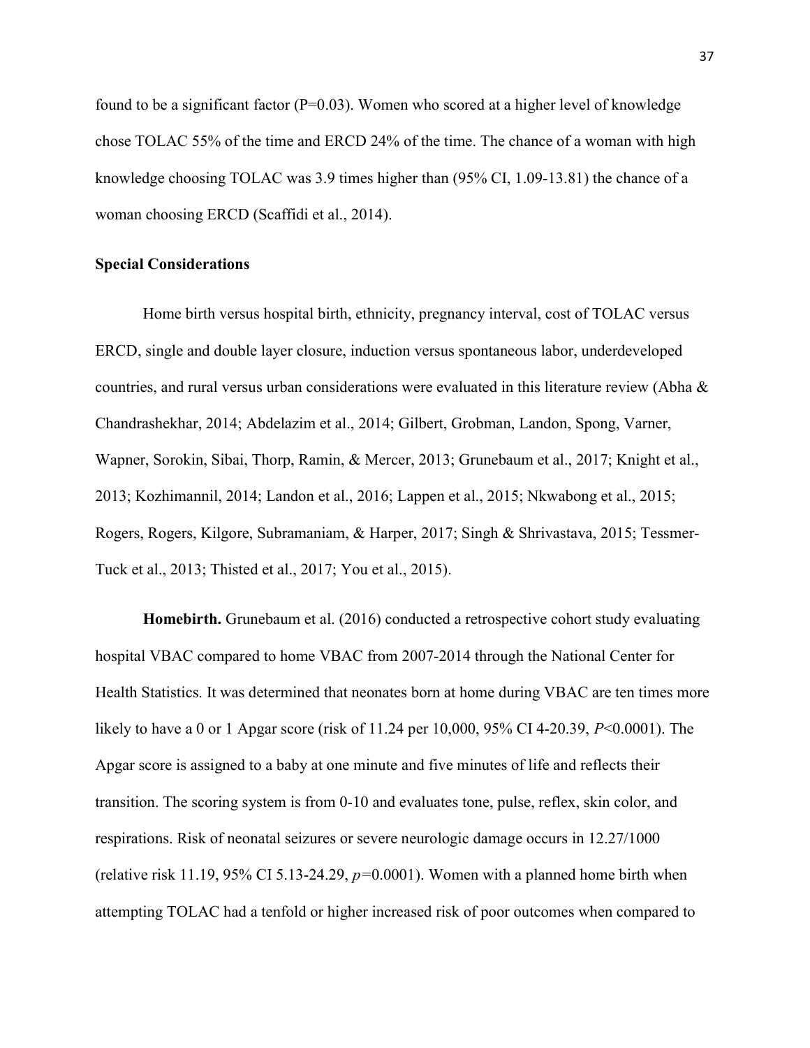found to be a significant factor ($P=0.03$). Women who scored at a higher level of knowledge chose TOLAC 55% of the time and ERCD 24% of the time. The chance of a woman with high knowledge choosing TOLAC was 3.9 times higher than (95% CI, 1.09-13.81) the chance of a woman choosing ERCD (Scaffidi et al., 2014).

**Special Considerations**

Home birth versus hospital birth, ethnicity, pregnancy interval, cost of TOLAC versus ERCD, single and double layer closure, induction versus spontaneous labor, underdeveloped countries, and rural versus urban considerations were evaluated in this literature review (Abha & Chandrashekhar, 2014; Abdelazim et al., 2014; Gilbert, Grobman, Landon, Spong, Varner, Wapner, Sorokin, Sibai, Thorp, Ramin, & Mercer, 2013; Grunebaum et al., 2017; Knight et al., 2013; Kozhimannil, 2014; Landon et al., 2016; Lappen et al., 2015; Nkwabong et al., 2015; Rogers, Rogers, Kilgore, Subramaniam, & Harper, 2017; Singh & Shrivastava, 2015; Tessmer-Tuck et al., 2013; Thisted et al., 2017; You et al., 2015).

**Homebirth.** Grunebaum et al. (2016) conducted a retrospective cohort study evaluating hospital VBAC compared to home VBAC from 2007-2014 through the National Center for Health Statistics. It was determined that neonates born at home during VBAC are ten times more likely to have a 0 or 1 Apgar score (risk of 11.24 per 10,000, 95% CI 4-20.39, $P<0.0001$). The Apgar score is assigned to a baby at one minute and five minutes of life and reflects their transition. The scoring system is from 0-10 and evaluates tone, pulse, reflex, skin color, and respirations. Risk of neonatal seizures or severe neurologic damage occurs in 12.27/1000 (relative risk 11.19, 95% CI 5.13-24.29, $p=0.0001$). Women with a planned home birth when attempting TOLAC had a tenfold or higher increased risk of poor outcomes when compared to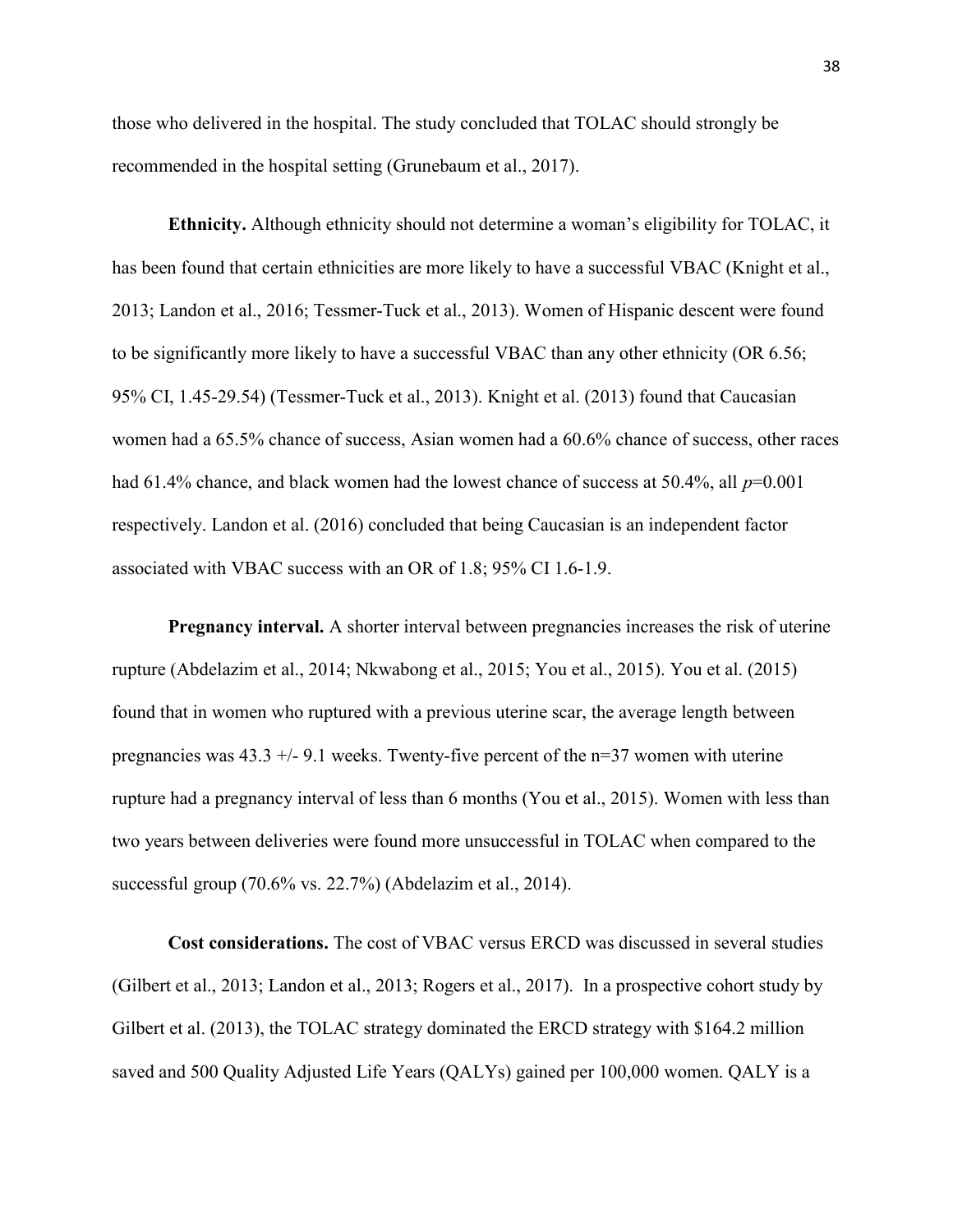those who delivered in the hospital. The study concluded that TOLAC should strongly be recommended in the hospital setting (Grunebaum et al., 2017).

**Ethnicity.** Although ethnicity should not determine a woman's eligibility for TOLAC, it has been found that certain ethnicities are more likely to have a successful VBAC (Knight et al., 2013; Landon et al., 2016; Tessmer-Tuck et al., 2013). Women of Hispanic descent were found to be significantly more likely to have a successful VBAC than any other ethnicity (OR 6.56; 95% CI, 1.45-29.54) (Tessmer-Tuck et al., 2013). Knight et al. (2013) found that Caucasian women had a 65.5% chance of success, Asian women had a 60.6% chance of success, other races had 61.4% chance, and black women had the lowest chance of success at 50.4%, all $p$=0.001 respectively. Landon et al. (2016) concluded that being Caucasian is an independent factor associated with VBAC success with an OR of 1.8; 95% CI 1.6-1.9.

**Pregnancy interval.** A shorter interval between pregnancies increases the risk of uterine rupture (Abdelazim et al., 2014; Nkwabong et al., 2015; You et al., 2015). You et al. (2015) found that in women who ruptured with a previous uterine scar, the average length between pregnancies was 43.3 +/- 9.1 weeks. Twenty-five percent of the n=37 women with uterine rupture had a pregnancy interval of less than 6 months (You et al., 2015). Women with less than two years between deliveries were found more unsuccessful in TOLAC when compared to the successful group (70.6% vs. 22.7%) (Abdelazim et al., 2014).

**Cost considerations.** The cost of VBAC versus ERCD was discussed in several studies (Gilbert et al., 2013; Landon et al., 2013; Rogers et al., 2017). In a prospective cohort study by Gilbert et al. (2013), the TOLAC strategy dominated the ERCD strategy with $164.2 million saved and 500 Quality Adjusted Life Years (QALYs) gained per 100,000 women. QALY is a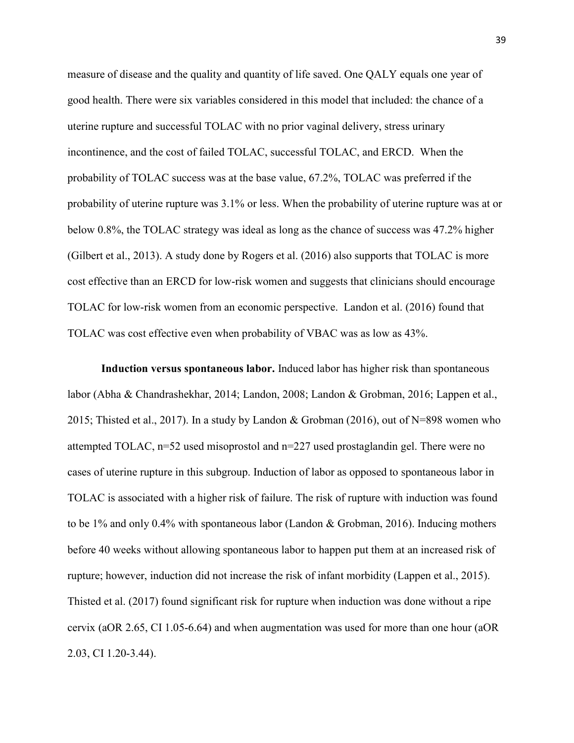measure of disease and the quality and quantity of life saved. One QALY equals one year of good health. There were six variables considered in this model that included: the chance of a uterine rupture and successful TOLAC with no prior vaginal delivery, stress urinary incontinence, and the cost of failed TOLAC, successful TOLAC, and ERCD. When the probability of TOLAC success was at the base value, 67.2%, TOLAC was preferred if the probability of uterine rupture was 3.1% or less. When the probability of uterine rupture was at or below 0.8%, the TOLAC strategy was ideal as long as the chance of success was 47.2% higher (Gilbert et al., 2013). A study done by Rogers et al. (2016) also supports that TOLAC is more cost effective than an ERCD for low-risk women and suggests that clinicians should encourage TOLAC for low-risk women from an economic perspective. Landon et al. (2016) found that TOLAC was cost effective even when probability of VBAC was as low as 43%.

**Induction versus spontaneous labor.** Induced labor has higher risk than spontaneous labor (Abha & Chandrashekhar, 2014; Landon, 2008; Landon & Grobman, 2016; Lappen et al., 2015; Thisted et al., 2017). In a study by Landon & Grobman (2016), out of N=898 women who attempted TOLAC, n=52 used misoprostol and n=227 used prostaglandin gel. There were no cases of uterine rupture in this subgroup. Induction of labor as opposed to spontaneous labor in TOLAC is associated with a higher risk of failure. The risk of rupture with induction was found to be 1% and only 0.4% with spontaneous labor (Landon & Grobman, 2016). Inducing mothers before 40 weeks without allowing spontaneous labor to happen put them at an increased risk of rupture; however, induction did not increase the risk of infant morbidity (Lappen et al., 2015). Thisted et al. (2017) found significant risk for rupture when induction was done without a ripe cervix (aOR 2.65, CI 1.05-6.64) and when augmentation was used for more than one hour (aOR 2.03, CI 1.20-3.44).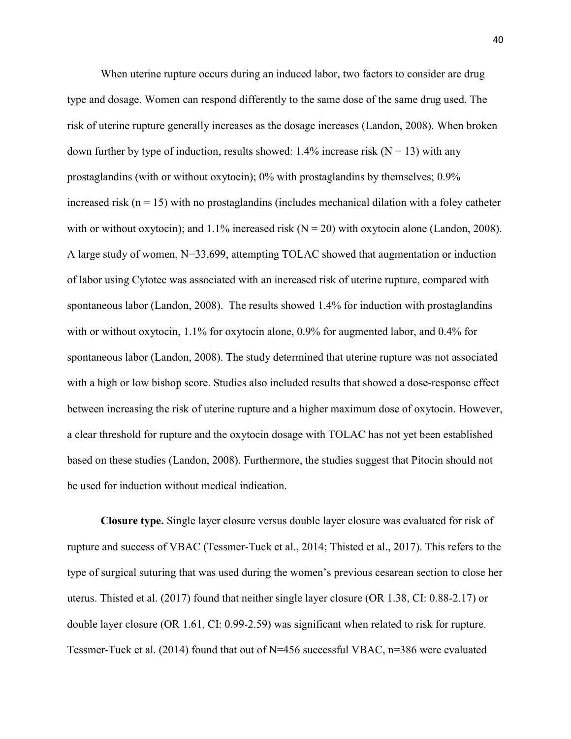When uterine rupture occurs during an induced labor, two factors to consider are drug type and dosage. Women can respond differently to the same dose of the same drug used. The risk of uterine rupture generally increases as the dosage increases (Landon, 2008). When broken down further by type of induction, results showed: 1.4% increase risk (N = 13) with any prostaglandins (with or without oxytocin); 0% with prostaglandins by themselves; 0.9% increased risk (n = 15) with no prostaglandins (includes mechanical dilation with a foley catheter with or without oxytocin); and 1.1% increased risk (N = 20) with oxytocin alone (Landon, 2008). A large study of women, N=33,699, attempting TOLAC showed that augmentation or induction of labor using Cytotec was associated with an increased risk of uterine rupture, compared with spontaneous labor (Landon, 2008). The results showed 1.4% for induction with prostaglandins with or without oxytocin, 1.1% for oxytocin alone, 0.9% for augmented labor, and 0.4% for spontaneous labor (Landon, 2008). The study determined that uterine rupture was not associated with a high or low bishop score. Studies also included results that showed a dose-response effect between increasing the risk of uterine rupture and a higher maximum dose of oxytocin. However, a clear threshold for rupture and the oxytocin dosage with TOLAC has not yet been established based on these studies (Landon, 2008). Furthermore, the studies suggest that Pitocin should not be used for induction without medical indication.

**Closure type.** Single layer closure versus double layer closure was evaluated for risk of rupture and success of VBAC (Tessmer-Tuck et al., 2014; Thisted et al., 2017). This refers to the type of surgical suturing that was used during the women's previous cesarean section to close her uterus. Thisted et al. (2017) found that neither single layer closure (OR 1.38, CI: 0.88-2.17) or double layer closure (OR 1.61, CI: 0.99-2.59) was significant when related to risk for rupture. Tessmer-Tuck et al. (2014) found that out of N=456 successful VBAC, n=386 were evaluated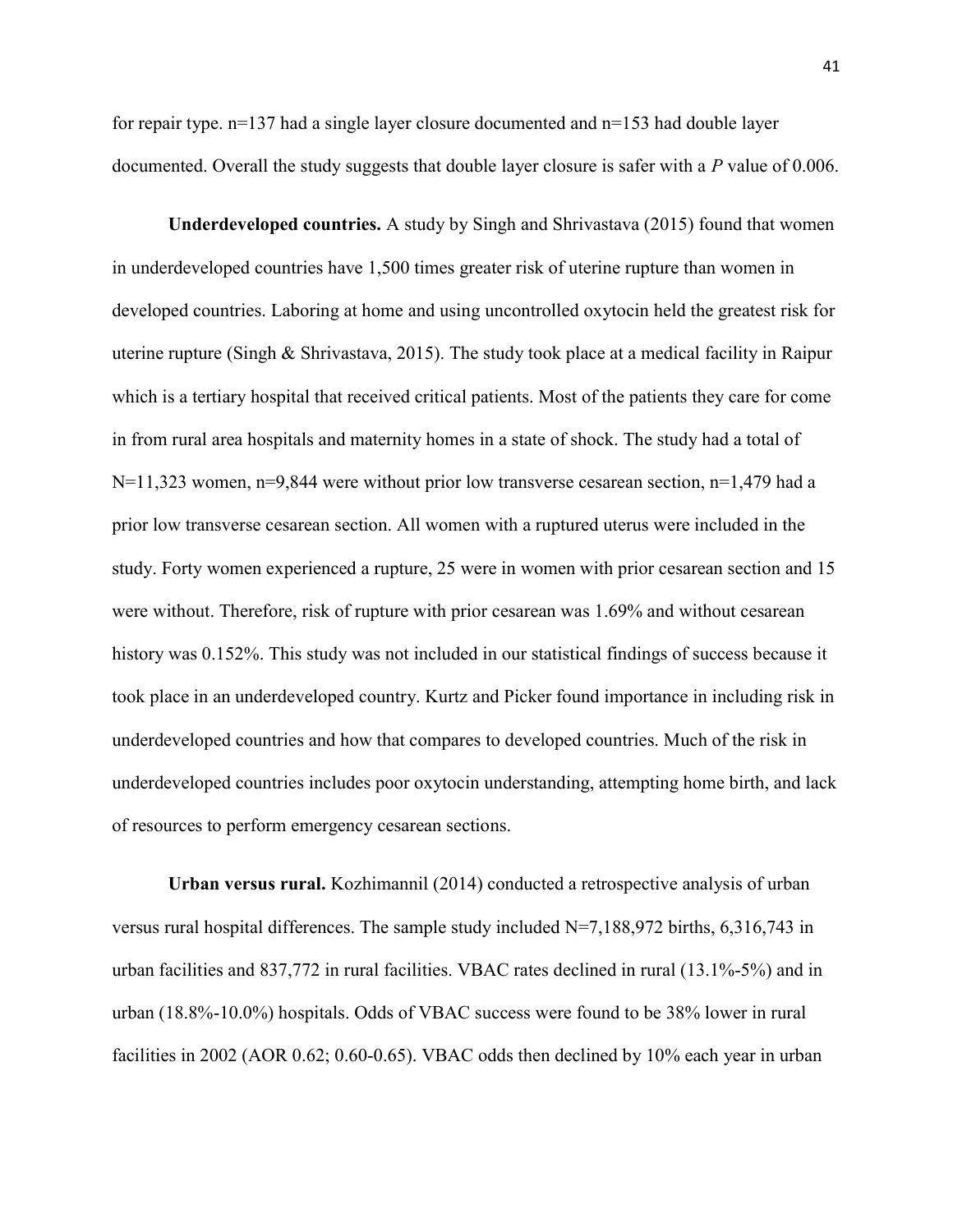for repair type. n=137 had a single layer closure documented and n=153 had double layer documented. Overall the study suggests that double layer closure is safer with a *P* value of 0.006.

**Underdeveloped countries.** A study by Singh and Shrivastava (2015) found that women in underdeveloped countries have 1,500 times greater risk of uterine rupture than women in developed countries. Laboring at home and using uncontrolled oxytocin held the greatest risk for uterine rupture (Singh & Shrivastava, 2015). The study took place at a medical facility in Raipur which is a tertiary hospital that received critical patients. Most of the patients they care for come in from rural area hospitals and maternity homes in a state of shock. The study had a total of N=11,323 women, n=9,844 were without prior low transverse cesarean section, n=1,479 had a prior low transverse cesarean section. All women with a ruptured uterus were included in the study. Forty women experienced a rupture, 25 were in women with prior cesarean section and 15 were without. Therefore, risk of rupture with prior cesarean was 1.69% and without cesarean history was 0.152%. This study was not included in our statistical findings of success because it took place in an underdeveloped country. Kurtz and Picker found importance in including risk in underdeveloped countries and how that compares to developed countries. Much of the risk in underdeveloped countries includes poor oxytocin understanding, attempting home birth, and lack of resources to perform emergency cesarean sections.

**Urban versus rural.** Kozhimannil (2014) conducted a retrospective analysis of urban versus rural hospital differences. The sample study included N=7,188,972 births, 6,316,743 in urban facilities and 837,772 in rural facilities. VBAC rates declined in rural (13.1%-5%) and in urban (18.8%-10.0%) hospitals. Odds of VBAC success were found to be 38% lower in rural facilities in 2002 (AOR 0.62; 0.60-0.65). VBAC odds then declined by 10% each year in urban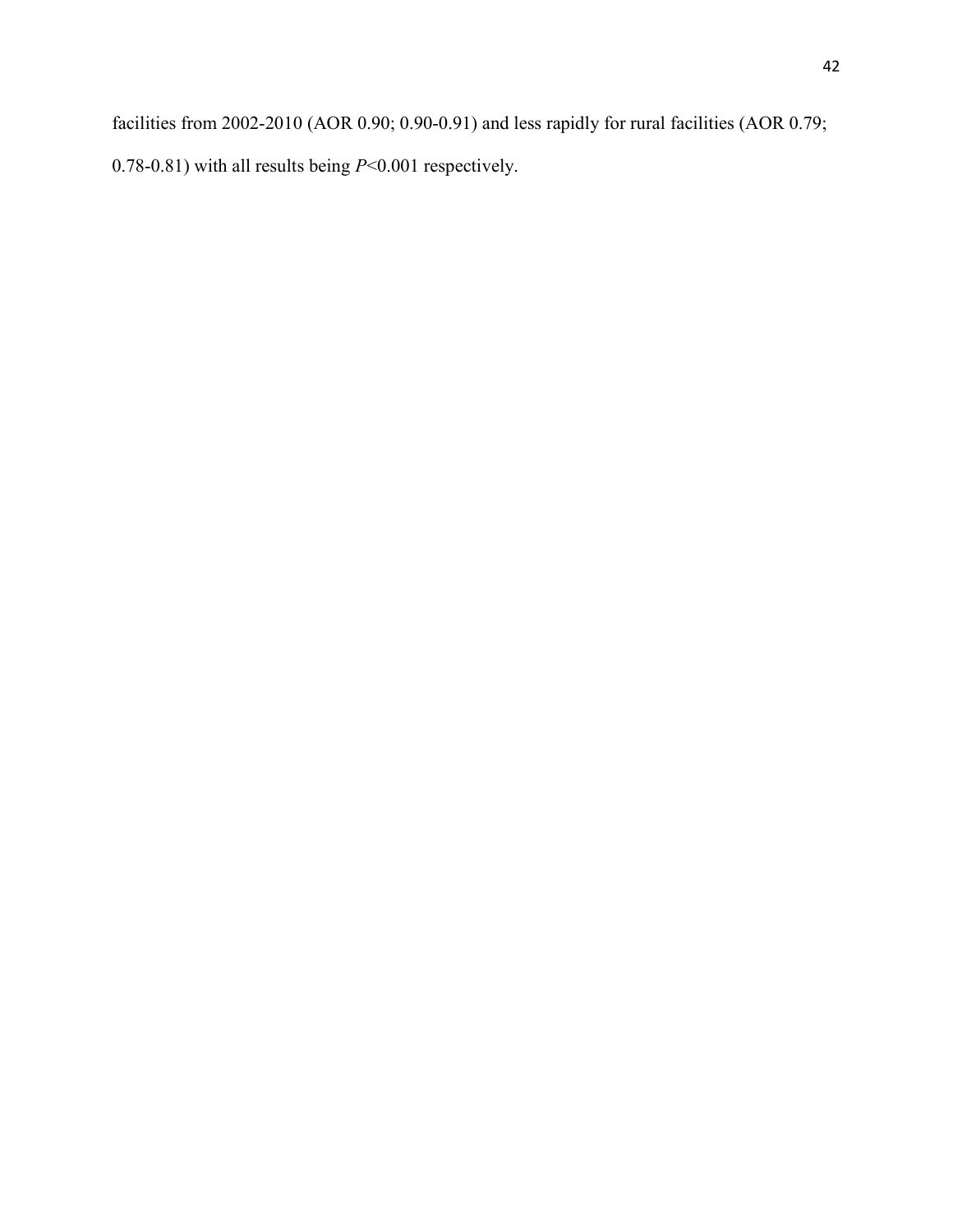facilities from 2002-2010 (AOR 0.90; 0.90-0.91) and less rapidly for rural facilities (AOR 0.79; 0.78-0.81) with all results being $P<0.001$ respectively.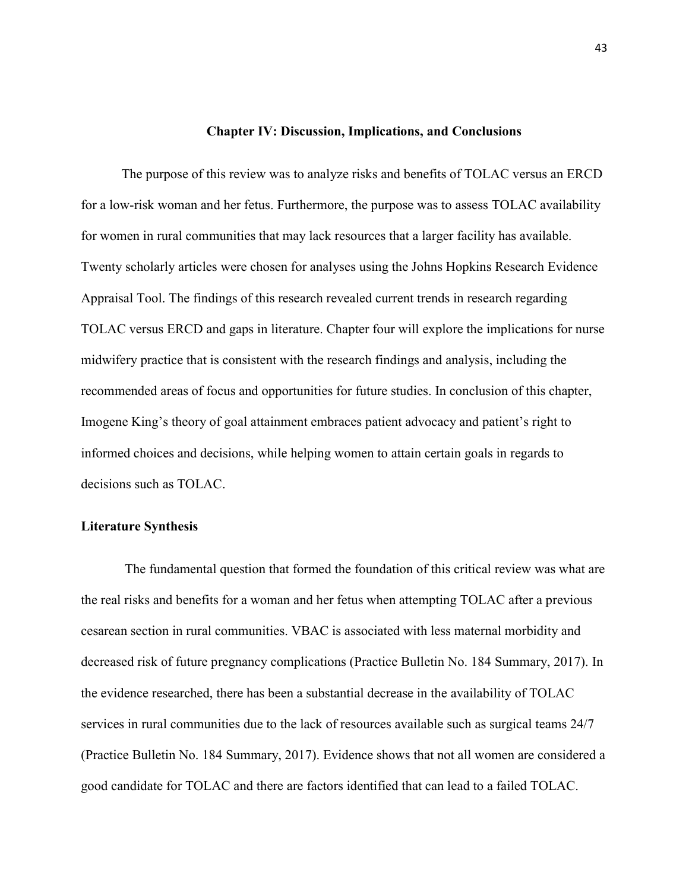# Chapter IV: Discussion, Implications, and Conclusions

The purpose of this review was to analyze risks and benefits of TOLAC versus an ERCD for a low-risk woman and her fetus. Furthermore, the purpose was to assess TOLAC availability for women in rural communities that may lack resources that a larger facility has available. Twenty scholarly articles were chosen for analyses using the Johns Hopkins Research Evidence Appraisal Tool. The findings of this research revealed current trends in research regarding TOLAC versus ERCD and gaps in literature. Chapter four will explore the implications for nurse midwifery practice that is consistent with the research findings and analysis, including the recommended areas of focus and opportunities for future studies. In conclusion of this chapter, Imogene King's theory of goal attainment embraces patient advocacy and patient's right to informed choices and decisions, while helping women to attain certain goals in regards to decisions such as TOLAC.

## Literature Synthesis

The fundamental question that formed the foundation of this critical review was what are the real risks and benefits for a woman and her fetus when attempting TOLAC after a previous cesarean section in rural communities. VBAC is associated with less maternal morbidity and decreased risk of future pregnancy complications (Practice Bulletin No. 184 Summary, 2017). In the evidence researched, there has been a substantial decrease in the availability of TOLAC services in rural communities due to the lack of resources available such as surgical teams 24/7 (Practice Bulletin No. 184 Summary, 2017). Evidence shows that not all women are considered a good candidate for TOLAC and there are factors identified that can lead to a failed TOLAC.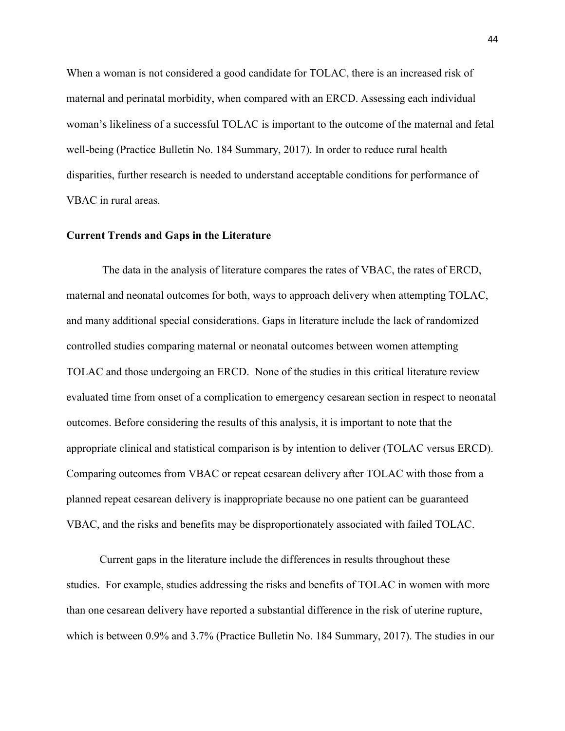When a woman is not considered a good candidate for TOLAC, there is an increased risk of maternal and perinatal morbidity, when compared with an ERCD. Assessing each individual woman's likeliness of a successful TOLAC is important to the outcome of the maternal and fetal well-being (Practice Bulletin No. 184 Summary, 2017). In order to reduce rural health disparities, further research is needed to understand acceptable conditions for performance of VBAC in rural areas.

### Current Trends and Gaps in the Literature

The data in the analysis of literature compares the rates of VBAC, the rates of ERCD, maternal and neonatal outcomes for both, ways to approach delivery when attempting TOLAC, and many additional special considerations. Gaps in literature include the lack of randomized controlled studies comparing maternal or neonatal outcomes between women attempting TOLAC and those undergoing an ERCD. None of the studies in this critical literature review evaluated time from onset of a complication to emergency cesarean section in respect to neonatal outcomes. Before considering the results of this analysis, it is important to note that the appropriate clinical and statistical comparison is by intention to deliver (TOLAC versus ERCD). Comparing outcomes from VBAC or repeat cesarean delivery after TOLAC with those from a planned repeat cesarean delivery is inappropriate because no one patient can be guaranteed VBAC, and the risks and benefits may be disproportionately associated with failed TOLAC.

Current gaps in the literature include the differences in results throughout these studies. For example, studies addressing the risks and benefits of TOLAC in women with more than one cesarean delivery have reported a substantial difference in the risk of uterine rupture, which is between 0.9% and 3.7% (Practice Bulletin No. 184 Summary, 2017). The studies in our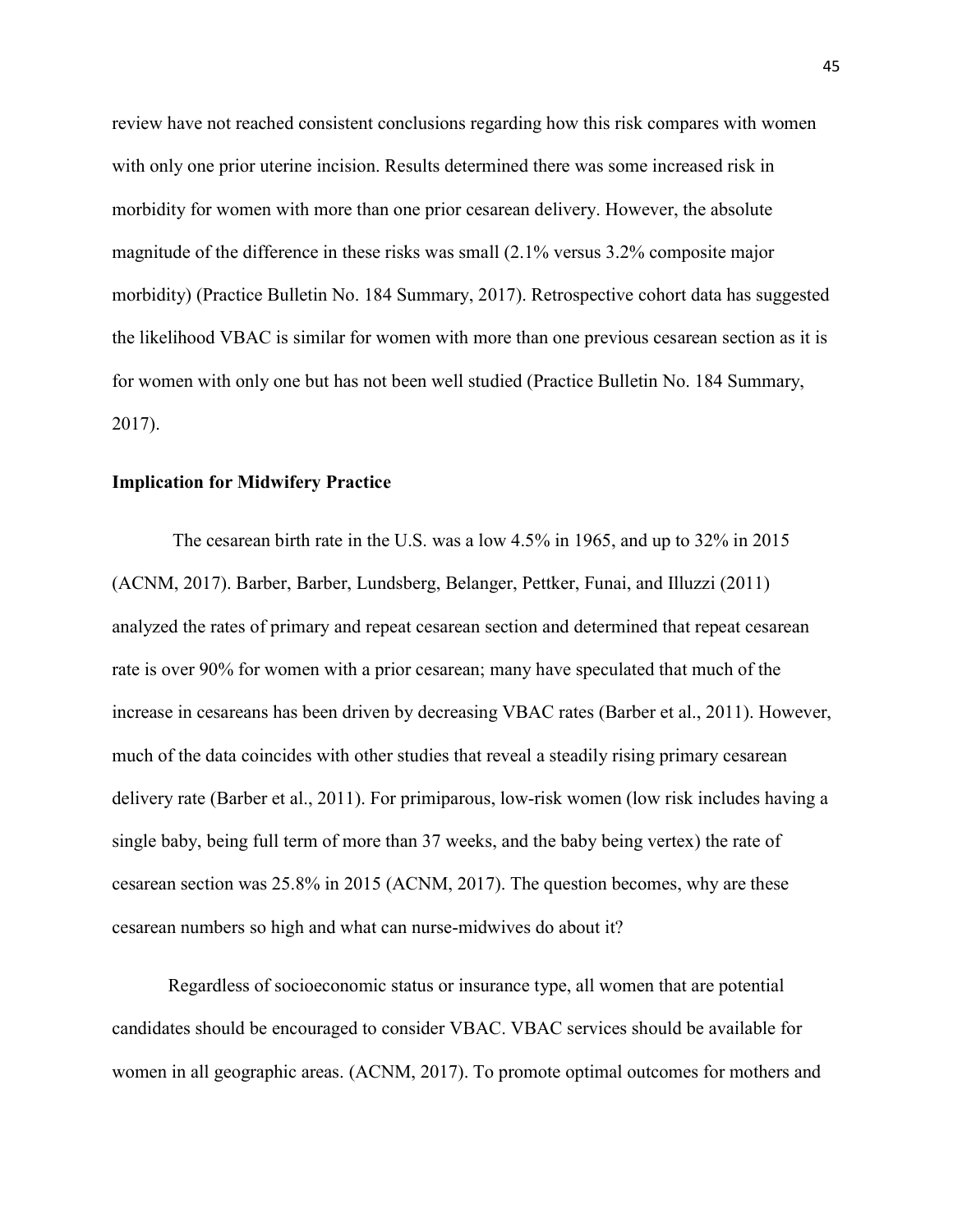review have not reached consistent conclusions regarding how this risk compares with women with only one prior uterine incision. Results determined there was some increased risk in morbidity for women with more than one prior cesarean delivery. However, the absolute magnitude of the difference in these risks was small (2.1% versus 3.2% composite major morbidity) (Practice Bulletin No. 184 Summary, 2017). Retrospective cohort data has suggested the likelihood VBAC is similar for women with more than one previous cesarean section as it is for women with only one but has not been well studied (Practice Bulletin No. 184 Summary, 2017).

### Implication for Midwifery Practice

The cesarean birth rate in the U.S. was a low 4.5% in 1965, and up to 32% in 2015 (ACNM, 2017). Barber, Barber, Lundsberg, Belanger, Pettker, Funai, and Illuzzi (2011) analyzed the rates of primary and repeat cesarean section and determined that repeat cesarean rate is over 90% for women with a prior cesarean; many have speculated that much of the increase in cesareans has been driven by decreasing VBAC rates (Barber et al., 2011). However, much of the data coincides with other studies that reveal a steadily rising primary cesarean delivery rate (Barber et al., 2011). For primiparous, low-risk women (low risk includes having a single baby, being full term of more than 37 weeks, and the baby being vertex) the rate of cesarean section was 25.8% in 2015 (ACNM, 2017). The question becomes, why are these cesarean numbers so high and what can nurse-midwives do about it?

Regardless of socioeconomic status or insurance type, all women that are potential candidates should be encouraged to consider VBAC. VBAC services should be available for women in all geographic areas. (ACNM, 2017). To promote optimal outcomes for mothers and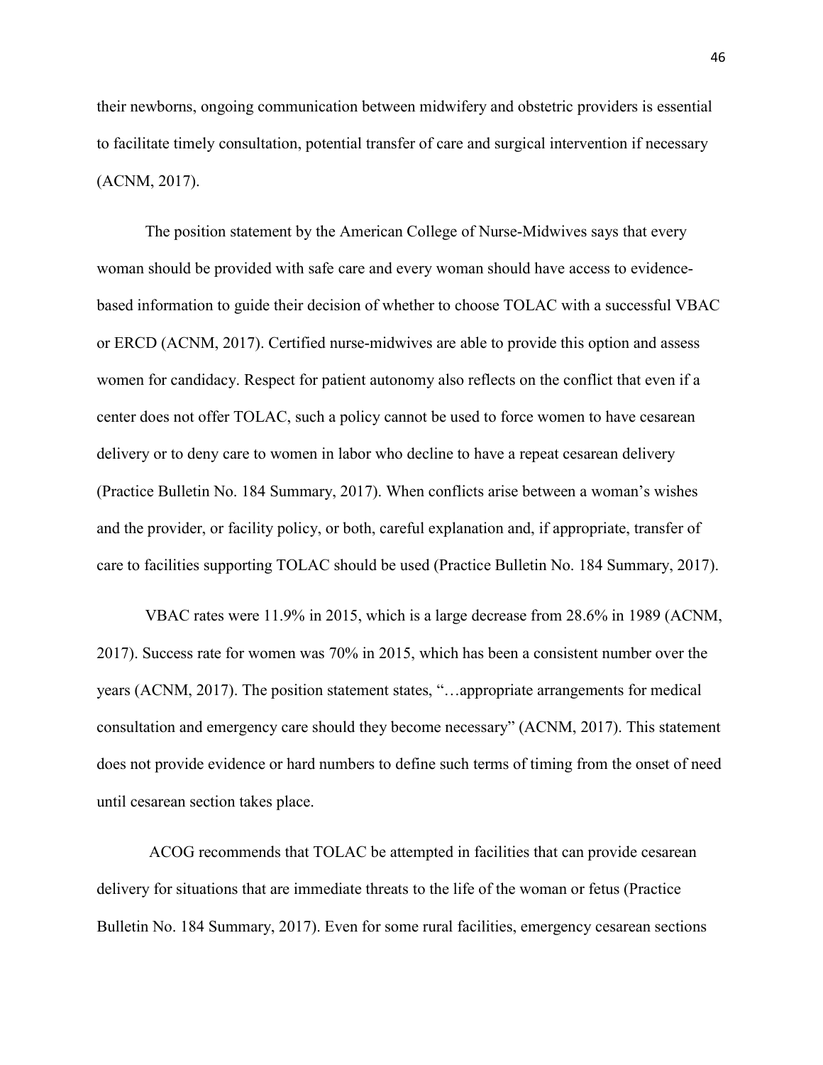their newborns, ongoing communication between midwifery and obstetric providers is essential to facilitate timely consultation, potential transfer of care and surgical intervention if necessary (ACNM, 2017).

The position statement by the American College of Nurse-Midwives says that every woman should be provided with safe care and every woman should have access to evidence-based information to guide their decision of whether to choose TOLAC with a successful VBAC or ERCD (ACNM, 2017). Certified nurse-midwives are able to provide this option and assess women for candidacy. Respect for patient autonomy also reflects on the conflict that even if a center does not offer TOLAC, such a policy cannot be used to force women to have cesarean delivery or to deny care to women in labor who decline to have a repeat cesarean delivery (Practice Bulletin No. 184 Summary, 2017). When conflicts arise between a woman's wishes and the provider, or facility policy, or both, careful explanation and, if appropriate, transfer of care to facilities supporting TOLAC should be used (Practice Bulletin No. 184 Summary, 2017).

VBAC rates were 11.9% in 2015, which is a large decrease from 28.6% in 1989 (ACNM, 2017). Success rate for women was 70% in 2015, which has been a consistent number over the years (ACNM, 2017). The position statement states, "…appropriate arrangements for medical consultation and emergency care should they become necessary" (ACNM, 2017). This statement does not provide evidence or hard numbers to define such terms of timing from the onset of need until cesarean section takes place.

ACOG recommends that TOLAC be attempted in facilities that can provide cesarean delivery for situations that are immediate threats to the life of the woman or fetus (Practice Bulletin No. 184 Summary, 2017). Even for some rural facilities, emergency cesarean sections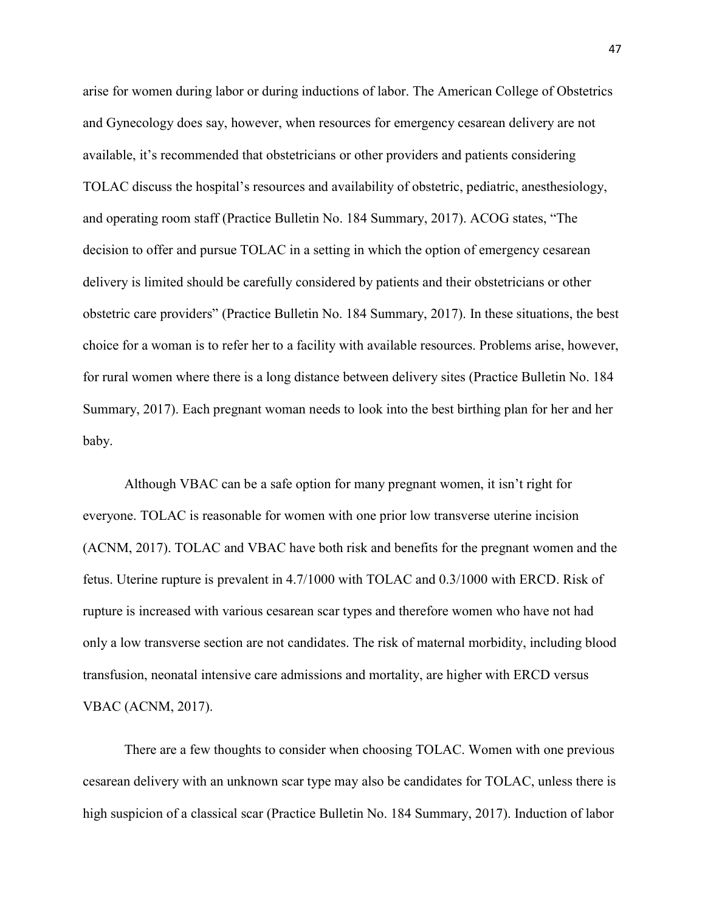arise for women during labor or during inductions of labor. The American College of Obstetrics and Gynecology does say, however, when resources for emergency cesarean delivery are not available, it's recommended that obstetricians or other providers and patients considering TOLAC discuss the hospital's resources and availability of obstetric, pediatric, anesthesiology, and operating room staff (Practice Bulletin No. 184 Summary, 2017). ACOG states, "The decision to offer and pursue TOLAC in a setting in which the option of emergency cesarean delivery is limited should be carefully considered by patients and their obstetricians or other obstetric care providers" (Practice Bulletin No. 184 Summary, 2017). In these situations, the best choice for a woman is to refer her to a facility with available resources. Problems arise, however, for rural women where there is a long distance between delivery sites (Practice Bulletin No. 184 Summary, 2017). Each pregnant woman needs to look into the best birthing plan for her and her baby.

Although VBAC can be a safe option for many pregnant women, it isn't right for everyone. TOLAC is reasonable for women with one prior low transverse uterine incision (ACNM, 2017). TOLAC and VBAC have both risk and benefits for the pregnant women and the fetus. Uterine rupture is prevalent in 4.7/1000 with TOLAC and 0.3/1000 with ERCD. Risk of rupture is increased with various cesarean scar types and therefore women who have not had only a low transverse section are not candidates. The risk of maternal morbidity, including blood transfusion, neonatal intensive care admissions and mortality, are higher with ERCD versus VBAC (ACNM, 2017).

There are a few thoughts to consider when choosing TOLAC. Women with one previous cesarean delivery with an unknown scar type may also be candidates for TOLAC, unless there is high suspicion of a classical scar (Practice Bulletin No. 184 Summary, 2017). Induction of labor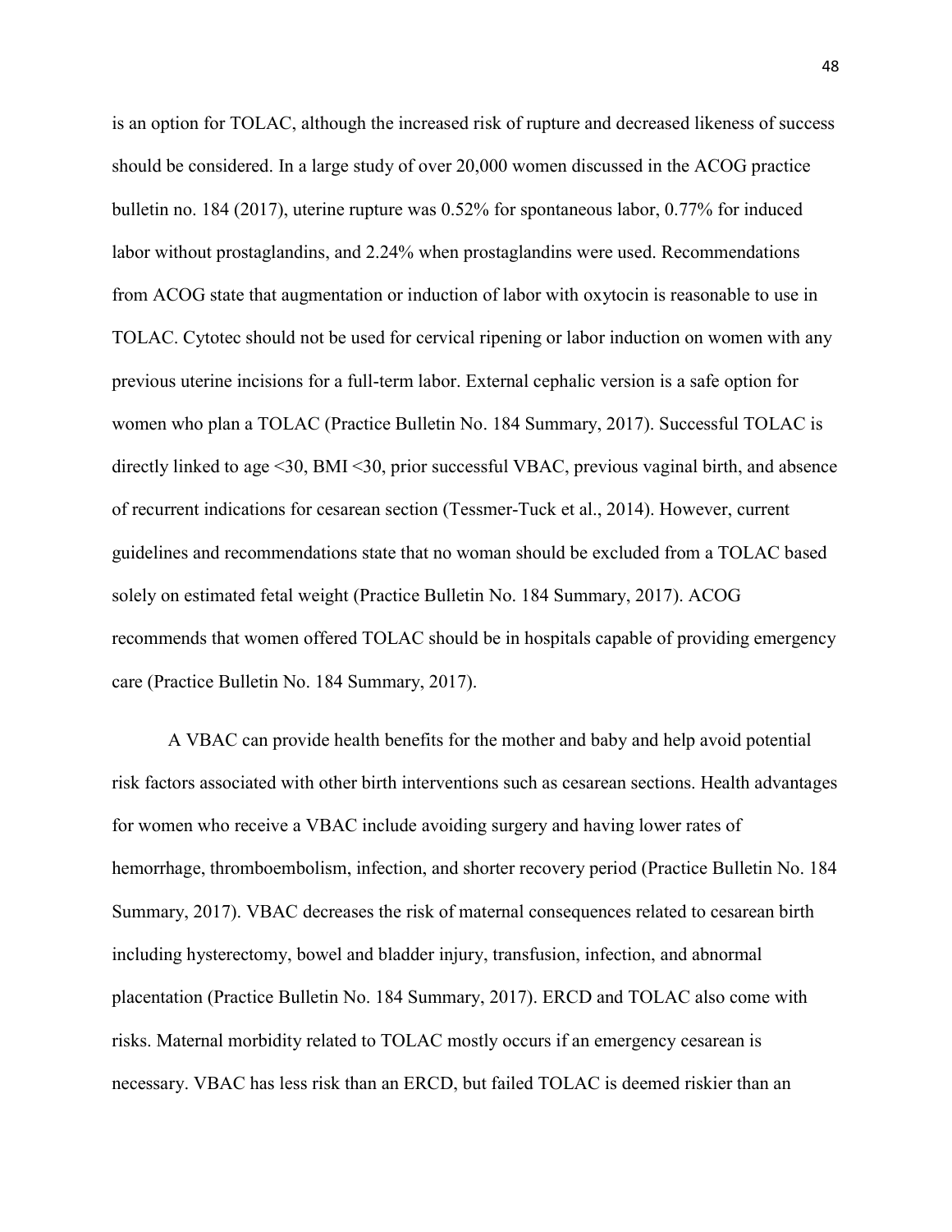is an option for TOLAC, although the increased risk of rupture and decreased likeness of success should be considered. In a large study of over 20,000 women discussed in the ACOG practice bulletin no. 184 (2017), uterine rupture was 0.52% for spontaneous labor, 0.77% for induced labor without prostaglandins, and 2.24% when prostaglandins were used. Recommendations from ACOG state that augmentation or induction of labor with oxytocin is reasonable to use in TOLAC. Cytotec should not be used for cervical ripening or labor induction on women with any previous uterine incisions for a full-term labor. External cephalic version is a safe option for women who plan a TOLAC (Practice Bulletin No. 184 Summary, 2017). Successful TOLAC is directly linked to age <30, BMI <30, prior successful VBAC, previous vaginal birth, and absence of recurrent indications for cesarean section (Tessmer-Tuck et al., 2014). However, current guidelines and recommendations state that no woman should be excluded from a TOLAC based solely on estimated fetal weight (Practice Bulletin No. 184 Summary, 2017). ACOG recommends that women offered TOLAC should be in hospitals capable of providing emergency care (Practice Bulletin No. 184 Summary, 2017).

A VBAC can provide health benefits for the mother and baby and help avoid potential risk factors associated with other birth interventions such as cesarean sections. Health advantages for women who receive a VBAC include avoiding surgery and having lower rates of hemorrhage, thromboembolism, infection, and shorter recovery period (Practice Bulletin No. 184 Summary, 2017). VBAC decreases the risk of maternal consequences related to cesarean birth including hysterectomy, bowel and bladder injury, transfusion, infection, and abnormal placentation (Practice Bulletin No. 184 Summary, 2017). ERCD and TOLAC also come with risks. Maternal morbidity related to TOLAC mostly occurs if an emergency cesarean is necessary. VBAC has less risk than an ERCD, but failed TOLAC is deemed riskier than an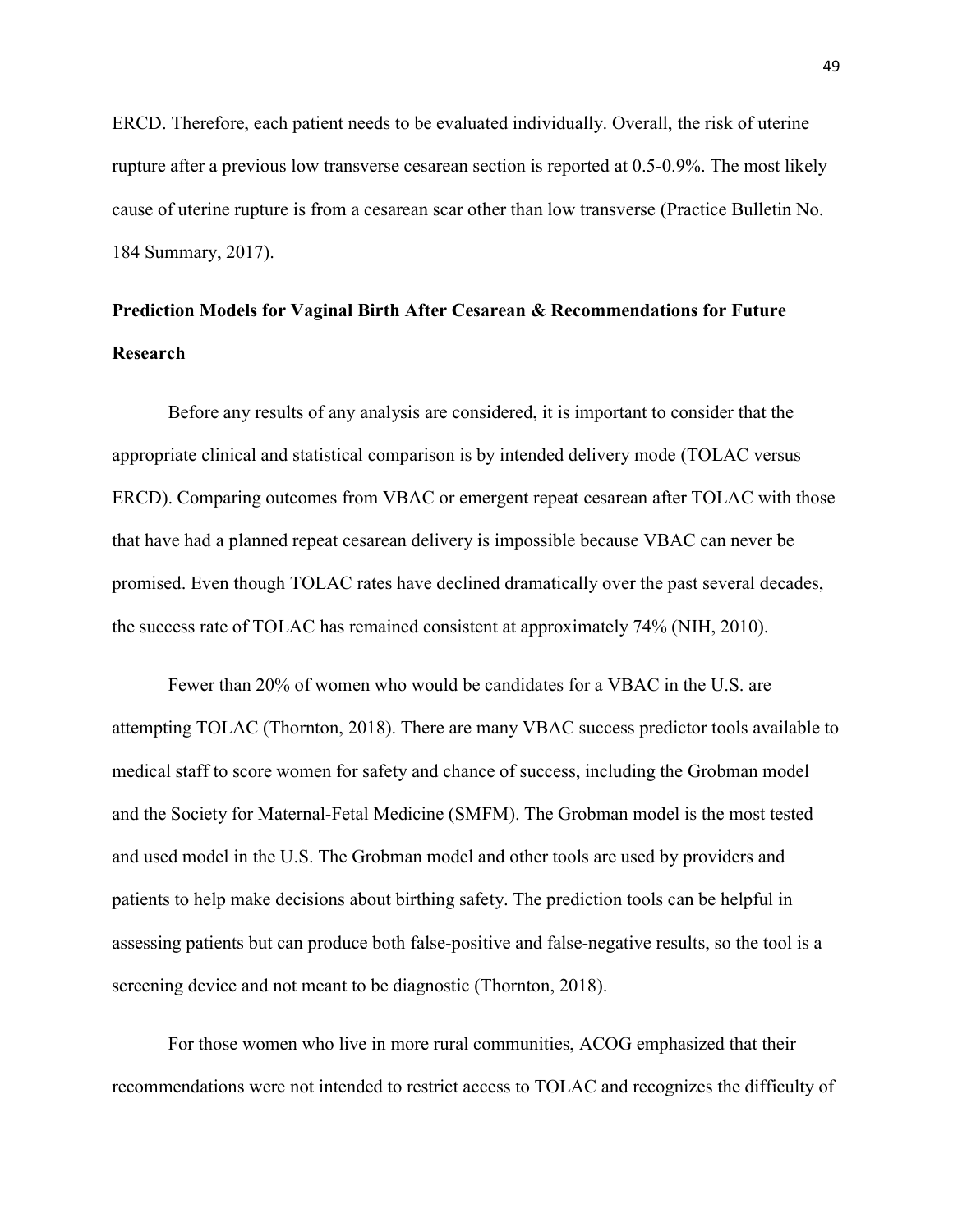ERCD. Therefore, each patient needs to be evaluated individually. Overall, the risk of uterine rupture after a previous low transverse cesarean section is reported at 0.5-0.9%. The most likely cause of uterine rupture is from a cesarean scar other than low transverse (Practice Bulletin No. 184 Summary, 2017).

**Prediction Models for Vaginal Birth After Cesarean & Recommendations for Future Research**

Before any results of any analysis are considered, it is important to consider that the appropriate clinical and statistical comparison is by intended delivery mode (TOLAC versus ERCD). Comparing outcomes from VBAC or emergent repeat cesarean after TOLAC with those that have had a planned repeat cesarean delivery is impossible because VBAC can never be promised. Even though TOLAC rates have declined dramatically over the past several decades, the success rate of TOLAC has remained consistent at approximately 74% (NIH, 2010).

Fewer than 20% of women who would be candidates for a VBAC in the U.S. are attempting TOLAC (Thornton, 2018). There are many VBAC success predictor tools available to medical staff to score women for safety and chance of success, including the Grobman model and the Society for Maternal-Fetal Medicine (SMFM). The Grobman model is the most tested and used model in the U.S. The Grobman model and other tools are used by providers and patients to help make decisions about birthing safety. The prediction tools can be helpful in assessing patients but can produce both false-positive and false-negative results, so the tool is a screening device and not meant to be diagnostic (Thornton, 2018).

For those women who live in more rural communities, ACOG emphasized that their recommendations were not intended to restrict access to TOLAC and recognizes the difficulty of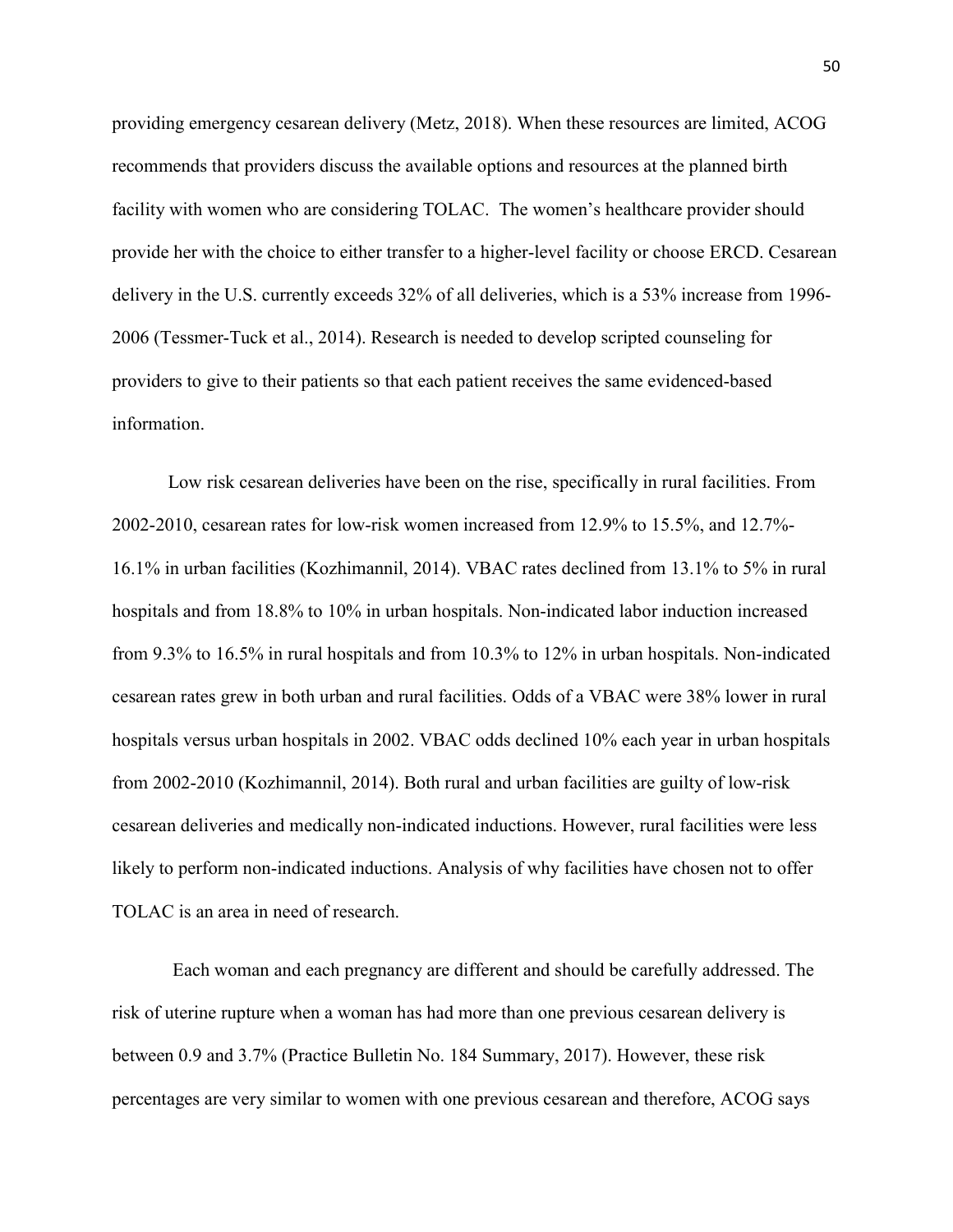providing emergency cesarean delivery (Metz, 2018). When these resources are limited, ACOG recommends that providers discuss the available options and resources at the planned birth facility with women who are considering TOLAC. The women's healthcare provider should provide her with the choice to either transfer to a higher-level facility or choose ERCD. Cesarean delivery in the U.S. currently exceeds 32% of all deliveries, which is a 53% increase from 1996-2006 (Tessmer-Tuck et al., 2014). Research is needed to develop scripted counseling for providers to give to their patients so that each patient receives the same evidenced-based information.

Low risk cesarean deliveries have been on the rise, specifically in rural facilities. From 2002-2010, cesarean rates for low-risk women increased from 12.9% to 15.5%, and 12.7%-16.1% in urban facilities (Kozhimannil, 2014). VBAC rates declined from 13.1% to 5% in rural hospitals and from 18.8% to 10% in urban hospitals. Non-indicated labor induction increased from 9.3% to 16.5% in rural hospitals and from 10.3% to 12% in urban hospitals. Non-indicated cesarean rates grew in both urban and rural facilities. Odds of a VBAC were 38% lower in rural hospitals versus urban hospitals in 2002. VBAC odds declined 10% each year in urban hospitals from 2002-2010 (Kozhimannil, 2014). Both rural and urban facilities are guilty of low-risk cesarean deliveries and medically non-indicated inductions. However, rural facilities were less likely to perform non-indicated inductions. Analysis of why facilities have chosen not to offer TOLAC is an area in need of research.

Each woman and each pregnancy are different and should be carefully addressed. The risk of uterine rupture when a woman has had more than one previous cesarean delivery is between 0.9 and 3.7% (Practice Bulletin No. 184 Summary, 2017). However, these risk percentages are very similar to women with one previous cesarean and therefore, ACOG says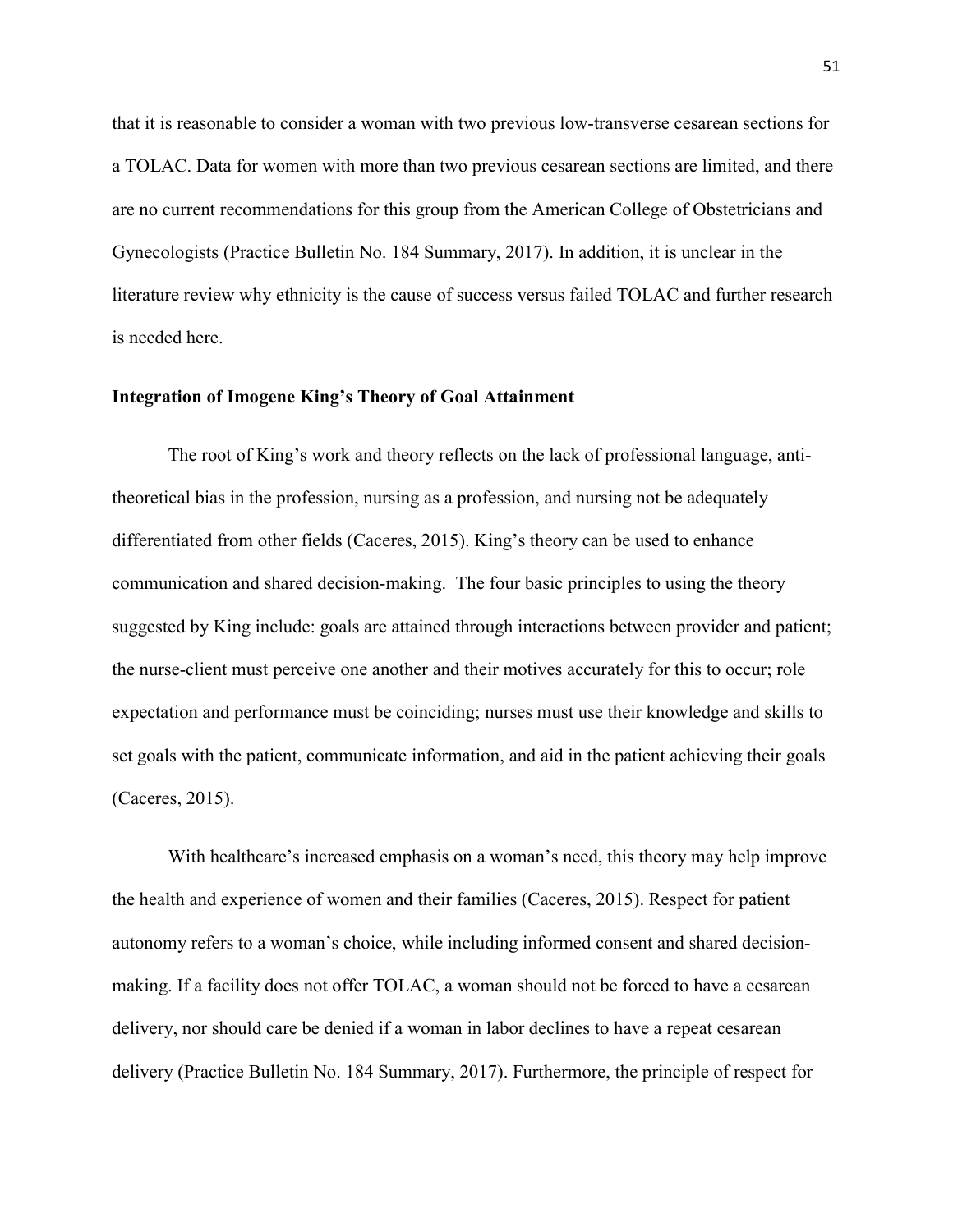that it is reasonable to consider a woman with two previous low-transverse cesarean sections for a TOLAC. Data for women with more than two previous cesarean sections are limited, and there are no current recommendations for this group from the American College of Obstetricians and Gynecologists (Practice Bulletin No. 184 Summary, 2017). In addition, it is unclear in the literature review why ethnicity is the cause of success versus failed TOLAC and further research is needed here.

### Integration of Imogene King's Theory of Goal Attainment

The root of King's work and theory reflects on the lack of professional language, anti-theoretical bias in the profession, nursing as a profession, and nursing not be adequately differentiated from other fields (Caceres, 2015). King's theory can be used to enhance communication and shared decision-making. The four basic principles to using the theory suggested by King include: goals are attained through interactions between provider and patient; the nurse-client must perceive one another and their motives accurately for this to occur; role expectation and performance must be coinciding; nurses must use their knowledge and skills to set goals with the patient, communicate information, and aid in the patient achieving their goals (Caceres, 2015).

With healthcare's increased emphasis on a woman's need, this theory may help improve the health and experience of women and their families (Caceres, 2015). Respect for patient autonomy refers to a woman's choice, while including informed consent and shared decision-making. If a facility does not offer TOLAC, a woman should not be forced to have a cesarean delivery, nor should care be denied if a woman in labor declines to have a repeat cesarean delivery (Practice Bulletin No. 184 Summary, 2017). Furthermore, the principle of respect for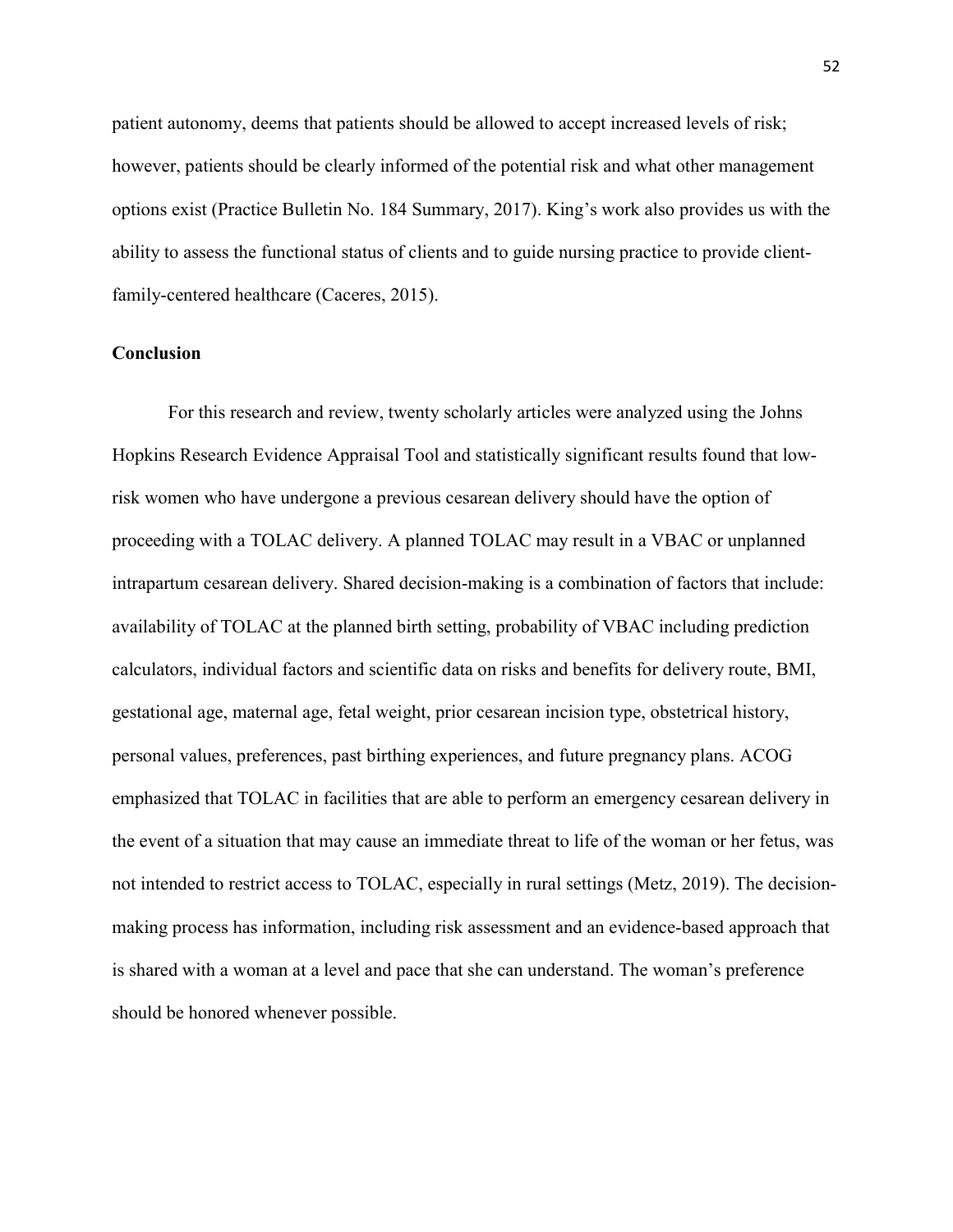patient autonomy, deems that patients should be allowed to accept increased levels of risk; however, patients should be clearly informed of the potential risk and what other management options exist (Practice Bulletin No. 184 Summary, 2017). King's work also provides us with the ability to assess the functional status of clients and to guide nursing practice to provide client-family-centered healthcare (Caceres, 2015).

## Conclusion

For this research and review, twenty scholarly articles were analyzed using the Johns Hopkins Research Evidence Appraisal Tool and statistically significant results found that low-risk women who have undergone a previous cesarean delivery should have the option of proceeding with a TOLAC delivery. A planned TOLAC may result in a VBAC or unplanned intrapartum cesarean delivery. Shared decision-making is a combination of factors that include: availability of TOLAC at the planned birth setting, probability of VBAC including prediction calculators, individual factors and scientific data on risks and benefits for delivery route, BMI, gestational age, maternal age, fetal weight, prior cesarean incision type, obstetrical history, personal values, preferences, past birthing experiences, and future pregnancy plans. ACOG emphasized that TOLAC in facilities that are able to perform an emergency cesarean delivery in the event of a situation that may cause an immediate threat to life of the woman or her fetus, was not intended to restrict access to TOLAC, especially in rural settings (Metz, 2019). The decision-making process has information, including risk assessment and an evidence-based approach that is shared with a woman at a level and pace that she can understand. The woman's preference should be honored whenever possible.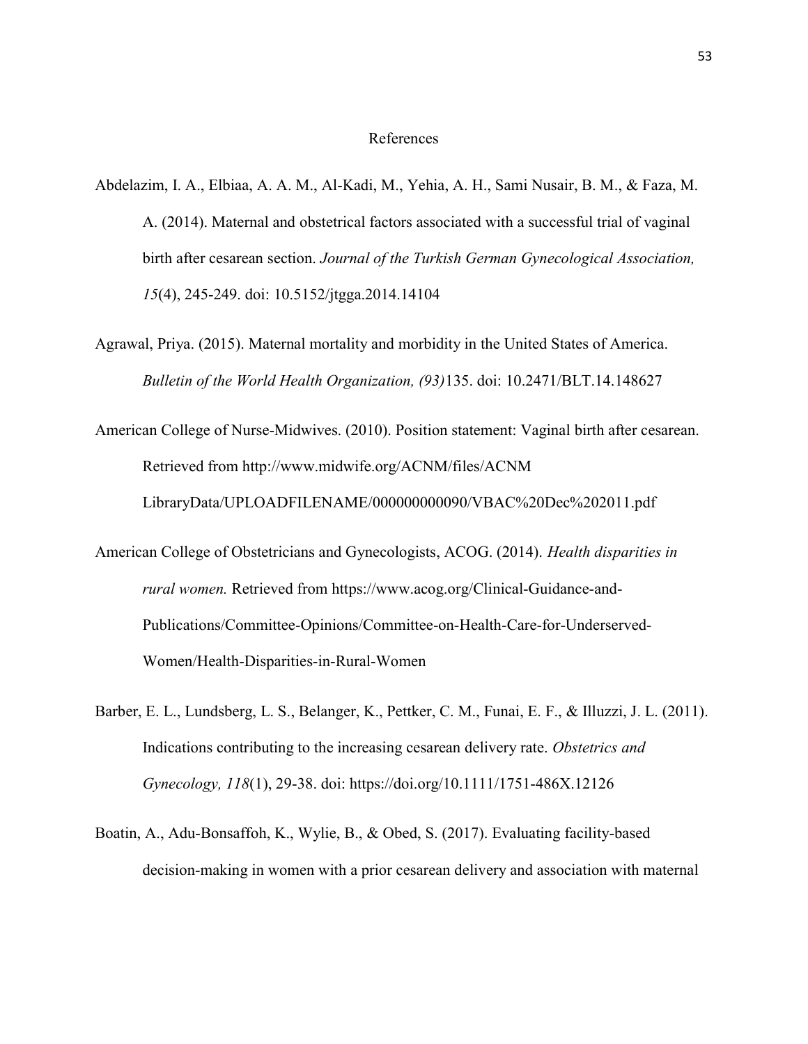# References

Abdelazim, I. A., Elbiaa, A. A. M., Al-Kadi, M., Yehia, A. H., Sami Nusair, B. M., & Faza, M. A. (2014). Maternal and obstetrical factors associated with a successful trial of vaginal birth after cesarean section. *Journal of the Turkish German Gynecological Association, 15*(4), 245-249. doi: 10.5152/jtgga.2014.14104

Agrawal, Priya. (2015). Maternal mortality and morbidity in the United States of America. *Bulletin of the World Health Organization, (93)*135. doi: 10.2471/BLT.14.148627

American College of Nurse-Midwives. (2010). Position statement: Vaginal birth after cesarean. Retrieved from http://www.midwife.org/ACNM/files/ACNM LibraryData/UPLOADFILENAME/000000000090/VBAC%20Dec%202011.pdf

American College of Obstetricians and Gynecologists, ACOG. (2014). *Health disparities in rural women.* Retrieved from https://www.acog.org/Clinical-Guidance-and-Publications/Committee-Opinions/Committee-on-Health-Care-for-Underserved-Women/Health-Disparities-in-Rural-Women

Barber, E. L., Lundsberg, L. S., Belanger, K., Pettker, C. M., Funai, E. F., & Illuzzi, J. L. (2011). Indications contributing to the increasing cesarean delivery rate. *Obstetrics and Gynecology, 118*(1), 29-38. doi: https://doi.org/10.1111/1751-486X.12126

Boatin, A., Adu-Bonsaffoh, K., Wylie, B., & Obed, S. (2017). Evaluating facility-based decision-making in women with a prior cesarean delivery and association with maternal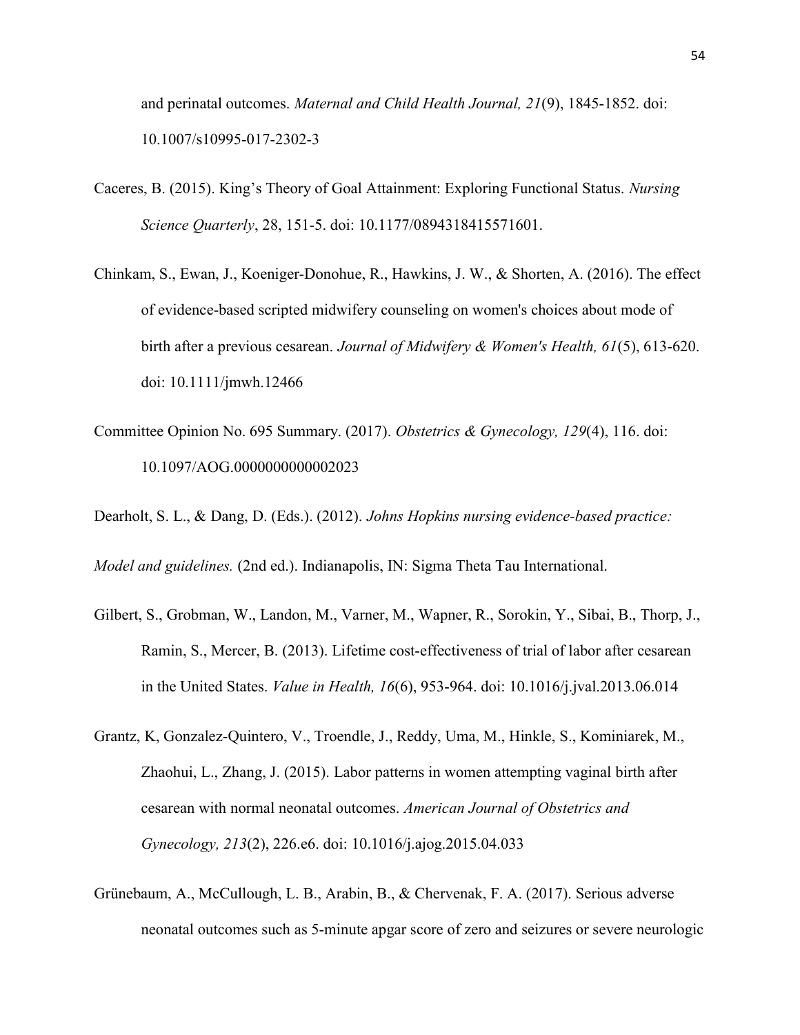and perinatal outcomes. *Maternal and Child Health Journal, 21*(9), 1845-1852. doi: 10.1007/s10995-017-2302-3

Caceres, B. (2015). King's Theory of Goal Attainment: Exploring Functional Status. *Nursing Science Quarterly*, 28, 151-5. doi: 10.1177/0894318415571601.

Chinkam, S., Ewan, J., Koeniger-Donohue, R., Hawkins, J. W., & Shorten, A. (2016). The effect of evidence-based scripted midwifery counseling on women's choices about mode of birth after a previous cesarean. *Journal of Midwifery & Women's Health, 61*(5), 613-620. doi: 10.1111/jmwh.12466

Committee Opinion No. 695 Summary. (2017). *Obstetrics & Gynecology, 129*(4), 116. doi: 10.1097/AOG.0000000000002023

Dearholt, S. L., & Dang, D. (Eds.). (2012). *Johns Hopkins nursing evidence-based practice: Model and guidelines.* (2nd ed.). Indianapolis, IN: Sigma Theta Tau International.

Gilbert, S., Grobman, W., Landon, M., Varner, M., Wapner, R., Sorokin, Y., Sibai, B., Thorp, J., Ramin, S., Mercer, B. (2013). Lifetime cost-effectiveness of trial of labor after cesarean in the United States. *Value in Health, 16*(6), 953-964. doi: 10.1016/j.jval.2013.06.014

Grantz, K, Gonzalez-Quintero, V., Troendle, J., Reddy, Uma, M., Hinkle, S., Kominiarek, M., Zhaohui, L., Zhang, J. (2015). Labor patterns in women attempting vaginal birth after cesarean with normal neonatal outcomes. *American Journal of Obstetrics and Gynecology, 213*(2), 226.e6. doi: 10.1016/j.ajog.2015.04.033

Grünebaum, A., McCullough, L. B., Arabin, B., & Chervenak, F. A. (2017). Serious adverse neonatal outcomes such as 5-minute apgar score of zero and seizures or severe neurologic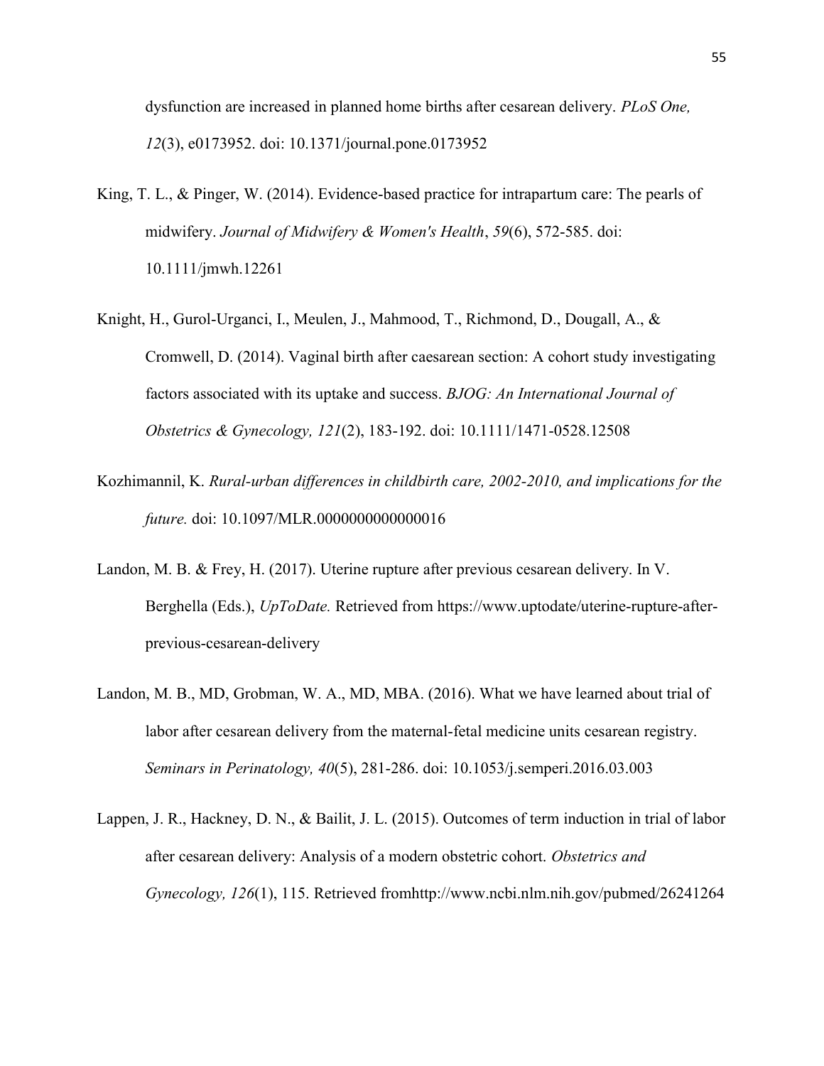dysfunction are increased in planned home births after cesarean delivery. *PLoS One, 12*(3), e0173952. doi: 10.1371/journal.pone.0173952

King, T. L., & Pinger, W. (2014). Evidence-based practice for intrapartum care: The pearls of midwifery. *Journal of Midwifery & Women's Health*, *59*(6), 572-585. doi: 10.1111/jmwh.12261

Knight, H., Gurol-Urganci, I., Meulen, J., Mahmood, T., Richmond, D., Dougall, A., & Cromwell, D. (2014). Vaginal birth after caesarean section: A cohort study investigating factors associated with its uptake and success. *BJOG: An International Journal of Obstetrics & Gynecology, 121*(2), 183-192. doi: 10.1111/1471-0528.12508

Kozhimannil, K. *Rural-urban differences in childbirth care, 2002-2010, and implications for the future.* doi: 10.1097/MLR.0000000000000016

Landon, M. B. & Frey, H. (2017). Uterine rupture after previous cesarean delivery. In V. Berghella (Eds.), *UpToDate.* Retrieved from https://www.uptodate/uterine-rupture-after-previous-cesarean-delivery

Landon, M. B., MD, Grobman, W. A., MD, MBA. (2016). What we have learned about trial of labor after cesarean delivery from the maternal-fetal medicine units cesarean registry. *Seminars in Perinatology, 40*(5), 281-286. doi: 10.1053/j.semperi.2016.03.003

Lappen, J. R., Hackney, D. N., & Bailit, J. L. (2015). Outcomes of term induction in trial of labor after cesarean delivery: Analysis of a modern obstetric cohort. *Obstetrics and Gynecology, 126*(1), 115. Retrieved fromhttp://www.ncbi.nlm.nih.gov/pubmed/26241264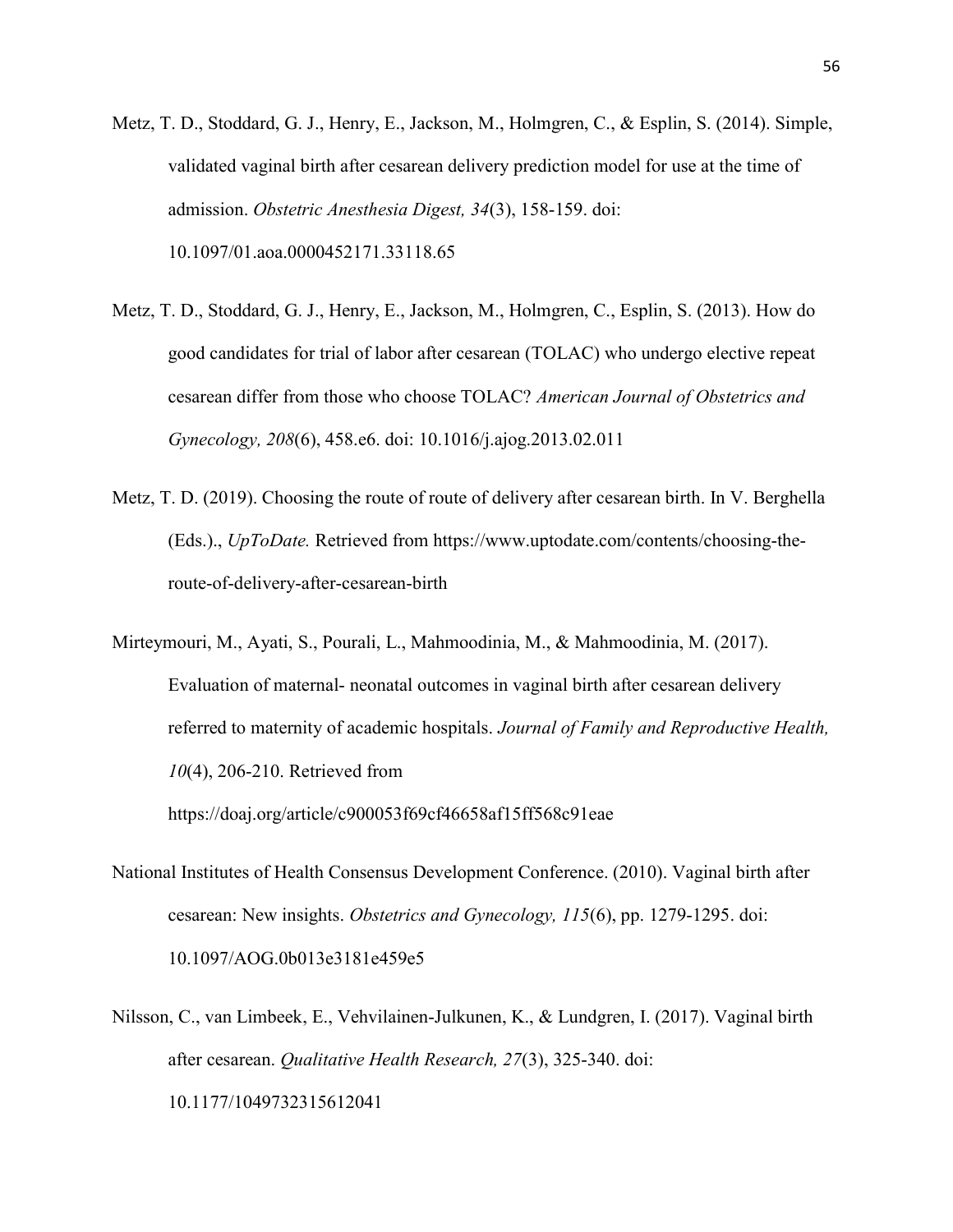Metz, T. D., Stoddard, G. J., Henry, E., Jackson, M., Holmgren, C., & Esplin, S. (2014). Simple, validated vaginal birth after cesarean delivery prediction model for use at the time of admission. *Obstetric Anesthesia Digest, 34*(3), 158-159. doi: 10.1097/01.aoa.0000452171.33118.65

Metz, T. D., Stoddard, G. J., Henry, E., Jackson, M., Holmgren, C., Esplin, S. (2013). How do good candidates for trial of labor after cesarean (TOLAC) who undergo elective repeat cesarean differ from those who choose TOLAC? *American Journal of Obstetrics and Gynecology, 208*(6), 458.e6. doi: 10.1016/j.ajog.2013.02.011

Metz, T. D. (2019). Choosing the route of route of delivery after cesarean birth. In V. Berghella (Eds.)., *UpToDate.* Retrieved from https://www.uptodate.com/contents/choosing-the-route-of-delivery-after-cesarean-birth

Mirteymouri, M., Ayati, S., Pourali, L., Mahmoodinia, M., & Mahmoodinia, M. (2017). Evaluation of maternal- neonatal outcomes in vaginal birth after cesarean delivery referred to maternity of academic hospitals. *Journal of Family and Reproductive Health, 10*(4), 206-210. Retrieved from https://doaj.org/article/c900053f69cf46658af15ff568c91eae

National Institutes of Health Consensus Development Conference. (2010). Vaginal birth after cesarean: New insights. *Obstetrics and Gynecology, 115*(6), pp. 1279-1295. doi: 10.1097/AOG.0b013e3181e459e5

Nilsson, C., van Limbeek, E., Vehvilainen-Julkunen, K., & Lundgren, I. (2017). Vaginal birth after cesarean. *Qualitative Health Research, 27*(3), 325-340. doi: 10.1177/1049732315612041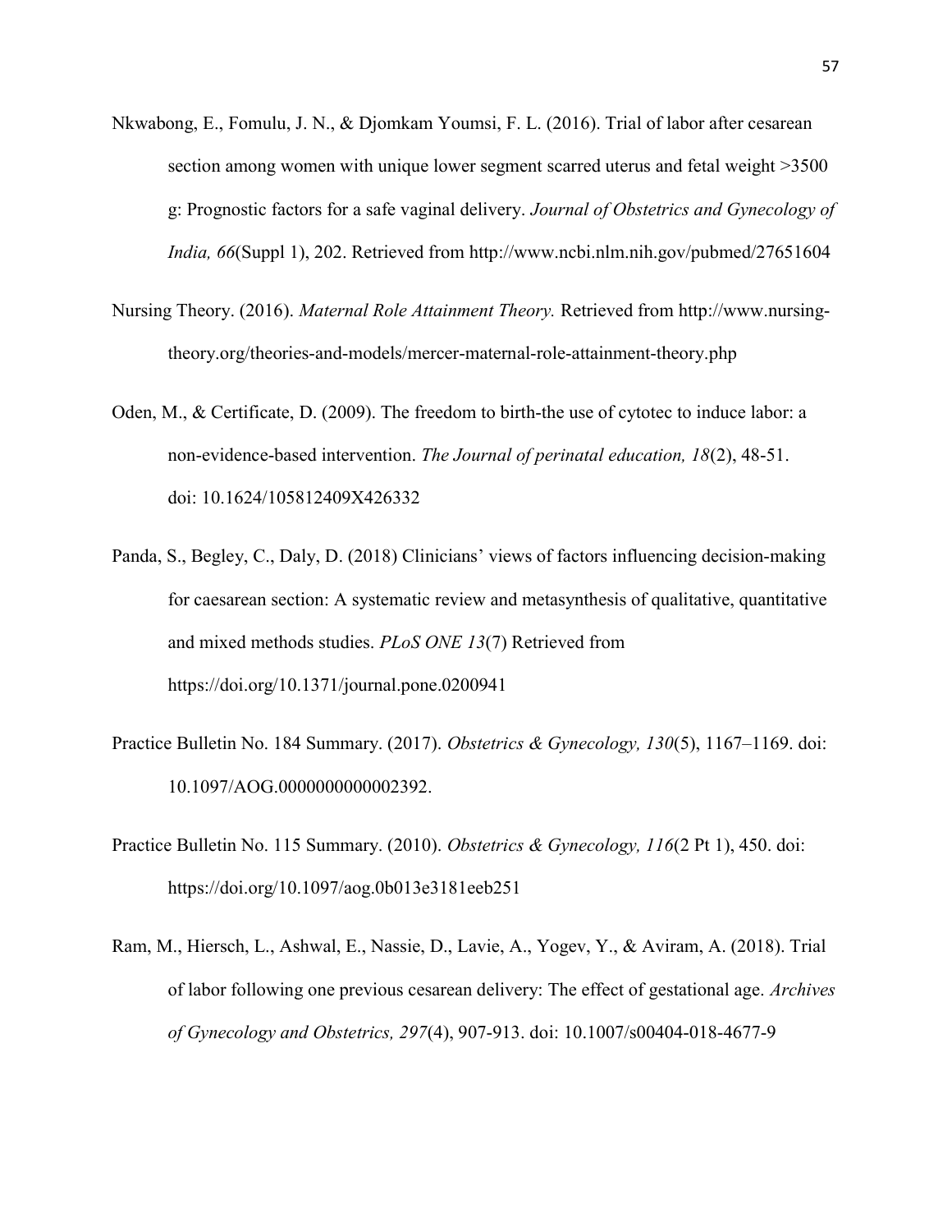Nkwabong, E., Fomulu, J. N., & Djomkam Youmsi, F. L. (2016). Trial of labor after cesarean section among women with unique lower segment scarred uterus and fetal weight >3500 g: Prognostic factors for a safe vaginal delivery. *Journal of Obstetrics and Gynecology of India, 66*(Suppl 1), 202. Retrieved from http://www.ncbi.nlm.nih.gov/pubmed/27651604

Nursing Theory. (2016). *Maternal Role Attainment Theory.* Retrieved from http://www.nursing-theory.org/theories-and-models/mercer-maternal-role-attainment-theory.php

Oden, M., & Certificate, D. (2009). The freedom to birth-the use of cytotec to induce labor: a non-evidence-based intervention. *The Journal of perinatal education, 18*(2), 48-51. doi: 10.1624/105812409X426332

Panda, S., Begley, C., Daly, D. (2018) Clinicians' views of factors influencing decision-making for caesarean section: A systematic review and metasynthesis of qualitative, quantitative and mixed methods studies. *PLoS ONE 13*(7) Retrieved from https://doi.org/10.1371/journal.pone.0200941

Practice Bulletin No. 184 Summary. (2017). *Obstetrics & Gynecology, 130*(5), 1167–1169. doi: 10.1097/AOG.0000000000002392.

Practice Bulletin No. 115 Summary. (2010). *Obstetrics & Gynecology, 116*(2 Pt 1), 450. doi: https://doi.org/10.1097/aog.0b013e3181eeb251

Ram, M., Hiersch, L., Ashwal, E., Nassie, D., Lavie, A., Yogev, Y., & Aviram, A. (2018). Trial of labor following one previous cesarean delivery: The effect of gestational age. *Archives of Gynecology and Obstetrics, 297*(4), 907-913. doi: 10.1007/s00404-018-4677-9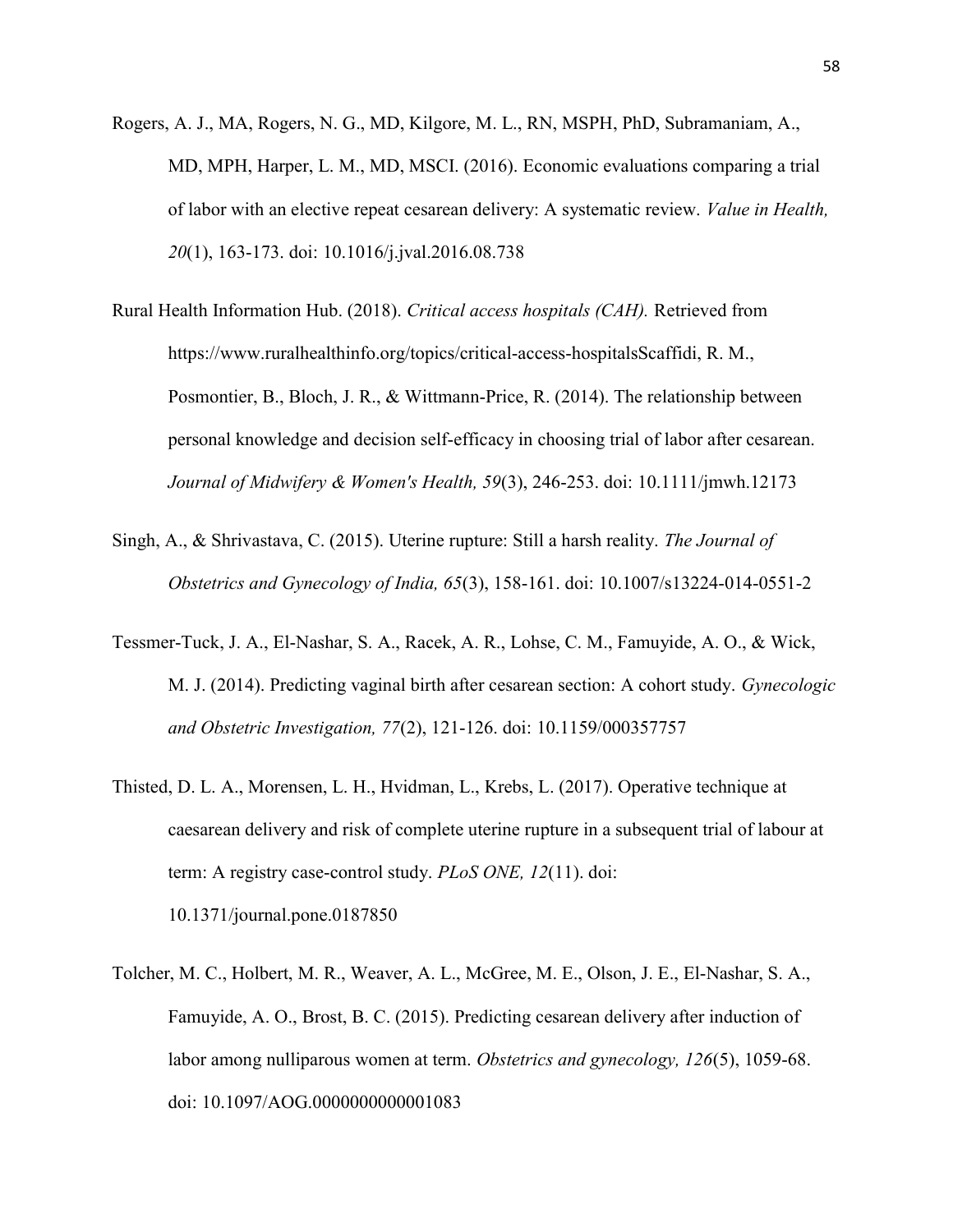Rogers, A. J., MA, Rogers, N. G., MD, Kilgore, M. L., RN, MSPH, PhD, Subramaniam, A., MD, MPH, Harper, L. M., MD, MSCI. (2016). Economic evaluations comparing a trial of labor with an elective repeat cesarean delivery: A systematic review. *Value in Health, 20*(1), 163-173. doi: 10.1016/j.jval.2016.08.738

Rural Health Information Hub. (2018). *Critical access hospitals (CAH).* Retrieved from https://www.ruralhealthinfo.org/topics/critical-access-hospitalsScaffidi, R. M., Posmontier, B., Bloch, J. R., & Wittmann-Price, R. (2014). The relationship between personal knowledge and decision self-efficacy in choosing trial of labor after cesarean. *Journal of Midwifery & Women's Health, 59*(3), 246-253. doi: 10.1111/jmwh.12173

Singh, A., & Shrivastava, C. (2015). Uterine rupture: Still a harsh reality. *The Journal of Obstetrics and Gynecology of India, 65*(3), 158-161. doi: 10.1007/s13224-014-0551-2

Tessmer-Tuck, J. A., El-Nashar, S. A., Racek, A. R., Lohse, C. M., Famuyide, A. O., & Wick, M. J. (2014). Predicting vaginal birth after cesarean section: A cohort study. *Gynecologic and Obstetric Investigation, 77*(2), 121-126. doi: 10.1159/000357757

Thisted, D. L. A., Morensen, L. H., Hvidman, L., Krebs, L. (2017). Operative technique at caesarean delivery and risk of complete uterine rupture in a subsequent trial of labour at term: A registry case-control study. *PLoS ONE, 12*(11). doi: 10.1371/journal.pone.0187850

Tolcher, M. C., Holbert, M. R., Weaver, A. L., McGree, M. E., Olson, J. E., El-Nashar, S. A., Famuyide, A. O., Brost, B. C. (2015). Predicting cesarean delivery after induction of labor among nulliparous women at term. *Obstetrics and gynecology, 126*(5), 1059-68. doi: 10.1097/AOG.0000000000001083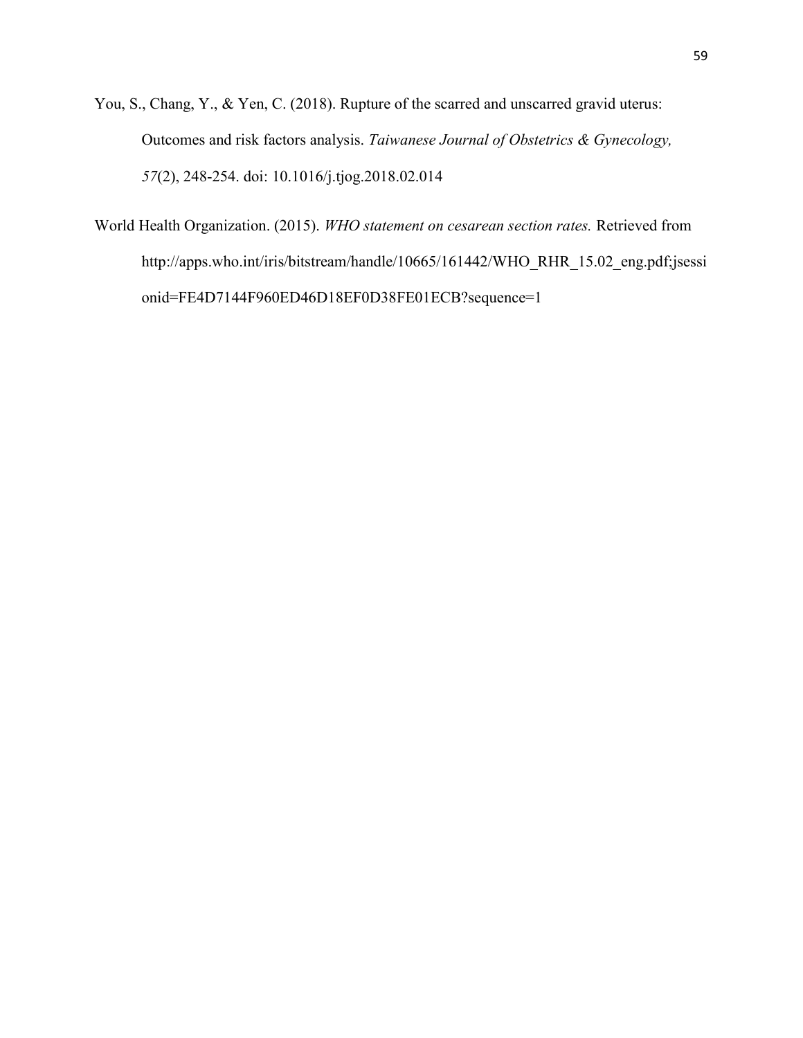You, S., Chang, Y., & Yen, C. (2018). Rupture of the scarred and unscarred gravid uterus: Outcomes and risk factors analysis. *Taiwanese Journal of Obstetrics & Gynecology, 57*(2), 248-254. doi: 10.1016/j.tjog.2018.02.014

World Health Organization. (2015). *WHO statement on cesarean section rates.* Retrieved from http://apps.who.int/iris/bitstream/handle/10665/161442/WHO_RHR_15.02_eng.pdf;jsessionid=FE4D7144F960ED46D18EF0D38FE01ECB?sequence=1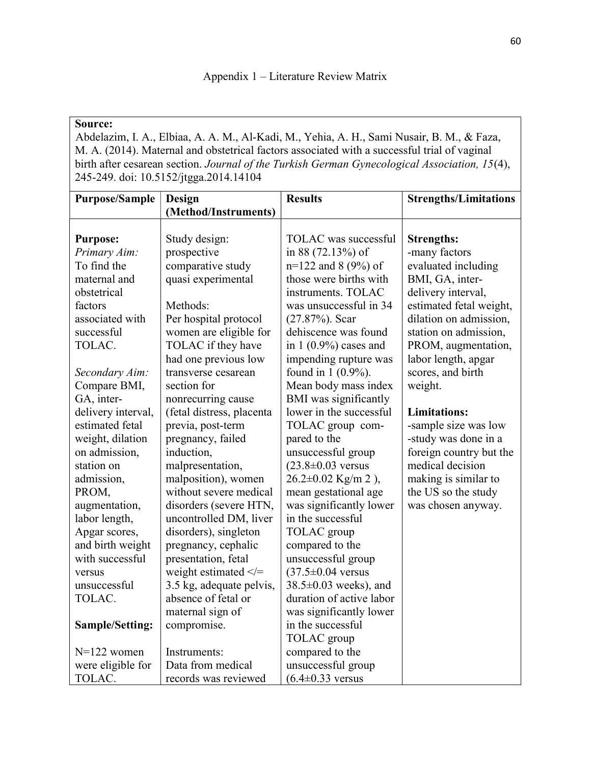Appendix 1 – Literature Review Matrix

**Source:**
Abdelazim, I. A., Elbiaa, A. A. M., Al-Kadi, M., Yehia, A. H., Sami Nusair, B. M., & Faza, M. A. (2014). Maternal and obstetrical factors associated with a successful trial of vaginal birth after cesarean section. *Journal of the Turkish German Gynecological Association, 15*(4), 245-249. doi: 10.5152/jtgga.2014.14104

| **Purpose/Sample** | **Design (Method/Instruments)** | **Results** | **Strengths/Limitations** |
|---|---|---|---|
| **Purpose:**<br>*Primary Aim:*<br>To find the maternal and obstetrical factors associated with successful TOLAC.<br><br>*Secondary Aim:*<br>Compare BMI, GA, inter-delivery interval, estimated fetal weight, dilation on admission, station on admission, PROM, augmentation, labor length, Apgar scores, and birth weight with successful versus unsuccessful TOLAC.<br><br>**Sample/Setting:**<br><br>N=122 women were eligible for TOLAC. | Study design:<br>prospective comparative study quasi experimental<br><br>Methods:<br>Per hospital protocol women are eligible for TOLAC if they have had one previous low transverse cesarean section for nonrecurring cause (fetal distress, placenta previa, post-term pregnancy, failed induction, malpresentation, malposition), women without severe medical disorders (severe HTN, uncontrolled DM, liver disorders), singleton pregnancy, cephalic presentation, fetal weight estimated </= 3.5 kg, adequate pelvis, absence of fetal or maternal sign of compromise.<br><br>Instruments:<br>Data from medical records was reviewed | TOLAC was successful in 88 (72.13%) of n=122 and 8 (9%) of those were births with instruments. TOLAC was unsuccessful in 34 (27.87%). Scar dehiscence was found in 1 (0.9%) cases and impending rupture was found in 1 (0.9%). Mean body mass index BMI was significantly lower in the successful TOLAC group compared to the unsuccessful group (23.8±0.03 versus 26.2±0.02 Kg/m 2 ), mean gestational age was significantly lower in the successful TOLAC group compared to the unsuccessful group (37.5±0.04 versus 38.5±0.03 weeks), and duration of active labor was significantly lower in the successful TOLAC group compared to the unsuccessful group (6.4±0.33 versus | **Strengths:**<br>-many factors evaluated including BMI, GA, inter-delivery interval, estimated fetal weight, dilation on admission, station on admission, PROM, augmentation, labor length, apgar scores, and birth weight.<br><br>**Limitations:**<br>-sample size was low<br>-study was done in a foreign country but the medical decision making is similar to the US so the study was chosen anyway. |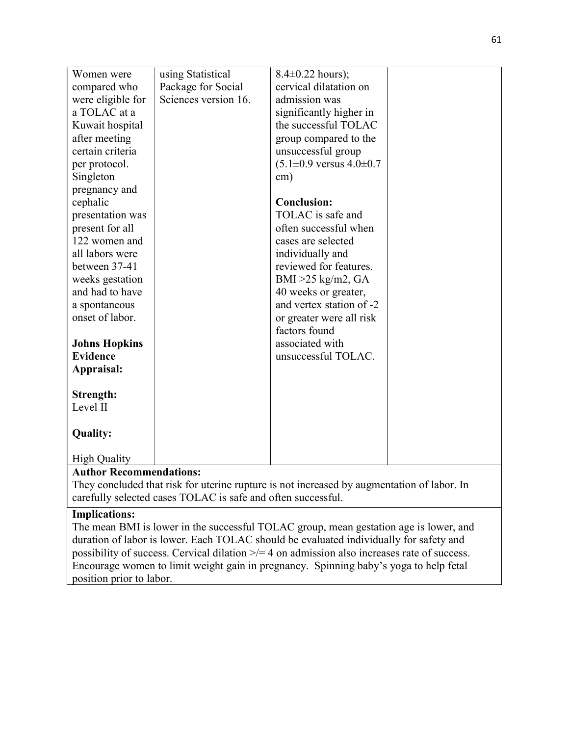| | | | |
|---|---|---|---|
| Women were compared who were eligible for a TOLAC at a Kuwait hospital after meeting certain criteria per protocol. Singleton pregnancy and cephalic presentation was present for all 122 women and all labors were between 37-41 weeks gestation and had to have a spontaneous onset of labor.<br><br>**Johns Hopkins Evidence Appraisal:**<br><br>**Strength:**<br>Level II<br><br>**Quality:**<br><br>High Quality | using Statistical Package for Social Sciences version 16. | 8.4±0.22 hours); cervical dilatation on admission was significantly higher in the successful TOLAC group compared to the unsuccessful group (5.1±0.9 versus 4.0±0.7 cm)<br><br>**Conclusion:**<br>TOLAC is safe and often successful when cases are selected individually and reviewed for features. BMI >25 kg/m2, GA 40 weeks or greater, and vertex station of -2 or greater were all risk factors found associated with unsuccessful TOLAC. | |

**Author Recommendations:**
They concluded that risk for uterine rupture is not increased by augmentation of labor. In carefully selected cases TOLAC is safe and often successful.

**Implications:**
The mean BMI is lower in the successful TOLAC group, mean gestation age is lower, and duration of labor is lower. Each TOLAC should be evaluated individually for safety and possibility of success. Cervical dilation >/= 4 on admission also increases rate of success. Encourage women to limit weight gain in pregnancy. Spinning baby's yoga to help fetal position prior to labor.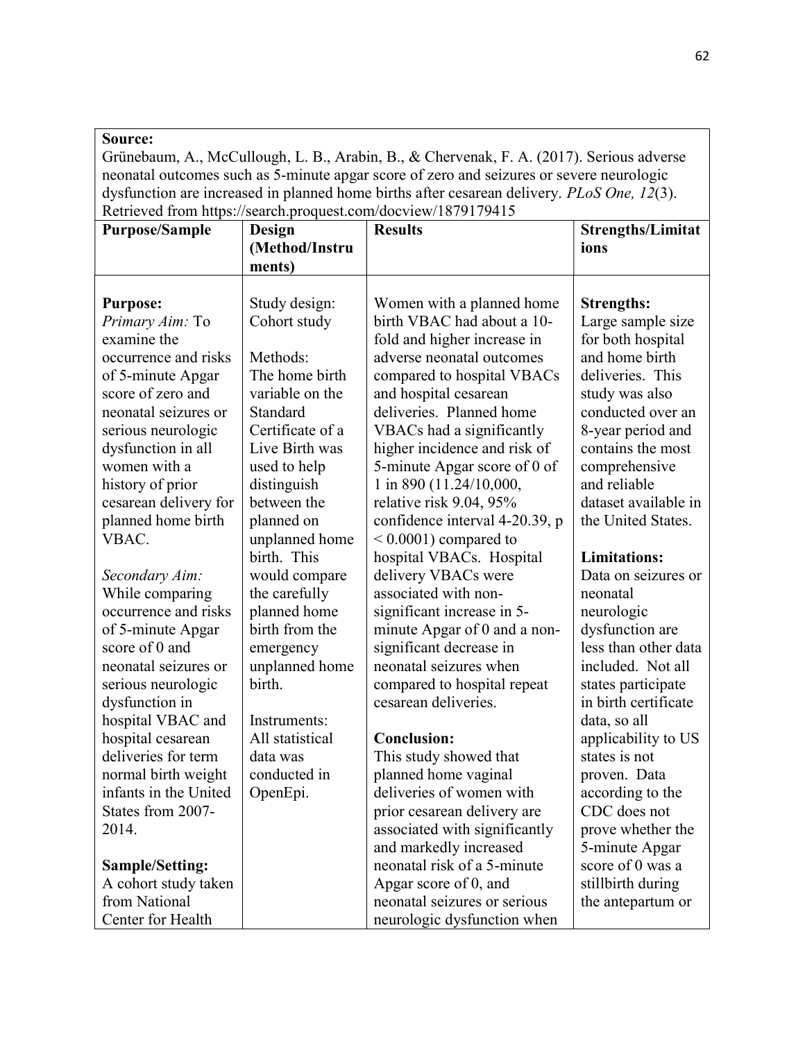| **Source:** Grünebaum, A., McCullough, L. B., Arabin, B., & Chervenak, F. A. (2017). Serious adverse neonatal outcomes such as 5-minute apgar score of zero and seizures or severe neurologic dysfunction are increased in planned home births after cesarean delivery. *PLoS One, 12*(3). Retrieved from https://search.proquest.com/docview/1879179415 | | | |
|---|---|---|---|
| **Purpose/Sample** | **Design (Method/Instruments)** | **Results** | **Strengths/Limitations** |
| **Purpose:**<br>*Primary Aim:* To examine the occurrence and risks of 5-minute Apgar score of zero and neonatal seizures or serious neurologic dysfunction in all women with a history of prior cesarean delivery for planned home birth VBAC.<br><br>*Secondary Aim:* While comparing occurrence and risks of 5-minute Apgar score of 0 and neonatal seizures or serious neurologic dysfunction in hospital VBAC and hospital cesarean deliveries for term normal birth weight infants in the United States from 2007-2014.<br><br>**Sample/Setting:**<br>A cohort study taken from National Center for Health | Study design:<br>Cohort study<br><br>Methods:<br>The home birth variable on the Standard Certificate of a Live Birth was used to help distinguish between the planned on unplanned home birth. This would compare the carefully planned home birth from the emergency unplanned home birth.<br><br>Instruments:<br>All statistical data was conducted in OpenEpi. | Women with a planned home birth VBAC had about a 10-fold and higher increase in adverse neonatal outcomes compared to hospital VBACs and hospital cesarean deliveries. Planned home VBACs had a significantly higher incidence and risk of 5-minute Apgar score of 0 of 1 in 890 (11.24/10,000, relative risk 9.04, 95% confidence interval 4-20.39, $p < 0.0001$) compared to hospital VBACs. Hospital delivery VBACs were associated with non-significant increase in 5-minute Apgar of 0 and a non-significant decrease in neonatal seizures when compared to hospital repeat cesarean deliveries.<br><br>**Conclusion:**<br>This study showed that planned home vaginal deliveries of women with prior cesarean delivery are associated with significantly and markedly increased neonatal risk of a 5-minute Apgar score of 0, and neonatal seizures or serious neurologic dysfunction when | **Strengths:**<br>Large sample size for both hospital and home birth deliveries. This study was also conducted over an 8-year period and contains the most comprehensive and reliable dataset available in the United States.<br><br>**Limitations:**<br>Data on seizures or neonatal neurologic dysfunction are less than other data included. Not all states participate in birth certificate data, so all applicability to US states is not proven. Data according to the CDC does not prove whether the 5-minute Apgar score of 0 was a stillbirth during the antepartum or |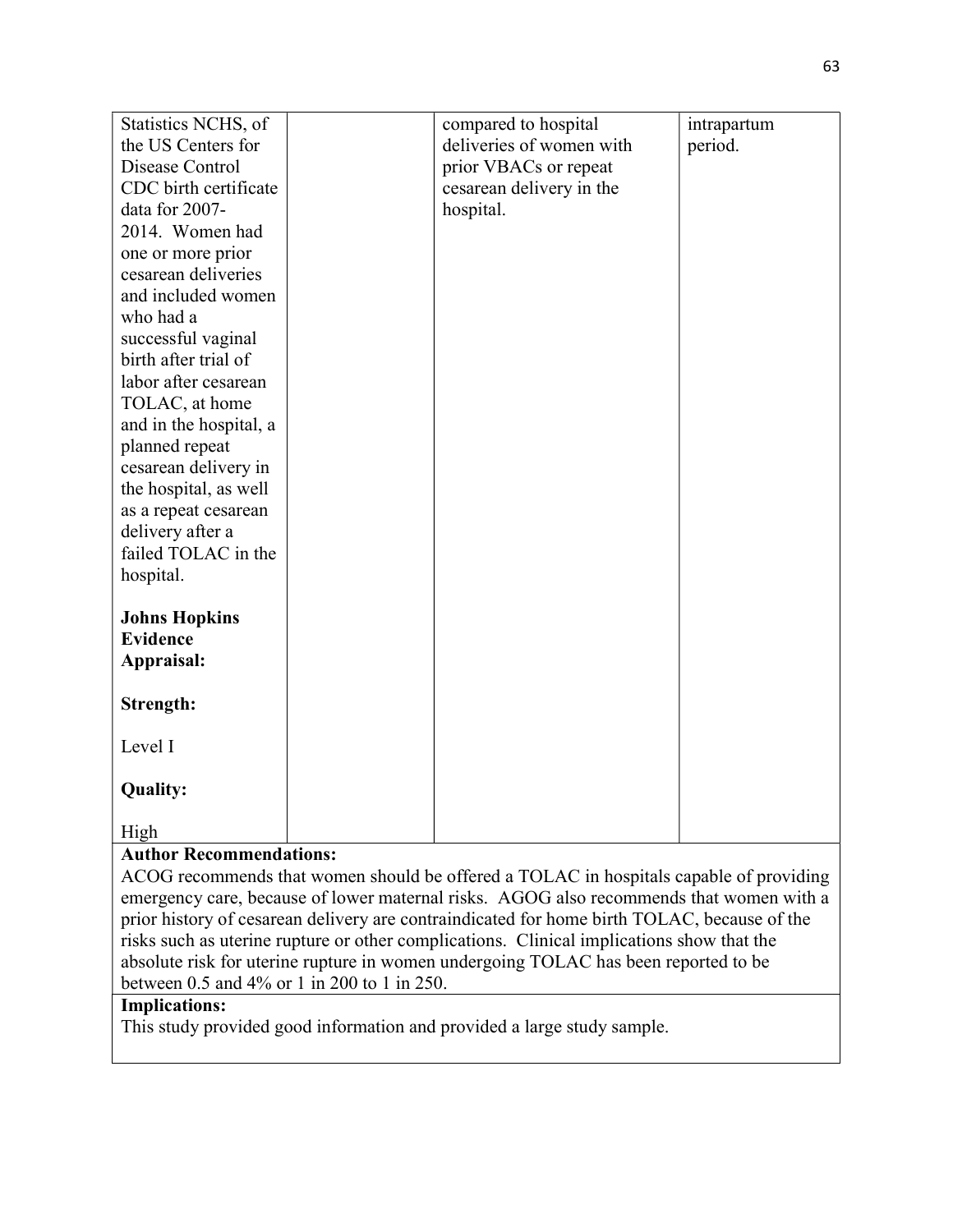| | | | |
|---|---|---|---|
| Statistics NCHS, of the US Centers for Disease Control CDC birth certificate data for 2007-2014. Women had one or more prior cesarean deliveries and included women who had a successful vaginal birth after trial of labor after cesarean TOLAC, at home and in the hospital, a planned repeat cesarean delivery in the hospital, as well as a repeat cesarean delivery after a failed TOLAC in the hospital.<br><br>**Johns Hopkins Evidence Appraisal:**<br><br>**Strength:**<br><br>Level I<br><br>**Quality:**<br><br>High | | compared to hospital deliveries of women with prior VBACs or repeat cesarean delivery in the hospital. | intrapartum period. |

**Author Recommendations:**
ACOG recommends that women should be offered a TOLAC in hospitals capable of providing emergency care, because of lower maternal risks. AGOG also recommends that women with a prior history of cesarean delivery are contraindicated for home birth TOLAC, because of the risks such as uterine rupture or other complications. Clinical implications show that the absolute risk for uterine rupture in women undergoing TOLAC has been reported to be between 0.5 and 4% or 1 in 200 to 1 in 250.

**Implications:**
This study provided good information and provided a large study sample.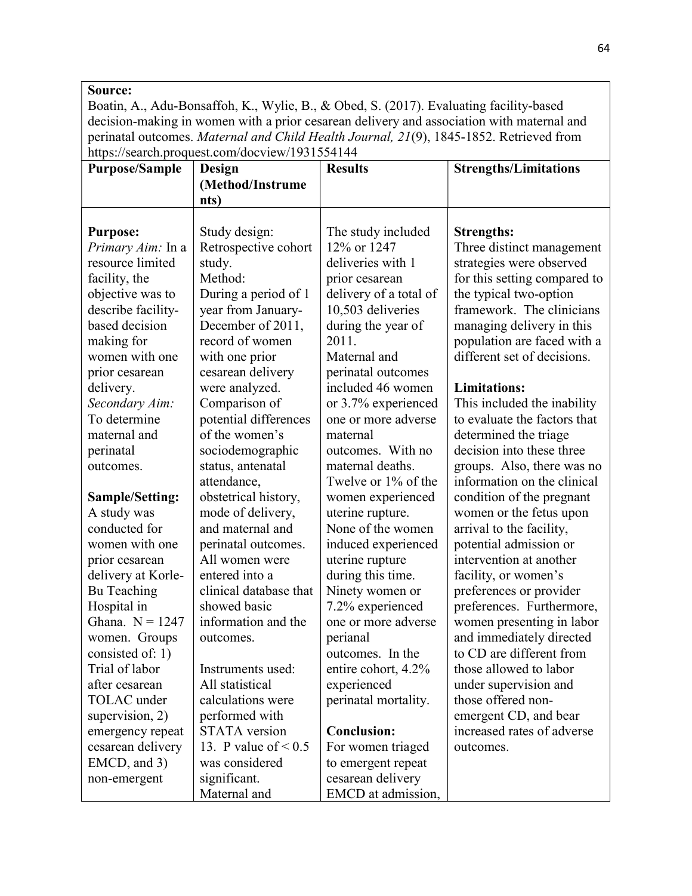| **Source:** Boatin, A., Adu-Bonsaffoh, K., Wylie, B., & Obed, S. (2017). Evaluating facility-based decision-making in women with a prior cesarean delivery and association with maternal and perinatal outcomes. *Maternal and Child Health Journal, 21*(9), 1845-1852. Retrieved from https://search.proquest.com/docview/1931554144 | | | |
|---|---|---|---|
| **Purpose/Sample** | **Design (Method/Instruments)** | **Results** | **Strengths/Limitations** |
| **Purpose:**<br>*Primary Aim:* In a resource limited facility, the objective was to describe facility-based decision making for women with one prior cesarean delivery.<br>*Secondary Aim:* To determine maternal and perinatal outcomes.<br><br>**Sample/Setting:**<br>A study was conducted for women with one prior cesarean delivery at Korle-Bu Teaching Hospital in Ghana. N = 1247 women. Groups consisted of: 1) Trial of labor after cesarean TOLAC under supervision, 2) emergency repeat cesarean delivery EMCD, and 3) non-emergent | Study design:<br>Retrospective cohort study.<br>Method:<br>During a period of 1 year from January-December of 2011, record of women with one prior cesarean delivery were analyzed. Comparison of potential differences of the women's sociodemographic status, antenatal attendance, obstetrical history, mode of delivery, and maternal and perinatal outcomes. All women were entered into a clinical database that showed basic information and the outcomes.<br><br>Instruments used:<br>All statistical calculations were performed with STATA version 13. P value of < 0.5 was considered significant.<br>Maternal and | The study included 12% or 1247 deliveries with 1 prior cesarean delivery of a total of 10,503 deliveries during the year of 2011.<br>Maternal and perinatal outcomes included 46 women or 3.7% experienced one or more adverse maternal outcomes. With no maternal deaths. Twelve or 1% of the women experienced uterine rupture. None of the women induced experienced uterine rupture during this time. Ninety women or 7.2% experienced one or more adverse perianal outcomes. In the entire cohort, 4.2% experienced perinatal mortality.<br><br>**Conclusion:**<br>For women triaged to emergent repeat cesarean delivery EMCD at admission, | **Strengths:**<br>Three distinct management strategies were observed for this setting compared to the typical two-option framework. The clinicians managing delivery in this population are faced with a different set of decisions.<br><br>**Limitations:**<br>This included the inability to evaluate the factors that determined the triage decision into these three groups. Also, there was no information on the clinical condition of the pregnant women or the fetus upon arrival to the facility, potential admission or intervention at another facility, or women's preferences or provider preferences. Furthermore, women presenting in labor and immediately directed to CD are different from those allowed to labor under supervision and those offered non-emergent CD, and bear increased rates of adverse outcomes. |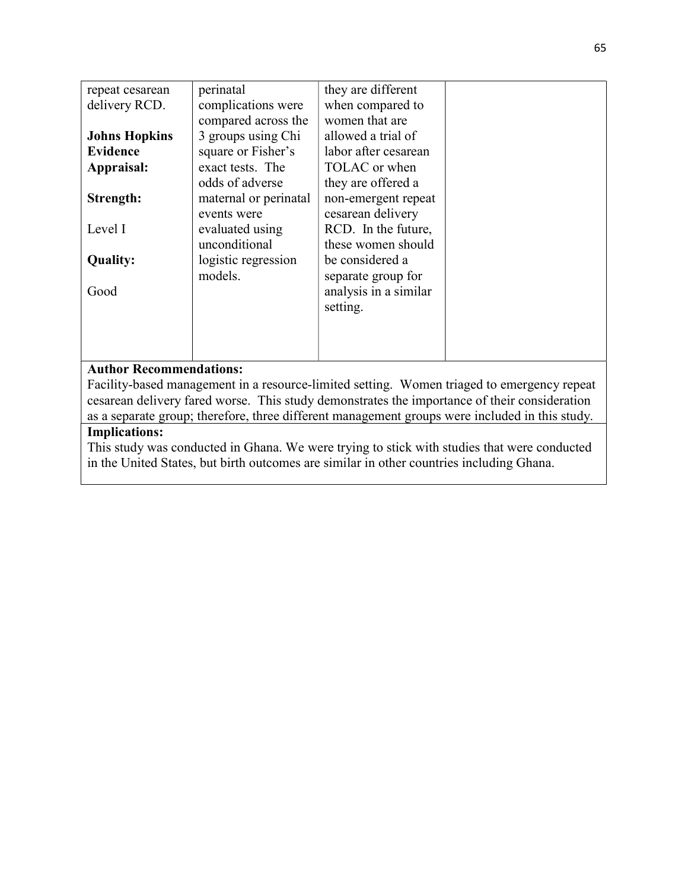| | | | |
|---|---|---|---|
| repeat cesarean delivery RCD.<br><br>**Johns Hopkins Evidence Appraisal:**<br><br>**Strength:**<br><br>Level I<br><br>**Quality:**<br><br>Good | perinatal complications were compared across the 3 groups using Chi square or Fisher's exact tests. The odds of adverse maternal or perinatal events were evaluated using unconditional logistic regression models. | they are different when compared to women that are allowed a trial of labor after cesarean TOLAC or when they are offered a non-emergent repeat cesarean delivery RCD. In the future, these women should be considered a separate group for analysis in a similar setting. | |

**Author Recommendations:**
Facility-based management in a resource-limited setting. Women triaged to emergency repeat cesarean delivery fared worse. This study demonstrates the importance of their consideration as a separate group; therefore, three different management groups were included in this study.

**Implications:**
This study was conducted in Ghana. We were trying to stick with studies that were conducted in the United States, but birth outcomes are similar in other countries including Ghana.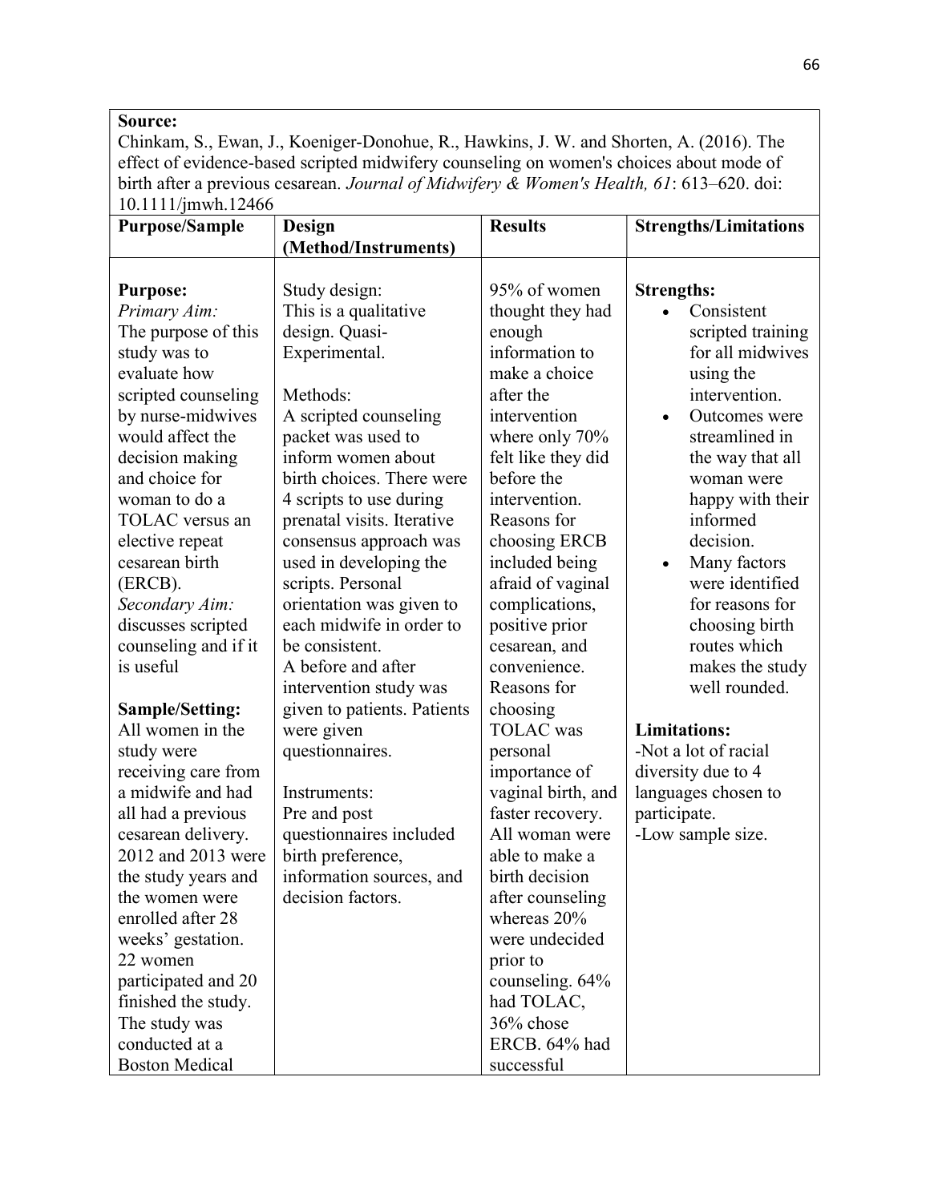| **Source:** Chinkam, S., Ewan, J., Koeniger-Donohue, R., Hawkins, J. W. and Shorten, A. (2016). The effect of evidence-based scripted midwifery counseling on women's choices about mode of birth after a previous cesarean. *Journal of Midwifery & Women's Health, 61*: 613–620. doi: 10.1111/jmwh.12466 | | | |
|---|---|---|---|
| **Purpose/Sample** | **Design (Method/Instruments)** | **Results** | **Strengths/Limitations** |
| **Purpose:**<br>*Primary Aim:*<br>The purpose of this study was to evaluate how scripted counseling by nurse-midwives would affect the decision making and choice for woman to do a TOLAC versus an elective repeat cesarean birth (ERCB).<br>*Secondary Aim:*<br>discusses scripted counseling and if it is useful<br><br>**Sample/Setting:**<br>All women in the study were receiving care from a midwife and had all had a previous cesarean delivery. 2012 and 2013 were the study years and the women were enrolled after 28 weeks' gestation. 22 women participated and 20 finished the study. The study was conducted at a Boston Medical | Study design:<br>This is a qualitative design. Quasi-Experimental.<br><br>Methods:<br>A scripted counseling packet was used to inform women about birth choices. There were 4 scripts to use during prenatal visits. Iterative consensus approach was used in developing the scripts. Personal orientation was given to each midwife in order to be consistent.<br>A before and after intervention study was given to patients. Patients were given questionnaires.<br><br>Instruments:<br>Pre and post questionnaires included birth preference, information sources, and decision factors. | 95% of women thought they had enough information to make a choice after the intervention where only 70% felt like they did before the intervention. Reasons for choosing ERCB included being afraid of vaginal complications, positive prior cesarean, and convenience. Reasons for choosing TOLAC was personal importance of vaginal birth, and faster recovery. All woman were able to make a birth decision after counseling whereas 20% were undecided prior to counseling. 64% had TOLAC, 36% chose ERCB. 64% had successful | **Strengths:**<br>• Consistent scripted training for all midwives using the intervention.<br>• Outcomes were streamlined in the way that all woman were happy with their informed decision.<br>• Many factors were identified for reasons for choosing birth routes which makes the study well rounded.<br><br>**Limitations:**<br>-Not a lot of racial diversity due to 4 languages chosen to participate.<br>-Low sample size. |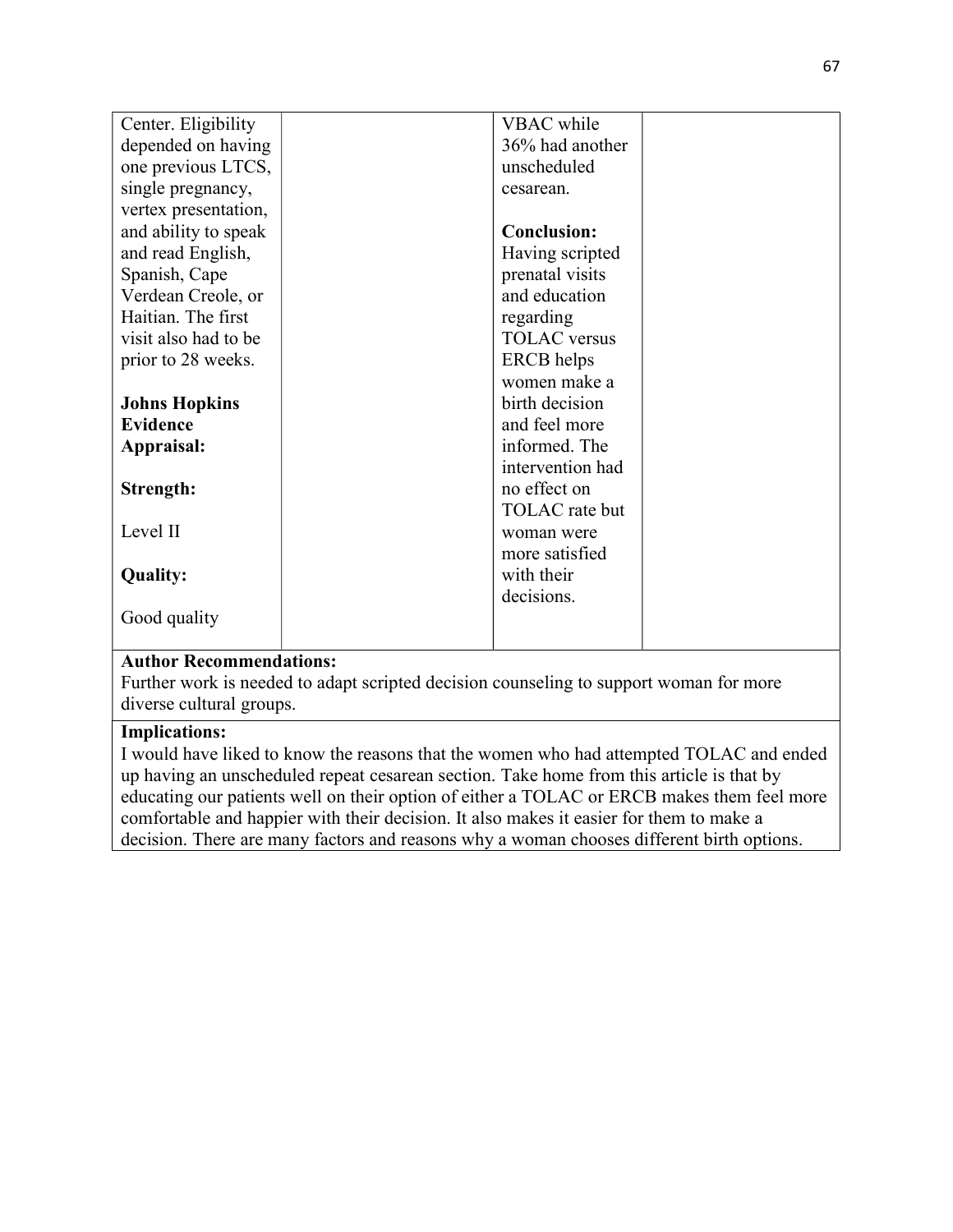| | | | |
|---|---|---|---|
| Center. Eligibility depended on having one previous LTCS, single pregnancy, vertex presentation, and ability to speak and read English, Spanish, Cape Verdean Creole, or Haitian. The first visit also had to be prior to 28 weeks.<br><br>**Johns Hopkins Evidence Appraisal:**<br><br>**Strength:**<br><br>Level II<br><br>**Quality:**<br><br>Good quality | | VBAC while 36% had another unscheduled cesarean.<br><br>**Conclusion:** Having scripted prenatal visits and education regarding TOLAC versus ERCB helps women make a birth decision and feel more informed. The intervention had no effect on TOLAC rate but woman were more satisfied with their decisions. | |

**Author Recommendations:**
Further work is needed to adapt scripted decision counseling to support woman for more diverse cultural groups.

**Implications:**
I would have liked to know the reasons that the women who had attempted TOLAC and ended up having an unscheduled repeat cesarean section. Take home from this article is that by educating our patients well on their option of either a TOLAC or ERCB makes them feel more comfortable and happier with their decision. It also makes it easier for them to make a decision. There are many factors and reasons why a woman chooses different birth options.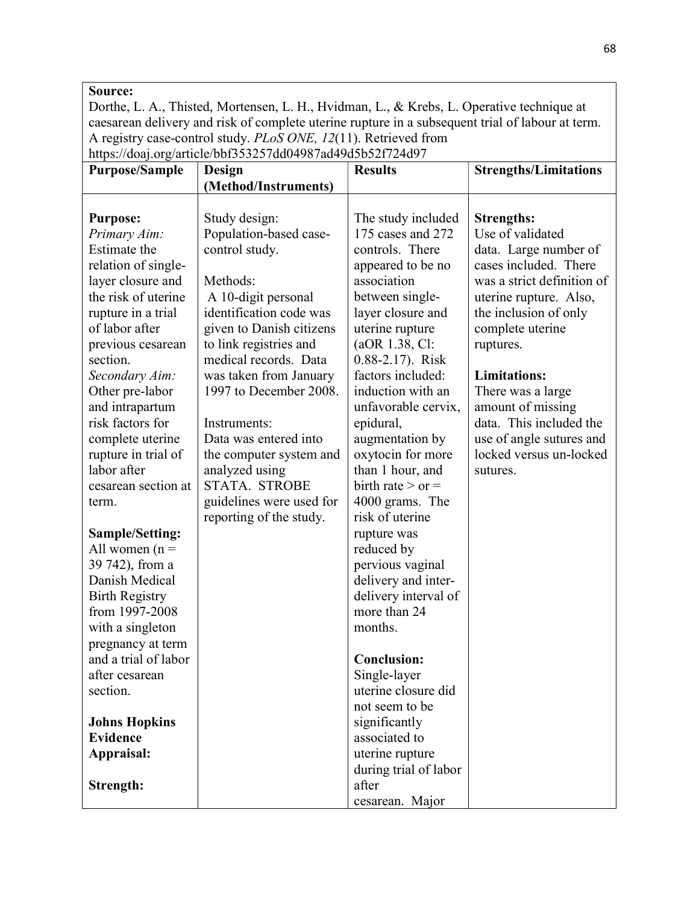| **Source:** Dorthe, L. A., Thisted, Mortensen, L. H., Hvidman, L., & Krebs, L. Operative technique at caesarean delivery and risk of complete uterine rupture in a subsequent trial of labour at term. A registry case-control study. *PLoS ONE, 12*(11). Retrieved from https://doaj.org/article/bbf353257dd04987ad49d5b52f724d97 | | | |
|---|---|---|---|
| **Purpose/Sample** | **Design (Method/Instruments)** | **Results** | **Strengths/Limitations** |
| **Purpose:**<br>*Primary Aim:*<br>Estimate the relation of single-layer closure and the risk of uterine rupture in a trial of labor after previous cesarean section.<br>*Secondary Aim:*<br>Other pre-labor and intrapartum risk factors for complete uterine rupture in trial of labor after cesarean section at term.<br><br>**Sample/Setting:**<br>All women (n = 39 742), from a Danish Medical Birth Registry from 1997-2008 with a singleton pregnancy at term and a trial of labor after cesarean section.<br><br>**Johns Hopkins Evidence Appraisal:**<br><br>**Strength:** | Study design:<br>Population-based case-control study.<br><br>Methods:<br>A 10-digit personal identification code was given to Danish citizens to link registries and medical records. Data was taken from January 1997 to December 2008.<br><br>Instruments:<br>Data was entered into the computer system and analyzed using STATA. STROBE guidelines were used for reporting of the study. | The study included 175 cases and 272 controls. There appeared to be no association between single-layer closure and uterine rupture (aOR 1.38, Cl: 0.88-2.17). Risk factors included: induction with an unfavorable cervix, epidural, augmentation by oxytocin for more than 1 hour, and birth rate > or = 4000 grams. The risk of uterine rupture was reduced by pervious vaginal delivery and inter-delivery interval of more than 24 months.<br><br>**Conclusion:**<br>Single-layer uterine closure did not seem to be significantly associated to uterine rupture during trial of labor after cesarean. Major | **Strengths:**<br>Use of validated data. Large number of cases included. There was a strict definition of uterine rupture. Also, the inclusion of only complete uterine ruptures.<br><br>**Limitations:**<br>There was a large amount of missing data. This included the use of angle sutures and locked versus un-locked sutures. |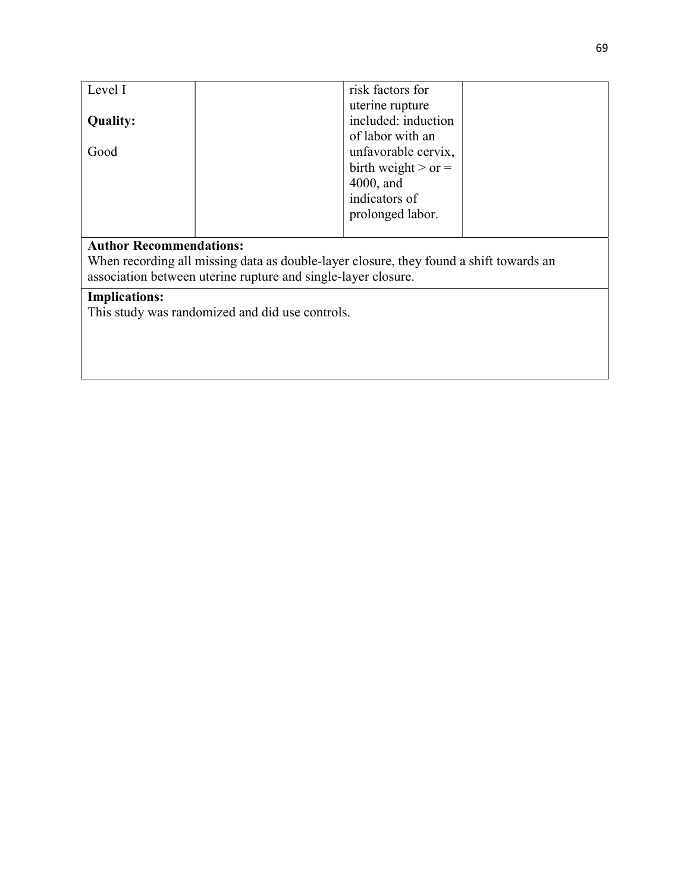| | | | |
|---|---|---|---|
| Level I<br><br>**Quality:**<br><br>Good | | risk factors for uterine rupture included: induction of labor with an unfavorable cervix, birth weight > or = 4000, and indicators of prolonged labor. | |

**Author Recommendations:**
When recording all missing data as double-layer closure, they found a shift towards an association between uterine rupture and single-layer closure.

**Implications:**
This study was randomized and did use controls.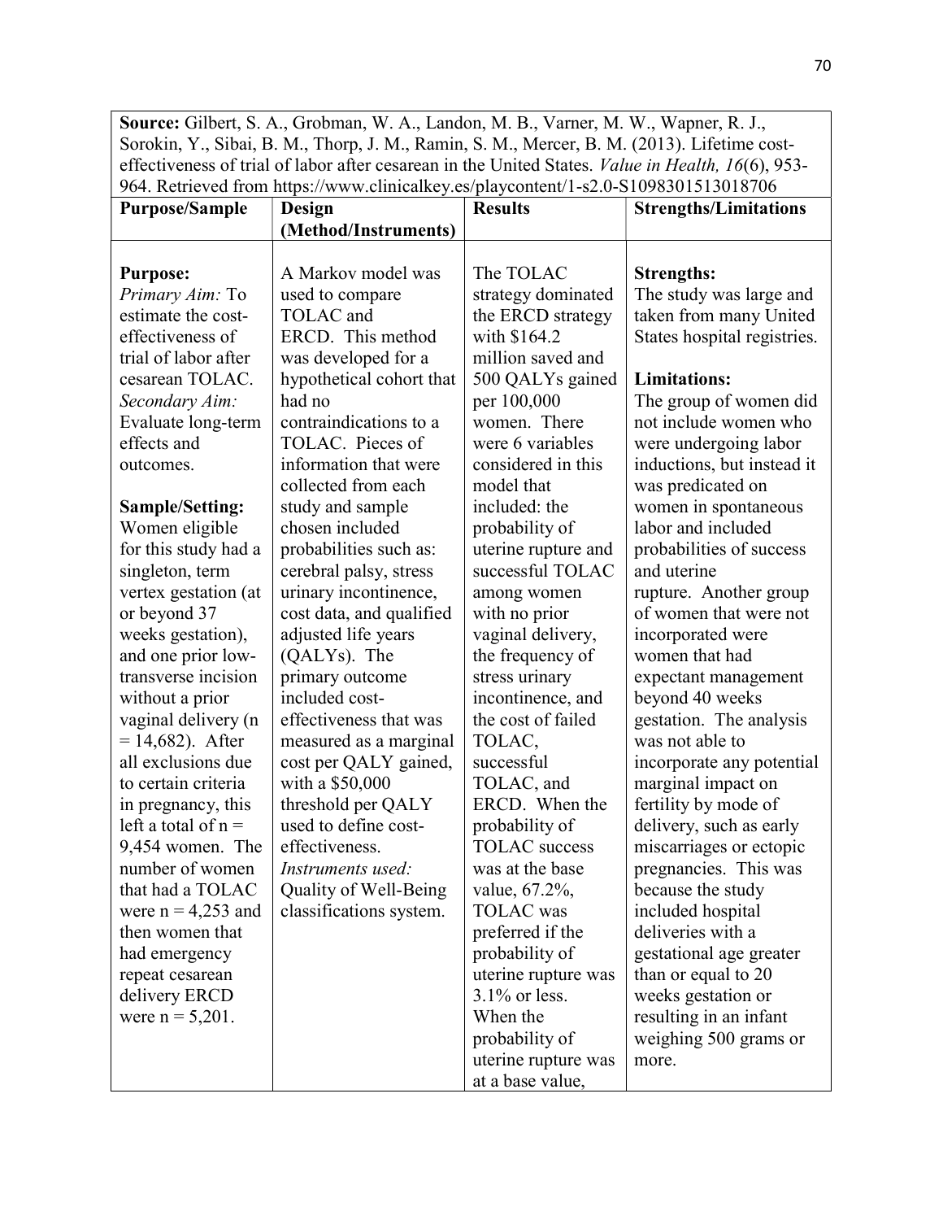| **Source:** Gilbert, S. A., Grobman, W. A., Landon, M. B., Varner, M. W., Wapner, R. J., Sorokin, Y., Sibai, B. M., Thorp, J. M., Ramin, S. M., Mercer, B. M. (2013). Lifetime cost-effectiveness of trial of labor after cesarean in the United States. *Value in Health, 16*(6), 953-964. Retrieved from https://www.clinicalkey.es/playcontent/1-s2.0-S1098301513018706 | | | |
|---|---|---|---|
| **Purpose/Sample** | **Design (Method/Instruments)** | **Results** | **Strengths/Limitations** |
| **Purpose:**<br>*Primary Aim:* To estimate the cost-effectiveness of trial of labor after cesarean TOLAC.<br>*Secondary Aim:* Evaluate long-term effects and outcomes.<br><br>**Sample/Setting:**<br>Women eligible for this study had a singleton, term vertex gestation (at or beyond 37 weeks gestation), and one prior low-transverse incision without a prior vaginal delivery (n = 14,682). After all exclusions due to certain criteria in pregnancy, this left a total of n = 9,454 women. The number of women that had a TOLAC were n = 4,253 and then women that had emergency repeat cesarean delivery ERCD were n = 5,201. | A Markov model was used to compare TOLAC and ERCD. This method was developed for a hypothetical cohort that had no contraindications to a TOLAC. Pieces of information that were collected from each study and sample chosen included probabilities such as: cerebral palsy, stress urinary incontinence, cost data, and qualified adjusted life years (QALYs). The primary outcome included cost-effectiveness that was measured as a marginal cost per QALY gained, with a $50,000 threshold per QALY used to define cost-effectiveness.<br>*Instruments used:* Quality of Well-Being classifications system. | The TOLAC strategy dominated the ERCD strategy with $164.2 million saved and 500 QALYs gained per 100,000 women. There were 6 variables considered in this model that included: the probability of uterine rupture and successful TOLAC among women with no prior vaginal delivery, the frequency of stress urinary incontinence, and the cost of failed TOLAC, successful TOLAC, and ERCD. When the probability of TOLAC success was at the base value, 67.2%, TOLAC was preferred if the probability of uterine rupture was 3.1% or less. When the probability of uterine rupture was at a base value, | **Strengths:**<br>The study was large and taken from many United States hospital registries.<br><br>**Limitations:**<br>The group of women did not include women who were undergoing labor inductions, but instead it was predicated on women in spontaneous labor and included probabilities of success and uterine rupture. Another group of women that were not incorporated were women that had expectant management beyond 40 weeks gestation. The analysis was not able to incorporate any potential marginal impact on fertility by mode of delivery, such as early miscarriages or ectopic pregnancies. This was because the study included hospital deliveries with a gestational age greater than or equal to 20 weeks gestation or resulting in an infant weighing 500 grams or more. |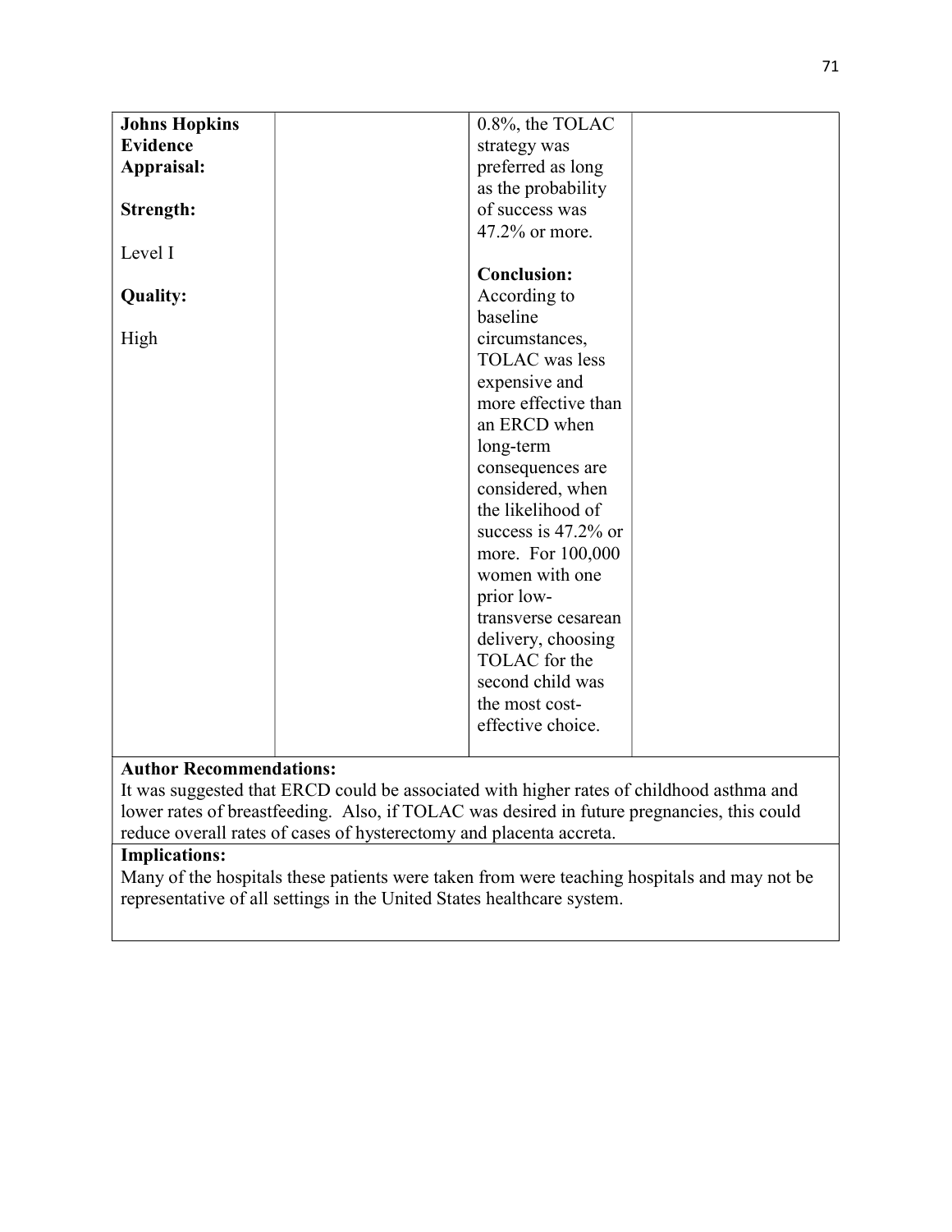| **Johns Hopkins Evidence Appraisal:**<br><br>**Strength:**<br><br>Level I<br><br>**Quality:**<br><br>High | | 0.8%, the TOLAC strategy was preferred as long as the probability of success was 47.2% or more.<br><br>**Conclusion:** According to baseline circumstances, TOLAC was less expensive and more effective than an ERCD when long-term consequences are considered, when the likelihood of success is 47.2% or more. For 100,000 women with one prior low-transverse cesarean delivery, choosing TOLAC for the second child was the most cost-effective choice. | |
|---|---|---|---|

**Author Recommendations:**
It was suggested that ERCD could be associated with higher rates of childhood asthma and lower rates of breastfeeding. Also, if TOLAC was desired in future pregnancies, this could reduce overall rates of cases of hysterectomy and placenta accreta.

**Implications:**
Many of the hospitals these patients were taken from were teaching hospitals and may not be representative of all settings in the United States healthcare system.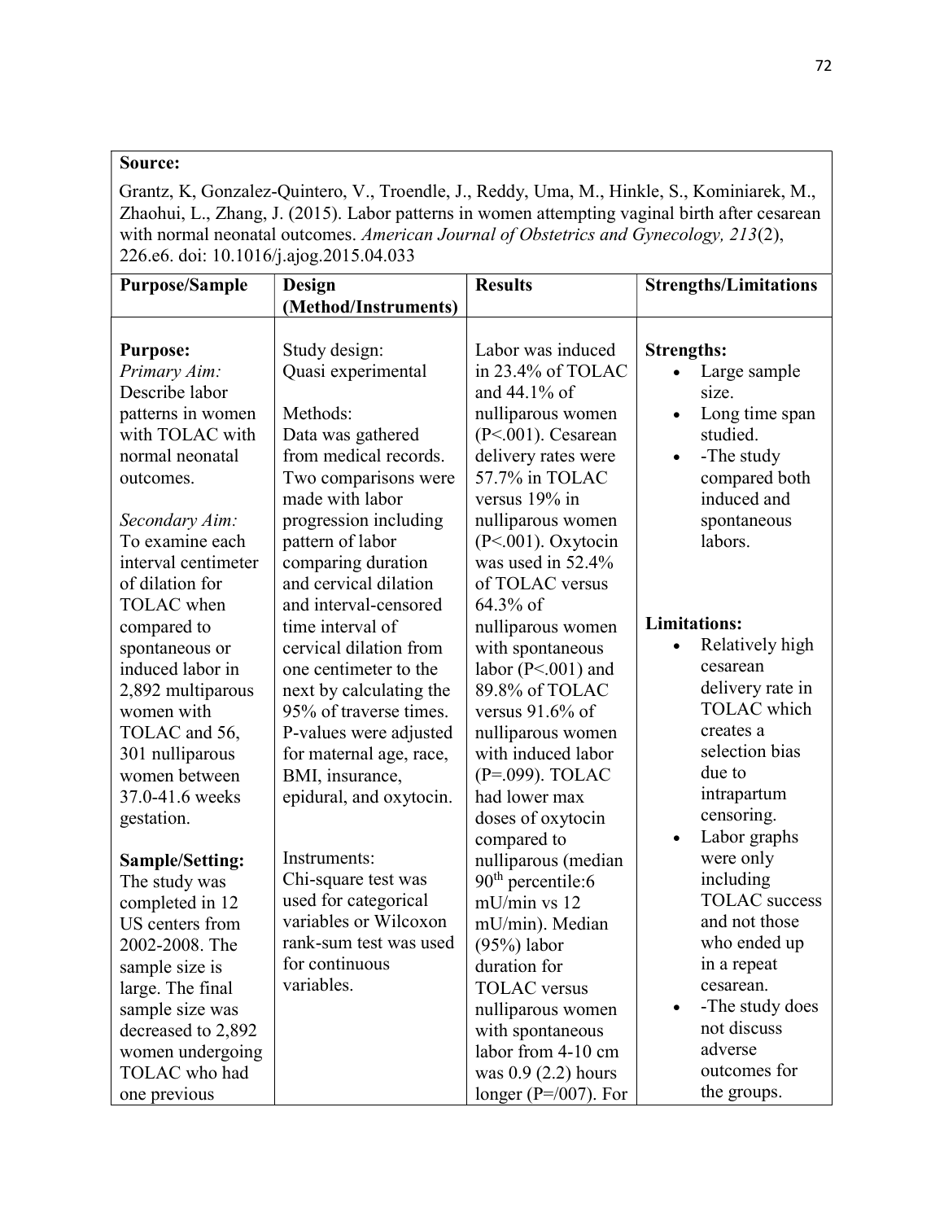**Source:**

Grantz, K, Gonzalez-Quintero, V., Troendle, J., Reddy, Uma, M., Hinkle, S., Kominiarek, M., Zhaohui, L., Zhang, J. (2015). Labor patterns in women attempting vaginal birth after cesarean with normal neonatal outcomes. *American Journal of Obstetrics and Gynecology, 213*(2), 226.e6. doi: 10.1016/j.ajog.2015.04.033

| Purpose/Sample | Design (Method/Instruments) | Results | Strengths/Limitations |
|---|---|---|---|
| **Purpose:**<br>*Primary Aim:*<br>Describe labor patterns in women with TOLAC with normal neonatal outcomes.<br><br>*Secondary Aim:*<br>To examine each interval centimeter of dilation for TOLAC when compared to spontaneous or induced labor in 2,892 multiparous women with TOLAC and 56, 301 nulliparous women between 37.0-41.6 weeks gestation.<br><br>**Sample/Setting:**<br>The study was completed in 12 US centers from 2002-2008. The sample size is large. The final sample size was decreased to 2,892 women undergoing TOLAC who had one previous | Study design:<br>Quasi experimental<br><br>Methods:<br>Data was gathered from medical records. Two comparisons were made with labor progression including pattern of labor comparing duration and cervical dilation and interval-censored time interval of cervical dilation from one centimeter to the next by calculating the 95% of traverse times. P-values were adjusted for maternal age, race, BMI, insurance, epidural, and oxytocin.<br><br>Instruments:<br>Chi-square test was used for categorical variables or Wilcoxon rank-sum test was used for continuous variables. | Labor was induced in 23.4% of TOLAC and 44.1% of nulliparous women (P<.001). Cesarean delivery rates were 57.7% in TOLAC versus 19% in nulliparous women (P<.001). Oxytocin was used in 52.4% of TOLAC versus 64.3% of nulliparous women with spontaneous labor (P<.001) and 89.8% of TOLAC versus 91.6% of nulliparous women with induced labor (P=.099). TOLAC had lower max doses of oxytocin compared to nulliparous (median 90th percentile:6 mU/min vs 12 mU/min). Median (95%) labor duration for TOLAC versus nulliparous women with spontaneous labor from 4-10 cm was 0.9 (2.2) hours longer (P=/007). For | **Strengths:**<br>• Large sample size.<br>• Long time span studied.<br>• -The study compared both induced and spontaneous labors.<br><br>**Limitations:**<br>• Relatively high cesarean delivery rate in TOLAC which creates a selection bias due to intrapartum censoring.<br>• Labor graphs were only including TOLAC success and not those who ended up in a repeat cesarean.<br>• -The study does not discuss adverse outcomes for the groups. |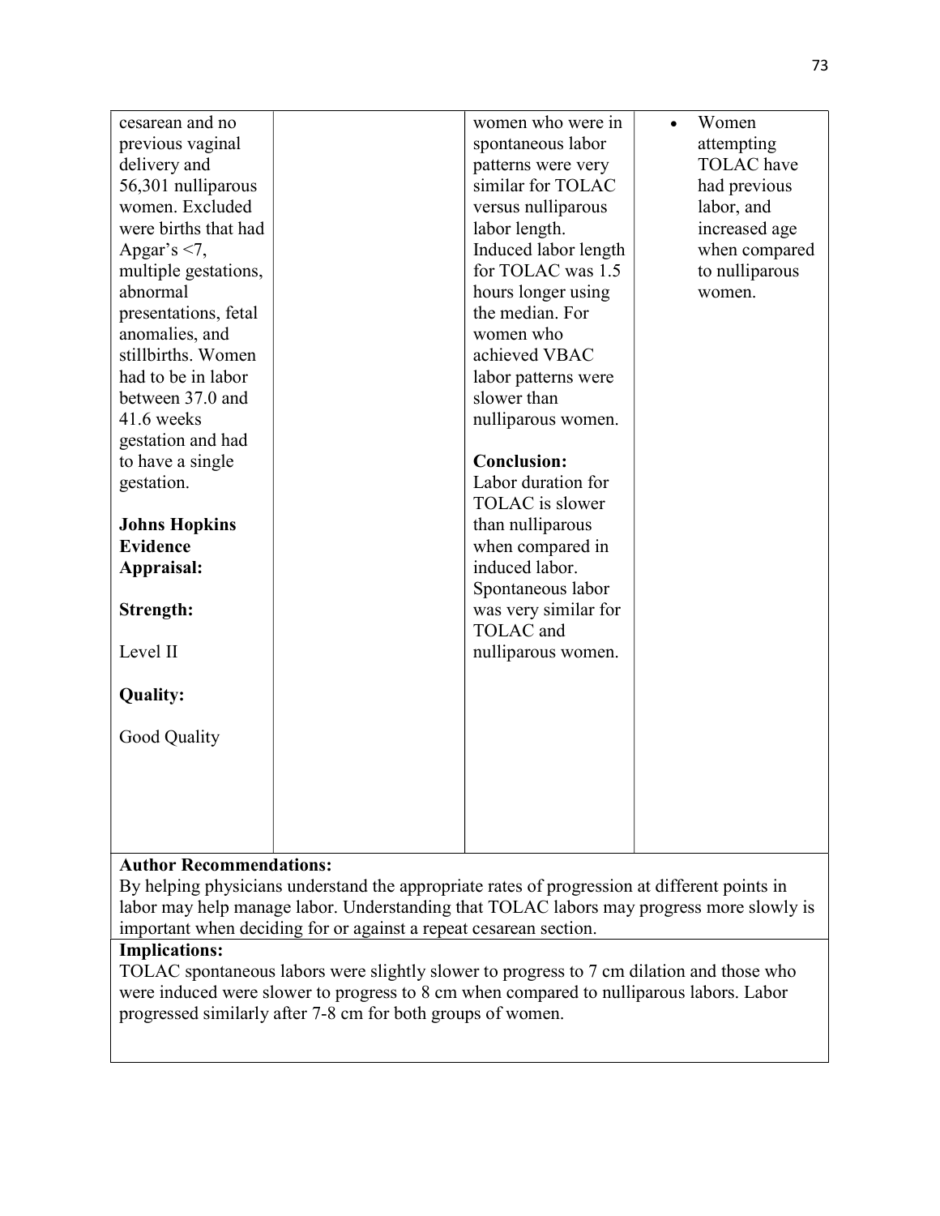| | | | |
|---|---|---|---|
| cesarean and no previous vaginal delivery and 56,301 nulliparous women. Excluded were births that had Apgar's <7, multiple gestations, abnormal presentations, fetal anomalies, and stillbirths. Women had to be in labor between 37.0 and 41.6 weeks gestation and had to have a single gestation.<br><br>**Johns Hopkins Evidence Appraisal:**<br><br>**Strength:**<br><br>Level II<br><br>**Quality:**<br><br>Good Quality | | women who were in spontaneous labor patterns were very similar for TOLAC versus nulliparous labor length. Induced labor length for TOLAC was 1.5 hours longer using the median. For women who achieved VBAC labor patterns were slower than nulliparous women.<br><br>**Conclusion:**<br>Labor duration for TOLAC is slower than nulliparous when compared in induced labor. Spontaneous labor was very similar for TOLAC and nulliparous women. | • Women attempting TOLAC have had previous labor, and increased age when compared to nulliparous women. |

**Author Recommendations:**
By helping physicians understand the appropriate rates of progression at different points in labor may help manage labor. Understanding that TOLAC labors may progress more slowly is important when deciding for or against a repeat cesarean section.

**Implications:**
TOLAC spontaneous labors were slightly slower to progress to 7 cm dilation and those who were induced were slower to progress to 8 cm when compared to nulliparous labors. Labor progressed similarly after 7-8 cm for both groups of women.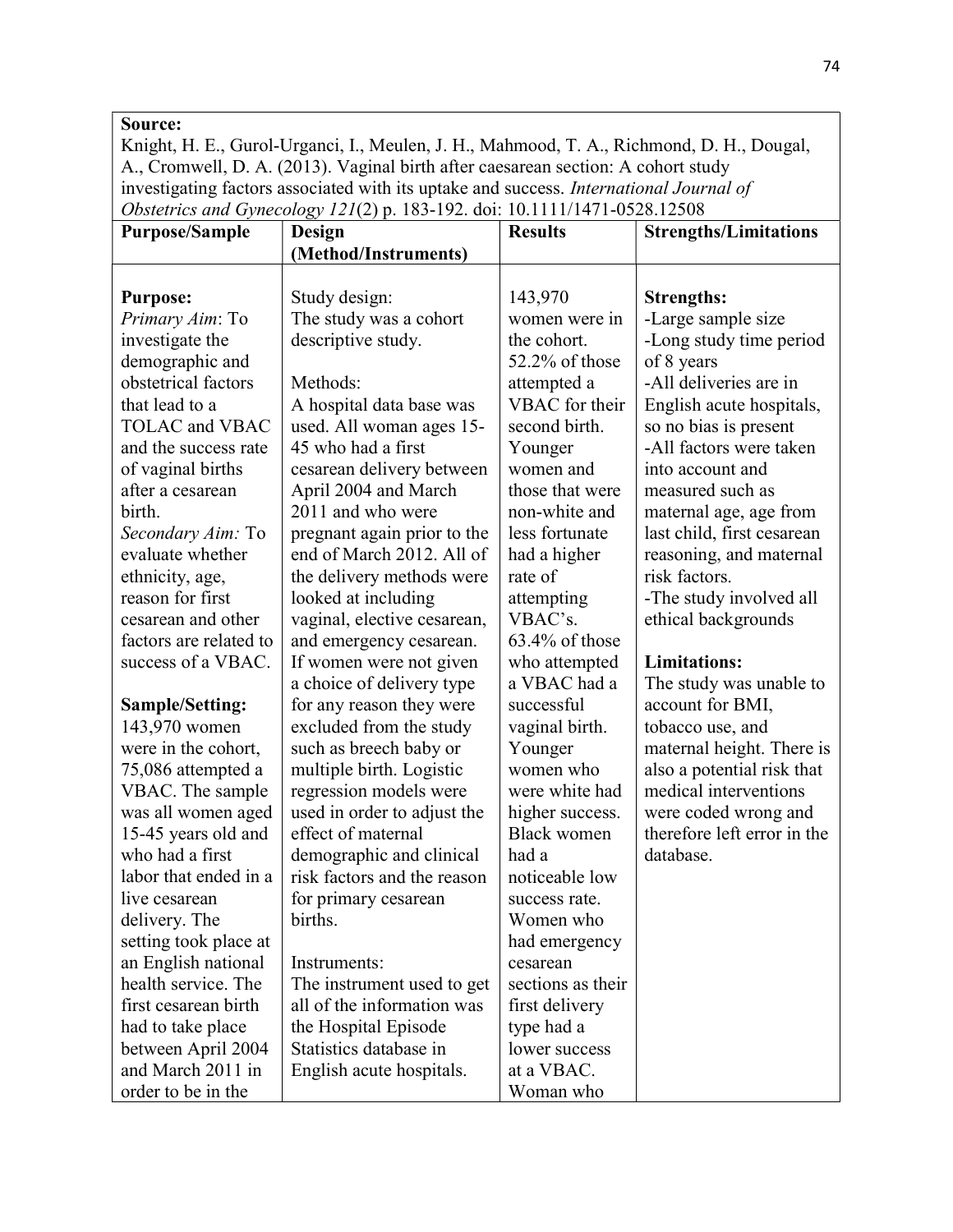| **Source:**<br>Knight, H. E., Gurol-Urganci, I., Meulen, J. H., Mahmood, T. A., Richmond, D. H., Dougal, A., Cromwell, D. A. (2013). Vaginal birth after caesarean section: A cohort study investigating factors associated with its uptake and success. *International Journal of Obstetrics and Gynecology 121*(2) p. 183-192. doi: 10.1111/1471-0528.12508 | | | |
|---|---|---|---|
| **Purpose/Sample** | **Design (Method/Instruments)** | **Results** | **Strengths/Limitations** |
| **Purpose:**<br>*Primary Aim*: To investigate the demographic and obstetrical factors that lead to a TOLAC and VBAC and the success rate of vaginal births after a cesarean birth.<br>*Secondary Aim:* To evaluate whether ethnicity, age, reason for first cesarean and other factors are related to success of a VBAC.<br><br>**Sample/Setting:**<br>143,970 women were in the cohort, 75,086 attempted a VBAC. The sample was all women aged 15-45 years old and who had a first labor that ended in a live cesarean delivery. The setting took place at an English national health service. The first cesarean birth had to take place between April 2004 and March 2011 in order to be in the | Study design:<br>The study was a cohort descriptive study.<br><br>Methods:<br>A hospital data base was used. All woman ages 15-45 who had a first cesarean delivery between April 2004 and March 2011 and who were pregnant again prior to the end of March 2012. All of the delivery methods were looked at including vaginal, elective cesarean, and emergency cesarean. If women were not given a choice of delivery type for any reason they were excluded from the study such as breech baby or multiple birth. Logistic regression models were used in order to adjust the effect of maternal demographic and clinical risk factors and the reason for primary cesarean births.<br><br>Instruments:<br>The instrument used to get all of the information was the Hospital Episode Statistics database in English acute hospitals. | 143,970 women were in the cohort. 52.2% of those attempted a VBAC for their second birth. Younger women and those that were non-white and less fortunate had a higher rate of attempting VBAC's. 63.4% of those who attempted a VBAC had a successful vaginal birth. Younger women who were white had higher success. Black women had a noticeable low success rate. Women who had emergency cesarean sections as their first delivery type had a lower success at a VBAC. Woman who | **Strengths:**<br>-Large sample size<br>-Long study time period of 8 years<br>-All deliveries are in English acute hospitals, so no bias is present<br>-All factors were taken into account and measured such as maternal age, age from last child, first cesarean reasoning, and maternal risk factors.<br>-The study involved all ethical backgrounds<br><br>**Limitations:**<br>The study was unable to account for BMI, tobacco use, and maternal height. There is also a potential risk that medical interventions were coded wrong and therefore left error in the database. |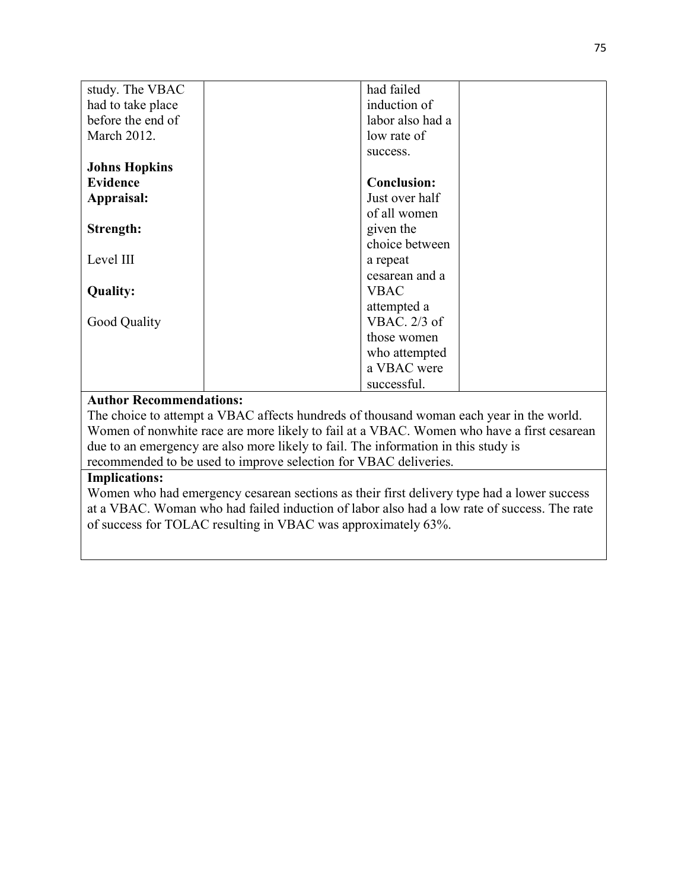| | | | |
|---|---|---|---|
| study. The VBAC had to take place before the end of March 2012.<br><br>**Johns Hopkins Evidence Appraisal:**<br><br>**Strength:**<br><br>Level III<br><br>**Quality:**<br><br>Good Quality | | had failed induction of labor also had a low rate of success.<br><br>**Conclusion:** Just over half of all women given the choice between a repeat cesarean and a VBAC attempted a VBAC. 2/3 of those women who attempted a VBAC were successful. | |

**Author Recommendations:**

The choice to attempt a VBAC affects hundreds of thousand woman each year in the world. Women of nonwhite race are more likely to fail at a VBAC. Women who have a first cesarean due to an emergency are also more likely to fail. The information in this study is recommended to be used to improve selection for VBAC deliveries.

**Implications:**

Women who had emergency cesarean sections as their first delivery type had a lower success at a VBAC. Woman who had failed induction of labor also had a low rate of success. The rate of success for TOLAC resulting in VBAC was approximately 63%.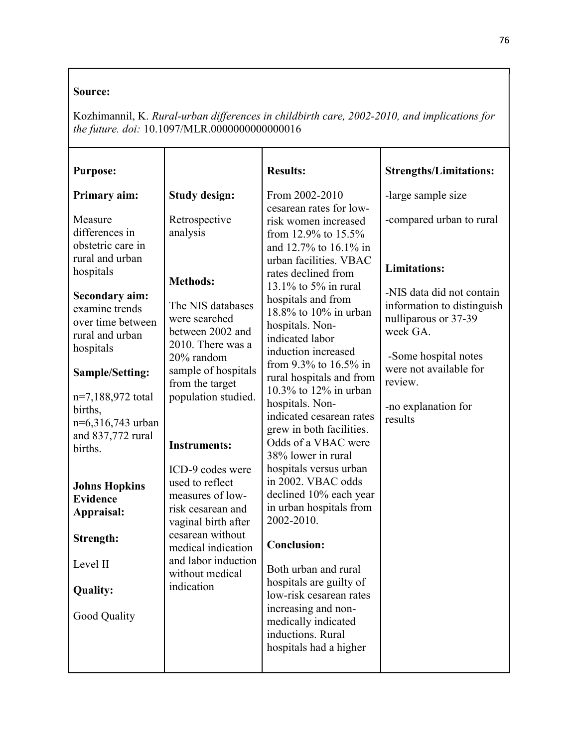**Source:**

Kozhimannil, K. *Rural-urban differences in childbirth care, 2002-2010, and implications for the future. doi:* 10.1097/MLR.0000000000000016

| **Purpose:** | | **Results:** | **Strengths/Limitations:** |
|---|---|---|---|
| **Primary aim:**<br><br>Measure differences in obstetric care in rural and urban hospitals<br><br>**Secondary aim:** examine trends over time between rural and urban hospitals<br><br>**Sample/Setting:**<br><br>n=7,188,972 total births, n=6,316,743 urban and 837,772 rural births.<br><br>**Johns Hopkins Evidence Appraisal:**<br><br>**Strength:**<br><br>Level II<br><br>**Quality:**<br><br>Good Quality | **Study design:**<br><br>Retrospective analysis<br><br>**Methods:**<br><br>The NIS databases were searched between 2002 and 2010. There was a 20% random sample of hospitals from the target population studied.<br><br>**Instruments:**<br><br>ICD-9 codes were used to reflect measures of low-risk cesarean and vaginal birth after cesarean without medical indication and labor induction without medical indication | From 2002-2010 cesarean rates for low-risk women increased from 12.9% to 15.5% and 12.7% to 16.1% in urban facilities. VBAC rates declined from 13.1% to 5% in rural hospitals and from 18.8% to 10% in urban hospitals. Non-indicated labor induction increased from 9.3% to 16.5% in rural hospitals and from 10.3% to 12% in urban hospitals. Non-indicated cesarean rates grew in both facilities. Odds of a VBAC were 38% lower in rural hospitals versus urban in 2002. VBAC odds declined 10% each year in urban hospitals from 2002-2010.<br><br>**Conclusion:**<br><br>Both urban and rural hospitals are guilty of low-risk cesarean rates increasing and non-medically indicated inductions. Rural hospitals had a higher | -large sample size<br><br>-compared urban to rural<br><br>**Limitations:**<br><br>-NIS data did not contain information to distinguish nulliparous or 37-39 week GA.<br><br>-Some hospital notes were not available for review.<br><br>-no explanation for results |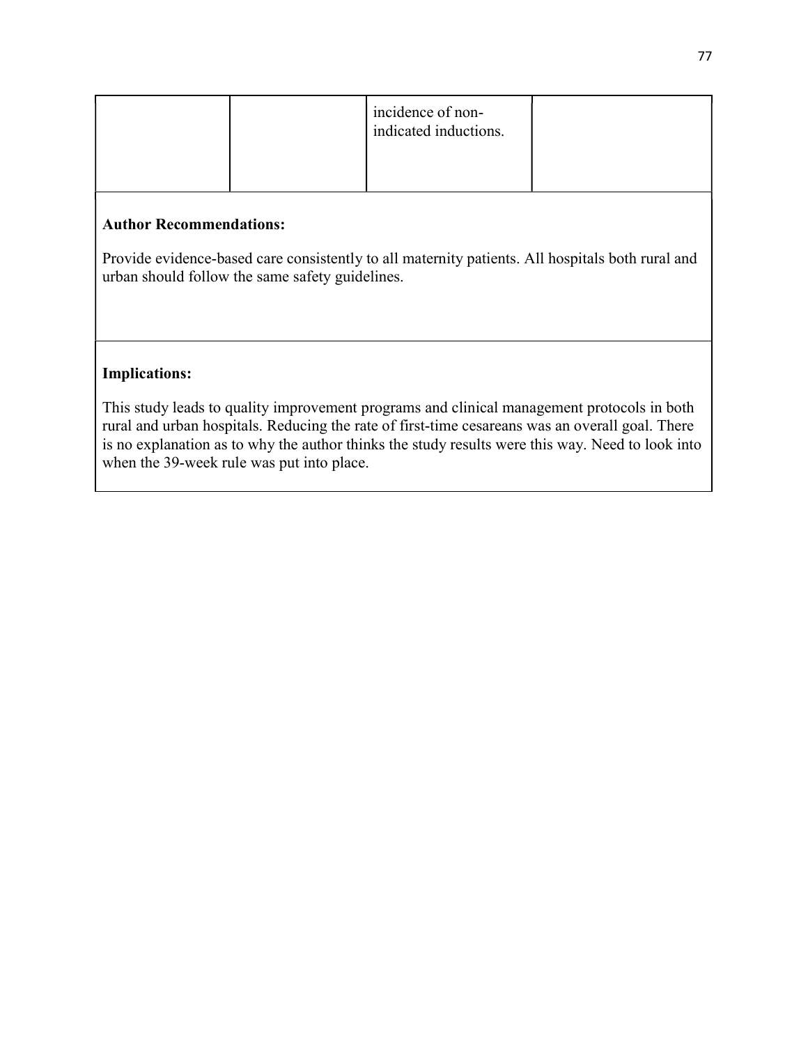| | | incidence of non-indicated inductions. | |
|---|---|---|---|

**Author Recommendations:**

Provide evidence-based care consistently to all maternity patients. All hospitals both rural and urban should follow the same safety guidelines.

**Implications:**

This study leads to quality improvement programs and clinical management protocols in both rural and urban hospitals. Reducing the rate of first-time cesareans was an overall goal. There is no explanation as to why the author thinks the study results were this way. Need to look into when the 39-week rule was put into place.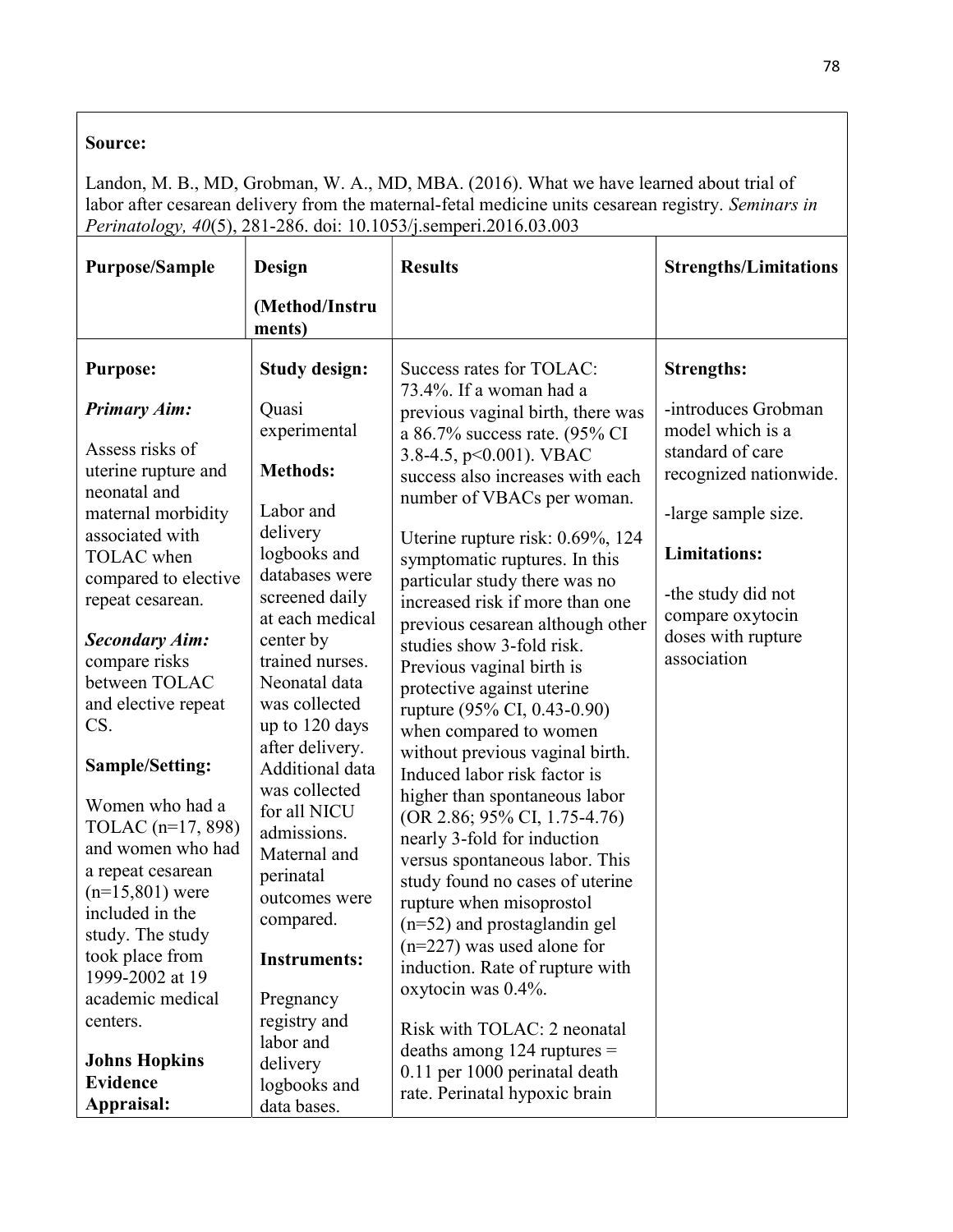**Source:**

Landon, M. B., MD, Grobman, W. A., MD, MBA. (2016). What we have learned about trial of labor after cesarean delivery from the maternal-fetal medicine units cesarean registry. *Seminars in Perinatology, 40*(5), 281-286. doi: 10.1053/j.semperi.2016.03.003

| Purpose/Sample | Design (Method/Instruments) | Results | Strengths/Limitations |
|---|---|---|---|
| **Purpose:**<br><br>***Primary Aim:***<br><br>Assess risks of uterine rupture and neonatal and maternal morbidity associated with TOLAC when compared to elective repeat cesarean.<br><br>***Secondary Aim:*** compare risks between TOLAC and elective repeat CS.<br><br>**Sample/Setting:**<br><br>Women who had a TOLAC (n=17, 898) and women who had a repeat cesarean (n=15,801) were included in the study. The study took place from 1999-2002 at 19 academic medical centers.<br><br>**Johns Hopkins Evidence Appraisal:** | **Study design:**<br><br>Quasi experimental<br><br>**Methods:**<br><br>Labor and delivery logbooks and databases were screened daily at each medical center by trained nurses. Neonatal data was collected up to 120 days after delivery. Additional data was collected for all NICU admissions. Maternal and perinatal outcomes were compared.<br><br>**Instruments:**<br><br>Pregnancy registry and labor and delivery logbooks and data bases. | Success rates for TOLAC: 73.4%. If a woman had a previous vaginal birth, there was a 86.7% success rate. (95% CI 3.8-4.5, p<0.001). VBAC success also increases with each number of VBACs per woman.<br><br>Uterine rupture risk: 0.69%, 124 symptomatic ruptures. In this particular study there was no increased risk if more than one previous cesarean although other studies show 3-fold risk. Previous vaginal birth is protective against uterine rupture (95% CI, 0.43-0.90) when compared to women without previous vaginal birth. Induced labor risk factor is higher than spontaneous labor (OR 2.86; 95% CI, 1.75-4.76) nearly 3-fold for induction versus spontaneous labor. This study found no cases of uterine rupture when misoprostol (n=52) and prostaglandin gel (n=227) was used alone for induction. Rate of rupture with oxytocin was 0.4%.<br><br>Risk with TOLAC: 2 neonatal deaths among 124 ruptures = 0.11 per 1000 perinatal death rate. Perinatal hypoxic brain | **Strengths:**<br><br>-introduces Grobman model which is a standard of care recognized nationwide.<br><br>-large sample size.<br><br>**Limitations:**<br><br>-the study did not compare oxytocin doses with rupture association |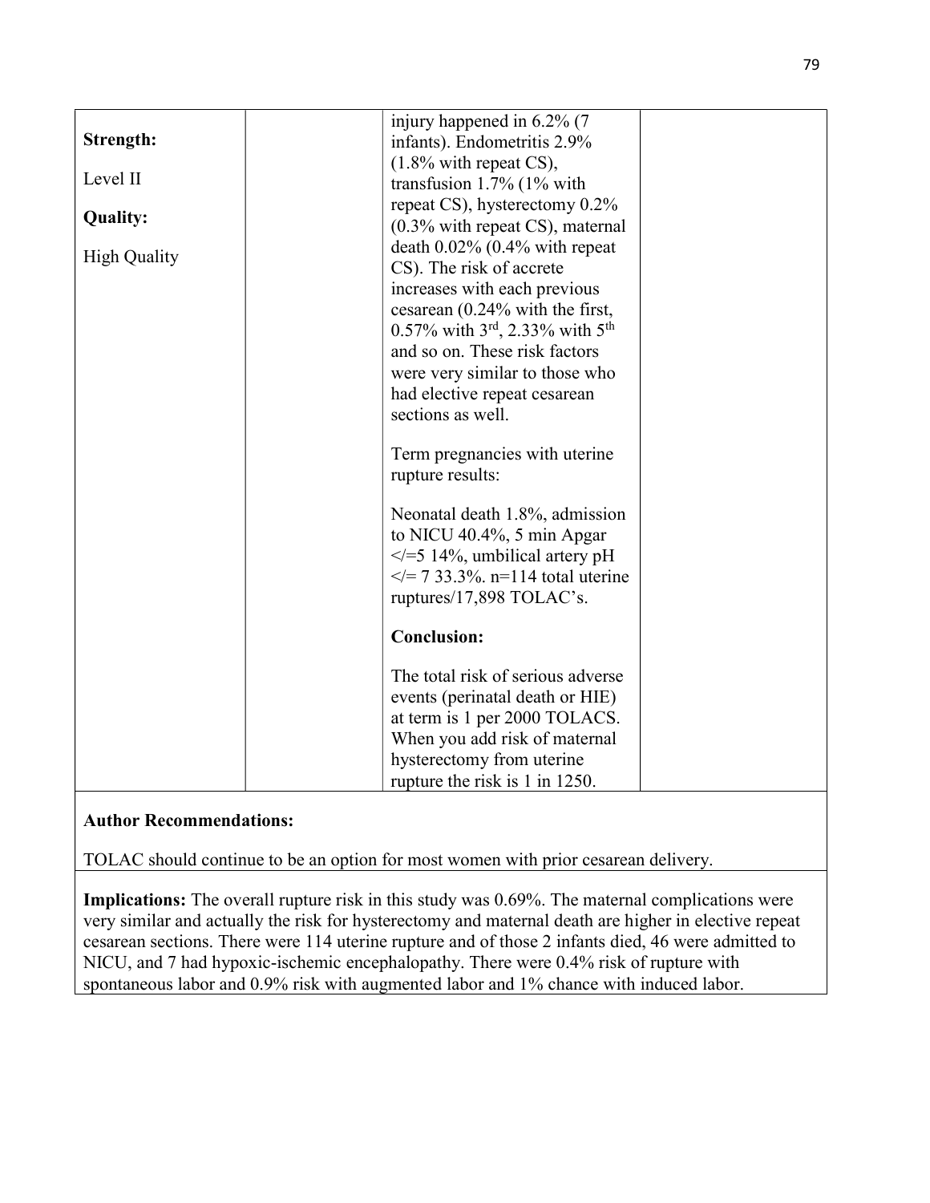| | | | |
|---|---|---|---|
| **Strength:**<br><br>Level II<br><br>**Quality:**<br><br>High Quality | | injury happened in 6.2% (7 infants). Endometritis 2.9% (1.8% with repeat CS), transfusion 1.7% (1% with repeat CS), hysterectomy 0.2% (0.3% with repeat CS), maternal death 0.02% (0.4% with repeat CS). The risk of accrete increases with each previous cesarean (0.24% with the first, 0.57% with 3rd, 2.33% with 5th and so on. These risk factors were very similar to those who had elective repeat cesarean sections as well.<br><br>Term pregnancies with uterine rupture results:<br><br>Neonatal death 1.8%, admission to NICU 40.4%, 5 min Apgar </=5 14%, umbilical artery pH </= 7 33.3%. n=114 total uterine ruptures/17,898 TOLAC's.<br><br>**Conclusion:**<br><br>The total risk of serious adverse events (perinatal death or HIE) at term is 1 per 2000 TOLACS. When you add risk of maternal hysterectomy from uterine rupture the risk is 1 in 1250. | |

**Author Recommendations:**

TOLAC should continue to be an option for most women with prior cesarean delivery.

**Implications:** The overall rupture risk in this study was 0.69%. The maternal complications were very similar and actually the risk for hysterectomy and maternal death are higher in elective repeat cesarean sections. There were 114 uterine rupture and of those 2 infants died, 46 were admitted to NICU, and 7 had hypoxic-ischemic encephalopathy. There were 0.4% risk of rupture with spontaneous labor and 0.9% risk with augmented labor and 1% chance with induced labor.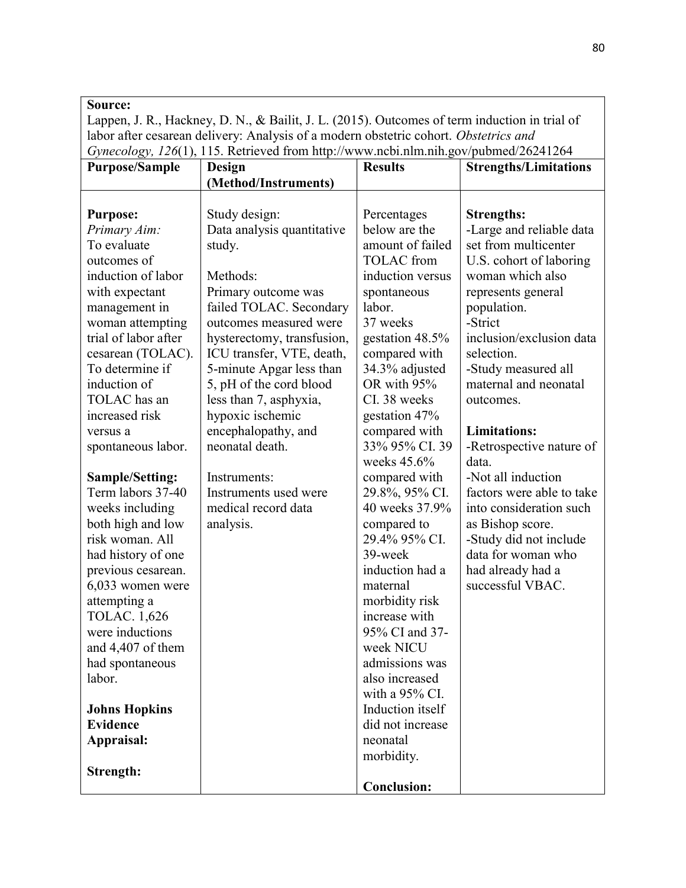**Source:**
Lappen, J. R., Hackney, D. N., & Bailit, J. L. (2015). Outcomes of term induction in trial of labor after cesarean delivery: Analysis of a modern obstetric cohort. *Obstetrics and Gynecology, 126*(1), 115. Retrieved from http://www.ncbi.nlm.nih.gov/pubmed/26241264

| **Purpose/Sample** | **Design (Method/Instruments)** | **Results** | **Strengths/Limitations** |
|---|---|---|---|
| **Purpose:**<br>*Primary Aim:*<br>To evaluate outcomes of induction of labor with expectant management in woman attempting trial of labor after cesarean (TOLAC). To determine if induction of TOLAC has an increased risk versus a spontaneous labor.<br><br>**Sample/Setting:**<br>Term labors 37-40 weeks including both high and low risk woman. All had history of one previous cesarean. 6,033 women were attempting a TOLAC. 1,626 were inductions and 4,407 of them had spontaneous labor.<br><br>**Johns Hopkins Evidence Appraisal:**<br><br>**Strength:** | Study design:<br>Data analysis quantitative study.<br><br>Methods:<br>Primary outcome was failed TOLAC. Secondary outcomes measured were hysterectomy, transfusion, ICU transfer, VTE, death, 5-minute Apgar less than 5, pH of the cord blood less than 7, asphyxia, hypoxic ischemic encephalopathy, and neonatal death.<br><br>Instruments:<br>Instruments used were medical record data analysis. | Percentages below are the amount of failed TOLAC from induction versus spontaneous labor.<br>37 weeks gestation 48.5% compared with 34.3% adjusted OR with 95% CI. 38 weeks gestation 47% compared with 33% 95% CI. 39 weeks 45.6% compared with 29.8%, 95% CI. 40 weeks 37.9% compared to 29.4% 95% CI. 39-week induction had a maternal morbidity risk increase with 95% CI and 37-week NICU admissions was also increased with a 95% CI. Induction itself did not increase neonatal morbidity.<br><br>**Conclusion:** | **Strengths:**<br>-Large and reliable data set from multicenter U.S. cohort of laboring woman which also represents general population.<br>-Strict inclusion/exclusion data selection.<br>-Study measured all maternal and neonatal outcomes.<br><br>**Limitations:**<br>-Retrospective nature of data.<br>-Not all induction factors were able to take into consideration such as Bishop score.<br>-Study did not include data for woman who had already had a successful VBAC. |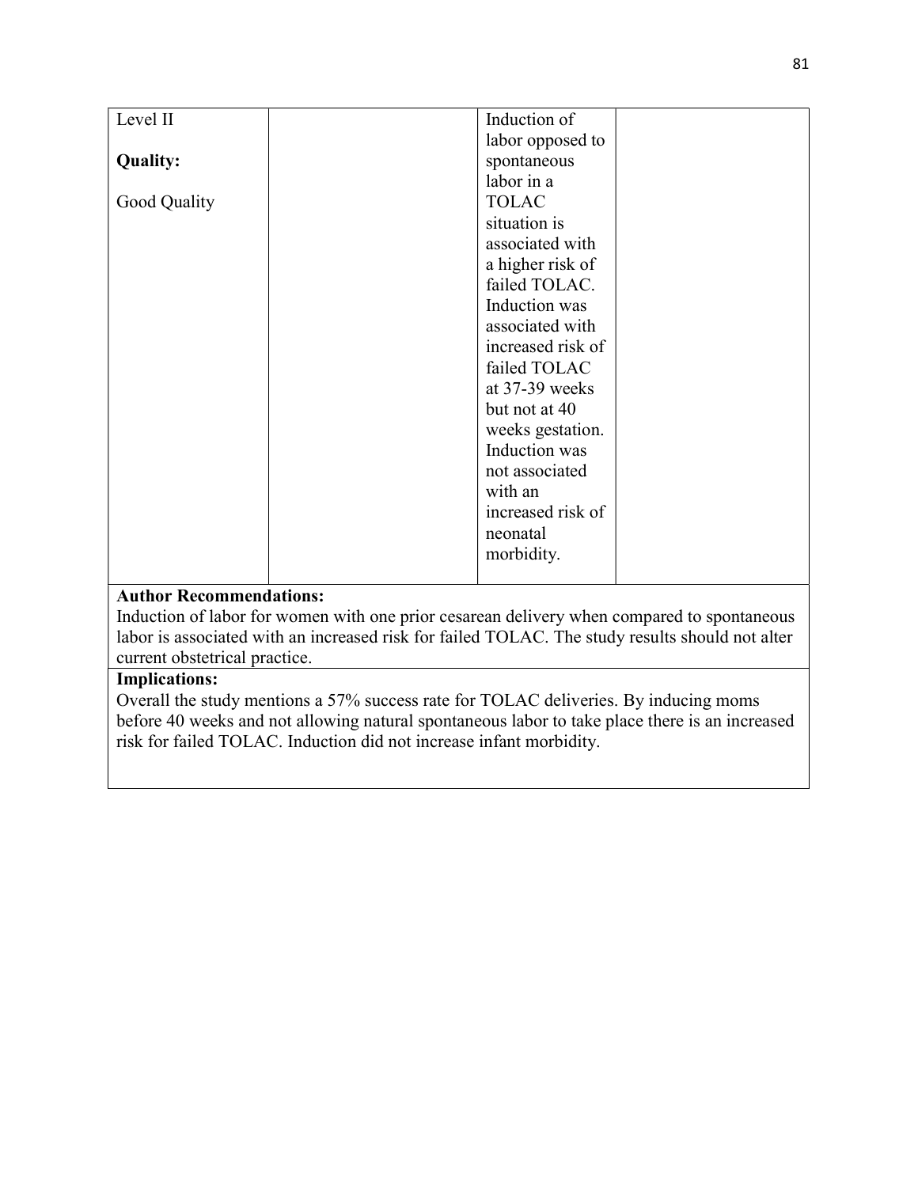| | | | |
|---|---|---|---|
| Level II<br><br>**Quality:**<br><br>Good Quality | | Induction of labor opposed to spontaneous labor in a TOLAC situation is associated with a higher risk of failed TOLAC. Induction was associated with increased risk of failed TOLAC at 37-39 weeks but not at 40 weeks gestation. Induction was not associated with an increased risk of neonatal morbidity. | |

**Author Recommendations:**
Induction of labor for women with one prior cesarean delivery when compared to spontaneous labor is associated with an increased risk for failed TOLAC. The study results should not alter current obstetrical practice.

**Implications:**
Overall the study mentions a 57% success rate for TOLAC deliveries. By inducing moms before 40 weeks and not allowing natural spontaneous labor to take place there is an increased risk for failed TOLAC. Induction did not increase infant morbidity.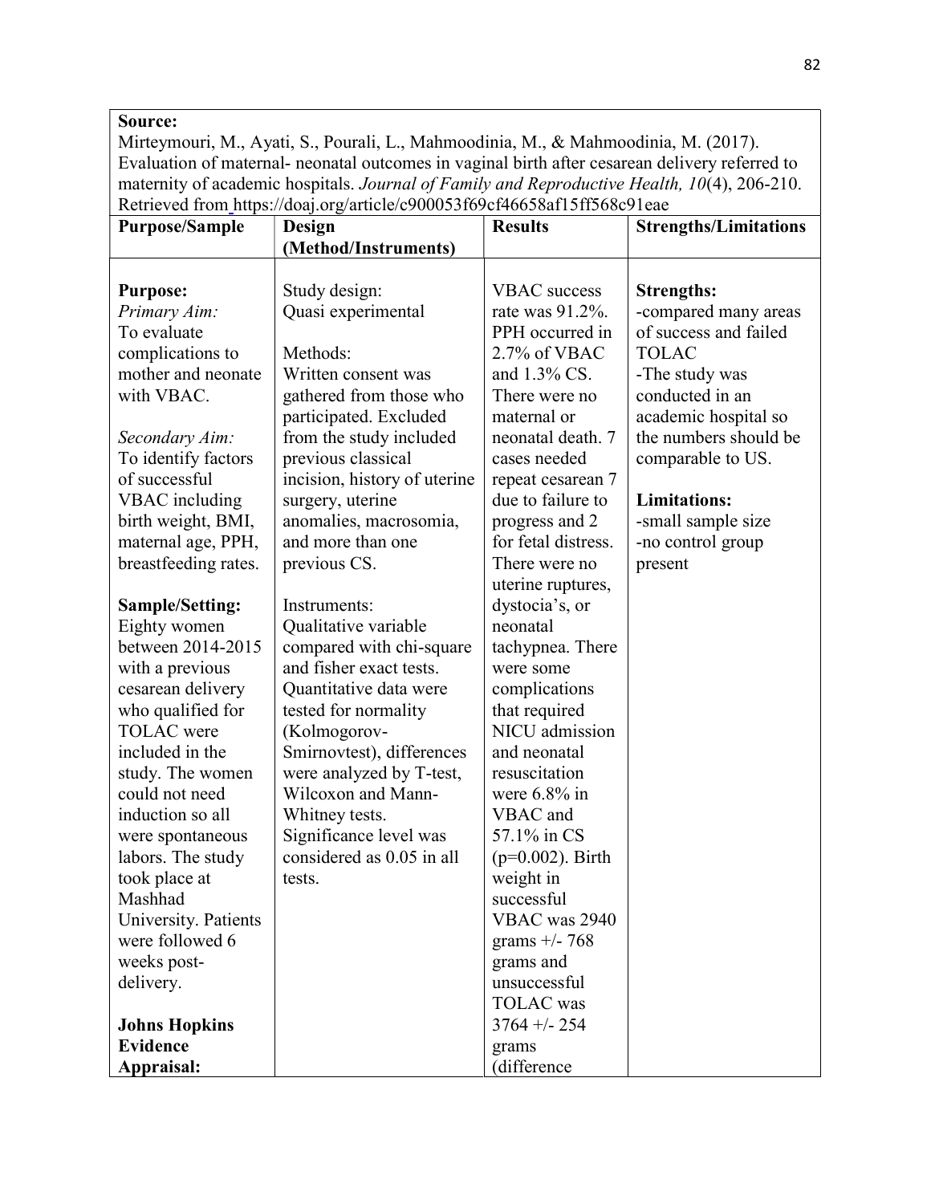| **Source:** Mirteymouri, M., Ayati, S., Pourali, L., Mahmoodinia, M., & Mahmoodinia, M. (2017). Evaluation of maternal- neonatal outcomes in vaginal birth after cesarean delivery referred to maternity of academic hospitals. *Journal of Family and Reproductive Health, 10*(4), 206-210. Retrieved from https://doaj.org/article/c900053f69cf46658af15ff568c91eae | | | |
|---|---|---|---|
| **Purpose/Sample** | **Design (Method/Instruments)** | **Results** | **Strengths/Limitations** |
| **Purpose:**<br>*Primary Aim:*<br>To evaluate complications to mother and neonate with VBAC.<br><br>*Secondary Aim:*<br>To identify factors of successful VBAC including birth weight, BMI, maternal age, PPH, breastfeeding rates.<br><br>**Sample/Setting:**<br>Eighty women between 2014-2015 with a previous cesarean delivery who qualified for TOLAC were included in the study. The women could not need induction so all were spontaneous labors. The study took place at Mashhad University. Patients were followed 6 weeks post-delivery.<br><br>**Johns Hopkins Evidence Appraisal:** | Study design:<br>Quasi experimental<br><br>Methods:<br>Written consent was gathered from those who participated. Excluded from the study included previous classical incision, history of uterine surgery, uterine anomalies, macrosomia, and more than one previous CS.<br><br>Instruments:<br>Qualitative variable compared with chi-square and fisher exact tests. Quantitative data were tested for normality (Kolmogorov-Smirnovtest), differences were analyzed by T-test, Wilcoxon and Mann-Whitney tests. Significance level was considered as 0.05 in all tests. | VBAC success rate was 91.2%. PPH occurred in 2.7% of VBAC and 1.3% CS. There were no maternal or neonatal death. 7 cases needed repeat cesarean 7 due to failure to progress and 2 for fetal distress. There were no uterine ruptures, dystocia's, or neonatal tachypnea. There were some complications that required NICU admission and neonatal resuscitation were 6.8% in VBAC and 57.1% in CS (p=0.002). Birth weight in successful VBAC was 2940 grams +/- 768 grams and unsuccessful TOLAC was 3764 +/- 254 grams (difference | **Strengths:**<br>-compared many areas of success and failed TOLAC<br>-The study was conducted in an academic hospital so the numbers should be comparable to US.<br><br>**Limitations:**<br>-small sample size<br>-no control group present |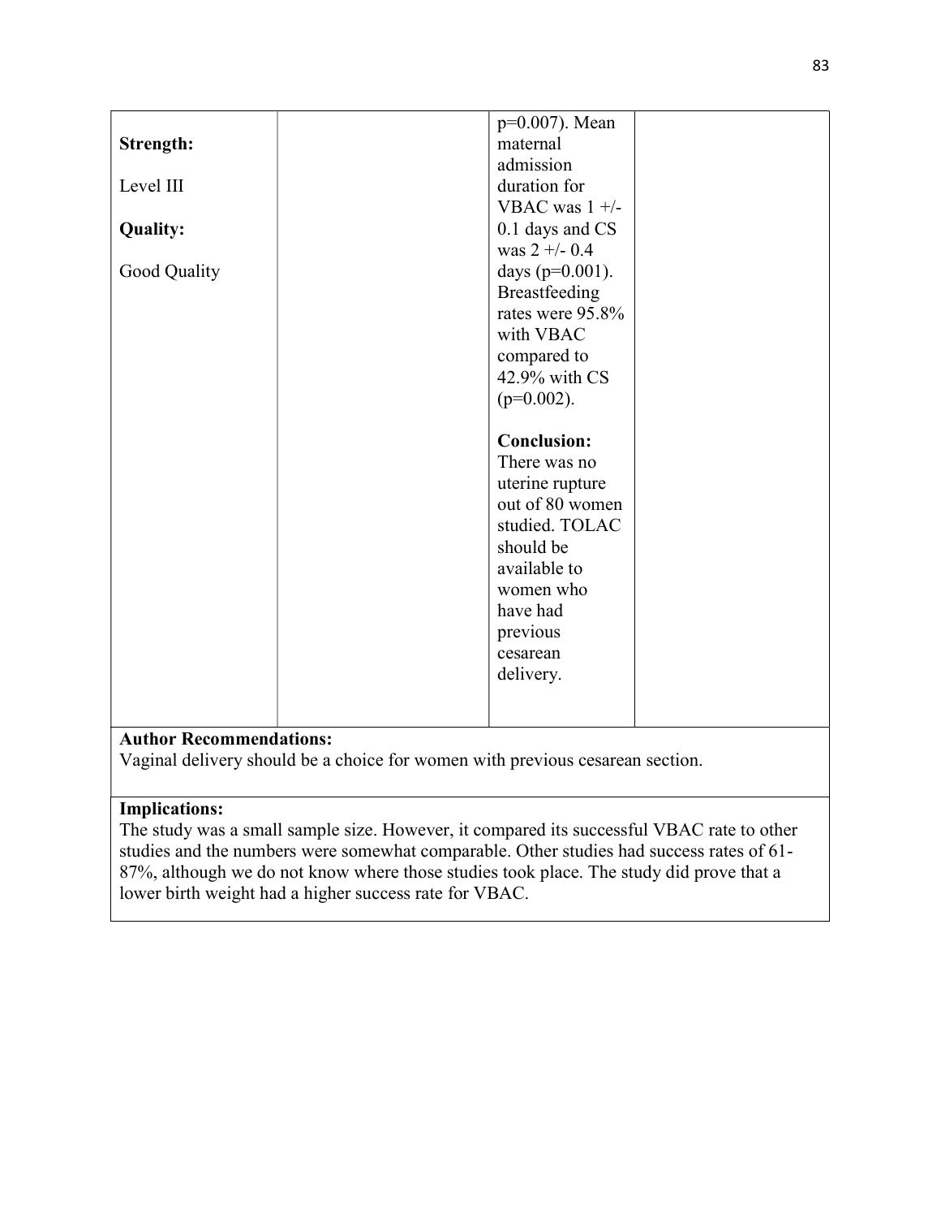| | | | |
|---|---|---|---|
| **Strength:**<br><br>Level III<br><br>**Quality:**<br><br>Good Quality | | $p=0.007$). Mean maternal admission duration for VBAC was 1 +/- 0.1 days and CS was 2 +/- 0.4 days ($p=0.001$). Breastfeeding rates were 95.8% with VBAC compared to 42.9% with CS ($p=0.002$).<br><br>**Conclusion:**<br>There was no uterine rupture out of 80 women studied. TOLAC should be available to women who have had previous cesarean delivery. | |

**Author Recommendations:**
Vaginal delivery should be a choice for women with previous cesarean section.

**Implications:**
The study was a small sample size. However, it compared its successful VBAC rate to other studies and the numbers were somewhat comparable. Other studies had success rates of 61-87%, although we do not know where those studies took place. The study did prove that a lower birth weight had a higher success rate for VBAC.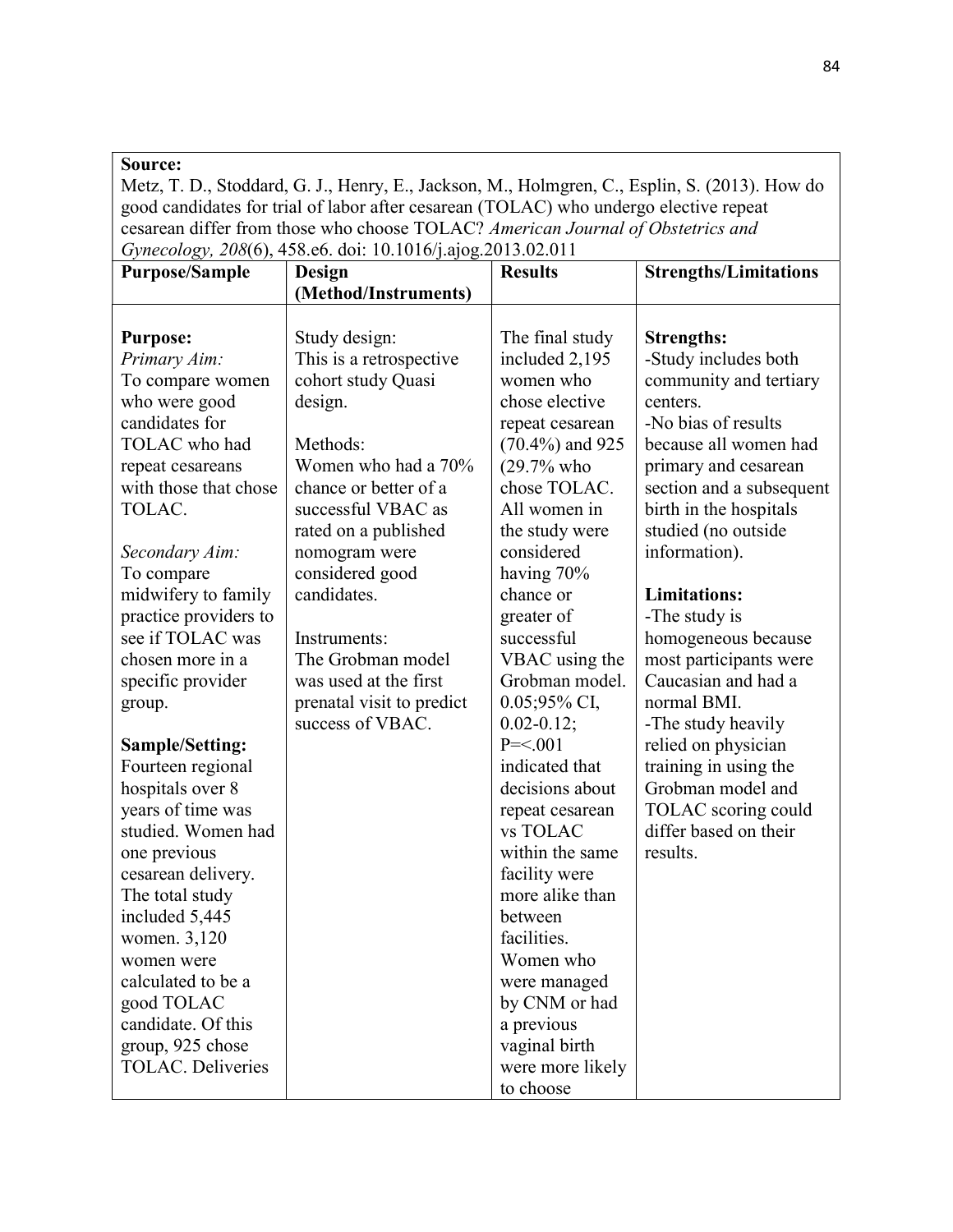**Source:**
Metz, T. D., Stoddard, G. J., Henry, E., Jackson, M., Holmgren, C., Esplin, S. (2013). How do good candidates for trial of labor after cesarean (TOLAC) who undergo elective repeat cesarean differ from those who choose TOLAC? *American Journal of Obstetrics and Gynecology, 208*(6), 458.e6. doi: 10.1016/j.ajog.2013.02.011

| **Purpose/Sample** | **Design (Method/Instruments)** | **Results** | **Strengths/Limitations** |
|---|---|---|---|
| **Purpose:**<br>*Primary Aim:*<br>To compare women who were good candidates for TOLAC who had repeat cesareans with those that chose TOLAC.<br><br>*Secondary Aim:*<br>To compare midwifery to family practice providers to see if TOLAC was chosen more in a specific provider group.<br><br>**Sample/Setting:**<br>Fourteen regional hospitals over 8 years of time was studied. Women had one previous cesarean delivery. The total study included 5,445 women. 3,120 women were calculated to be a good TOLAC candidate. Of this group, 925 chose TOLAC. Deliveries | Study design:<br>This is a retrospective cohort study Quasi design.<br><br>Methods:<br>Women who had a 70% chance or better of a successful VBAC as rated on a published nomogram were considered good candidates.<br><br>Instruments:<br>The Grobman model was used at the first prenatal visit to predict success of VBAC. | The final study included 2,195 women who chose elective repeat cesarean (70.4%) and 925 (29.7% who chose TOLAC. All women in the study were considered having 70% chance or greater of successful VBAC using the Grobman model. 0.05;95% CI, 0.02-0.12; P=<.001 indicated that decisions about repeat cesarean vs TOLAC within the same facility were more alike than between facilities. Women who were managed by CNM or had a previous vaginal birth were more likely to choose | **Strengths:**<br>-Study includes both community and tertiary centers.<br>-No bias of results because all women had primary and cesarean section and a subsequent birth in the hospitals studied (no outside information).<br><br>**Limitations:**<br>-The study is homogeneous because most participants were Caucasian and had a normal BMI.<br>-The study heavily relied on physician training in using the Grobman model and TOLAC scoring could differ based on their results. |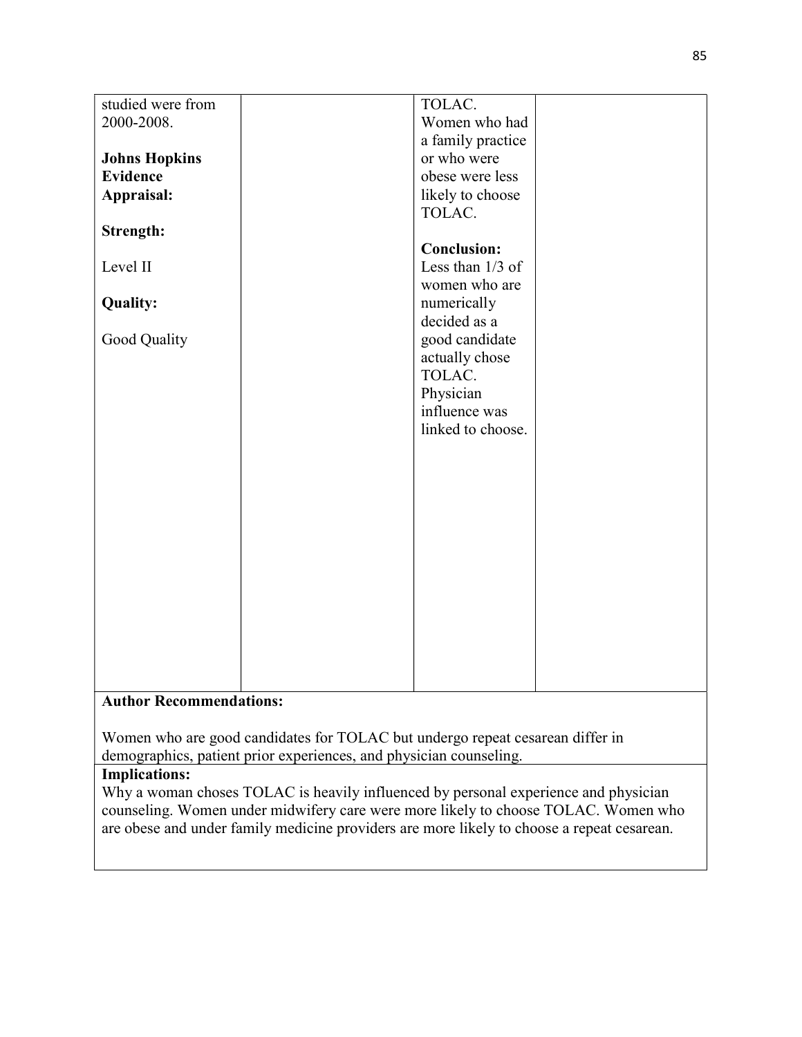| | | | |
|---|---|---|---|
| studied were from 2000-2008.<br><br>**Johns Hopkins Evidence Appraisal:**<br><br>**Strength:**<br><br>Level II<br><br>**Quality:**<br><br>Good Quality | | TOLAC. Women who had a family practice or who were obese were less likely to choose TOLAC.<br><br>**Conclusion:** Less than 1/3 of women who are numerically decided as a good candidate actually chose TOLAC. Physician influence was linked to choose. | |
| **Author Recommendations:**<br><br>Women who are good candidates for TOLAC but undergo repeat cesarean differ in demographics, patient prior experiences, and physician counseling. | | | |
| **Implications:**<br>Why a woman choses TOLAC is heavily influenced by personal experience and physician counseling. Women under midwifery care were more likely to choose TOLAC. Women who are obese and under family medicine providers are more likely to choose a repeat cesarean. | | | |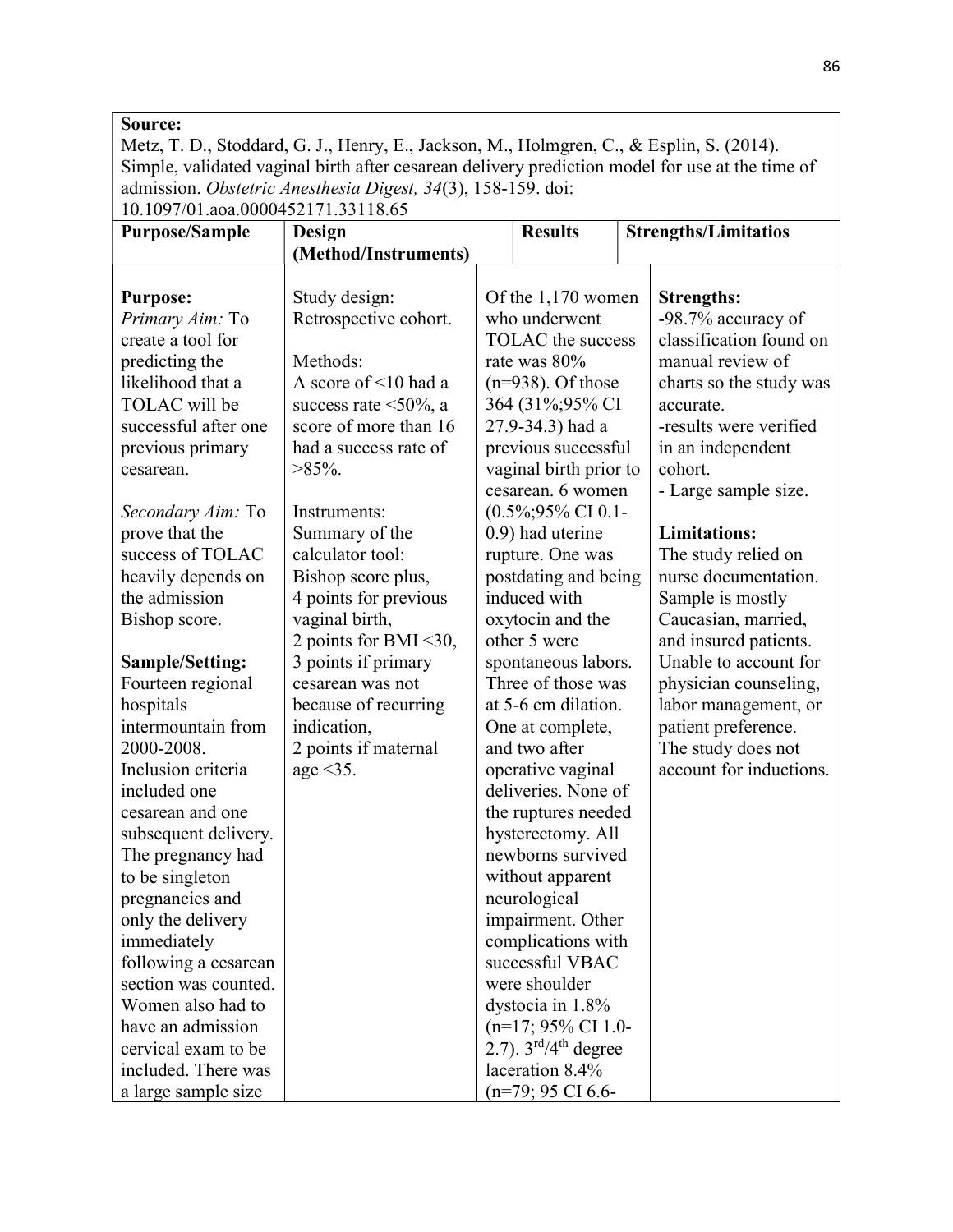**Source:**
Metz, T. D., Stoddard, G. J., Henry, E., Jackson, M., Holmgren, C., & Esplin, S. (2014). Simple, validated vaginal birth after cesarean delivery prediction model for use at the time of admission. *Obstetric Anesthesia Digest, 34*(3), 158-159. doi: 10.1097/01.aoa.0000452171.33118.65

| Purpose/Sample | Design (Method/Instruments) | Results | Strengths/Limitatios |
|---|---|---|---|
| **Purpose:**<br>*Primary Aim:* To create a tool for predicting the likelihood that a TOLAC will be successful after one previous primary cesarean.<br><br>*Secondary Aim:* To prove that the success of TOLAC heavily depends on the admission Bishop score.<br><br>**Sample/Setting:**<br>Fourteen regional hospitals intermountain from 2000-2008. Inclusion criteria included one cesarean and one subsequent delivery. The pregnancy had to be singleton pregnancies and only the delivery immediately following a cesarean section was counted. Women also had to have an admission cervical exam to be included. There was a large sample size | Study design: Retrospective cohort.<br><br>Methods:<br>A score of <10 had a success rate <50%, a score of more than 16 had a success rate of >85%.<br><br>Instruments:<br>Summary of the calculator tool:<br>Bishop score plus,<br>4 points for previous vaginal birth,<br>2 points for BMI <30,<br>3 points if primary cesarean was not because of recurring indication,<br>2 points if maternal age <35. | Of the 1,170 women who underwent TOLAC the success rate was 80% (n=938). Of those 364 (31%;95% CI 27.9-34.3) had a previous successful vaginal birth prior to cesarean. 6 women (0.5%;95% CI 0.1-0.9) had uterine rupture. One was postdating and being induced with oxytocin and the other 5 were spontaneous labors. Three of those was at 5-6 cm dilation. One at complete, and two after operative vaginal deliveries. None of the ruptures needed hysterectomy. All newborns survived without apparent neurological impairment. Other complications with successful VBAC were shoulder dystocia in 1.8% (n=17; 95% CI 1.0-2.7). 3rd/4th degree laceration 8.4% (n=79; 95 CI 6.6- | **Strengths:**<br>-98.7% accuracy of classification found on manual review of charts so the study was accurate.<br>-results were verified in an independent cohort.<br>- Large sample size.<br><br>**Limitations:**<br>The study relied on nurse documentation. Sample is mostly Caucasian, married, and insured patients. Unable to account for physician counseling, labor management, or patient preference. The study does not account for inductions. |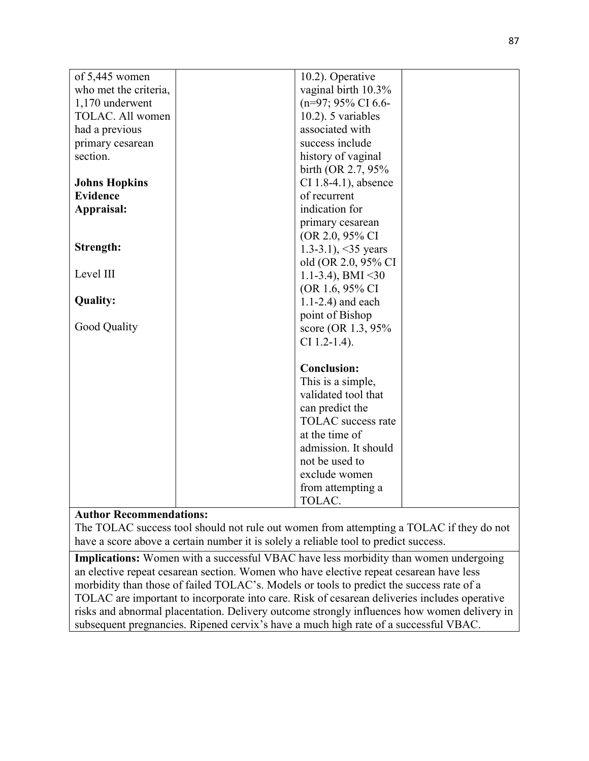| | | | |
|---|---|---|---|
| of 5,445 women who met the criteria, 1,170 underwent TOLAC. All women had a previous primary cesarean section.<br><br>**Johns Hopkins Evidence Appraisal:**<br><br>**Strength:**<br><br>Level III<br><br>**Quality:**<br><br>Good Quality | | 10.2). Operative vaginal birth 10.3% (n=97; 95% CI 6.6-10.2). 5 variables associated with success include history of vaginal birth (OR 2.7, 95% CI 1.8-4.1), absence of recurrent indication for primary cesarean (OR 2.0, 95% CI 1.3-3.1), <35 years old (OR 2.0, 95% CI 1.1-3.4), BMI <30 (OR 1.6, 95% CI 1.1-2.4) and each point of Bishop score (OR 1.3, 95% CI 1.2-1.4).<br><br>**Conclusion:**<br>This is a simple, validated tool that can predict the TOLAC success rate at the time of admission. It should not be used to exclude women from attempting a TOLAC. | |

**Author Recommendations:**
The TOLAC success tool should not rule out women from attempting a TOLAC if they do not have a score above a certain number it is solely a reliable tool to predict success.

**Implications:** Women with a successful VBAC have less morbidity than women undergoing an elective repeat cesarean section. Women who have elective repeat cesarean have less morbidity than those of failed TOLAC's. Models or tools to predict the success rate of a TOLAC are important to incorporate into care. Risk of cesarean deliveries includes operative risks and abnormal placentation. Delivery outcome strongly influences how women delivery in subsequent pregnancies. Ripened cervix's have a much high rate of a successful VBAC.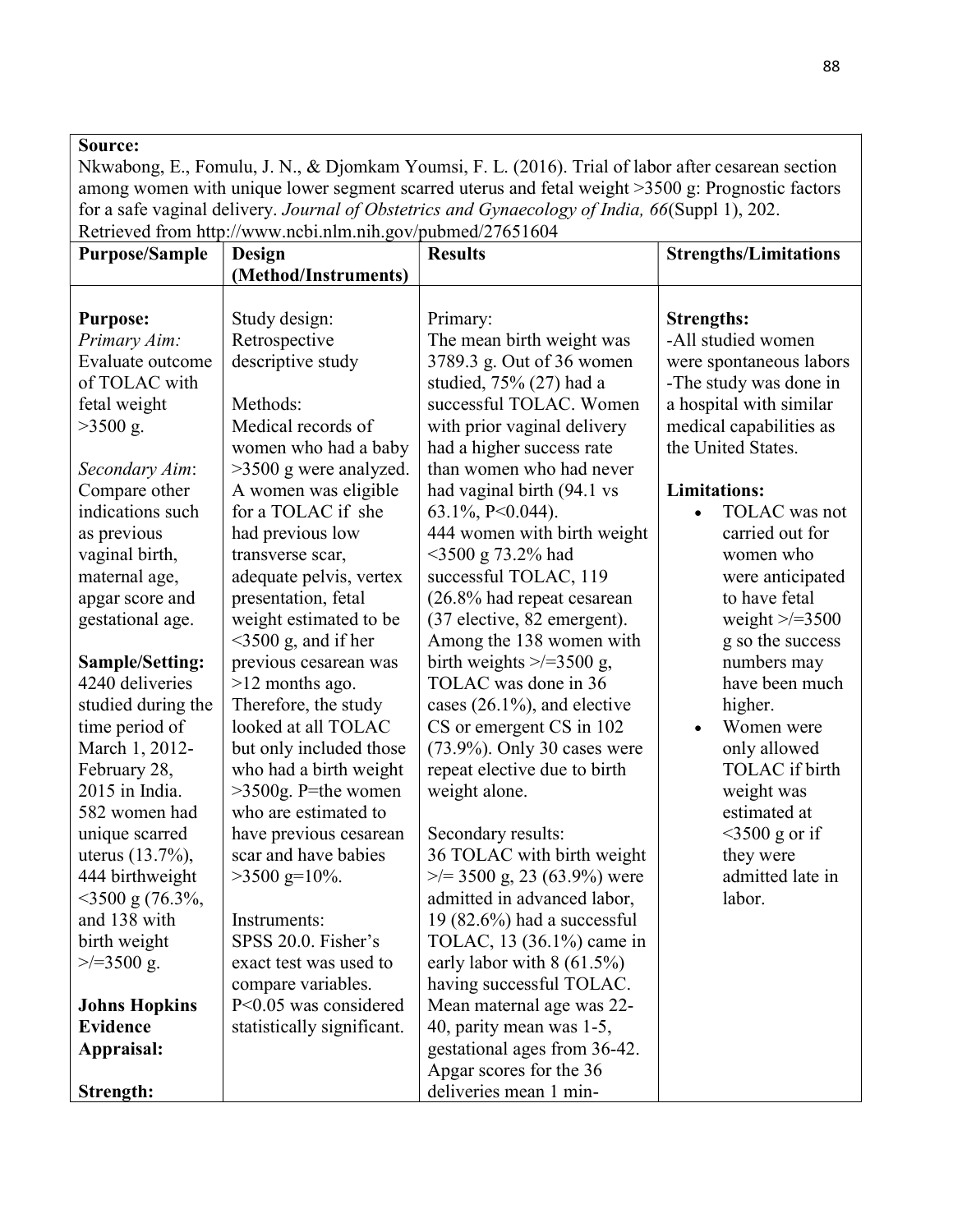| **Source:** Nkwabong, E., Fomulu, J. N., & Djomkam Youmsi, F. L. (2016). Trial of labor after cesarean section among women with unique lower segment scarred uterus and fetal weight >3500 g: Prognostic factors for a safe vaginal delivery. *Journal of Obstetrics and Gynaecology of India, 66*(Suppl 1), 202. Retrieved from http://www.ncbi.nlm.nih.gov/pubmed/27651604 | | | |
|---|---|---|---|
| **Purpose/Sample** | **Design (Method/Instruments)** | **Results** | **Strengths/Limitations** |
| **Purpose:**<br>*Primary Aim:* Evaluate outcome of TOLAC with fetal weight >3500 g.<br><br>*Secondary Aim*: Compare other indications such as previous vaginal birth, maternal age, apgar score and gestational age.<br><br>**Sample/Setting:** 4240 deliveries studied during the time period of March 1, 2012-February 28, 2015 in India. 582 women had unique scarred uterus (13.7%), 444 birthweight <3500 g (76.3%, and 138 with birth weight >/=3500 g.<br><br>**Johns Hopkins Evidence Appraisal:**<br><br>**Strength:** | Study design: Retrospective descriptive study<br><br>Methods: Medical records of women who had a baby >3500 g were analyzed. A women was eligible for a TOLAC if she had previous low transverse scar, adequate pelvis, vertex presentation, fetal weight estimated to be <3500 g, and if her previous cesarean was >12 months ago. Therefore, the study looked at all TOLAC but only included those who had a birth weight >3500g. P=the women who are estimated to have previous cesarean scar and have babies >3500 g=10%.<br><br>Instruments: SPSS 20.0. Fisher's exact test was used to compare variables. P<0.05 was considered statistically significant. | Primary: The mean birth weight was 3789.3 g. Out of 36 women studied, 75% (27) had a successful TOLAC. Women with prior vaginal delivery had a higher success rate than women who had never had vaginal birth (94.1 vs 63.1%, P<0.044). 444 women with birth weight <3500 g 73.2% had successful TOLAC, 119 (26.8% had repeat cesarean (37 elective, 82 emergent). Among the 138 women with birth weights >/=3500 g, TOLAC was done in 36 cases (26.1%), and elective CS or emergent CS in 102 (73.9%). Only 30 cases were repeat elective due to birth weight alone.<br><br>Secondary results: 36 TOLAC with birth weight >/= 3500 g, 23 (63.9%) were admitted in advanced labor, 19 (82.6%) had a successful TOLAC, 13 (36.1%) came in early labor with 8 (61.5%) having successful TOLAC. Mean maternal age was 22-40, parity mean was 1-5, gestational ages from 36-42. Apgar scores for the 36 deliveries mean 1 min- | **Strengths:**<br>-All studied women were spontaneous labors<br>-The study was done in a hospital with similar medical capabilities as the United States.<br><br>**Limitations:**<br>• TOLAC was not carried out for women who were anticipated to have fetal weight >/=3500 g so the success numbers may have been much higher.<br>• Women were only allowed TOLAC if birth weight was estimated at <3500 g or if they were admitted late in labor. |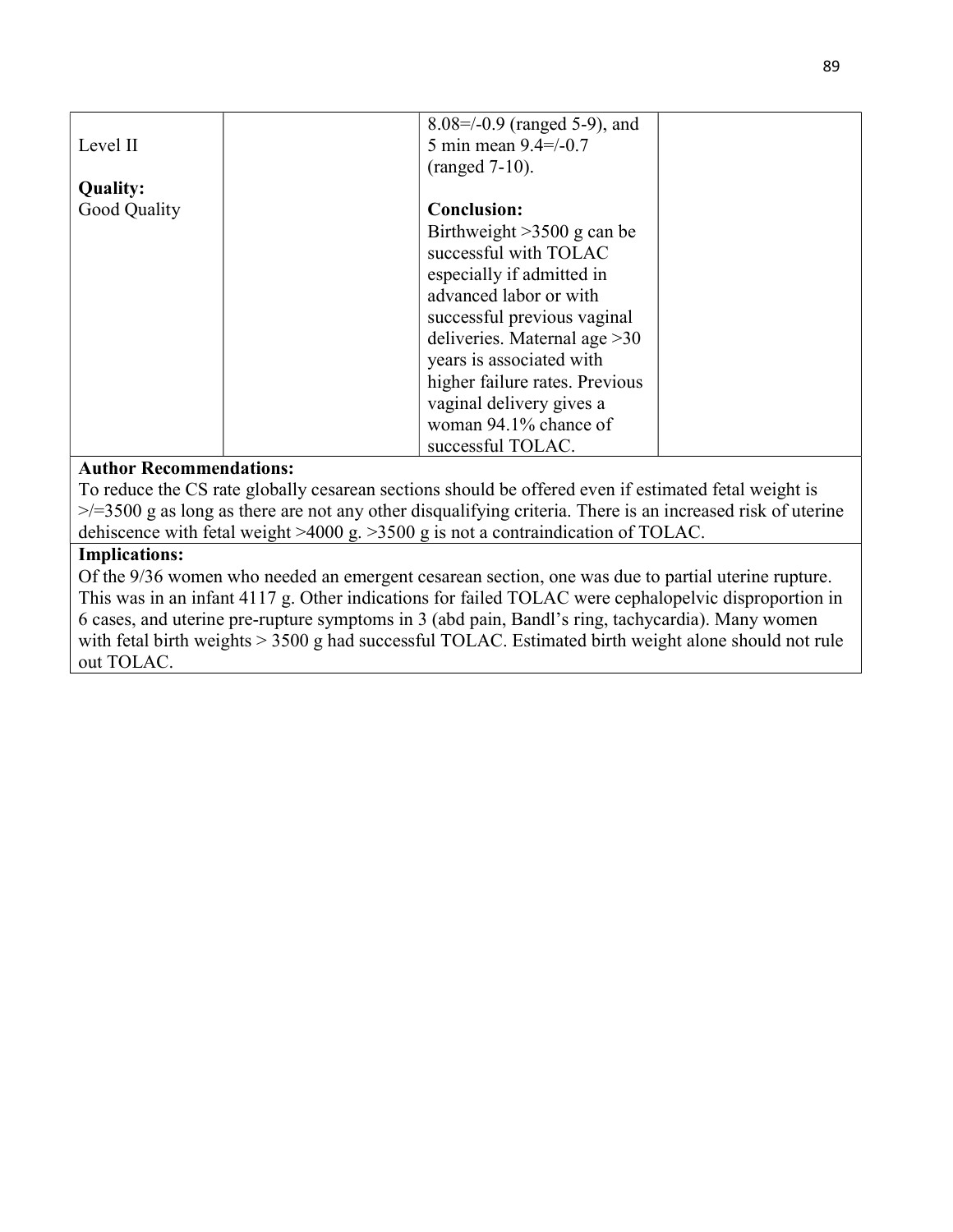| Level II<br><br>**Quality:**<br>Good Quality | | 8.08=/-0.9 (ranged 5-9), and 5 min mean 9.4=/-0.7 (ranged 7-10).<br><br>**Conclusion:**<br>Birthweight >3500 g can be successful with TOLAC especially if admitted in advanced labor or with successful previous vaginal deliveries. Maternal age >30 years is associated with higher failure rates. Previous vaginal delivery gives a woman 94.1% chance of successful TOLAC. | |
|---|---|---|---|

**Author Recommendations:**
To reduce the CS rate globally cesarean sections should be offered even if estimated fetal weight is >/=3500 g as long as there are not any other disqualifying criteria. There is an increased risk of uterine dehiscence with fetal weight >4000 g. >3500 g is not a contraindication of TOLAC.

**Implications:**
Of the 9/36 women who needed an emergent cesarean section, one was due to partial uterine rupture. This was in an infant 4117 g. Other indications for failed TOLAC were cephalopelvic disproportion in 6 cases, and uterine pre-rupture symptoms in 3 (abd pain, Bandl's ring, tachycardia). Many women with fetal birth weights > 3500 g had successful TOLAC. Estimated birth weight alone should not rule out TOLAC.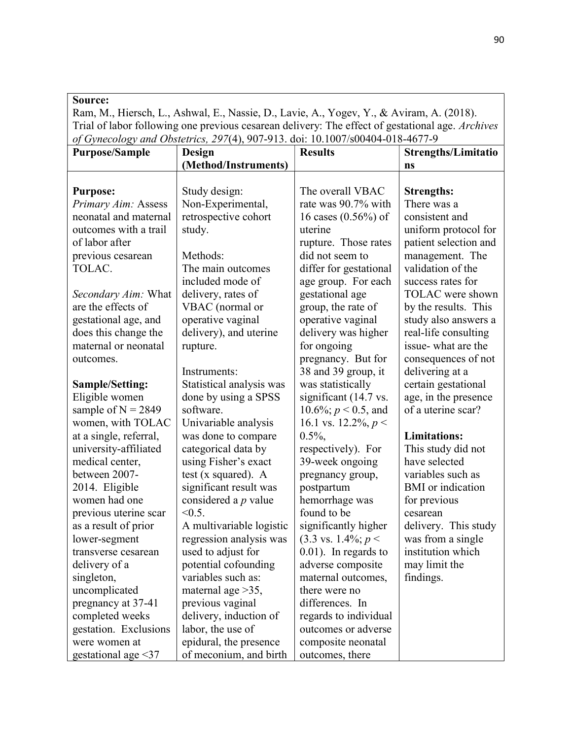| **Source:**<br>Ram, M., Hiersch, L., Ashwal, E., Nassie, D., Lavie, A., Yogev, Y., & Aviram, A. (2018). Trial of labor following one previous cesarean delivery: The effect of gestational age. *Archives of Gynecology and Obstetrics, 297*(4), 907-913. doi: 10.1007/s00404-018-4677-9 | | | |
|---|---|---|---|
| **Purpose/Sample** | **Design (Method/Instruments)** | **Results** | **Strengths/Limitations** |
| **Purpose:**<br>*Primary Aim:* Assess neonatal and maternal outcomes with a trail of labor after previous cesarean TOLAC.<br><br>*Secondary Aim:* What are the effects of gestational age, and does this change the maternal or neonatal outcomes.<br><br>**Sample/Setting:**<br>Eligible women sample of N = 2849 women, with TOLAC at a single, referral, university-affiliated medical center, between 2007-2014. Eligible women had one previous uterine scar as a result of prior lower-segment transverse cesarean delivery of a singleton, uncomplicated pregnancy at 37-41 completed weeks gestation. Exclusions were women at gestational age <37 | Study design:<br>Non-Experimental, retrospective cohort study.<br><br>Methods:<br>The main outcomes included mode of delivery, rates of VBAC (normal or operative vaginal delivery), and uterine rupture.<br><br>Instruments:<br>Statistical analysis was done by using a SPSS software.<br>Univariable analysis was done to compare categorical data by using Fisher's exact test (x squared). A significant result was considered a *p* value <0.5.<br>A multivariable logistic regression analysis was used to adjust for potential cofounding variables such as: maternal age >35, previous vaginal delivery, induction of labor, the use of epidural, the presence of meconium, and birth | The overall VBAC rate was 90.7% with 16 cases (0.56%) of uterine rupture. Those rates did not seem to differ for gestational age group. For each gestational age group, the rate of operative vaginal delivery was higher for ongoing pregnancy. But for 38 and 39 group, it was statistically significant (14.7 vs. 10.6%; $p < 0.5$, and 16.1 vs. 12.2%, $p <$ 0.5%, respectively). For 39-week ongoing pregnancy group, postpartum hemorrhage was found to be significantly higher (3.3 vs. 1.4%; $p <$ 0.01). In regards to adverse composite maternal outcomes, there were no differences. In regards to individual outcomes or adverse composite neonatal outcomes, there | **Strengths:**<br>There was a consistent and uniform protocol for patient selection and management. The validation of the success rates for TOLAC were shown by the results. This study also answers a real-life consulting issue- what are the consequences of not delivering at a certain gestational age, in the presence of a uterine scar?<br><br>**Limitations:**<br>This study did not have selected variables such as BMI or indication for previous cesarean delivery. This study was from a single institution which may limit the findings. |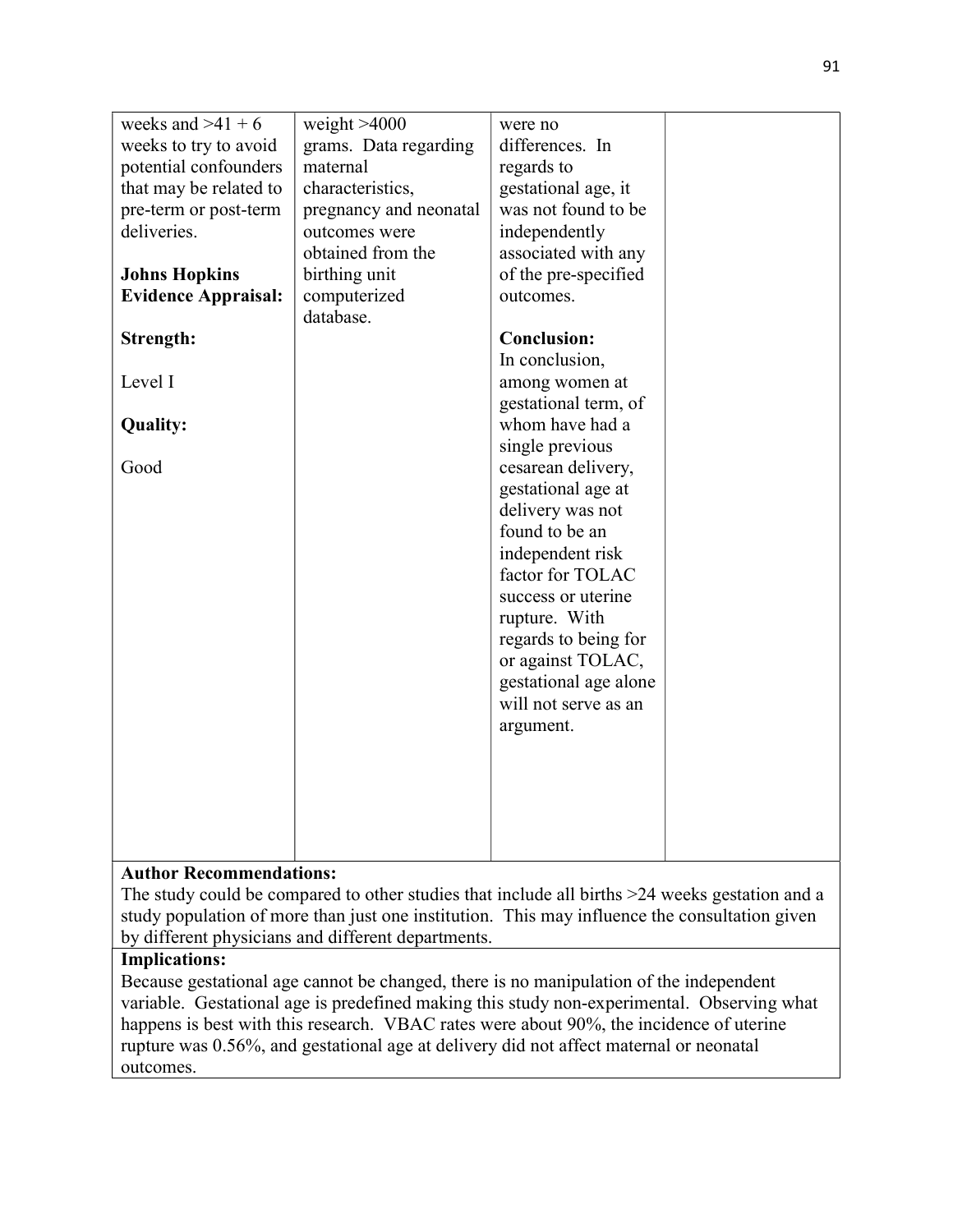| | | | |
|---|---|---|---|
| weeks and >41 + 6 weeks to try to avoid potential confounders that may be related to pre-term or post-term deliveries.<br><br>**Johns Hopkins Evidence Appraisal:**<br><br>**Strength:**<br><br>Level I<br><br>**Quality:**<br><br>Good | weight >4000 grams. Data regarding maternal characteristics, pregnancy and neonatal outcomes were obtained from the birthing unit computerized database. | were no differences. In regards to gestational age, it was not found to be independently associated with any of the pre-specified outcomes.<br><br>**Conclusion:**<br>In conclusion, among women at gestational term, of whom have had a single previous cesarean delivery, gestational age at delivery was not found to be an independent risk factor for TOLAC success or uterine rupture. With regards to being for or against TOLAC, gestational age alone will not serve as an argument. | |

**Author Recommendations:**
The study could be compared to other studies that include all births >24 weeks gestation and a study population of more than just one institution. This may influence the consultation given by different physicians and different departments.

**Implications:**
Because gestational age cannot be changed, there is no manipulation of the independent variable. Gestational age is predefined making this study non-experimental. Observing what happens is best with this research. VBAC rates were about 90%, the incidence of uterine rupture was 0.56%, and gestational age at delivery did not affect maternal or neonatal outcomes.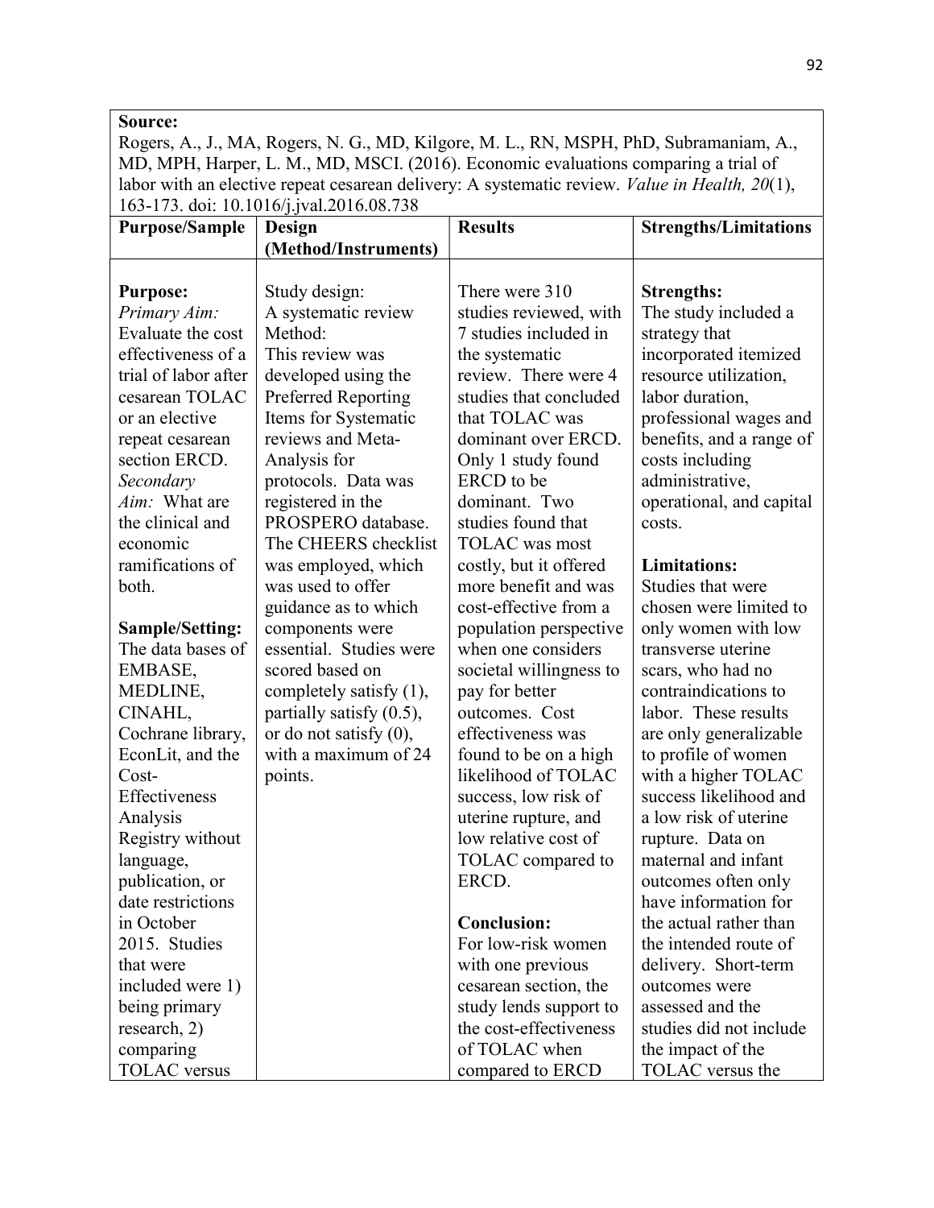**Source:**
Rogers, A., J., MA, Rogers, N. G., MD, Kilgore, M. L., RN, MSPH, PhD, Subramaniam, A., MD, MPH, Harper, L. M., MD, MSCI. (2016). Economic evaluations comparing a trial of labor with an elective repeat cesarean delivery: A systematic review. *Value in Health, 20*(1), 163-173. doi: 10.1016/j.jval.2016.08.738

| Purpose/Sample | Design (Method/Instruments) | Results | Strengths/Limitations |
|---|---|---|---|
| **Purpose:**<br>*Primary Aim:* Evaluate the cost effectiveness of a trial of labor after cesarean TOLAC or an elective repeat cesarean section ERCD.<br>*Secondary Aim:* What are the clinical and economic ramifications of both.<br><br>**Sample/Setting:**<br>The data bases of EMBASE, MEDLINE, CINAHL, Cochrane library, EconLit, and the Cost-Effectiveness Analysis Registry without language, publication, or date restrictions in October 2015. Studies that were included were 1) being primary research, 2) comparing TOLAC versus | Study design:<br>A systematic review<br>Method:<br>This review was developed using the Preferred Reporting Items for Systematic reviews and Meta-Analysis for protocols. Data was registered in the PROSPERO database. The CHEERS checklist was employed, which was used to offer guidance as to which components were essential. Studies were scored based on completely satisfy (1), partially satisfy (0.5), or do not satisfy (0), with a maximum of 24 points. | There were 310 studies reviewed, with 7 studies included in the systematic review. There were 4 studies that concluded that TOLAC was dominant over ERCD. Only 1 study found ERCD to be dominant. Two studies found that TOLAC was most costly, but it offered more benefit and was cost-effective from a population perspective when one considers societal willingness to pay for better outcomes. Cost effectiveness was found to be on a high likelihood of TOLAC success, low risk of uterine rupture, and low relative cost of TOLAC compared to ERCD.<br><br>**Conclusion:**<br>For low-risk women with one previous cesarean section, the study lends support to the cost-effectiveness of TOLAC when compared to ERCD | **Strengths:**<br>The study included a strategy that incorporated itemized resource utilization, labor duration, professional wages and benefits, and a range of costs including administrative, operational, and capital costs.<br><br>**Limitations:**<br>Studies that were chosen were limited to only women with low transverse uterine scars, who had no contraindications to labor. These results are only generalizable to profile of women with a higher TOLAC success likelihood and a low risk of uterine rupture. Data on maternal and infant outcomes often only have information for the actual rather than the intended route of delivery. Short-term outcomes were assessed and the studies did not include the impact of the TOLAC versus the |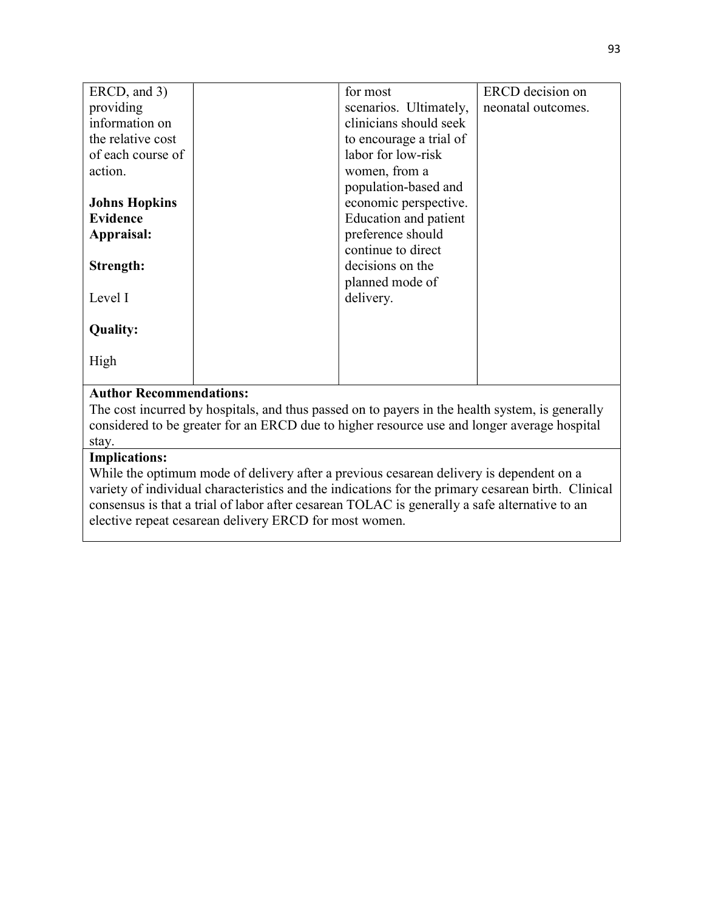| | | | |
|---|---|---|---|
| ERCD, and 3) providing information on the relative cost of each course of action.<br><br>**Johns Hopkins Evidence Appraisal:**<br><br>**Strength:**<br><br>Level I<br><br>**Quality:**<br><br>High | | for most scenarios. Ultimately, clinicians should seek to encourage a trial of labor for low-risk women, from a population-based and economic perspective. Education and patient preference should continue to direct decisions on the planned mode of delivery. | ERCD decision on neonatal outcomes. |

**Author Recommendations:**
The cost incurred by hospitals, and thus passed on to payers in the health system, is generally considered to be greater for an ERCD due to higher resource use and longer average hospital stay.

**Implications:**
While the optimum mode of delivery after a previous cesarean delivery is dependent on a variety of individual characteristics and the indications for the primary cesarean birth. Clinical consensus is that a trial of labor after cesarean TOLAC is generally a safe alternative to an elective repeat cesarean delivery ERCD for most women.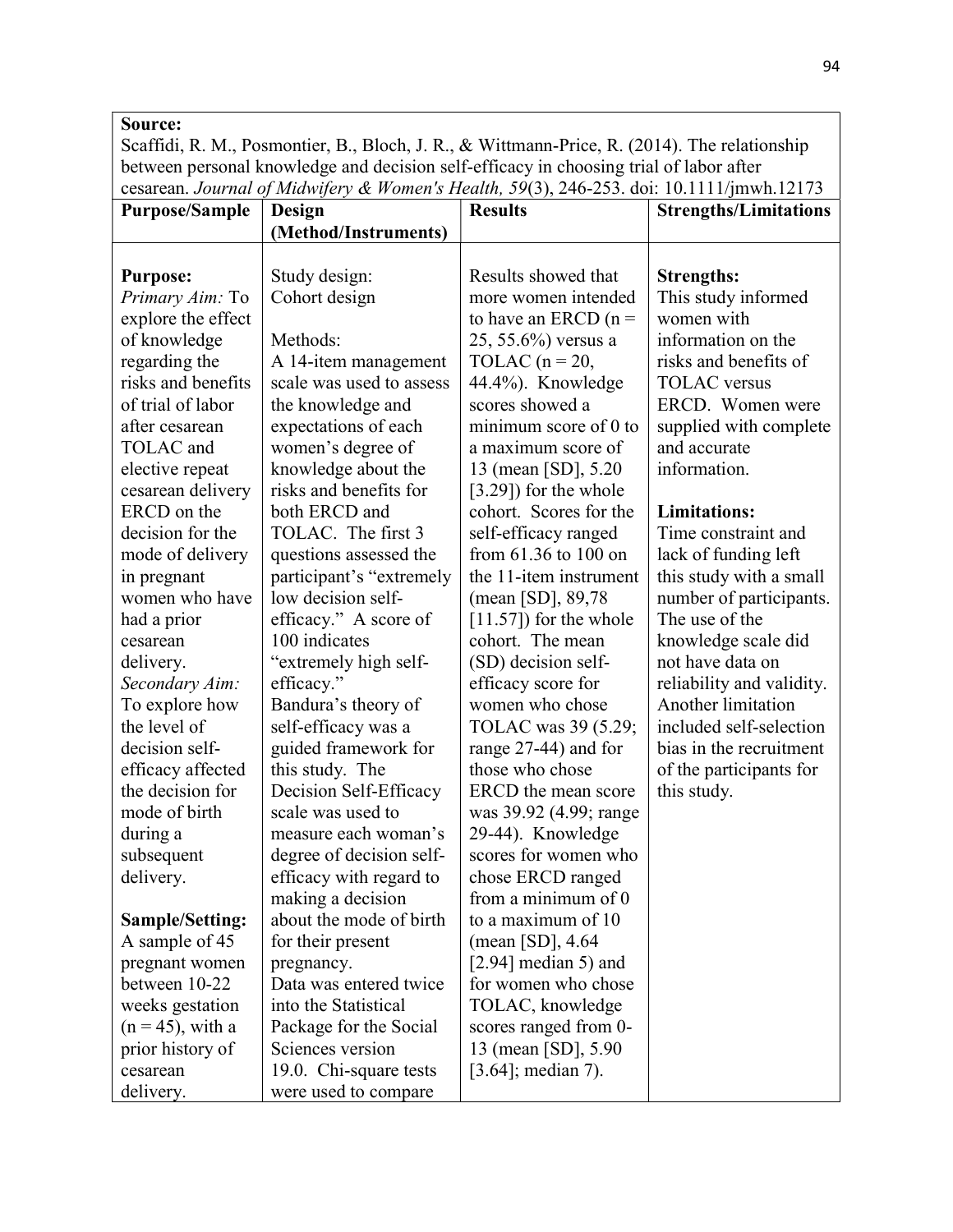| **Source:** Scaffidi, R. M., Posmontier, B., Bloch, J. R., & Wittmann-Price, R. (2014). The relationship between personal knowledge and decision self-efficacy in choosing trial of labor after cesarean. *Journal of Midwifery & Women's Health, 59*(3), 246-253. doi: 10.1111/jmwh.12173 | | | |
|---|---|---|---|
| **Purpose/Sample** | **Design (Method/Instruments)** | **Results** | **Strengths/Limitations** |
| **Purpose:**<br>*Primary Aim:* To explore the effect of knowledge regarding the risks and benefits of trial of labor after cesarean TOLAC and elective repeat cesarean delivery ERCD on the decision for the mode of delivery in pregnant women who have had a prior cesarean delivery.<br>*Secondary Aim:* To explore how the level of decision self-efficacy affected the decision for mode of birth during a subsequent delivery.<br><br>**Sample/Setting:**<br>A sample of 45 pregnant women between 10-22 weeks gestation (n = 45), with a prior history of cesarean delivery. | Study design:<br>Cohort design<br><br>Methods:<br>A 14-item management scale was used to assess the knowledge and expectations of each women's degree of knowledge about the risks and benefits for both ERCD and TOLAC. The first 3 questions assessed the participant's "extremely low decision self-efficacy." A score of 100 indicates "extremely high self-efficacy."<br>Bandura's theory of self-efficacy was a guided framework for this study. The Decision Self-Efficacy scale was used to measure each woman's degree of decision self-efficacy with regard to making a decision about the mode of birth for their present pregnancy.<br>Data was entered twice into the Statistical Package for the Social Sciences version 19.0. Chi-square tests were used to compare | Results showed that more women intended to have an ERCD (n = 25, 55.6%) versus a TOLAC (n = 20, 44.4%). Knowledge scores showed a minimum score of 0 to a maximum score of 13 (mean [SD], 5.20 [3.29]) for the whole cohort. Scores for the self-efficacy ranged from 61.36 to 100 on the 11-item instrument (mean [SD], 89,78 [11.57]) for the whole cohort. The mean (SD) decision self-efficacy score for women who chose TOLAC was 39 (5.29; range 27-44) and for those who chose ERCD the mean score was 39.92 (4.99; range 29-44). Knowledge scores for women who chose ERCD ranged from a minimum of 0 to a maximum of 10 (mean [SD], 4.64 [2.94] median 5) and for women who chose TOLAC, knowledge scores ranged from 0-13 (mean [SD], 5.90 [3.64]; median 7). | **Strengths:**<br>This study informed women with information on the risks and benefits of TOLAC versus ERCD. Women were supplied with complete and accurate information.<br><br>**Limitations:**<br>Time constraint and lack of funding left this study with a small number of participants. The use of the knowledge scale did not have data on reliability and validity. Another limitation included self-selection bias in the recruitment of the participants for this study. |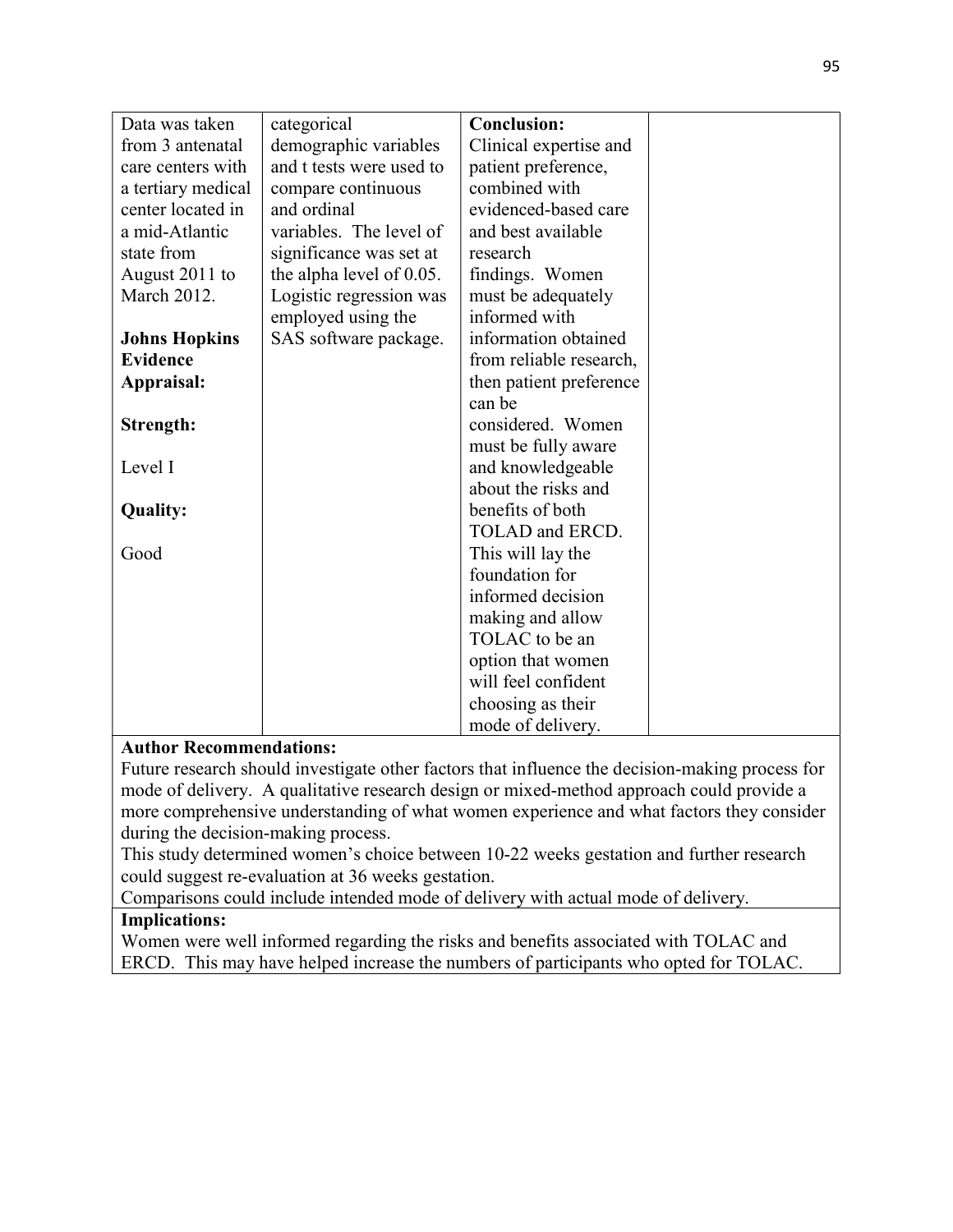| Data was taken from 3 antenatal care centers with a tertiary medical center located in a mid-Atlantic state from August 2011 to March 2012.<br><br>**Johns Hopkins Evidence Appraisal:**<br><br>**Strength:**<br><br>Level I<br><br>**Quality:**<br><br>Good | categorical demographic variables and t tests were used to compare continuous and ordinal variables. The level of significance was set at the alpha level of 0.05. Logistic regression was employed using the SAS software package. | **Conclusion:**<br>Clinical expertise and patient preference, combined with evidenced-based care and best available research findings. Women must be adequately informed with information obtained from reliable research, then patient preference can be considered. Women must be fully aware and knowledgeable about the risks and benefits of both TOLAD and ERCD. This will lay the foundation for informed decision making and allow TOLAC to be an option that women will feel confident choosing as their mode of delivery. | |
|---|---|---|---|

**Author Recommendations:**
Future research should investigate other factors that influence the decision-making process for mode of delivery. A qualitative research design or mixed-method approach could provide a more comprehensive understanding of what women experience and what factors they consider during the decision-making process.
This study determined women's choice between 10-22 weeks gestation and further research could suggest re-evaluation at 36 weeks gestation.
Comparisons could include intended mode of delivery with actual mode of delivery.

**Implications:**
Women were well informed regarding the risks and benefits associated with TOLAC and ERCD. This may have helped increase the numbers of participants who opted for TOLAC.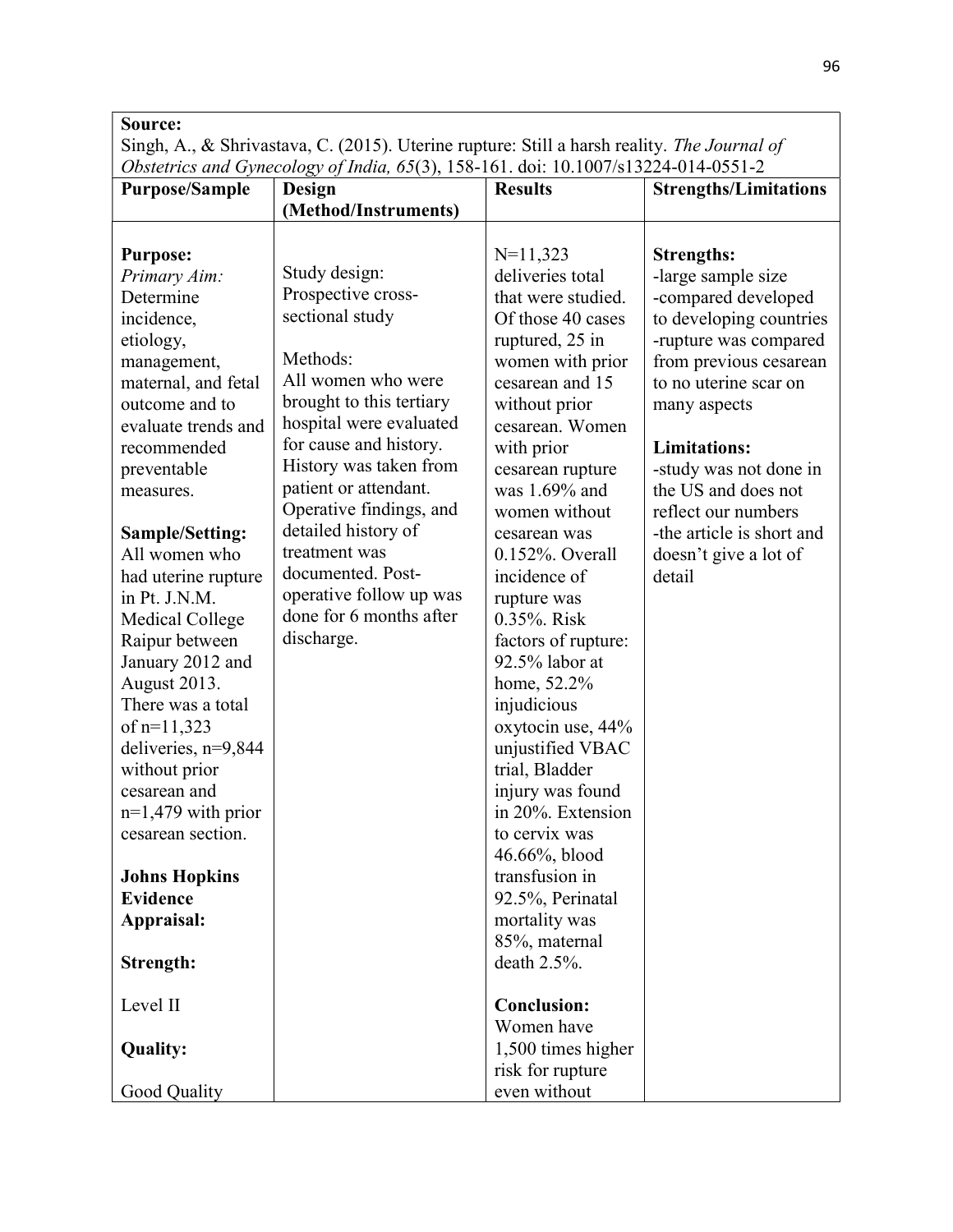| **Source:** Singh, A., & Shrivastava, C. (2015). Uterine rupture: Still a harsh reality. *The Journal of Obstetrics and Gynecology of India, 65*(3), 158-161. doi: 10.1007/s13224-014-0551-2 | | | |
|---|---|---|---|
| **Purpose/Sample** | **Design (Method/Instruments)** | **Results** | **Strengths/Limitations** |
| **Purpose:**<br>*Primary Aim:* Determine incidence, etiology, management, maternal, and fetal outcome and to evaluate trends and recommended preventable measures.<br><br>**Sample/Setting:**<br>All women who had uterine rupture in Pt. J.N.M. Medical College Raipur between January 2012 and August 2013. There was a total of n=11,323 deliveries, n=9,844 without prior cesarean and n=1,479 with prior cesarean section.<br><br>**Johns Hopkins Evidence Appraisal:**<br><br>**Strength:**<br><br>Level II<br><br>**Quality:**<br><br>Good Quality | Study design: Prospective cross-sectional study<br><br>Methods:<br>All women who were brought to this tertiary hospital were evaluated for cause and history. History was taken from patient or attendant. Operative findings, and detailed history of treatment was documented. Post-operative follow up was done for 6 months after discharge. | N=11,323 deliveries total that were studied. Of those 40 cases ruptured, 25 in women with prior cesarean and 15 without prior cesarean. Women with prior cesarean rupture was 1.69% and women without cesarean was 0.152%. Overall incidence of rupture was 0.35%. Risk factors of rupture: 92.5% labor at home, 52.2% injudicious oxytocin use, 44% unjustified VBAC trial, Bladder injury was found in 20%. Extension to cervix was 46.66%, blood transfusion in 92.5%, Perinatal mortality was 85%, maternal death 2.5%.<br><br>**Conclusion:**<br>Women have 1,500 times higher risk for rupture even without | **Strengths:**<br>-large sample size<br>-compared developed to developing countries<br>-rupture was compared from previous cesarean to no uterine scar on many aspects<br><br>**Limitations:**<br>-study was not done in the US and does not reflect our numbers<br>-the article is short and doesn't give a lot of detail |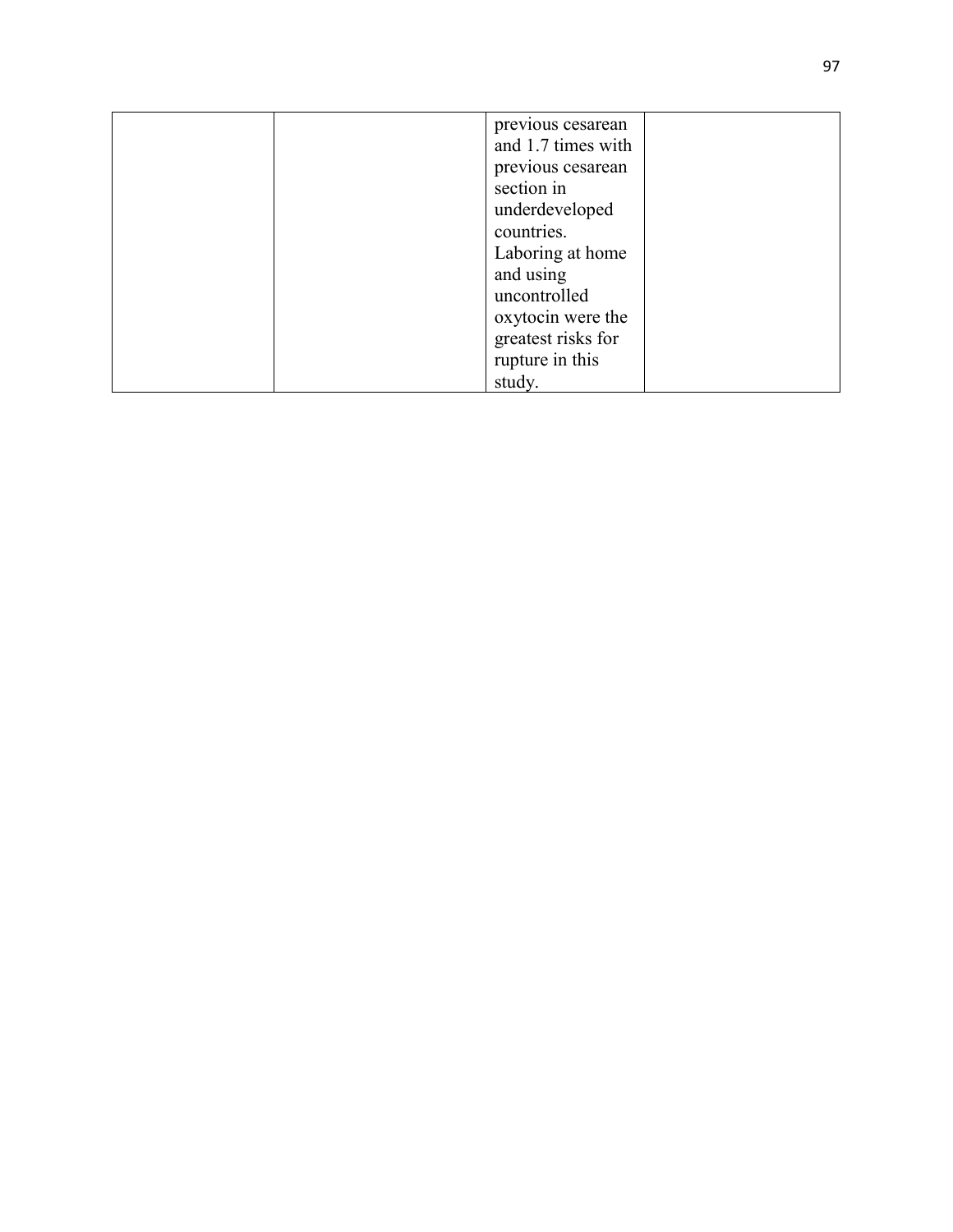| | | | |
|---|---|---|---|
| | | previous cesarean and 1.7 times with previous cesarean section in underdeveloped countries. Laboring at home and using uncontrolled oxytocin were the greatest risks for rupture in this study. | |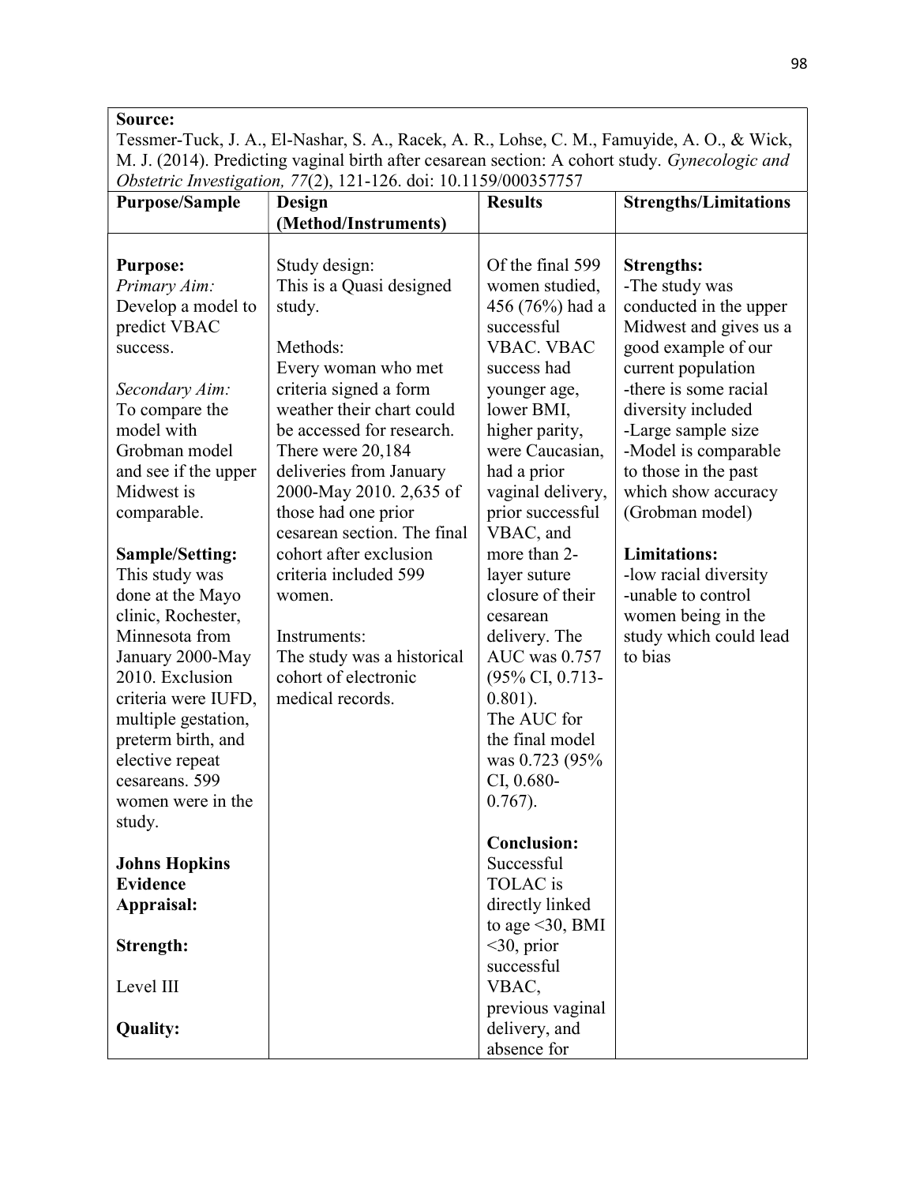| **Source:** Tessmer-Tuck, J. A., El-Nashar, S. A., Racek, A. R., Lohse, C. M., Famuyide, A. O., & Wick, M. J. (2014). Predicting vaginal birth after cesarean section: A cohort study. *Gynecologic and Obstetric Investigation, 77*(2), 121-126. doi: 10.1159/000357757 | | | |
|---|---|---|---|
| **Purpose/Sample** | **Design (Method/Instruments)** | **Results** | **Strengths/Limitations** |
| **Purpose:**<br>*Primary Aim:*<br>Develop a model to predict VBAC success.<br><br>*Secondary Aim:*<br>To compare the model with Grobman model and see if the upper Midwest is comparable.<br><br>**Sample/Setting:**<br>This study was done at the Mayo clinic, Rochester, Minnesota from January 2000-May 2010. Exclusion criteria were IUFD, multiple gestation, preterm birth, and elective repeat cesareans. 599 women were in the study.<br><br>**Johns Hopkins Evidence Appraisal:**<br><br>**Strength:**<br><br>Level III<br><br>**Quality:** | Study design:<br>This is a Quasi designed study.<br><br>Methods:<br>Every woman who met criteria signed a form weather their chart could be accessed for research. There were 20,184 deliveries from January 2000-May 2010. 2,635 of those had one prior cesarean section. The final cohort after exclusion criteria included 599 women.<br><br>Instruments:<br>The study was a historical cohort of electronic medical records. | Of the final 599 women studied, 456 (76%) had a successful VBAC. VBAC success had younger age, lower BMI, higher parity, were Caucasian, had a prior vaginal delivery, prior successful VBAC, and more than 2-layer suture closure of their cesarean delivery. The AUC was 0.757 (95% CI, 0.713-0.801).<br>The AUC for the final model was 0.723 (95% CI, 0.680-0.767).<br><br>**Conclusion:**<br>Successful TOLAC is directly linked to age <30, BMI <30, prior successful VBAC, previous vaginal delivery, and absence for | **Strengths:**<br>-The study was conducted in the upper Midwest and gives us a good example of our current population<br>-there is some racial diversity included<br>-Large sample size<br>-Model is comparable to those in the past which show accuracy (Grobman model)<br><br>**Limitations:**<br>-low racial diversity<br>-unable to control women being in the study which could lead to bias |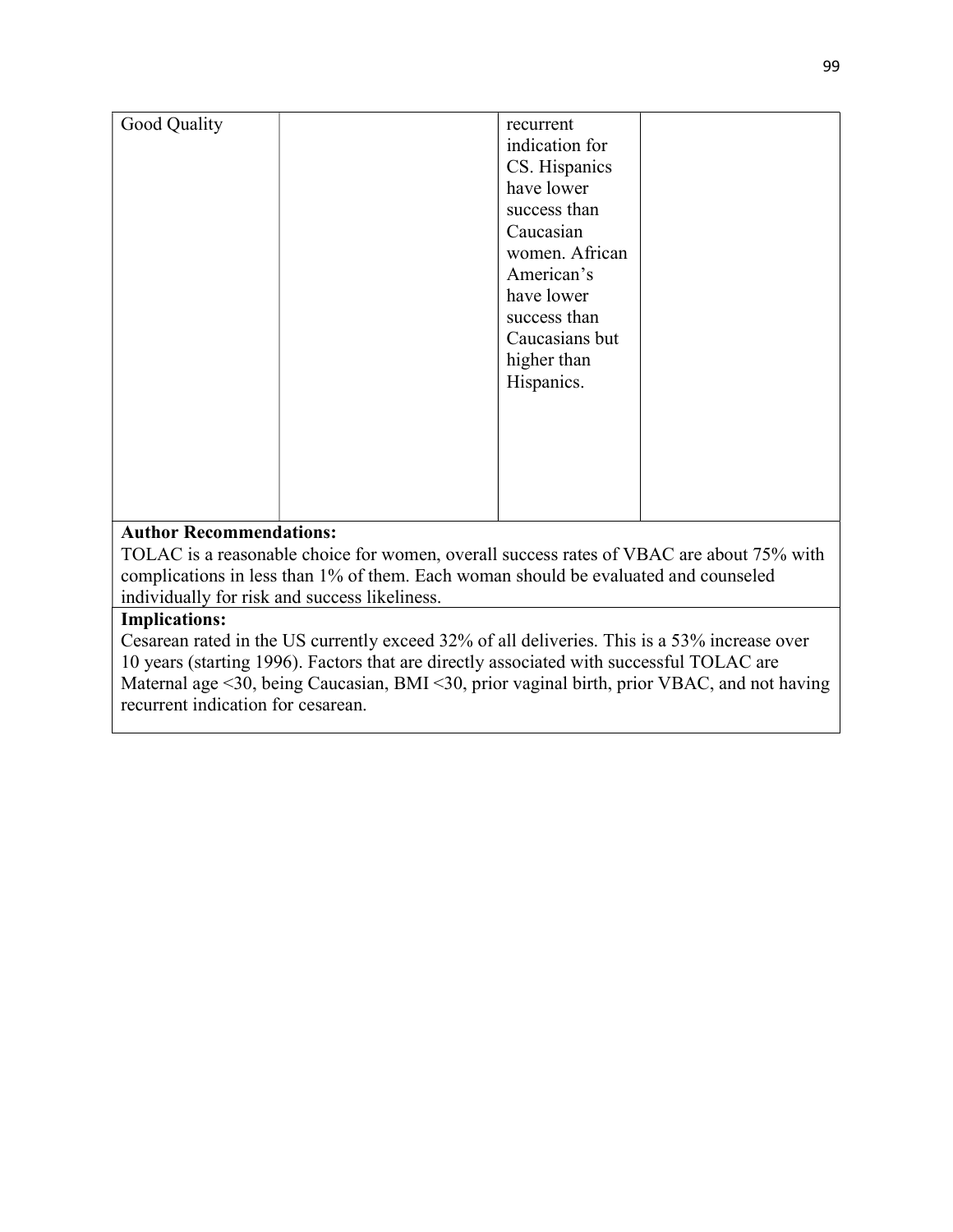| | | | |
|---|---|---|---|
| Good Quality | | recurrent indication for CS. Hispanics have lower success than Caucasian women. African American's have lower success than Caucasians but higher than Hispanics. | |

**Author Recommendations:**
TOLAC is a reasonable choice for women, overall success rates of VBAC are about 75% with complications in less than 1% of them. Each woman should be evaluated and counseled individually for risk and success likeliness.

**Implications:**
Cesarean rated in the US currently exceed 32% of all deliveries. This is a 53% increase over 10 years (starting 1996). Factors that are directly associated with successful TOLAC are Maternal age <30, being Caucasian, BMI <30, prior vaginal birth, prior VBAC, and not having recurrent indication for cesarean.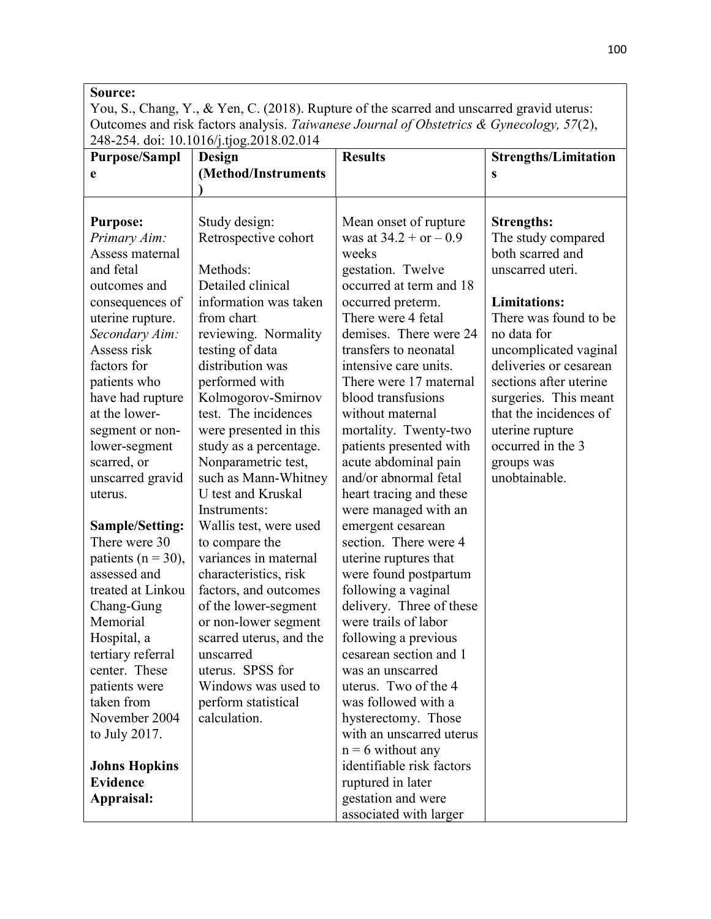| **Source:** You, S., Chang, Y., & Yen, C. (2018). Rupture of the scarred and unscarred gravid uterus: Outcomes and risk factors analysis. *Taiwanese Journal of Obstetrics & Gynecology, 57*(2), 248-254. doi: 10.1016/j.tjog.2018.02.014 | | | |
|---|---|---|---|
| **Purpose/Sample** | **Design (Method/Instruments)** | **Results** | **Strengths/Limitations** |
| **Purpose:**<br>*Primary Aim:* Assess maternal and fetal outcomes and consequences of uterine rupture.<br>*Secondary Aim:* Assess risk factors for patients who have had rupture at the lower-segment or non-lower-segment scarred, or unscarred gravid uterus.<br><br>**Sample/Setting:**<br>There were 30 patients (n = 30), assessed and treated at Linkou Chang-Gung Memorial Hospital, a tertiary referral center. These patients were taken from November 2004 to July 2017.<br><br>**Johns Hopkins Evidence Appraisal:** | Study design: Retrospective cohort<br><br>Methods:<br>Detailed clinical information was taken from chart reviewing. Normality testing of data distribution was performed with Kolmogorov-Smirnov test. The incidences were presented in this study as a percentage. Nonparametric test, such as Mann-Whitney U test and Kruskal<br>Instruments:<br>Wallis test, were used to compare the variances in maternal characteristics, risk factors, and outcomes of the lower-segment or non-lower segment scarred uterus, and the unscarred uterus. SPSS for Windows was used to perform statistical calculation. | Mean onset of rupture was at 34.2 + or – 0.9 weeks gestation. Twelve occurred at term and 18 occurred preterm. There were 4 fetal demises. There were 24 transfers to neonatal intensive care units. There were 17 maternal blood transfusions without maternal mortality. Twenty-two patients presented with acute abdominal pain and/or abnormal fetal heart tracing and these were managed with an emergent cesarean section. There were 4 uterine ruptures that were found postpartum following a vaginal delivery. Three of these were trails of labor following a previous cesarean section and 1 was an unscarred uterus. Two of the 4 was followed with a hysterectomy. Those with an unscarred uterus n = 6 without any identifiable risk factors ruptured in later gestation and were associated with larger | **Strengths:**<br>The study compared both scarred and unscarred uteri.<br><br>**Limitations:**<br>There was found to be no data for uncomplicated vaginal deliveries or cesarean sections after uterine surgeries. This meant that the incidences of uterine rupture occurred in the 3 groups was unobtainable. |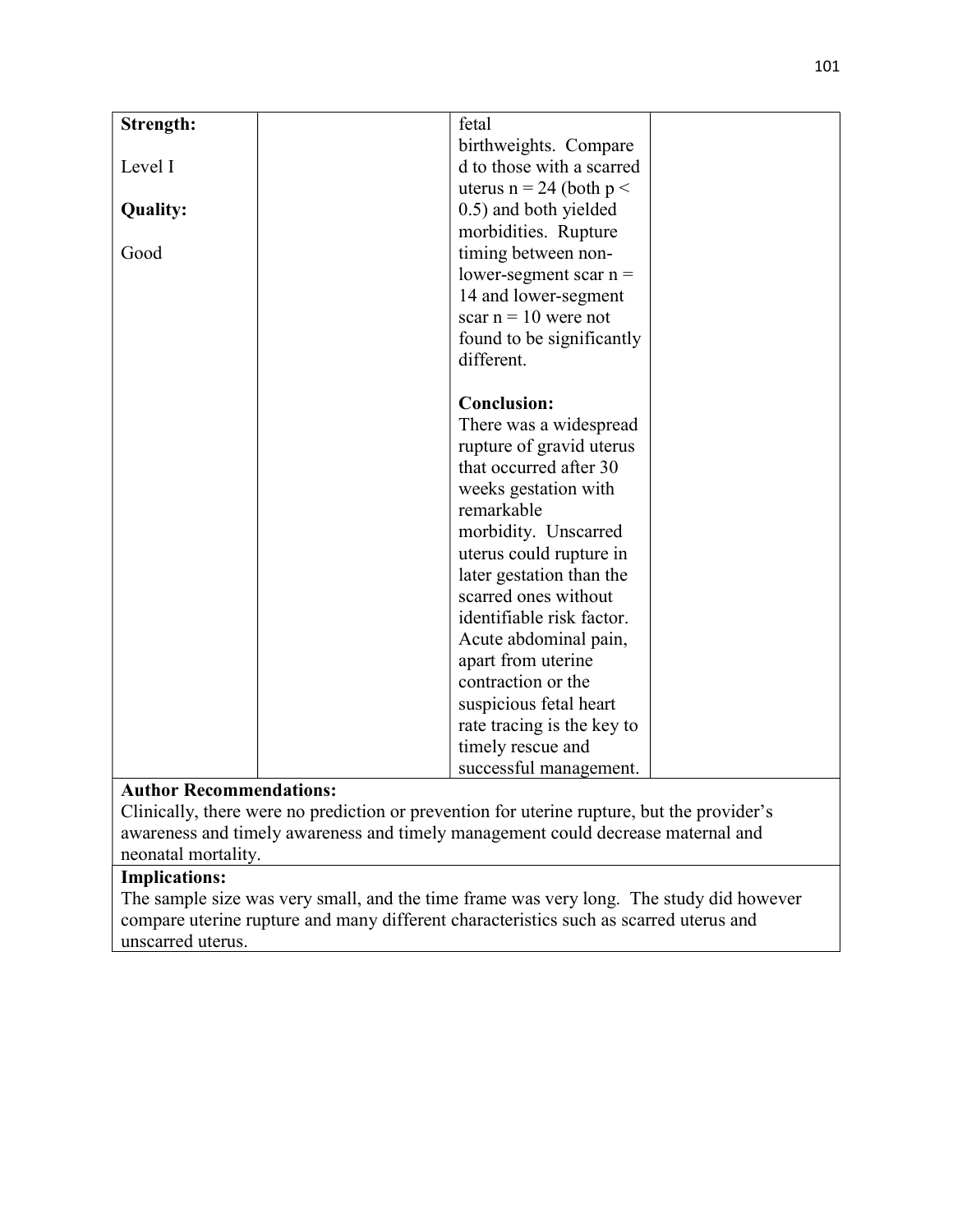| | | | |
|---|---|---|---|
| **Strength:**<br><br>Level I<br><br>**Quality:**<br><br>Good | | fetal birthweights. Compared to those with a scarred uterus n = 24 (both p < 0.5) and both yielded morbidities. Rupture timing between non-lower-segment scar n = 14 and lower-segment scar n = 10 were not found to be significantly different.<br><br>**Conclusion:**<br>There was a widespread rupture of gravid uterus that occurred after 30 weeks gestation with remarkable morbidity. Unscarred uterus could rupture in later gestation than the scarred ones without identifiable risk factor. Acute abdominal pain, apart from uterine contraction or the suspicious fetal heart rate tracing is the key to timely rescue and successful management. | |
| **Author Recommendations:**<br>Clinically, there were no prediction or prevention for uterine rupture, but the provider's awareness and timely awareness and timely management could decrease maternal and neonatal mortality. | | | |
| **Implications:**<br>The sample size was very small, and the time frame was very long. The study did however compare uterine rupture and many different characteristics such as scarred uterus and unscarred uterus. | | | |